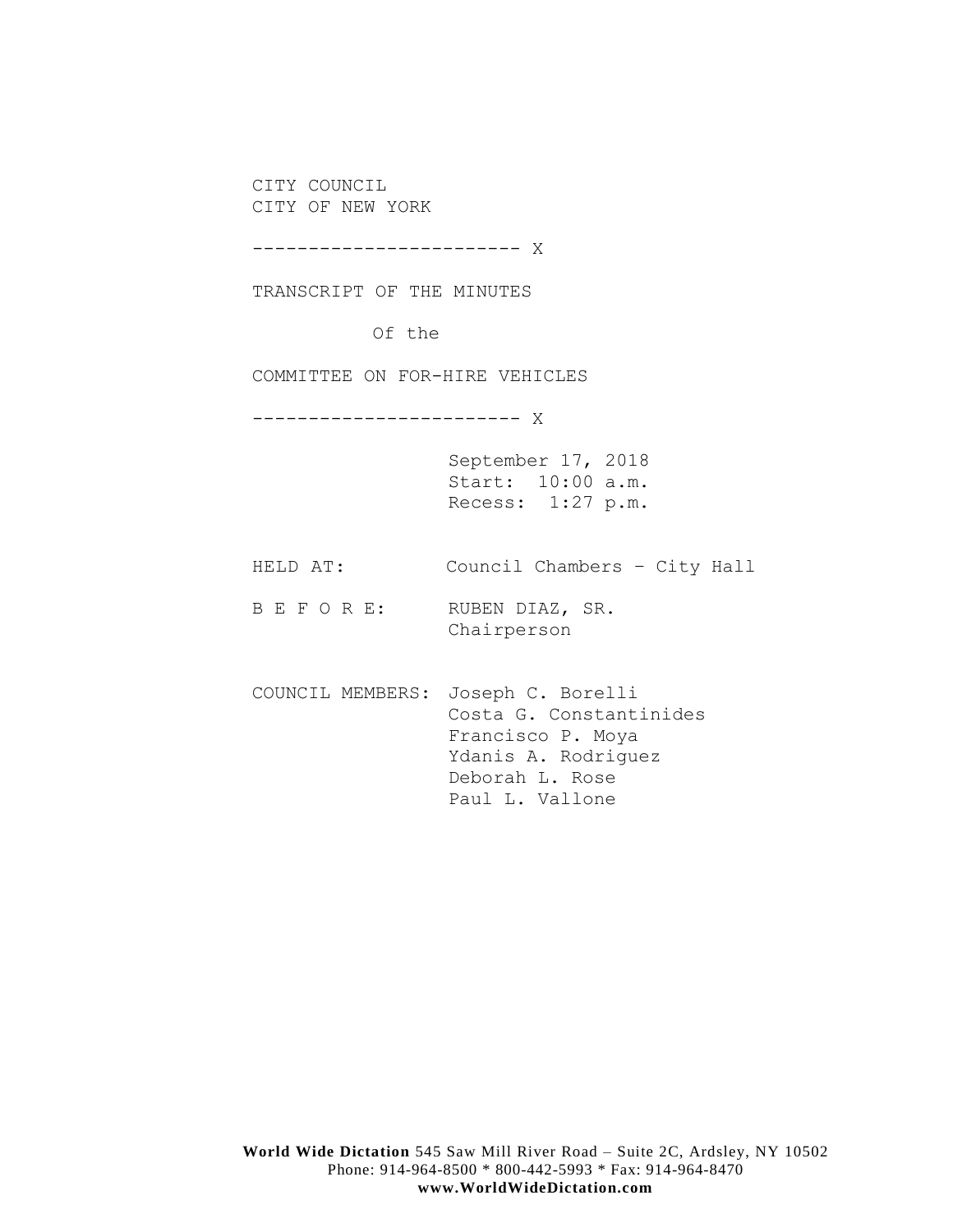CITY COUNCIL
CITY OF NEW YORK

------------------------ X

TRANSCRIPT OF THE MINUTES

Of the

COMMITTEE ON FOR-HIRE VEHICLES

------------------------ X

September 17, 2018
Start: 10:00 a.m.
Recess: 1:27 p.m.

HELD AT: Council Chambers – City Hall

B E F O R E: RUBEN DIAZ, SR.
Chairperson

COUNCIL MEMBERS: Joseph C. Borelli
Costa G. Constantinides
Francisco P. Moya
Ydanis A. Rodriguez
Deborah L. Rose
Paul L. Vallone

**World Wide Dictation** 545 Saw Mill River Road – Suite 2C, Ardsley, NY 10502
Phone: 914-964-8500 * 800-442-5993 * Fax: 914-964-8470
**www.WorldWideDictation.com**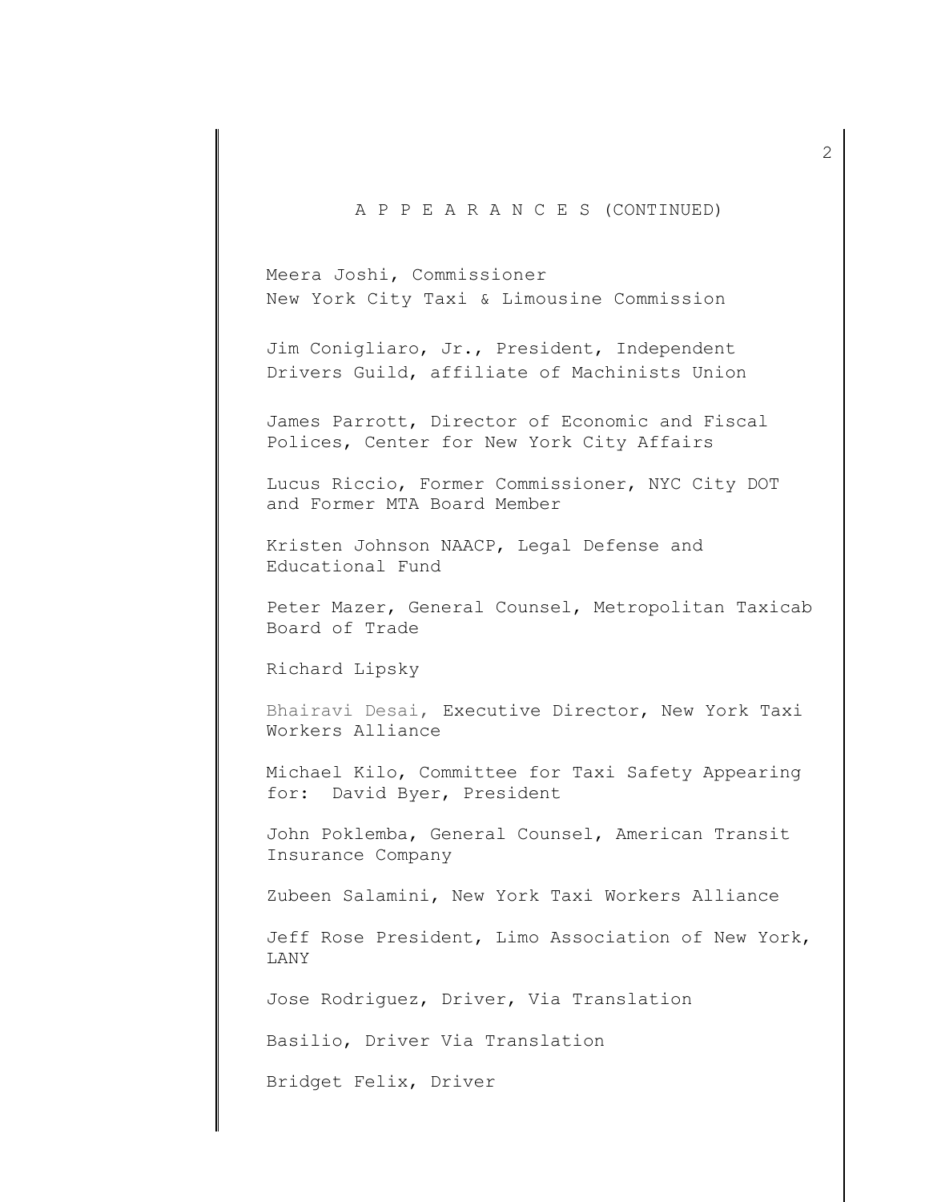A P P E A R A N C E S (CONTINUED)

Meera Joshi, Commissioner
New York City Taxi & Limousine Commission

Jim Conigliaro, Jr., President, Independent
Drivers Guild, affiliate of Machinists Union

James Parrott, Director of Economic and Fiscal
Polices, Center for New York City Affairs

Lucus Riccio, Former Commissioner, NYC City DOT
and Former MTA Board Member

Kristen Johnson NAACP, Legal Defense and
Educational Fund

Peter Mazer, General Counsel, Metropolitan Taxicab
Board of Trade

Richard Lipsky

Bhairavi Desai, Executive Director, New York Taxi
Workers Alliance

Michael Kilo, Committee for Taxi Safety Appearing
for: David Byer, President

John Poklemba, General Counsel, American Transit
Insurance Company

Zubeen Salamini, New York Taxi Workers Alliance

Jeff Rose President, Limo Association of New York,
LANY

Jose Rodriguez, Driver, Via Translation

Basilio, Driver Via Translation

Bridget Felix, Driver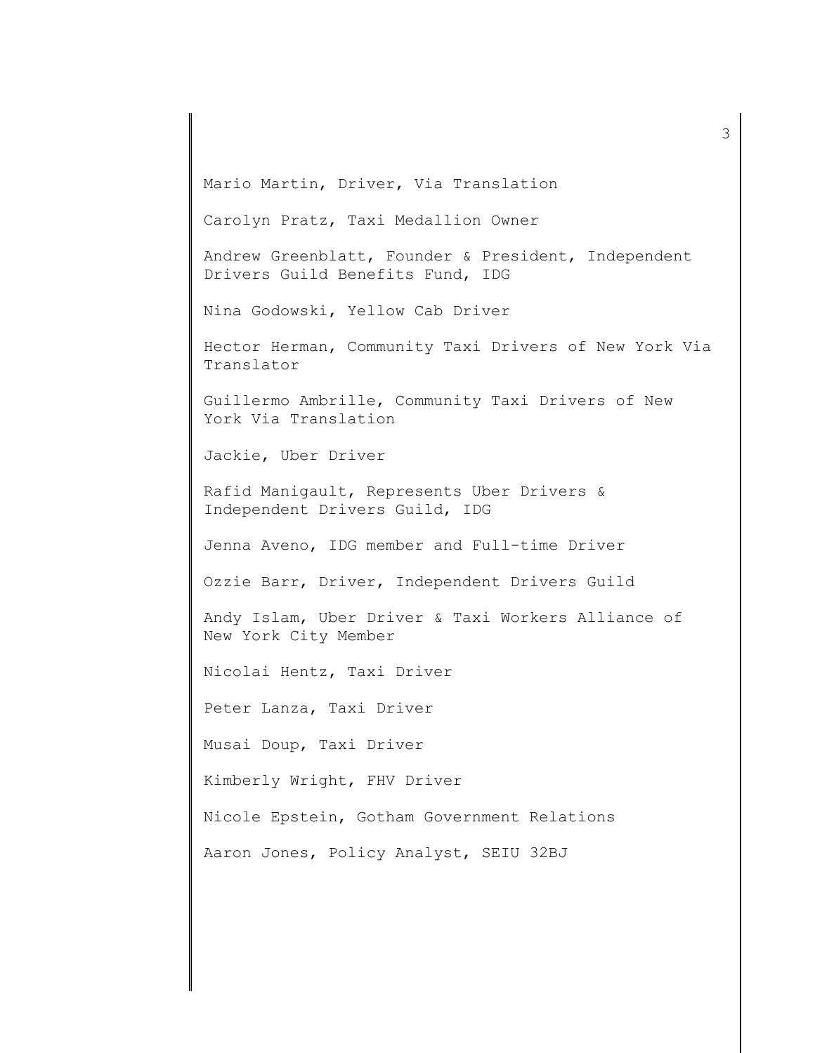Mario Martin, Driver, Via Translation

Carolyn Pratz, Taxi Medallion Owner

Andrew Greenblatt, Founder & President, Independent Drivers Guild Benefits Fund, IDG

Nina Godowski, Yellow Cab Driver

Hector Herman, Community Taxi Drivers of New York Via Translator

Guillermo Ambrille, Community Taxi Drivers of New York Via Translation

Jackie, Uber Driver

Rafid Manigault, Represents Uber Drivers & Independent Drivers Guild, IDG

Jenna Aveno, IDG member and Full-time Driver

Ozzie Barr, Driver, Independent Drivers Guild

Andy Islam, Uber Driver & Taxi Workers Alliance of New York City Member

Nicolai Hentz, Taxi Driver

Peter Lanza, Taxi Driver

Musai Doup, Taxi Driver

Kimberly Wright, FHV Driver

Nicole Epstein, Gotham Government Relations

Aaron Jones, Policy Analyst, SEIU 32BJ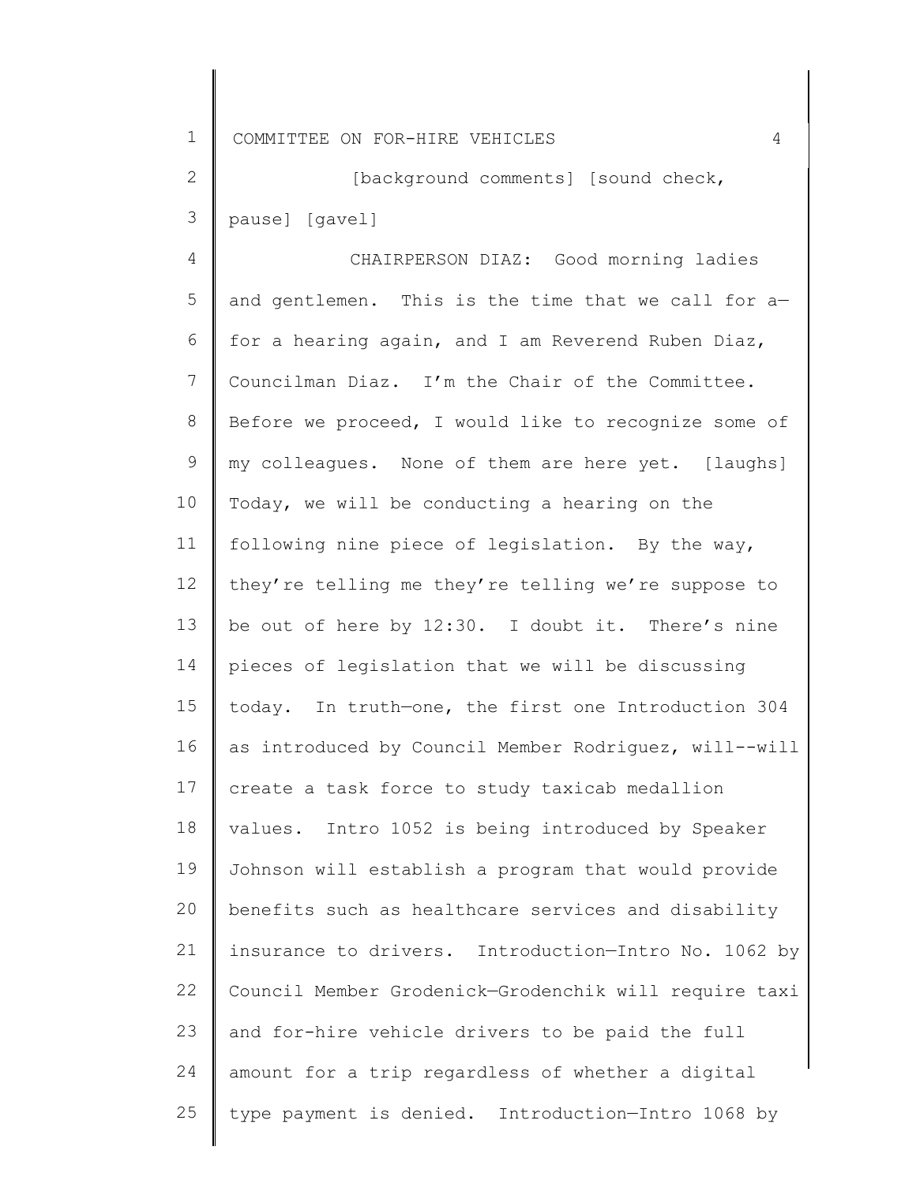[background comments] [sound check, pause] [gavel]

CHAIRPERSON DIAZ: Good morning ladies and gentlemen. This is the time that we call for a—for a hearing again, and I am Reverend Ruben Diaz, Councilman Diaz. I'm the Chair of the Committee. Before we proceed, I would like to recognize some of my colleagues. None of them are here yet. [laughs] Today, we will be conducting a hearing on the following nine piece of legislation. By the way, they're telling me they're telling we're suppose to be out of here by 12:30. I doubt it. There's nine pieces of legislation that we will be discussing today. In truth—one, the first one Introduction 304 as introduced by Council Member Rodriguez, will--will create a task force to study taxicab medallion values. Intro 1052 is being introduced by Speaker Johnson will establish a program that would provide benefits such as healthcare services and disability insurance to drivers. Introduction—Intro No. 1062 by Council Member Grodenick—Grodenchik will require taxi and for-hire vehicle drivers to be paid the full amount for a trip regardless of whether a digital type payment is denied. Introduction—Intro 1068 by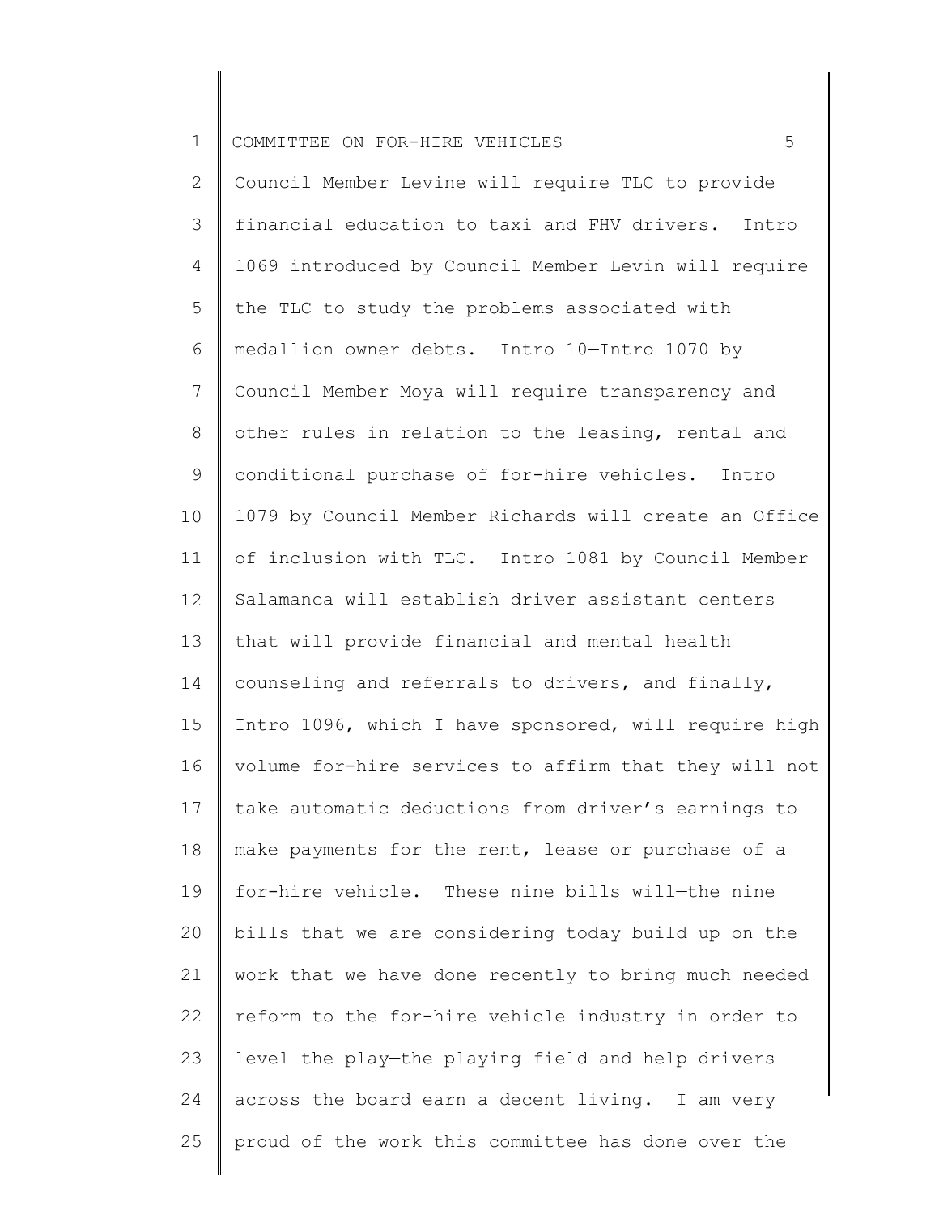Council Member Levine will require TLC to provide financial education to taxi and FHV drivers. Intro 1069 introduced by Council Member Levin will require the TLC to study the problems associated with medallion owner debts. Intro 10—Intro 1070 by Council Member Moya will require transparency and other rules in relation to the leasing, rental and conditional purchase of for-hire vehicles. Intro 1079 by Council Member Richards will create an Office of inclusion with TLC. Intro 1081 by Council Member Salamanca will establish driver assistant centers that will provide financial and mental health counseling and referrals to drivers, and finally, Intro 1096, which I have sponsored, will require high volume for-hire services to affirm that they will not take automatic deductions from driver's earnings to make payments for the rent, lease or purchase of a for-hire vehicle. These nine bills will—the nine bills that we are considering today build up on the work that we have done recently to bring much needed reform to the for-hire vehicle industry in order to level the play—the playing field and help drivers across the board earn a decent living. I am very proud of the work this committee has done over the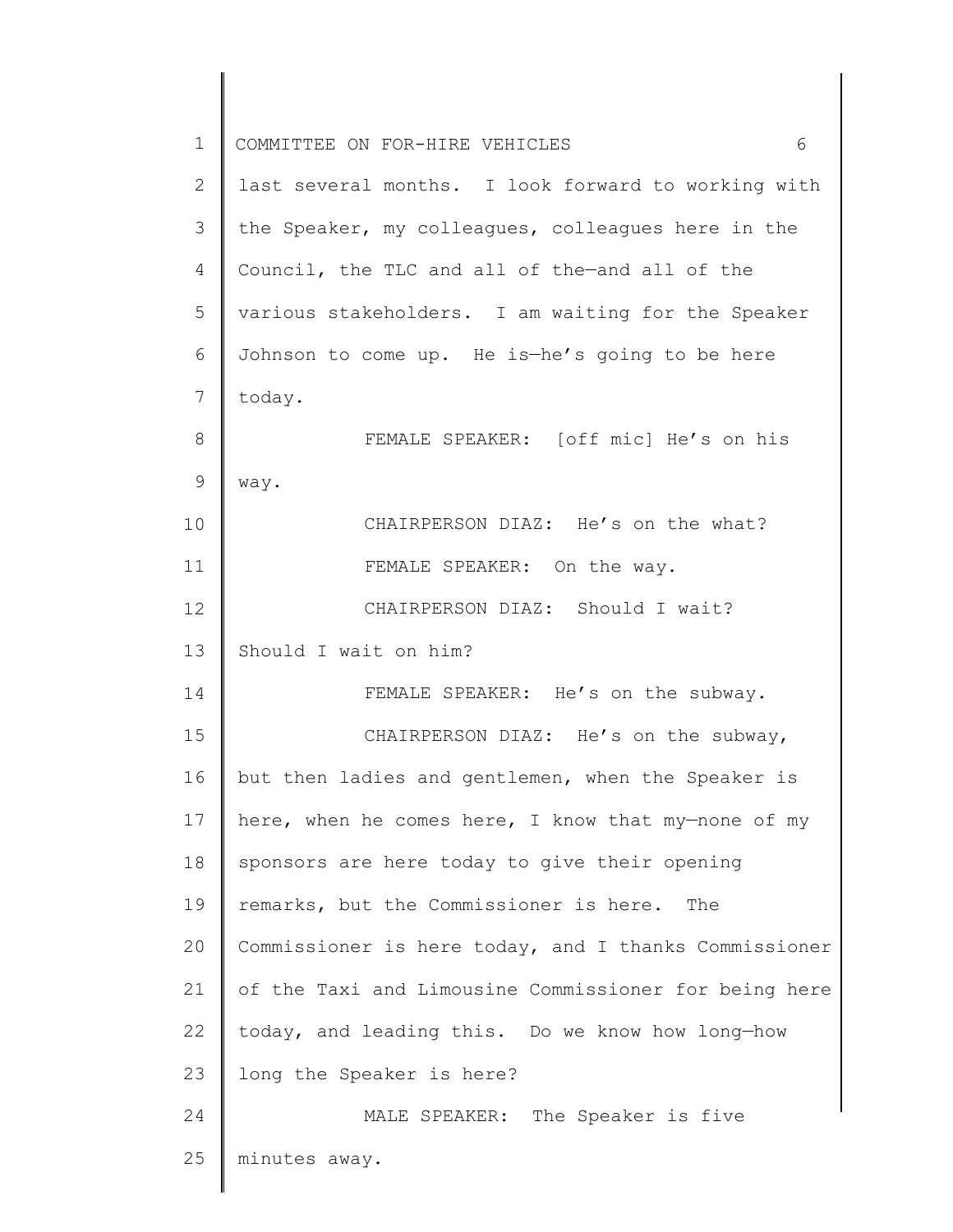last several months. I look forward to working with the Speaker, my colleagues, colleagues here in the Council, the TLC and all of the—and all of the various stakeholders. I am waiting for the Speaker Johnson to come up. He is—he's going to be here today.

FEMALE SPEAKER: [off mic] He's on his way.

CHAIRPERSON DIAZ: He's on the what?

FEMALE SPEAKER: On the way.

CHAIRPERSON DIAZ: Should I wait? Should I wait on him?

FEMALE SPEAKER: He's on the subway.

CHAIRPERSON DIAZ: He's on the subway, but then ladies and gentlemen, when the Speaker is here, when he comes here, I know that my—none of my sponsors are here today to give their opening remarks, but the Commissioner is here. The Commissioner is here today, and I thanks Commissioner of the Taxi and Limousine Commissioner for being here today, and leading this. Do we know how long—how long the Speaker is here?

MALE SPEAKER: The Speaker is five minutes away.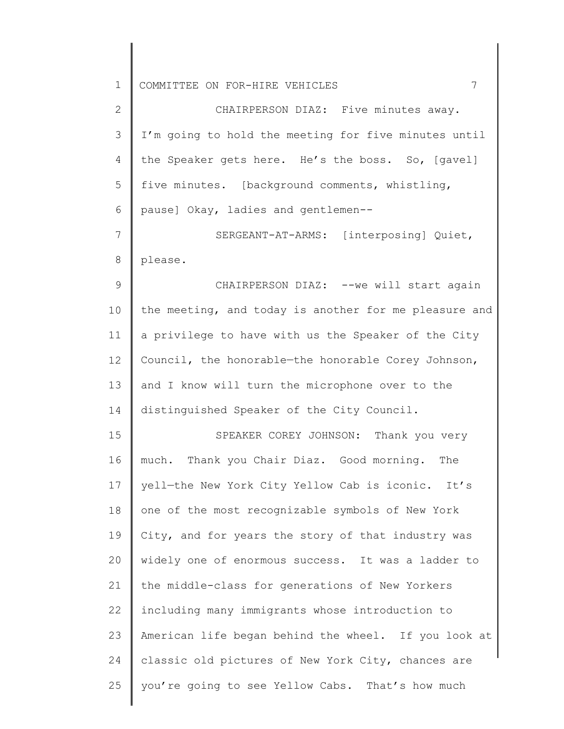CHAIRPERSON DIAZ: Five minutes away. I'm going to hold the meeting for five minutes until the Speaker gets here. He's the boss. So, [gavel] five minutes. [background comments, whistling, pause] Okay, ladies and gentlemen--

SERGEANT-AT-ARMS: [interposing] Quiet, please.

CHAIRPERSON DIAZ: --we will start again the meeting, and today is another for me pleasure and a privilege to have with us the Speaker of the City Council, the honorable—the honorable Corey Johnson, and I know will turn the microphone over to the distinguished Speaker of the City Council.

SPEAKER COREY JOHNSON: Thank you very much. Thank you Chair Diaz. Good morning. The yell—the New York City Yellow Cab is iconic. It's one of the most recognizable symbols of New York City, and for years the story of that industry was widely one of enormous success. It was a ladder to the middle-class for generations of New Yorkers including many immigrants whose introduction to American life began behind the wheel. If you look at classic old pictures of New York City, chances are you're going to see Yellow Cabs. That's how much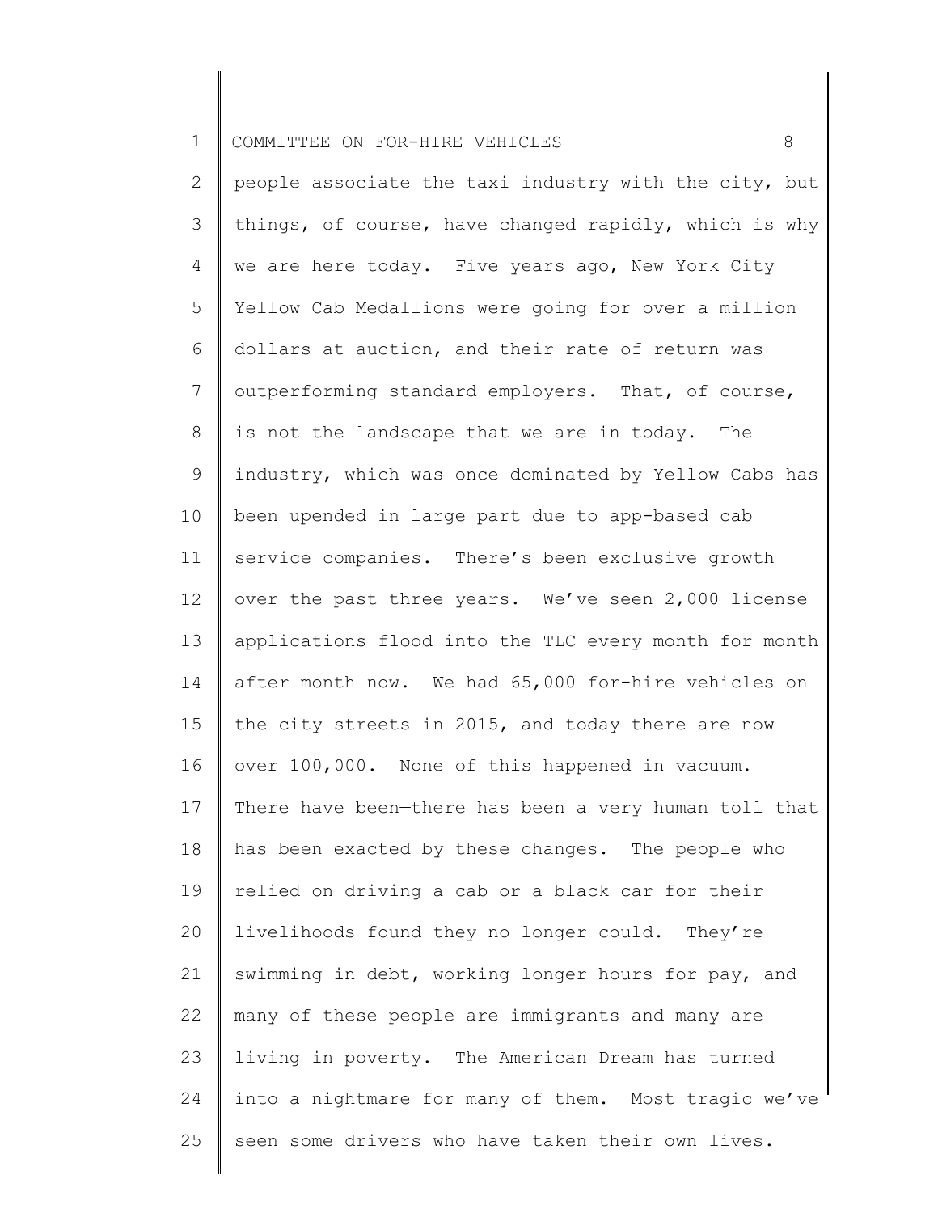people associate the taxi industry with the city, but things, of course, have changed rapidly, which is why we are here today. Five years ago, New York City Yellow Cab Medallions were going for over a million dollars at auction, and their rate of return was outperforming standard employers. That, of course, is not the landscape that we are in today. The industry, which was once dominated by Yellow Cabs has been upended in large part due to app-based cab service companies. There's been exclusive growth over the past three years. We've seen 2,000 license applications flood into the TLC every month for month after month now. We had 65,000 for-hire vehicles on the city streets in 2015, and today there are now over 100,000. None of this happened in vacuum. There have been—there has been a very human toll that has been exacted by these changes. The people who relied on driving a cab or a black car for their livelihoods found they no longer could. They're swimming in debt, working longer hours for pay, and many of these people are immigrants and many are living in poverty. The American Dream has turned into a nightmare for many of them. Most tragic we've seen some drivers who have taken their own lives.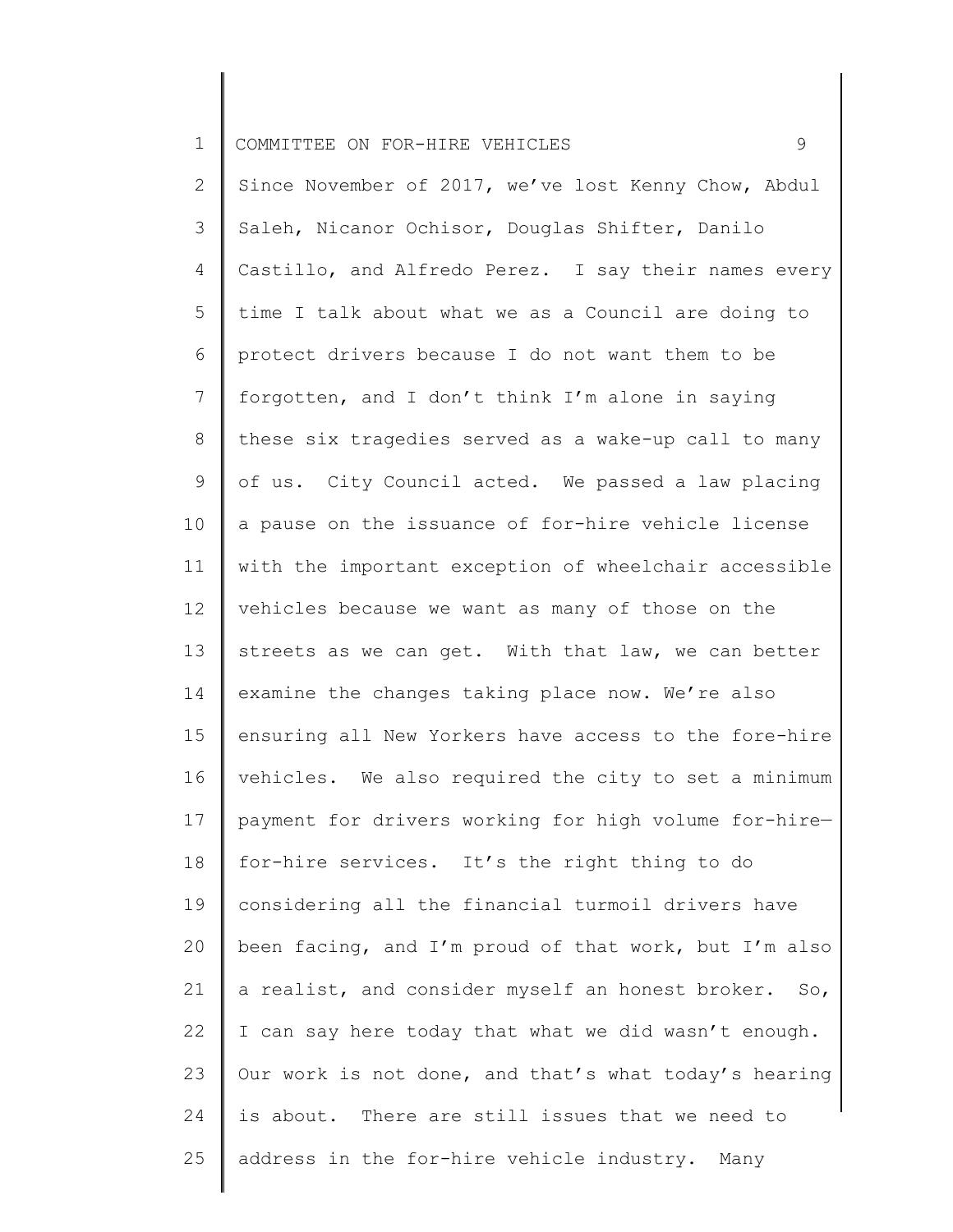Since November of 2017, we've lost Kenny Chow, Abdul Saleh, Nicanor Ochisor, Douglas Shifter, Danilo Castillo, and Alfredo Perez. I say their names every time I talk about what we as a Council are doing to protect drivers because I do not want them to be forgotten, and I don't think I'm alone in saying these six tragedies served as a wake-up call to many of us. City Council acted. We passed a law placing a pause on the issuance of for-hire vehicle license with the important exception of wheelchair accessible vehicles because we want as many of those on the streets as we can get. With that law, we can better examine the changes taking place now. We're also ensuring all New Yorkers have access to the fore-hire vehicles. We also required the city to set a minimum payment for drivers working for high volume for-hire—for-hire services. It's the right thing to do considering all the financial turmoil drivers have been facing, and I'm proud of that work, but I'm also a realist, and consider myself an honest broker. So, I can say here today that what we did wasn't enough. Our work is not done, and that's what today's hearing is about. There are still issues that we need to address in the for-hire vehicle industry. Many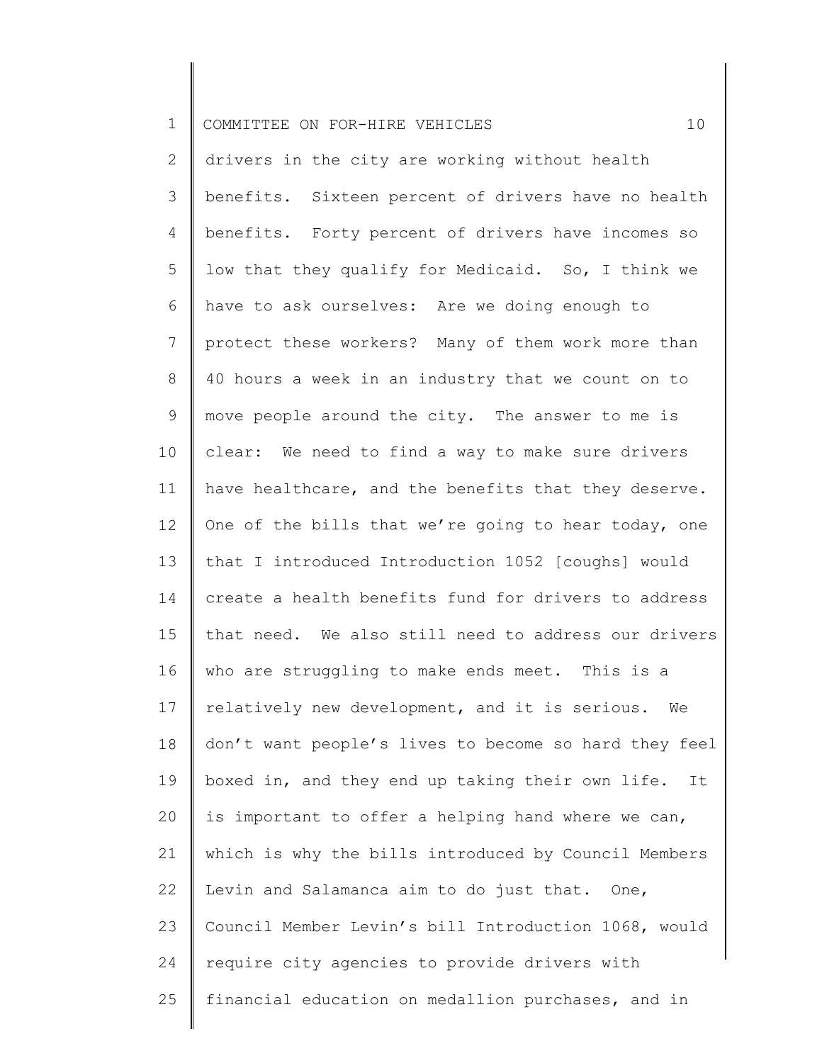drivers in the city are working without health benefits. Sixteen percent of drivers have no health benefits. Forty percent of drivers have incomes so low that they qualify for Medicaid. So, I think we have to ask ourselves: Are we doing enough to protect these workers? Many of them work more than 40 hours a week in an industry that we count on to move people around the city. The answer to me is clear: We need to find a way to make sure drivers have healthcare, and the benefits that they deserve. One of the bills that we're going to hear today, one that I introduced Introduction 1052 [coughs] would create a health benefits fund for drivers to address that need. We also still need to address our drivers who are struggling to make ends meet. This is a relatively new development, and it is serious. We don't want people's lives to become so hard they feel boxed in, and they end up taking their own life. It is important to offer a helping hand where we can, which is why the bills introduced by Council Members Levin and Salamanca aim to do just that. One, Council Member Levin's bill Introduction 1068, would require city agencies to provide drivers with financial education on medallion purchases, and in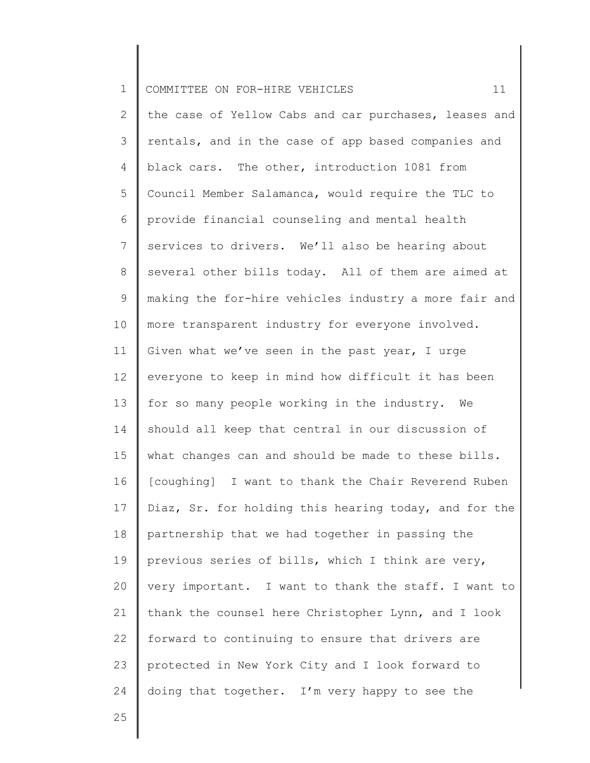the case of Yellow Cabs and car purchases, leases and rentals, and in the case of app based companies and black cars. The other, introduction 1081 from Council Member Salamanca, would require the TLC to provide financial counseling and mental health services to drivers. We'll also be hearing about several other bills today. All of them are aimed at making the for-hire vehicles industry a more fair and more transparent industry for everyone involved. Given what we've seen in the past year, I urge everyone to keep in mind how difficult it has been for so many people working in the industry. We should all keep that central in our discussion of what changes can and should be made to these bills. [coughing] I want to thank the Chair Reverend Ruben Diaz, Sr. for holding this hearing today, and for the partnership that we had together in passing the previous series of bills, which I think are very, very important. I want to thank the staff. I want to thank the counsel here Christopher Lynn, and I look forward to continuing to ensure that drivers are protected in New York City and I look forward to doing that together. I'm very happy to see the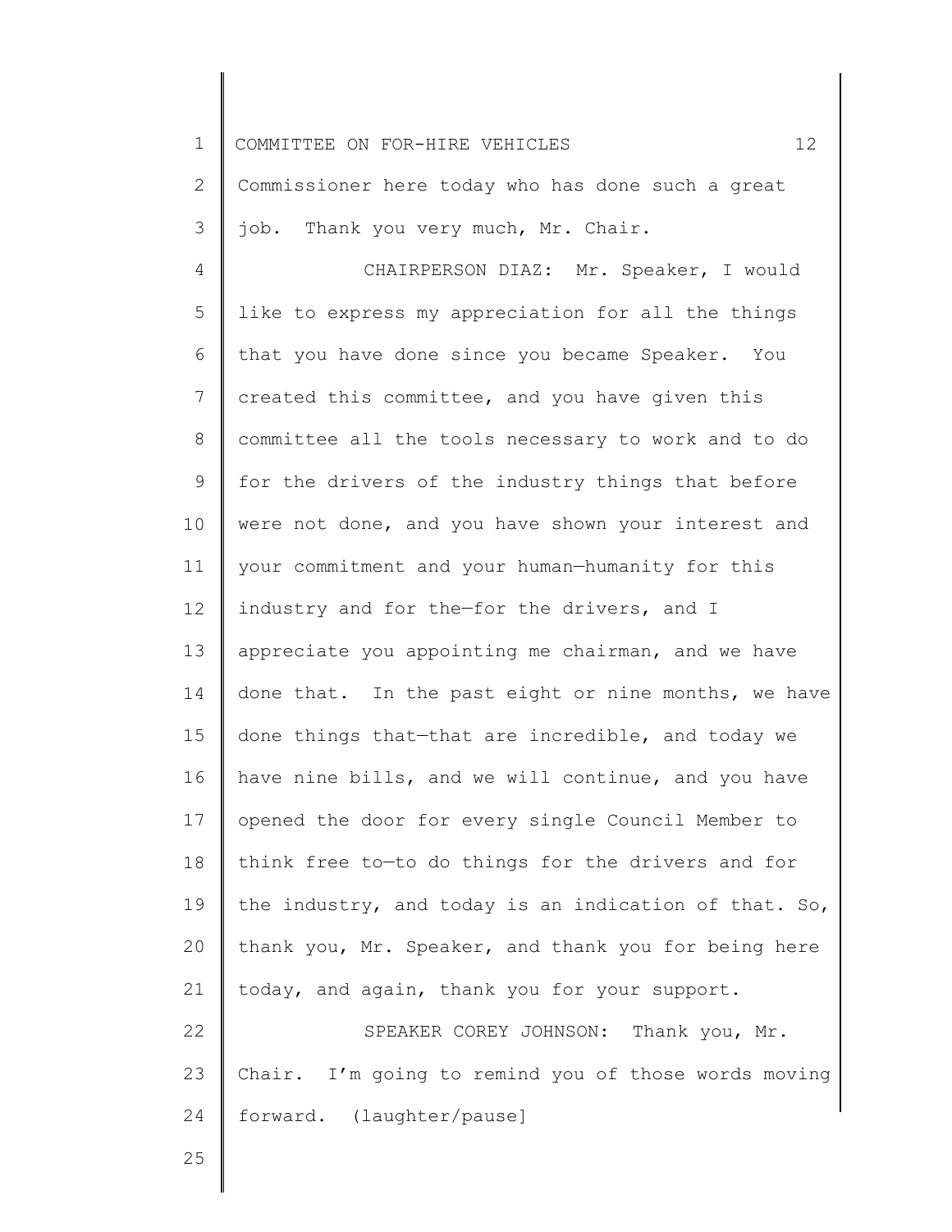Commissioner here today who has done such a great job. Thank you very much, Mr. Chair.

CHAIRPERSON DIAZ: Mr. Speaker, I would like to express my appreciation for all the things that you have done since you became Speaker. You created this committee, and you have given this committee all the tools necessary to work and to do for the drivers of the industry things that before were not done, and you have shown your interest and your commitment and your human—humanity for this industry and for the—for the drivers, and I appreciate you appointing me chairman, and we have done that. In the past eight or nine months, we have done things that—that are incredible, and today we have nine bills, and we will continue, and you have opened the door for every single Council Member to think free to—to do things for the drivers and for the industry, and today is an indication of that. So, thank you, Mr. Speaker, and thank you for being here today, and again, thank you for your support.

SPEAKER COREY JOHNSON: Thank you, Mr. Chair. I'm going to remind you of those words moving forward. (laughter/pause]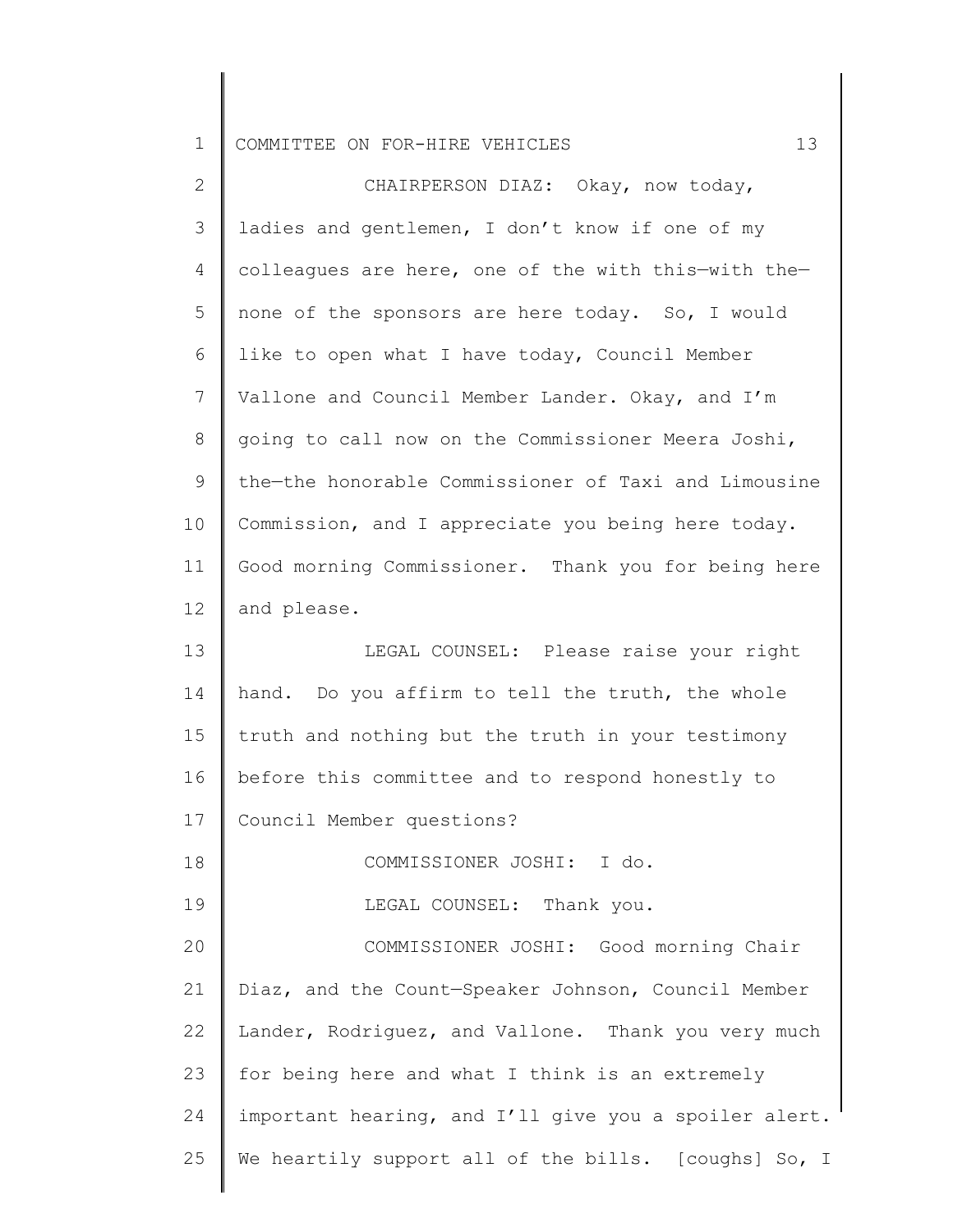CHAIRPERSON DIAZ: Okay, now today, ladies and gentlemen, I don't know if one of my colleagues are here, one of the with this—with the—none of the sponsors are here today. So, I would like to open what I have today, Council Member Vallone and Council Member Lander. Okay, and I'm going to call now on the Commissioner Meera Joshi, the—the honorable Commissioner of Taxi and Limousine Commission, and I appreciate you being here today. Good morning Commissioner. Thank you for being here and please.

LEGAL COUNSEL: Please raise your right hand. Do you affirm to tell the truth, the whole truth and nothing but the truth in your testimony before this committee and to respond honestly to Council Member questions?

COMMISSIONER JOSHI: I do.

LEGAL COUNSEL: Thank you.

COMMISSIONER JOSHI: Good morning Chair Diaz, and the Count—Speaker Johnson, Council Member Lander, Rodriguez, and Vallone. Thank you very much for being here and what I think is an extremely important hearing, and I'll give you a spoiler alert. We heartily support all of the bills. [coughs] So, I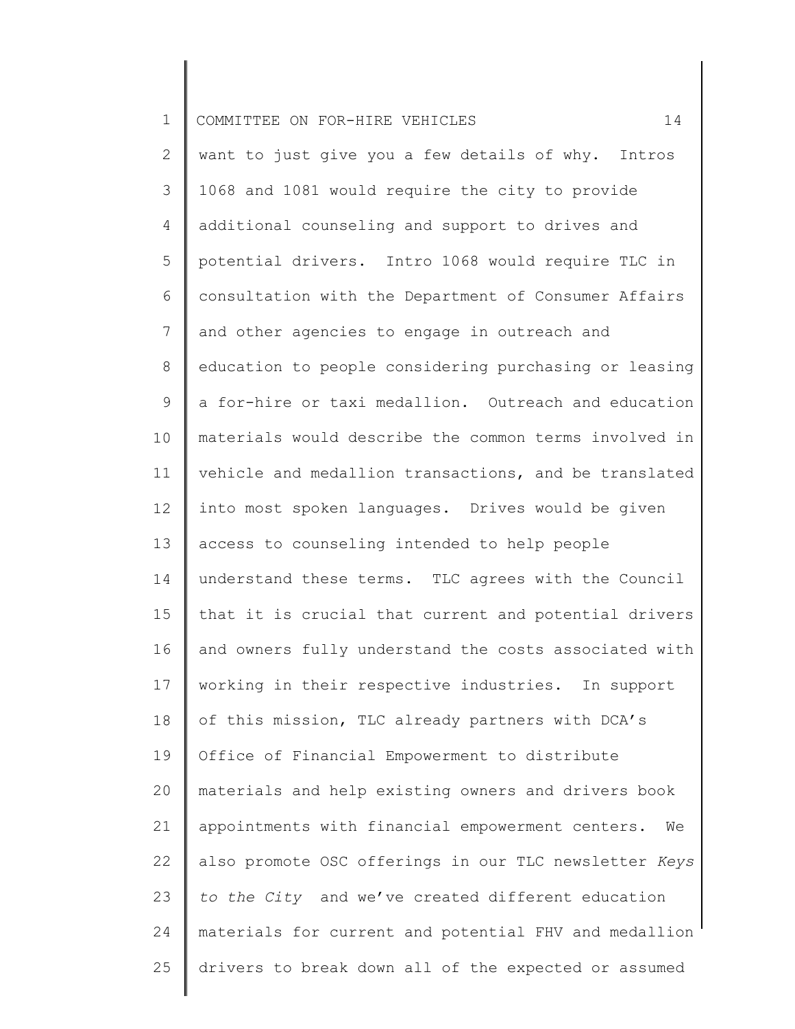want to just give you a few details of why. Intros 1068 and 1081 would require the city to provide additional counseling and support to drives and potential drivers. Intro 1068 would require TLC in consultation with the Department of Consumer Affairs and other agencies to engage in outreach and education to people considering purchasing or leasing a for-hire or taxi medallion. Outreach and education materials would describe the common terms involved in vehicle and medallion transactions, and be translated into most spoken languages. Drives would be given access to counseling intended to help people understand these terms. TLC agrees with the Council that it is crucial that current and potential drivers and owners fully understand the costs associated with working in their respective industries. In support of this mission, TLC already partners with DCA's Office of Financial Empowerment to distribute materials and help existing owners and drivers book appointments with financial empowerment centers. We also promote OSC offerings in our TLC newsletter *Keys to the City* and we've created different education materials for current and potential FHV and medallion drivers to break down all of the expected or assumed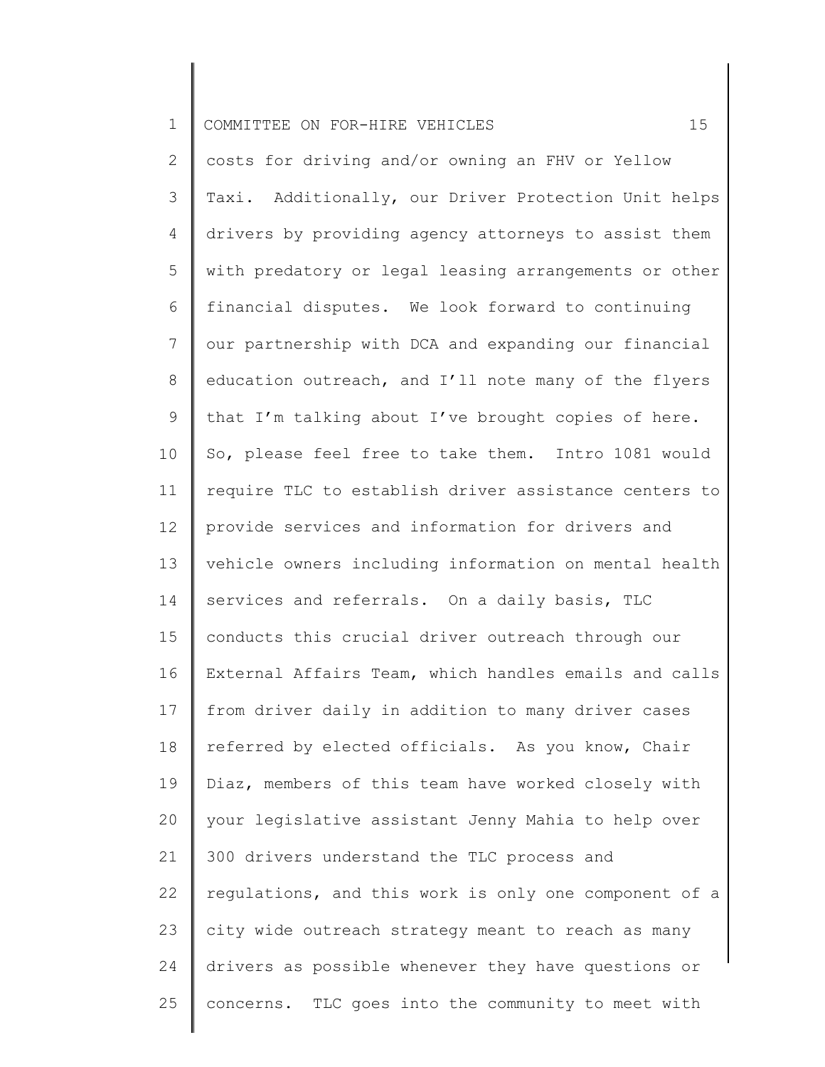costs for driving and/or owning an FHV or Yellow Taxi. Additionally, our Driver Protection Unit helps drivers by providing agency attorneys to assist them with predatory or legal leasing arrangements or other financial disputes. We look forward to continuing our partnership with DCA and expanding our financial education outreach, and I'll note many of the flyers that I'm talking about I've brought copies of here. So, please feel free to take them. Intro 1081 would require TLC to establish driver assistance centers to provide services and information for drivers and vehicle owners including information on mental health services and referrals. On a daily basis, TLC conducts this crucial driver outreach through our External Affairs Team, which handles emails and calls from driver daily in addition to many driver cases referred by elected officials. As you know, Chair Diaz, members of this team have worked closely with your legislative assistant Jenny Mahia to help over 300 drivers understand the TLC process and regulations, and this work is only one component of a city wide outreach strategy meant to reach as many drivers as possible whenever they have questions or concerns. TLC goes into the community to meet with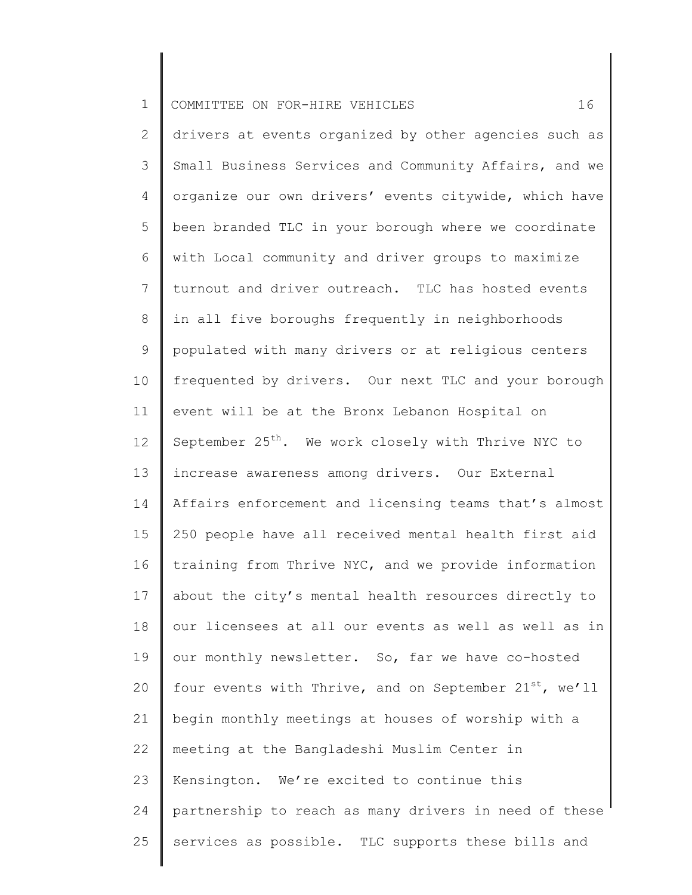drivers at events organized by other agencies such as Small Business Services and Community Affairs, and we organize our own drivers' events citywide, which have been branded TLC in your borough where we coordinate with Local community and driver groups to maximize turnout and driver outreach. TLC has hosted events in all five boroughs frequently in neighborhoods populated with many drivers or at religious centers frequented by drivers. Our next TLC and your borough event will be at the Bronx Lebanon Hospital on September 25th. We work closely with Thrive NYC to increase awareness among drivers. Our External Affairs enforcement and licensing teams that's almost 250 people have all received mental health first aid training from Thrive NYC, and we provide information about the city's mental health resources directly to our licensees at all our events as well as well as in our monthly newsletter. So, far we have co-hosted four events with Thrive, and on September 21st, we'll begin monthly meetings at houses of worship with a meeting at the Bangladeshi Muslim Center in Kensington. We're excited to continue this partnership to reach as many drivers in need of these services as possible. TLC supports these bills and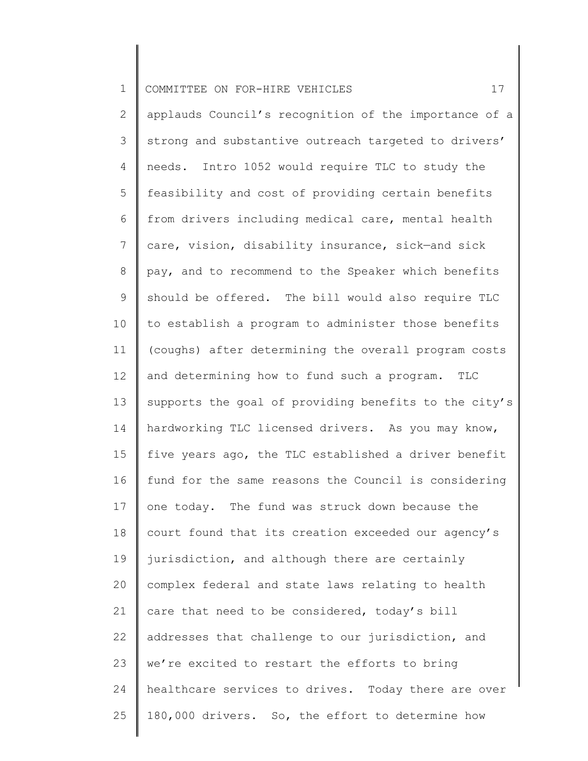applauds Council's recognition of the importance of a strong and substantive outreach targeted to drivers' needs. Intro 1052 would require TLC to study the feasibility and cost of providing certain benefits from drivers including medical care, mental health care, vision, disability insurance, sick—and sick pay, and to recommend to the Speaker which benefits should be offered. The bill would also require TLC to establish a program to administer those benefits (coughs) after determining the overall program costs and determining how to fund such a program. TLC supports the goal of providing benefits to the city's hardworking TLC licensed drivers. As you may know, five years ago, the TLC established a driver benefit fund for the same reasons the Council is considering one today. The fund was struck down because the court found that its creation exceeded our agency's jurisdiction, and although there are certainly complex federal and state laws relating to health care that need to be considered, today's bill addresses that challenge to our jurisdiction, and we're excited to restart the efforts to bring healthcare services to drives. Today there are over 180,000 drivers. So, the effort to determine how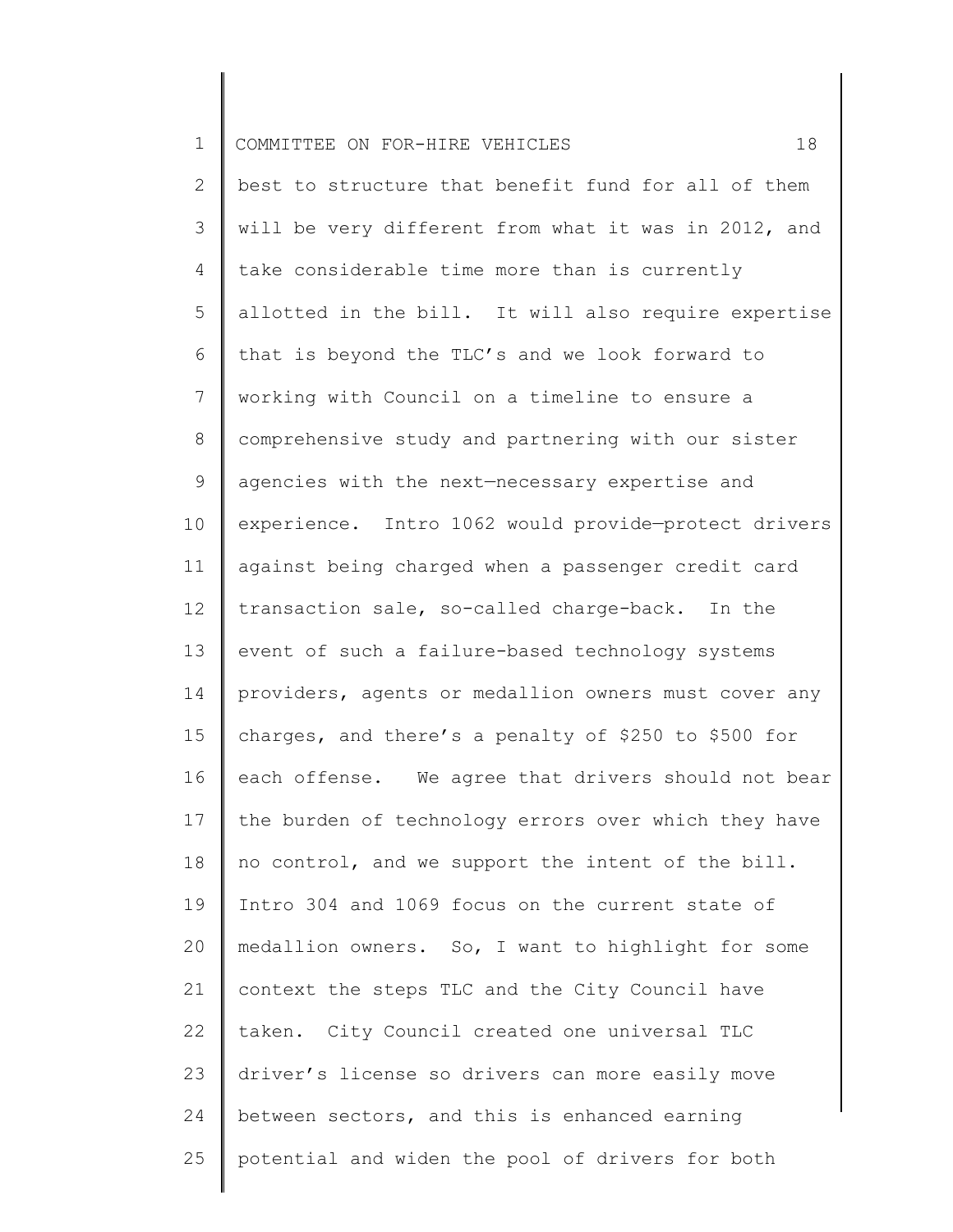best to structure that benefit fund for all of them will be very different from what it was in 2012, and take considerable time more than is currently allotted in the bill. It will also require expertise that is beyond the TLC's and we look forward to working with Council on a timeline to ensure a comprehensive study and partnering with our sister agencies with the next—necessary expertise and experience. Intro 1062 would provide—protect drivers against being charged when a passenger credit card transaction sale, so-called charge-back. In the event of such a failure-based technology systems providers, agents or medallion owners must cover any charges, and there's a penalty of $250 to $500 for each offense. We agree that drivers should not bear the burden of technology errors over which they have no control, and we support the intent of the bill. Intro 304 and 1069 focus on the current state of medallion owners. So, I want to highlight for some context the steps TLC and the City Council have taken. City Council created one universal TLC driver's license so drivers can more easily move between sectors, and this is enhanced earning potential and widen the pool of drivers for both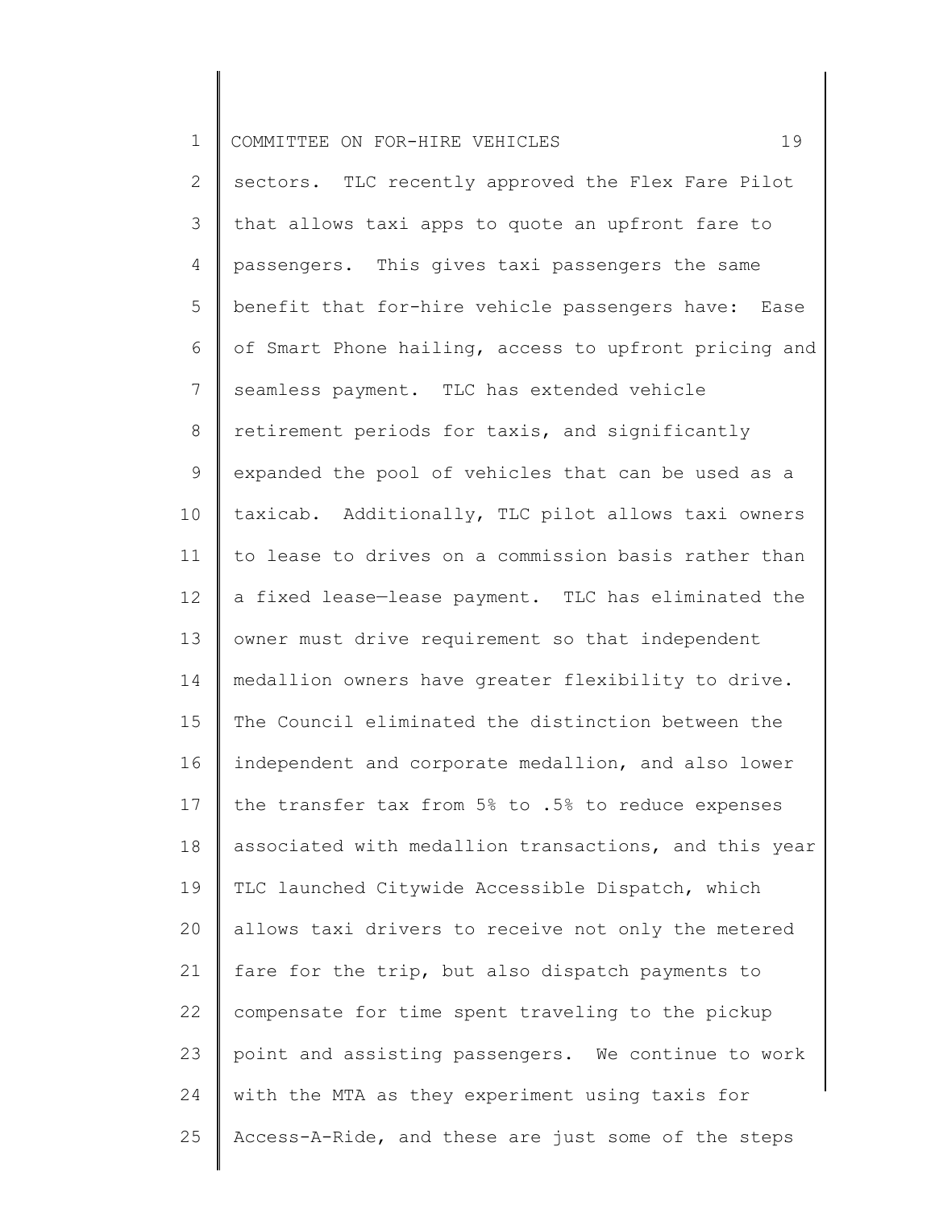sectors. TLC recently approved the Flex Fare Pilot that allows taxi apps to quote an upfront fare to passengers. This gives taxi passengers the same benefit that for-hire vehicle passengers have: Ease of Smart Phone hailing, access to upfront pricing and seamless payment. TLC has extended vehicle retirement periods for taxis, and significantly expanded the pool of vehicles that can be used as a taxicab. Additionally, TLC pilot allows taxi owners to lease to drives on a commission basis rather than a fixed lease—lease payment. TLC has eliminated the owner must drive requirement so that independent medallion owners have greater flexibility to drive. The Council eliminated the distinction between the independent and corporate medallion, and also lower the transfer tax from 5% to .5% to reduce expenses associated with medallion transactions, and this year TLC launched Citywide Accessible Dispatch, which allows taxi drivers to receive not only the metered fare for the trip, but also dispatch payments to compensate for time spent traveling to the pickup point and assisting passengers. We continue to work with the MTA as they experiment using taxis for Access-A-Ride, and these are just some of the steps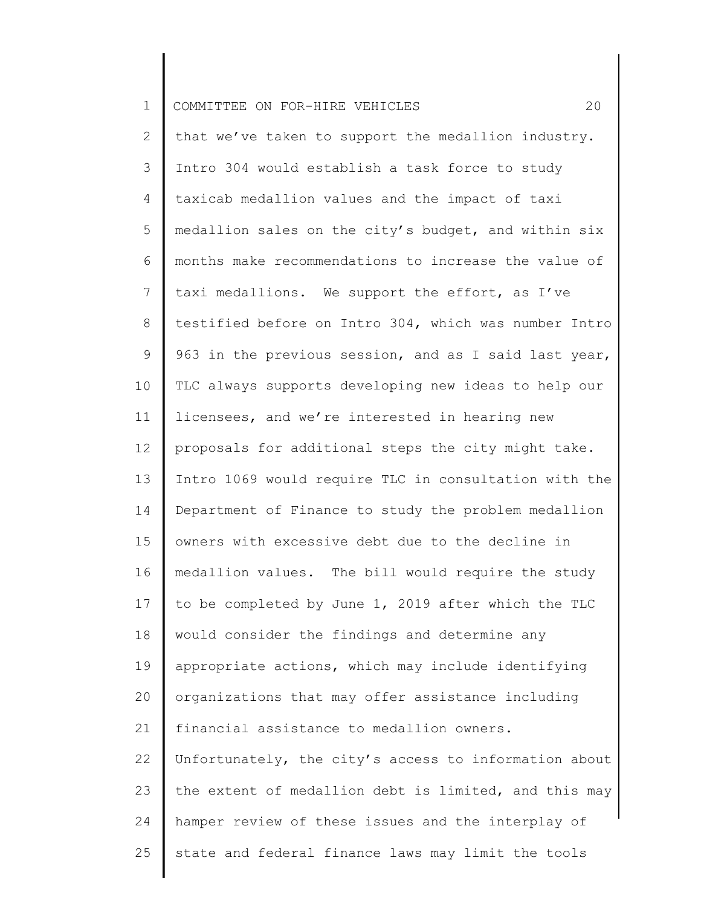that we've taken to support the medallion industry. Intro 304 would establish a task force to study taxicab medallion values and the impact of taxi medallion sales on the city's budget, and within six months make recommendations to increase the value of taxi medallions. We support the effort, as I've testified before on Intro 304, which was number Intro 963 in the previous session, and as I said last year, TLC always supports developing new ideas to help our licensees, and we're interested in hearing new proposals for additional steps the city might take. Intro 1069 would require TLC in consultation with the Department of Finance to study the problem medallion owners with excessive debt due to the decline in medallion values. The bill would require the study to be completed by June 1, 2019 after which the TLC would consider the findings and determine any appropriate actions, which may include identifying organizations that may offer assistance including financial assistance to medallion owners. Unfortunately, the city's access to information about the extent of medallion debt is limited, and this may hamper review of these issues and the interplay of state and federal finance laws may limit the tools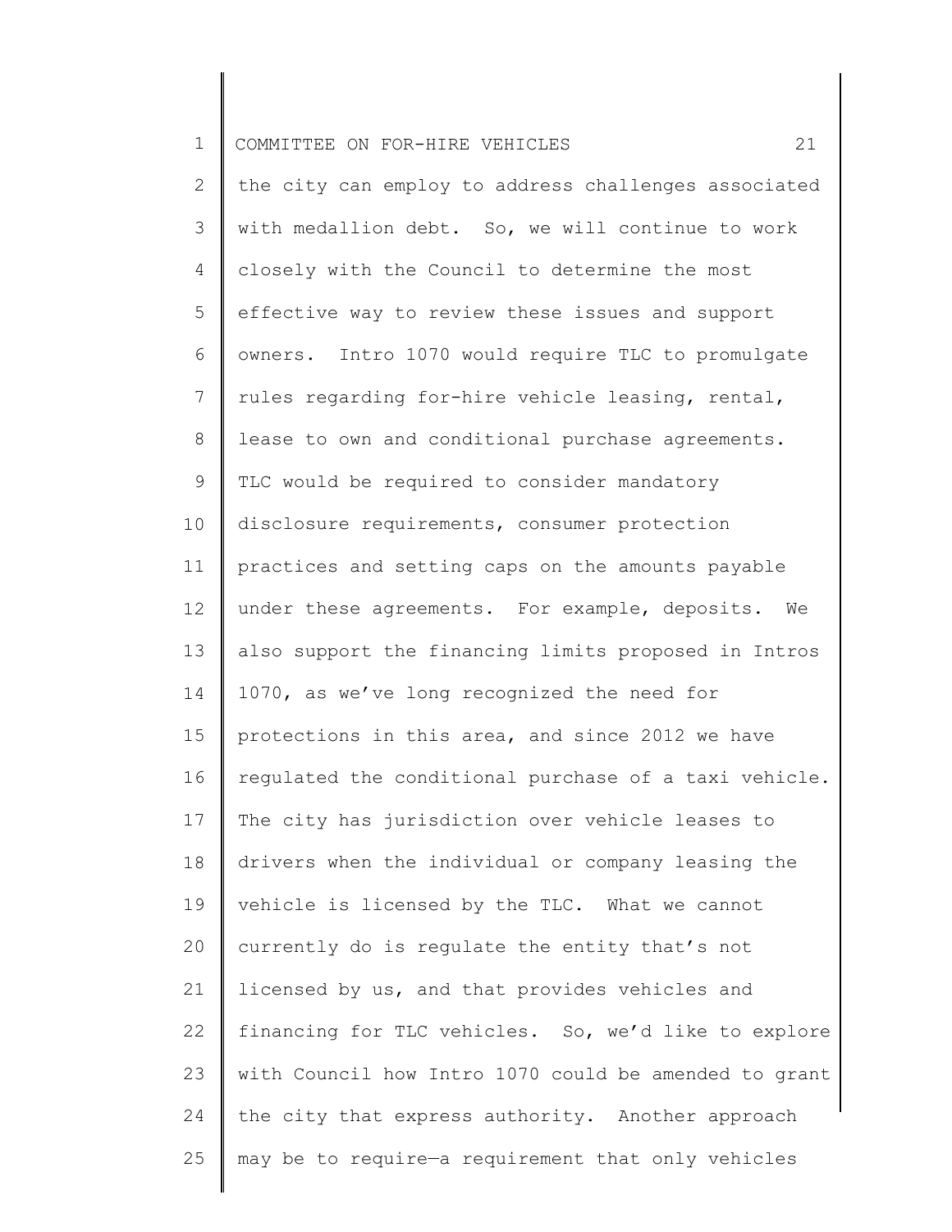the city can employ to address challenges associated with medallion debt. So, we will continue to work closely with the Council to determine the most effective way to review these issues and support owners. Intro 1070 would require TLC to promulgate rules regarding for-hire vehicle leasing, rental, lease to own and conditional purchase agreements. TLC would be required to consider mandatory disclosure requirements, consumer protection practices and setting caps on the amounts payable under these agreements. For example, deposits. We also support the financing limits proposed in Intros 1070, as we've long recognized the need for protections in this area, and since 2012 we have regulated the conditional purchase of a taxi vehicle. The city has jurisdiction over vehicle leases to drivers when the individual or company leasing the vehicle is licensed by the TLC. What we cannot currently do is regulate the entity that's not licensed by us, and that provides vehicles and financing for TLC vehicles. So, we'd like to explore with Council how Intro 1070 could be amended to grant the city that express authority. Another approach may be to require—a requirement that only vehicles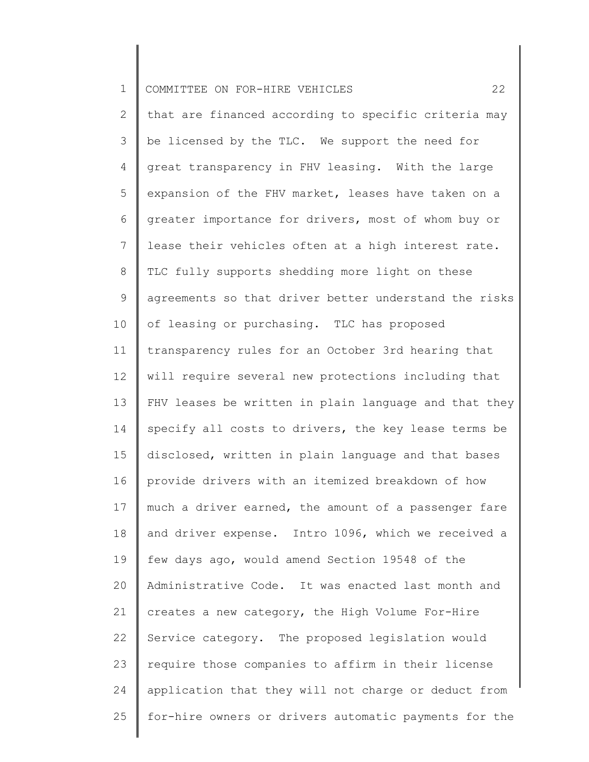that are financed according to specific criteria may be licensed by the TLC. We support the need for great transparency in FHV leasing. With the large expansion of the FHV market, leases have taken on a greater importance for drivers, most of whom buy or lease their vehicles often at a high interest rate. TLC fully supports shedding more light on these agreements so that driver better understand the risks of leasing or purchasing. TLC has proposed transparency rules for an October 3rd hearing that will require several new protections including that FHV leases be written in plain language and that they specify all costs to drivers, the key lease terms be disclosed, written in plain language and that bases provide drivers with an itemized breakdown of how much a driver earned, the amount of a passenger fare and driver expense. Intro 1096, which we received a few days ago, would amend Section 19548 of the Administrative Code. It was enacted last month and creates a new category, the High Volume For-Hire Service category. The proposed legislation would require those companies to affirm in their license application that they will not charge or deduct from for-hire owners or drivers automatic payments for the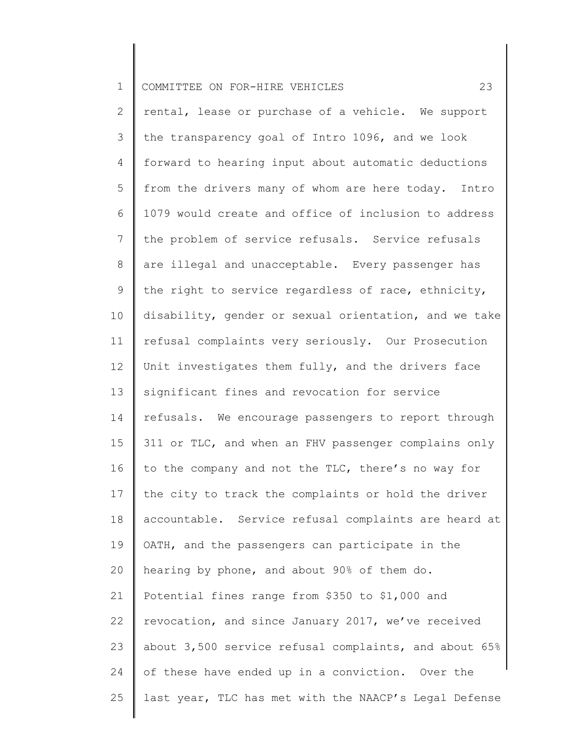rental, lease or purchase of a vehicle. We support the transparency goal of Intro 1096, and we look forward to hearing input about automatic deductions from the drivers many of whom are here today. Intro 1079 would create and office of inclusion to address the problem of service refusals. Service refusals are illegal and unacceptable. Every passenger has the right to service regardless of race, ethnicity, disability, gender or sexual orientation, and we take refusal complaints very seriously. Our Prosecution Unit investigates them fully, and the drivers face significant fines and revocation for service refusals. We encourage passengers to report through 311 or TLC, and when an FHV passenger complains only to the company and not the TLC, there's no way for the city to track the complaints or hold the driver accountable. Service refusal complaints are heard at OATH, and the passengers can participate in the hearing by phone, and about 90% of them do. Potential fines range from $350 to $1,000 and revocation, and since January 2017, we've received about 3,500 service refusal complaints, and about 65% of these have ended up in a conviction. Over the last year, TLC has met with the NAACP's Legal Defense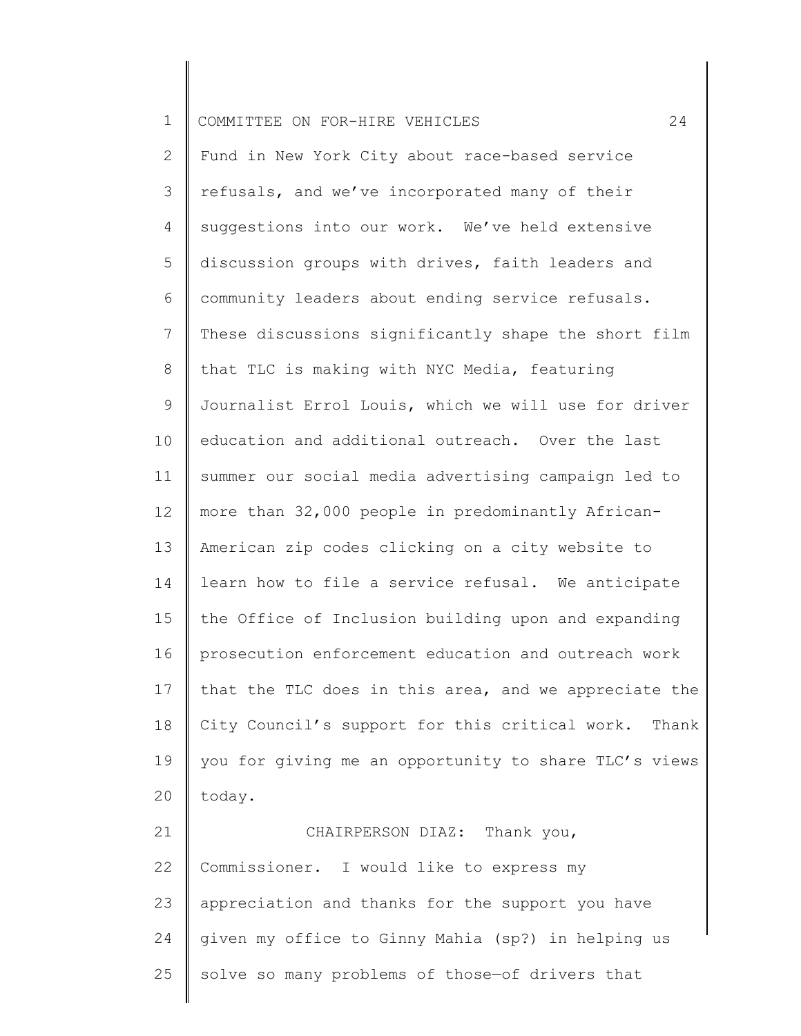Fund in New York City about race-based service refusals, and we've incorporated many of their suggestions into our work. We've held extensive discussion groups with drives, faith leaders and community leaders about ending service refusals. These discussions significantly shape the short film that TLC is making with NYC Media, featuring Journalist Errol Louis, which we will use for driver education and additional outreach. Over the last summer our social media advertising campaign led to more than 32,000 people in predominantly African-American zip codes clicking on a city website to learn how to file a service refusal. We anticipate the Office of Inclusion building upon and expanding prosecution enforcement education and outreach work that the TLC does in this area, and we appreciate the City Council's support for this critical work. Thank you for giving me an opportunity to share TLC's views today.

CHAIRPERSON DIAZ: Thank you, Commissioner. I would like to express my appreciation and thanks for the support you have given my office to Ginny Mahia (sp?) in helping us solve so many problems of those—of drivers that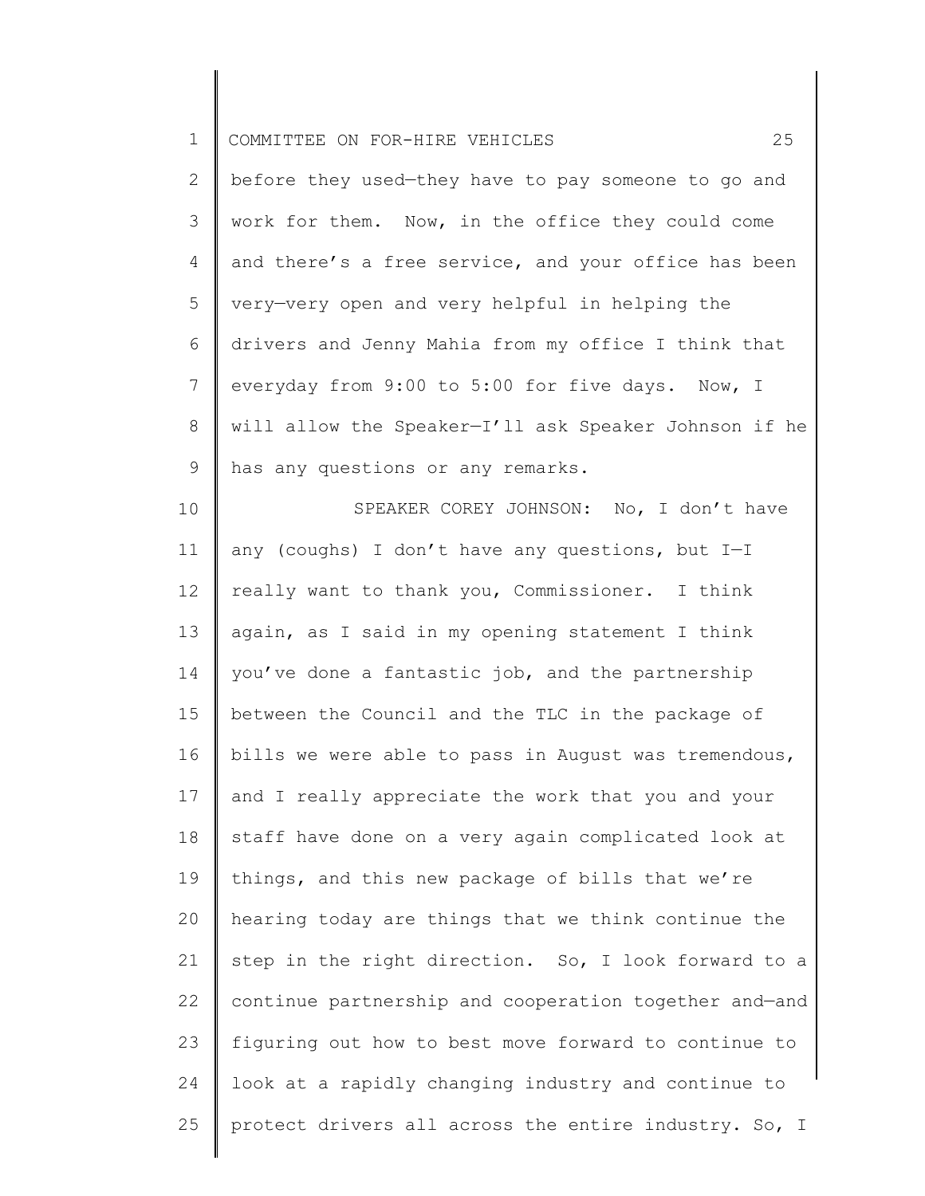before they used—they have to pay someone to go and work for them. Now, in the office they could come and there's a free service, and your office has been very—very open and very helpful in helping the drivers and Jenny Mahia from my office I think that everyday from 9:00 to 5:00 for five days. Now, I will allow the Speaker—I'll ask Speaker Johnson if he has any questions or any remarks.

SPEAKER COREY JOHNSON: No, I don't have any (coughs) I don't have any questions, but I—I really want to thank you, Commissioner. I think again, as I said in my opening statement I think you've done a fantastic job, and the partnership between the Council and the TLC in the package of bills we were able to pass in August was tremendous, and I really appreciate the work that you and your staff have done on a very again complicated look at things, and this new package of bills that we're hearing today are things that we think continue the step in the right direction. So, I look forward to a continue partnership and cooperation together and—and figuring out how to best move forward to continue to look at a rapidly changing industry and continue to protect drivers all across the entire industry. So, I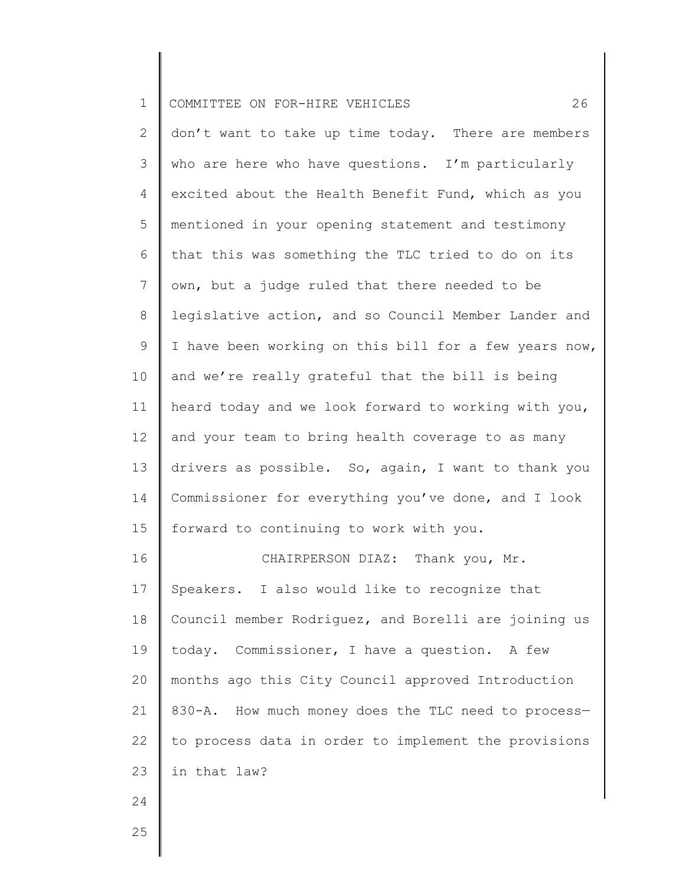don't want to take up time today. There are members who are here who have questions. I'm particularly excited about the Health Benefit Fund, which as you mentioned in your opening statement and testimony that this was something the TLC tried to do on its own, but a judge ruled that there needed to be legislative action, and so Council Member Lander and I have been working on this bill for a few years now, and we're really grateful that the bill is being heard today and we look forward to working with you, and your team to bring health coverage to as many drivers as possible. So, again, I want to thank you Commissioner for everything you've done, and I look forward to continuing to work with you.

CHAIRPERSON DIAZ: Thank you, Mr. Speakers. I also would like to recognize that Council member Rodriguez, and Borelli are joining us today. Commissioner, I have a question. A few months ago this City Council approved Introduction 830-A. How much money does the TLC need to process—to process data in order to implement the provisions in that law?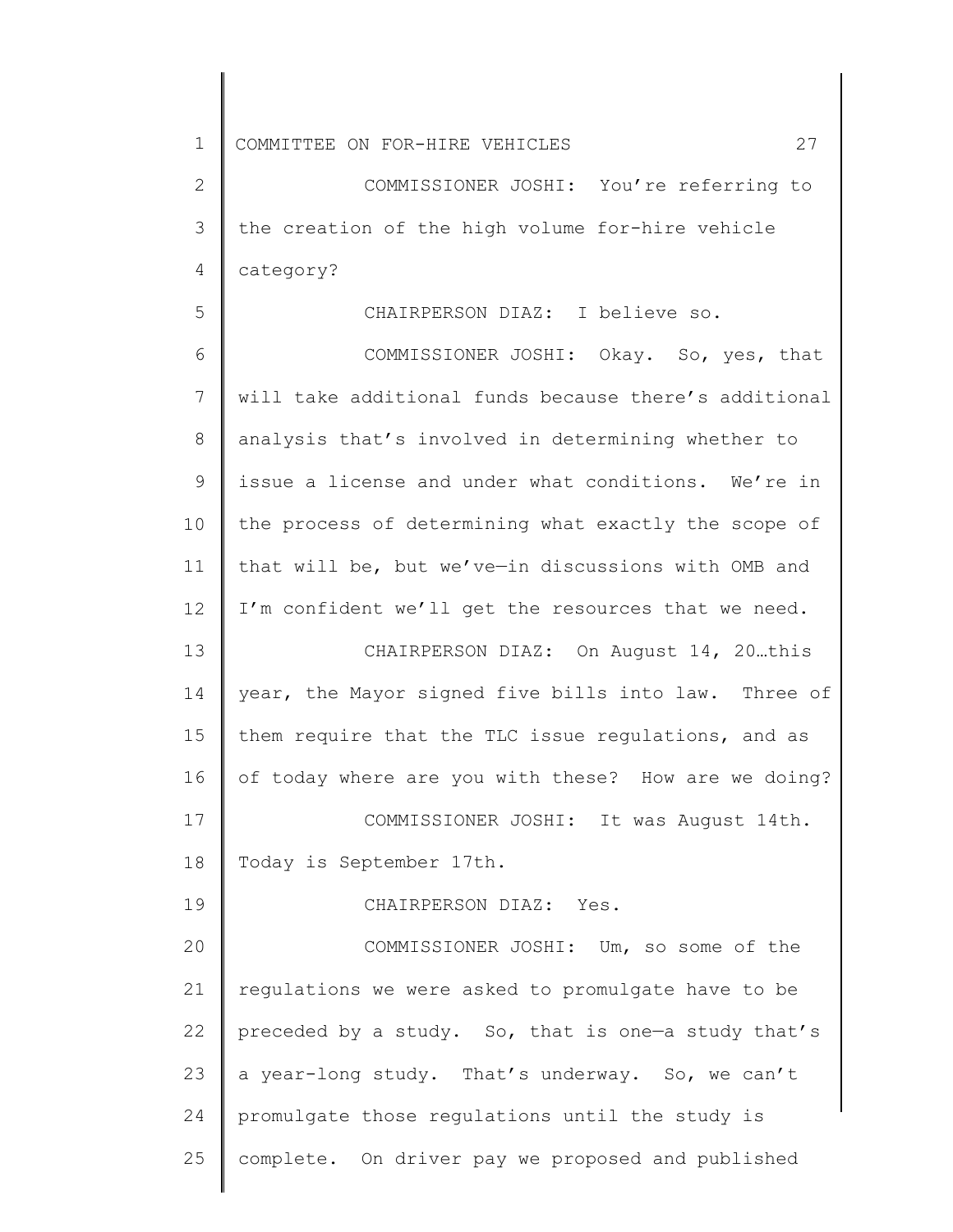COMMISSIONER JOSHI: You're referring to the creation of the high volume for-hire vehicle category?

CHAIRPERSON DIAZ: I believe so.

COMMISSIONER JOSHI: Okay. So, yes, that will take additional funds because there's additional analysis that's involved in determining whether to issue a license and under what conditions. We're in the process of determining what exactly the scope of that will be, but we've—in discussions with OMB and I'm confident we'll get the resources that we need.

CHAIRPERSON DIAZ: On August 14, 20…this year, the Mayor signed five bills into law. Three of them require that the TLC issue regulations, and as of today where are you with these? How are we doing?

COMMISSIONER JOSHI: It was August 14th. Today is September 17th.

CHAIRPERSON DIAZ: Yes.

COMMISSIONER JOSHI: Um, so some of the regulations we were asked to promulgate have to be preceded by a study. So, that is one—a study that's a year-long study. That's underway. So, we can't promulgate those regulations until the study is complete. On driver pay we proposed and published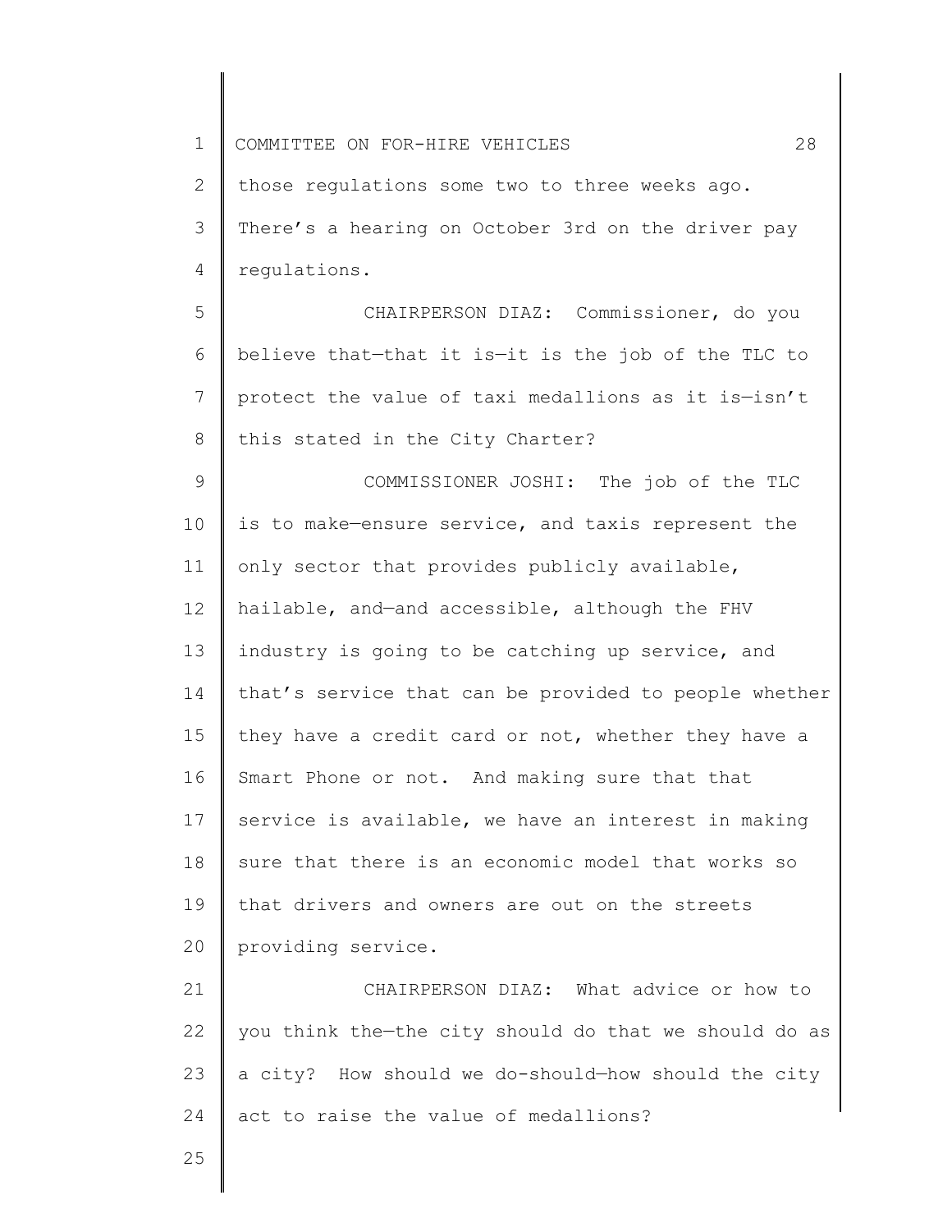those regulations some two to three weeks ago. There's a hearing on October 3rd on the driver pay regulations.

CHAIRPERSON DIAZ: Commissioner, do you believe that—that it is—it is the job of the TLC to protect the value of taxi medallions as it is—isn't this stated in the City Charter?

COMMISSIONER JOSHI: The job of the TLC is to make—ensure service, and taxis represent the only sector that provides publicly available, hailable, and—and accessible, although the FHV industry is going to be catching up service, and that's service that can be provided to people whether they have a credit card or not, whether they have a Smart Phone or not. And making sure that that service is available, we have an interest in making sure that there is an economic model that works so that drivers and owners are out on the streets providing service.

CHAIRPERSON DIAZ: What advice or how to you think the—the city should do that we should do as a city? How should we do-should—how should the city act to raise the value of medallions?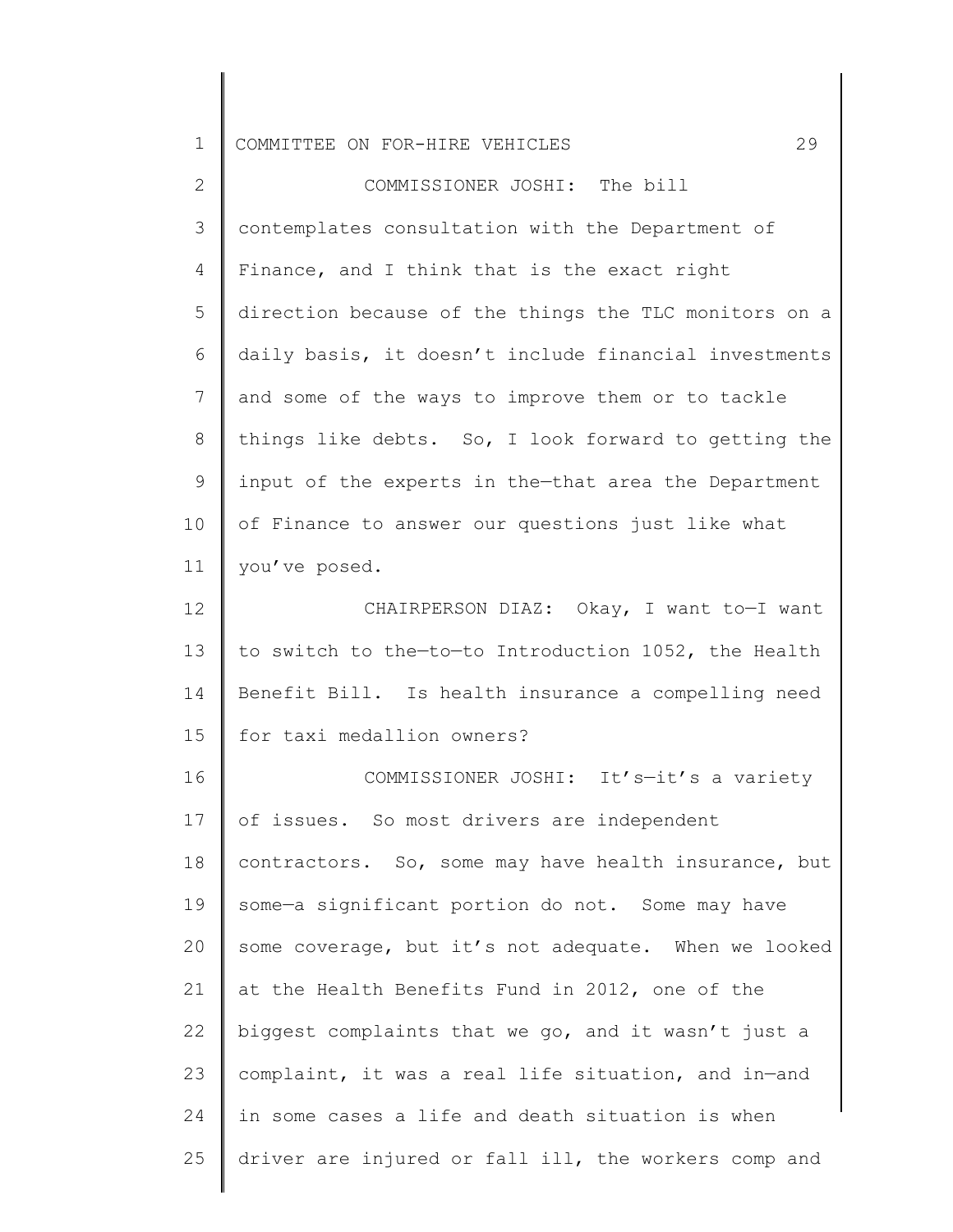COMMISSIONER JOSHI: The bill contemplates consultation with the Department of Finance, and I think that is the exact right direction because of the things the TLC monitors on a daily basis, it doesn't include financial investments and some of the ways to improve them or to tackle things like debts. So, I look forward to getting the input of the experts in the—that area the Department of Finance to answer our questions just like what you've posed.

CHAIRPERSON DIAZ: Okay, I want to—I want to switch to the—to—to Introduction 1052, the Health Benefit Bill. Is health insurance a compelling need for taxi medallion owners?

COMMISSIONER JOSHI: It's—it's a variety of issues. So most drivers are independent contractors. So, some may have health insurance, but some—a significant portion do not. Some may have some coverage, but it's not adequate. When we looked at the Health Benefits Fund in 2012, one of the biggest complaints that we go, and it wasn't just a complaint, it was a real life situation, and in—and in some cases a life and death situation is when driver are injured or fall ill, the workers comp and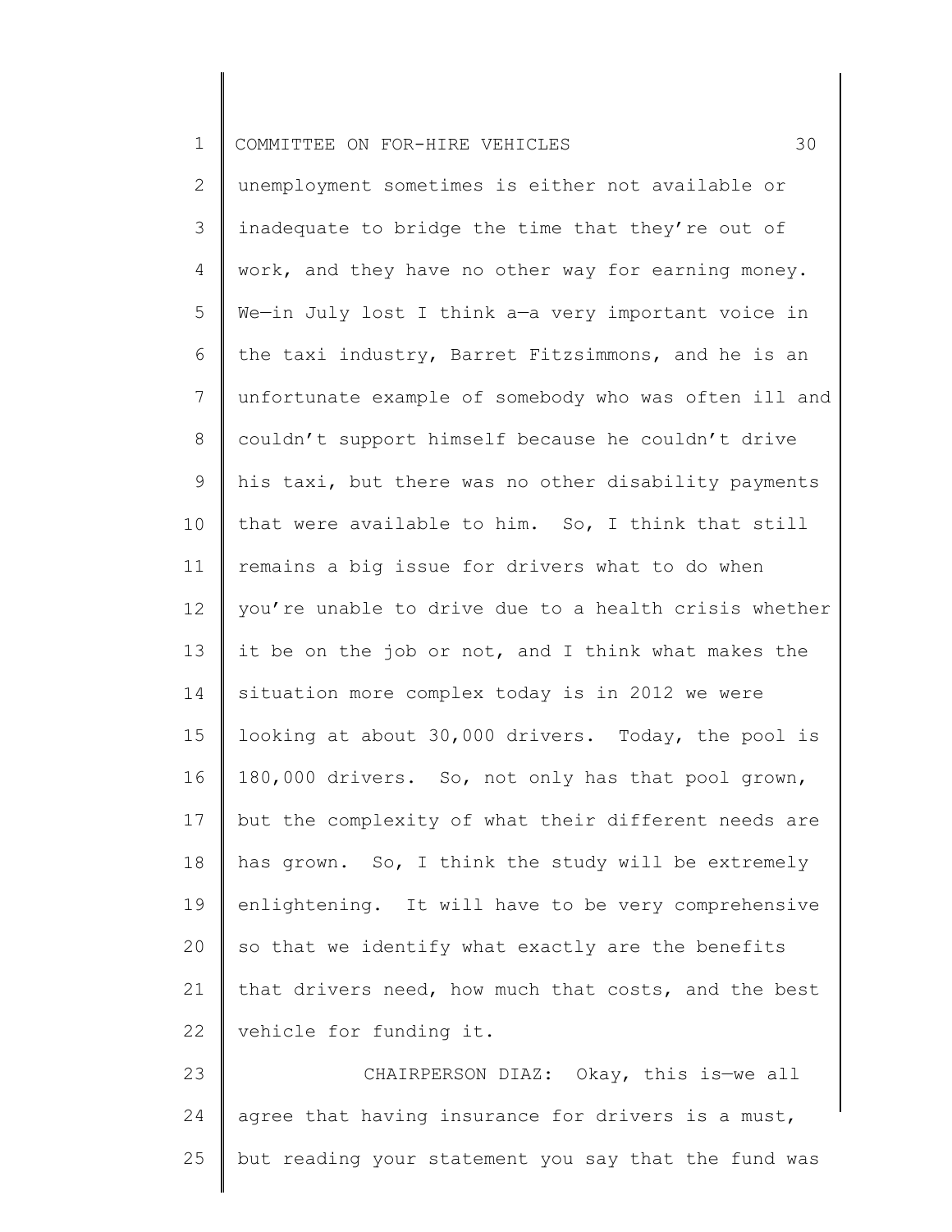unemployment sometimes is either not available or inadequate to bridge the time that they're out of work, and they have no other way for earning money. We—in July lost I think a—a very important voice in the taxi industry, Barret Fitzsimmons, and he is an unfortunate example of somebody who was often ill and couldn't support himself because he couldn't drive his taxi, but there was no other disability payments that were available to him. So, I think that still remains a big issue for drivers what to do when you're unable to drive due to a health crisis whether it be on the job or not, and I think what makes the situation more complex today is in 2012 we were looking at about 30,000 drivers. Today, the pool is 180,000 drivers. So, not only has that pool grown, but the complexity of what their different needs are has grown. So, I think the study will be extremely enlightening. It will have to be very comprehensive so that we identify what exactly are the benefits that drivers need, how much that costs, and the best vehicle for funding it.

CHAIRPERSON DIAZ: Okay, this is—we all agree that having insurance for drivers is a must, but reading your statement you say that the fund was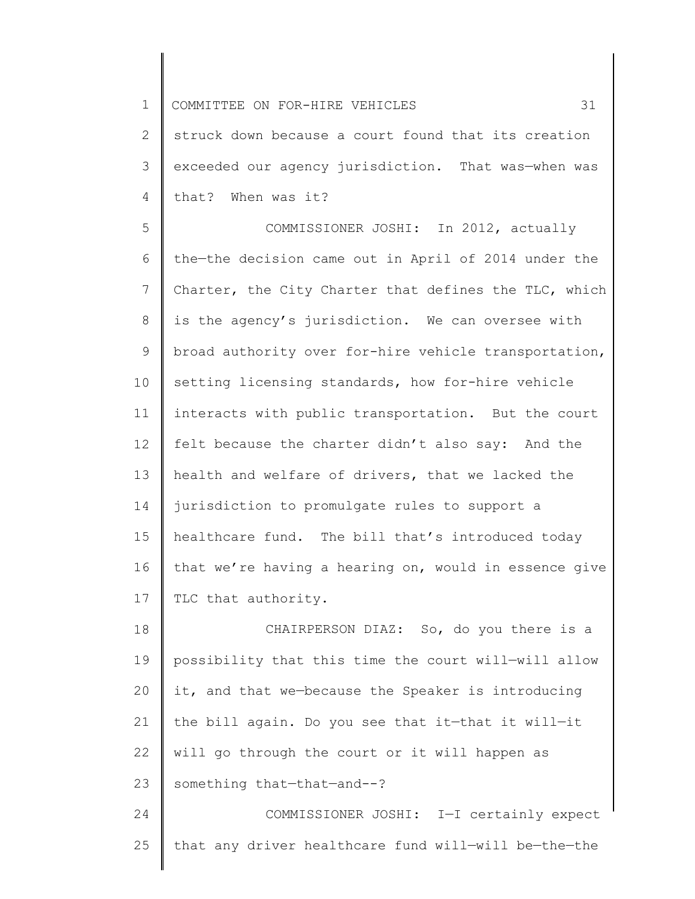struck down because a court found that its creation exceeded our agency jurisdiction. That was—when was that? When was it?

COMMISSIONER JOSHI: In 2012, actually the—the decision came out in April of 2014 under the Charter, the City Charter that defines the TLC, which is the agency's jurisdiction. We can oversee with broad authority over for-hire vehicle transportation, setting licensing standards, how for-hire vehicle interacts with public transportation. But the court felt because the charter didn't also say: And the health and welfare of drivers, that we lacked the jurisdiction to promulgate rules to support a healthcare fund. The bill that's introduced today that we're having a hearing on, would in essence give TLC that authority.

CHAIRPERSON DIAZ: So, do you there is a possibility that this time the court will—will allow it, and that we—because the Speaker is introducing the bill again. Do you see that it—that it will—it will go through the court or it will happen as something that—that—and--?

COMMISSIONER JOSHI: I—I certainly expect that any driver healthcare fund will—will be—the—the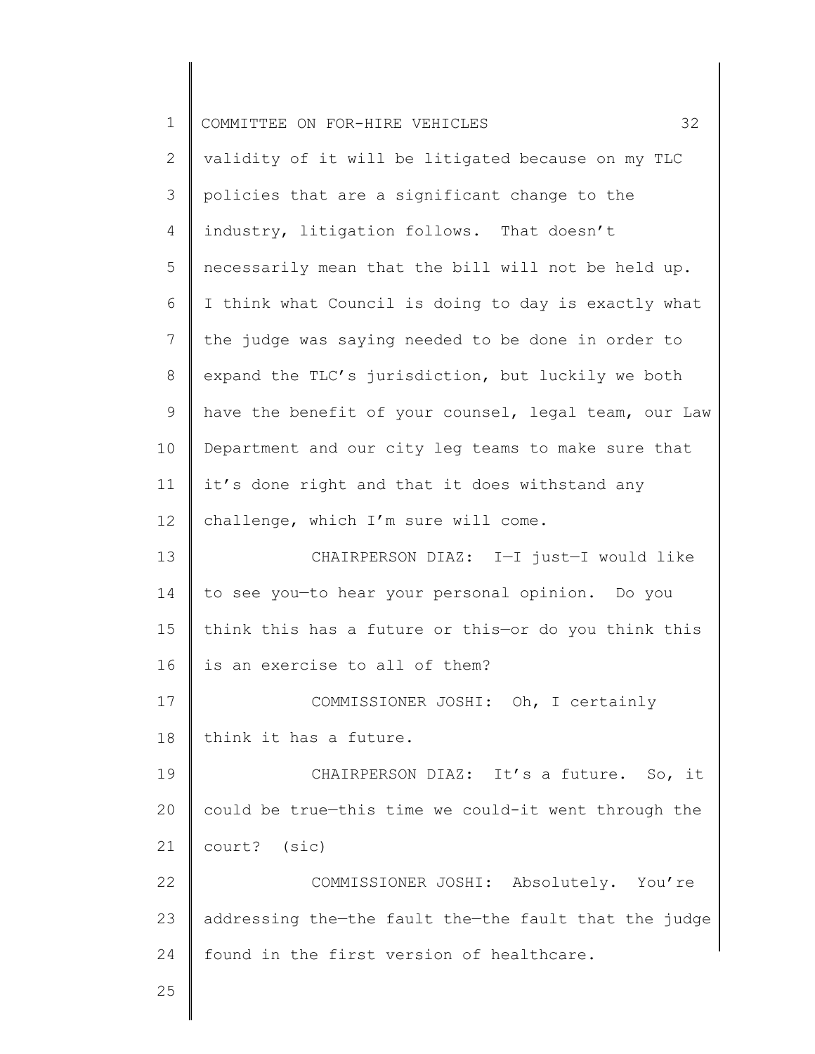validity of it will be litigated because on my TLC policies that are a significant change to the industry, litigation follows. That doesn't necessarily mean that the bill will not be held up. I think what Council is doing to day is exactly what the judge was saying needed to be done in order to expand the TLC's jurisdiction, but luckily we both have the benefit of your counsel, legal team, our Law Department and our city leg teams to make sure that it's done right and that it does withstand any challenge, which I'm sure will come.

CHAIRPERSON DIAZ: I—I just—I would like to see you—to hear your personal opinion. Do you think this has a future or this—or do you think this is an exercise to all of them?

COMMISSIONER JOSHI: Oh, I certainly think it has a future.

CHAIRPERSON DIAZ: It's a future. So, it could be true—this time we could-it went through the court? (sic)

COMMISSIONER JOSHI: Absolutely. You're addressing the—the fault the—the fault that the judge found in the first version of healthcare.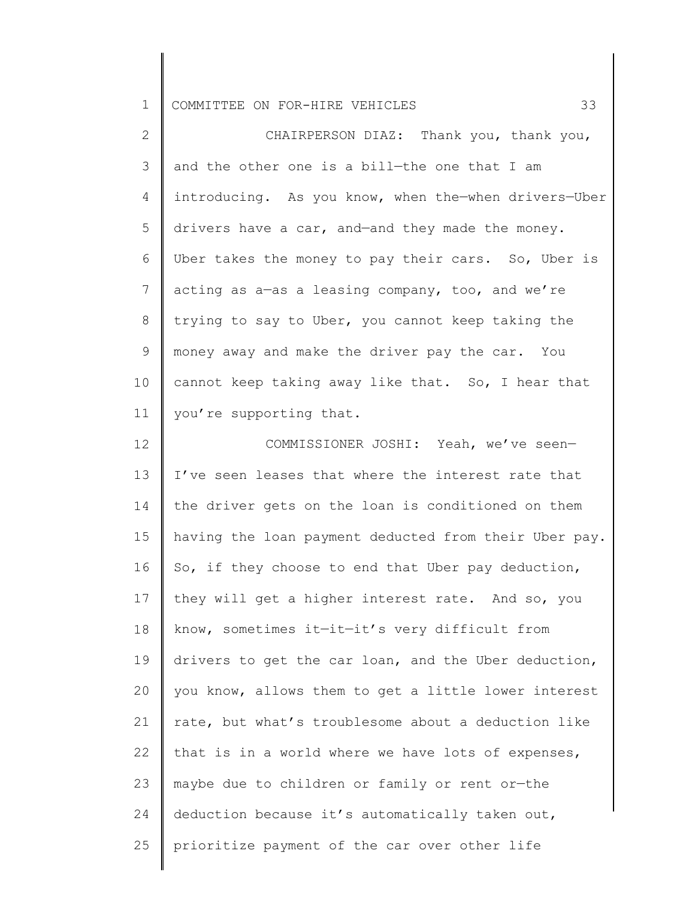CHAIRPERSON DIAZ: Thank you, thank you, and the other one is a bill—the one that I am introducing. As you know, when the—when drivers—Uber drivers have a car, and—and they made the money. Uber takes the money to pay their cars. So, Uber is acting as a—as a leasing company, too, and we're trying to say to Uber, you cannot keep taking the money away and make the driver pay the car. You cannot keep taking away like that. So, I hear that you're supporting that.

COMMISSIONER JOSHI: Yeah, we've seen—I've seen leases that where the interest rate that the driver gets on the loan is conditioned on them having the loan payment deducted from their Uber pay. So, if they choose to end that Uber pay deduction, they will get a higher interest rate. And so, you know, sometimes it—it—it's very difficult from drivers to get the car loan, and the Uber deduction, you know, allows them to get a little lower interest rate, but what's troublesome about a deduction like that is in a world where we have lots of expenses, maybe due to children or family or rent or—the deduction because it's automatically taken out, prioritize payment of the car over other life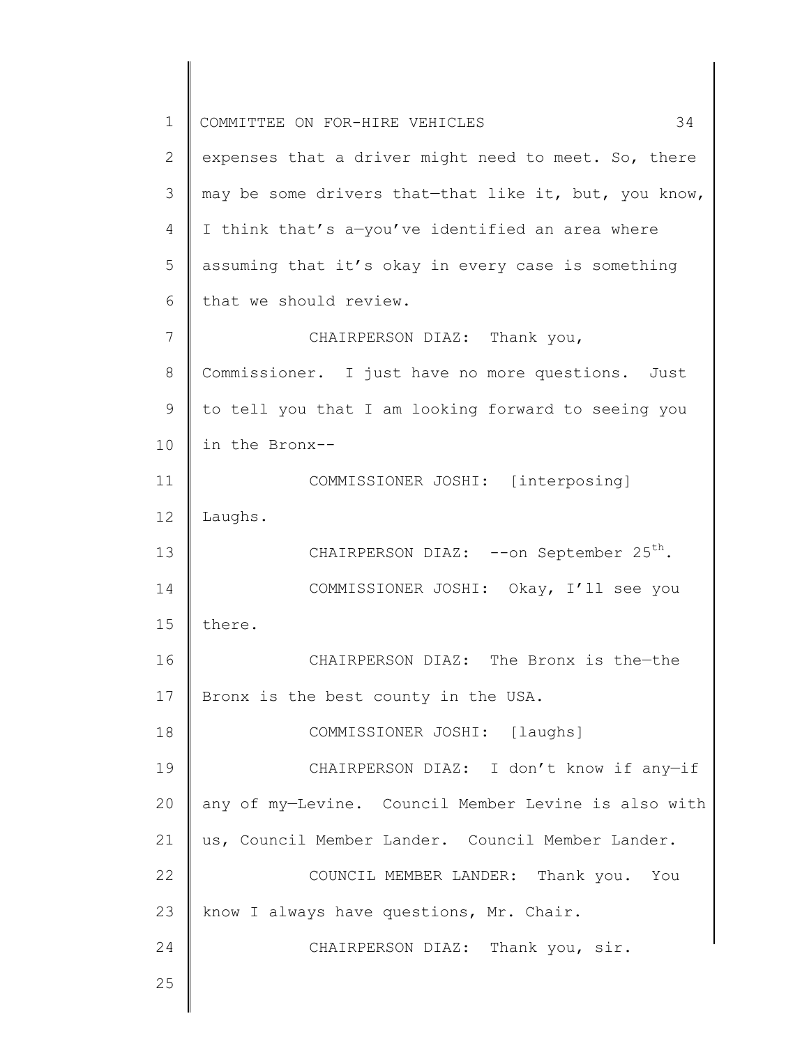expenses that a driver might need to meet. So, there may be some drivers that—that like it, but, you know, I think that's a—you've identified an area where assuming that it's okay in every case is something that we should review.

CHAIRPERSON DIAZ: Thank you, Commissioner. I just have no more questions. Just to tell you that I am looking forward to seeing you in the Bronx--

COMMISSIONER JOSHI: [interposing] Laughs.

CHAIRPERSON DIAZ: --on September 25th.

COMMISSIONER JOSHI: Okay, I'll see you there.

CHAIRPERSON DIAZ: The Bronx is the—the Bronx is the best county in the USA.

COMMISSIONER JOSHI: [laughs]

CHAIRPERSON DIAZ: I don't know if any—if any of my—Levine. Council Member Levine is also with us, Council Member Lander. Council Member Lander.

COUNCIL MEMBER LANDER: Thank you. You know I always have questions, Mr. Chair.

CHAIRPERSON DIAZ: Thank you, sir.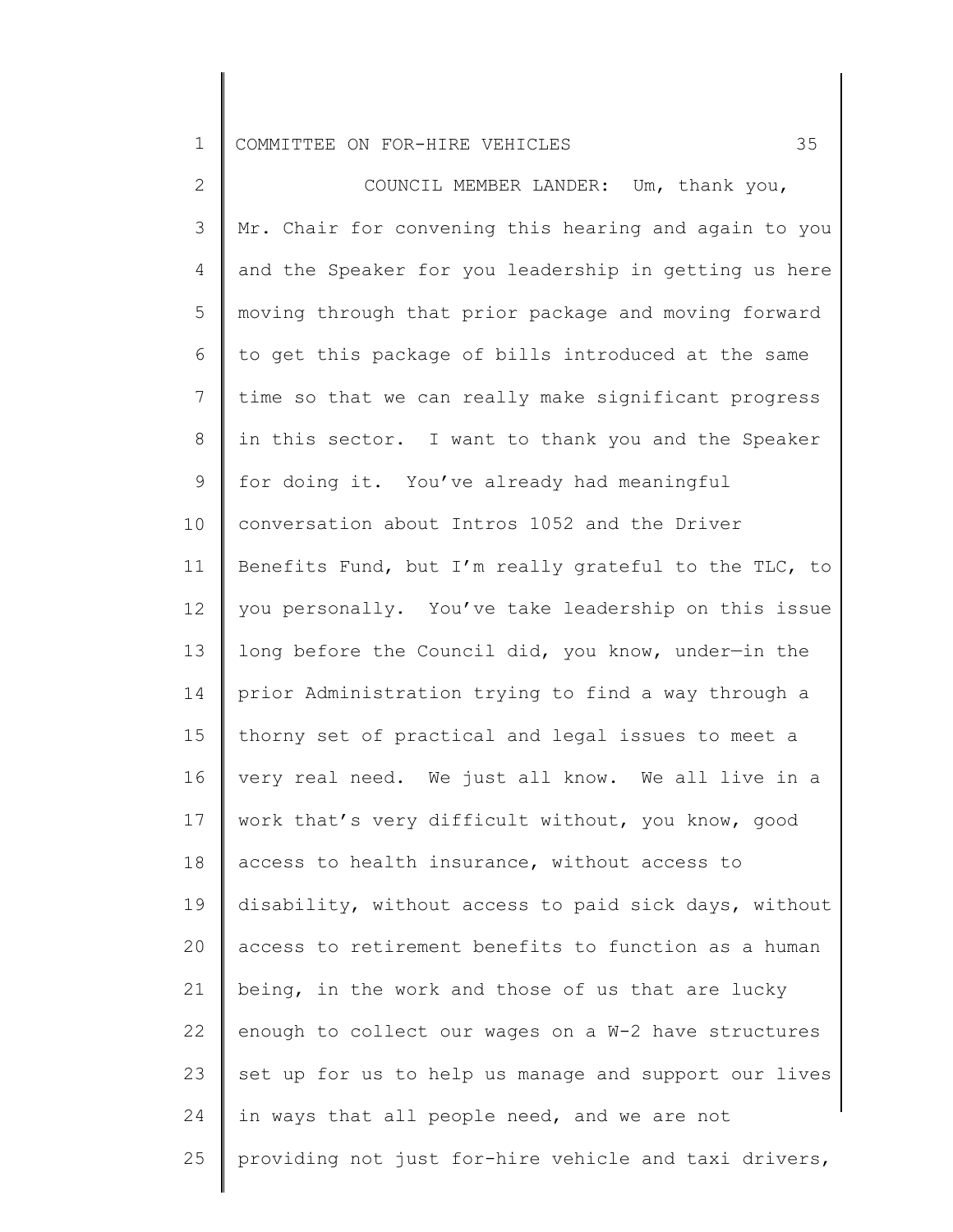COUNCIL MEMBER LANDER: Um, thank you, Mr. Chair for convening this hearing and again to you and the Speaker for you leadership in getting us here moving through that prior package and moving forward to get this package of bills introduced at the same time so that we can really make significant progress in this sector. I want to thank you and the Speaker for doing it. You've already had meaningful conversation about Intros 1052 and the Driver Benefits Fund, but I'm really grateful to the TLC, to you personally. You've take leadership on this issue long before the Council did, you know, under—in the prior Administration trying to find a way through a thorny set of practical and legal issues to meet a very real need. We just all know. We all live in a work that's very difficult without, you know, good access to health insurance, without access to disability, without access to paid sick days, without access to retirement benefits to function as a human being, in the work and those of us that are lucky enough to collect our wages on a W-2 have structures set up for us to help us manage and support our lives in ways that all people need, and we are not providing not just for-hire vehicle and taxi drivers,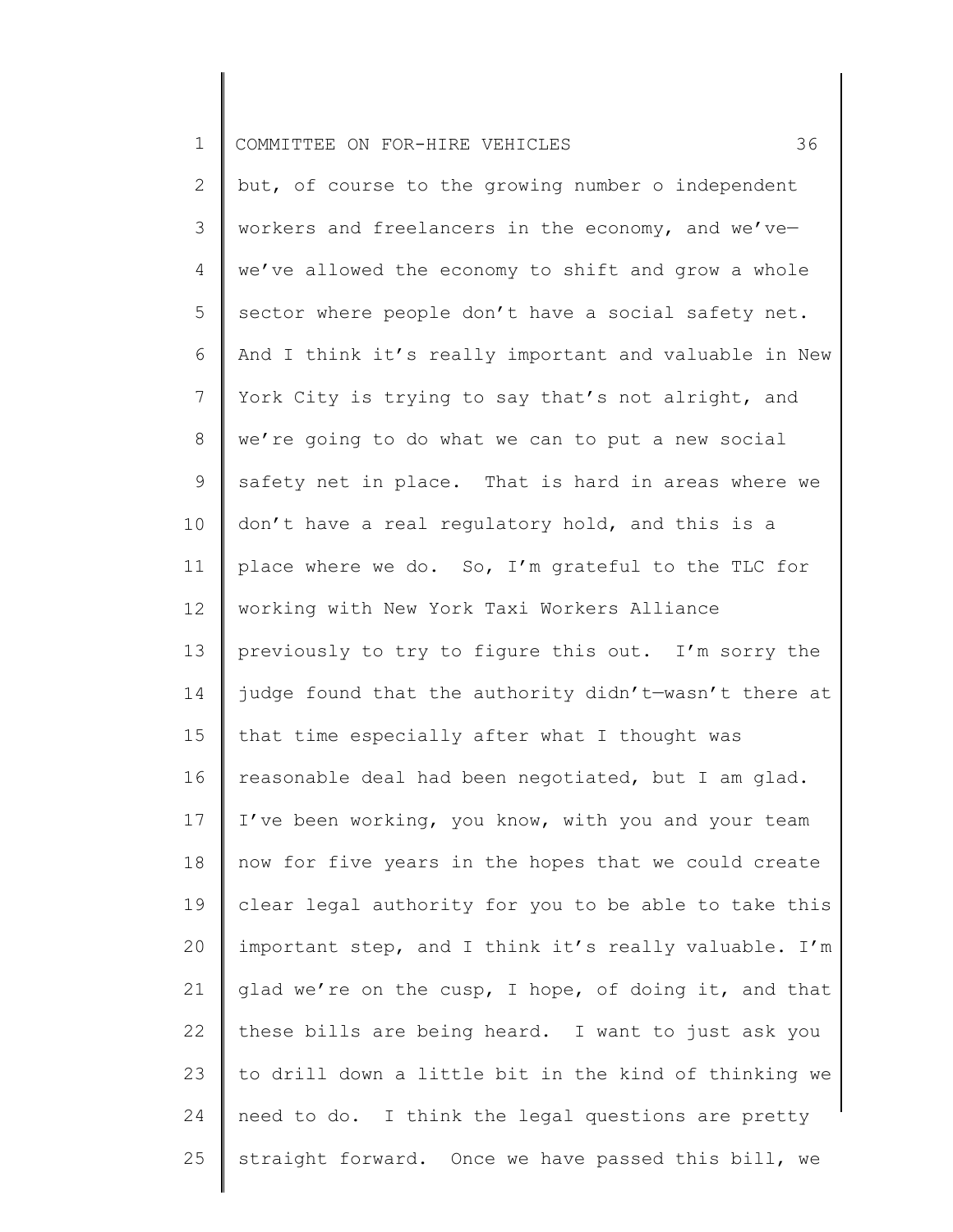but, of course to the growing number o independent workers and freelancers in the economy, and we've—we've allowed the economy to shift and grow a whole sector where people don't have a social safety net. And I think it's really important and valuable in New York City is trying to say that's not alright, and we're going to do what we can to put a new social safety net in place. That is hard in areas where we don't have a real regulatory hold, and this is a place where we do. So, I'm grateful to the TLC for working with New York Taxi Workers Alliance previously to try to figure this out. I'm sorry the judge found that the authority didn't—wasn't there at that time especially after what I thought was reasonable deal had been negotiated, but I am glad. I've been working, you know, with you and your team now for five years in the hopes that we could create clear legal authority for you to be able to take this important step, and I think it's really valuable. I'm glad we're on the cusp, I hope, of doing it, and that these bills are being heard. I want to just ask you to drill down a little bit in the kind of thinking we need to do. I think the legal questions are pretty straight forward. Once we have passed this bill, we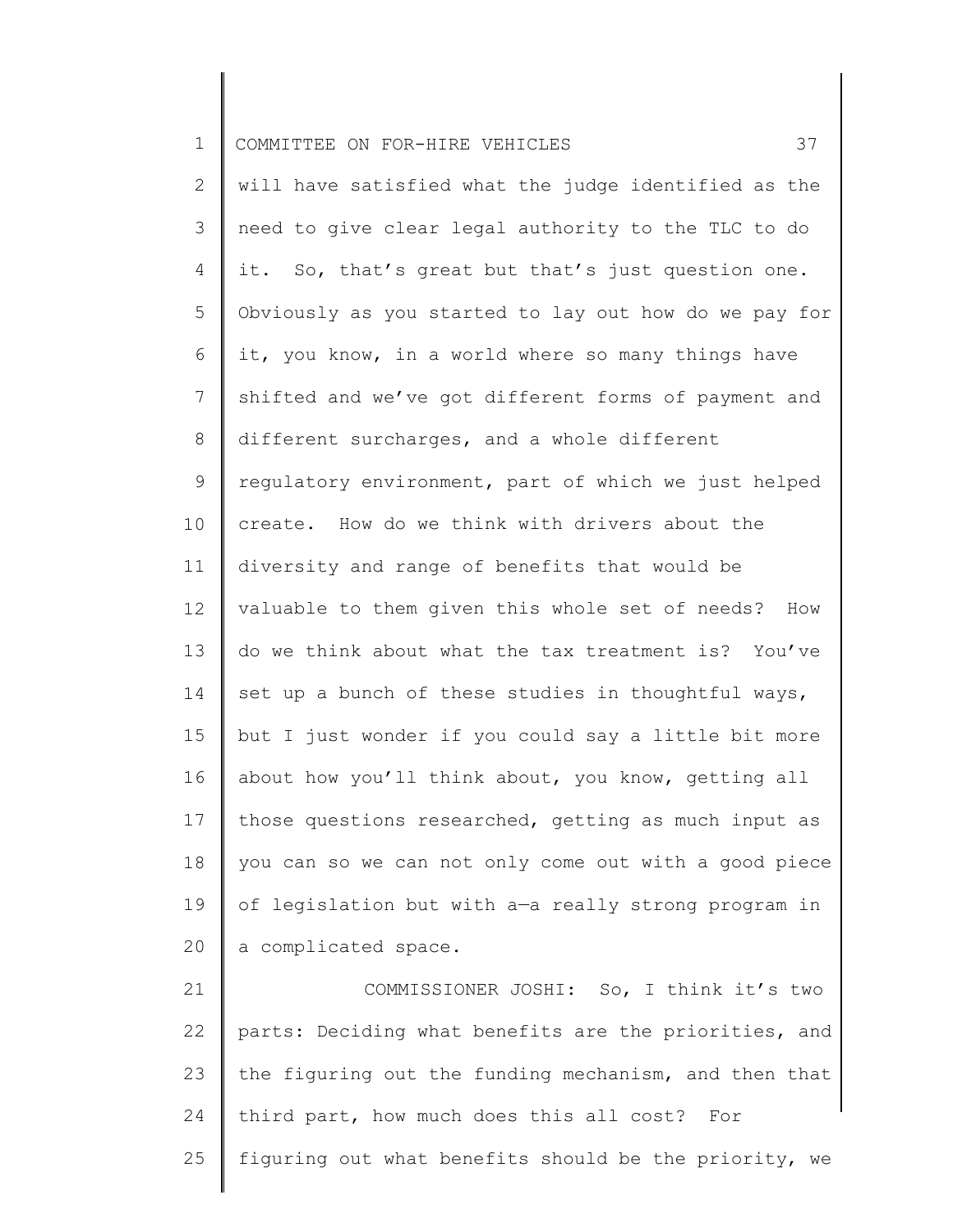will have satisfied what the judge identified as the need to give clear legal authority to the TLC to do it. So, that's great but that's just question one. Obviously as you started to lay out how do we pay for it, you know, in a world where so many things have shifted and we've got different forms of payment and different surcharges, and a whole different regulatory environment, part of which we just helped create. How do we think with drivers about the diversity and range of benefits that would be valuable to them given this whole set of needs? How do we think about what the tax treatment is? You've set up a bunch of these studies in thoughtful ways, but I just wonder if you could say a little bit more about how you'll think about, you know, getting all those questions researched, getting as much input as you can so we can not only come out with a good piece of legislation but with a—a really strong program in a complicated space.

COMMISSIONER JOSHI: So, I think it's two parts: Deciding what benefits are the priorities, and the figuring out the funding mechanism, and then that third part, how much does this all cost? For figuring out what benefits should be the priority, we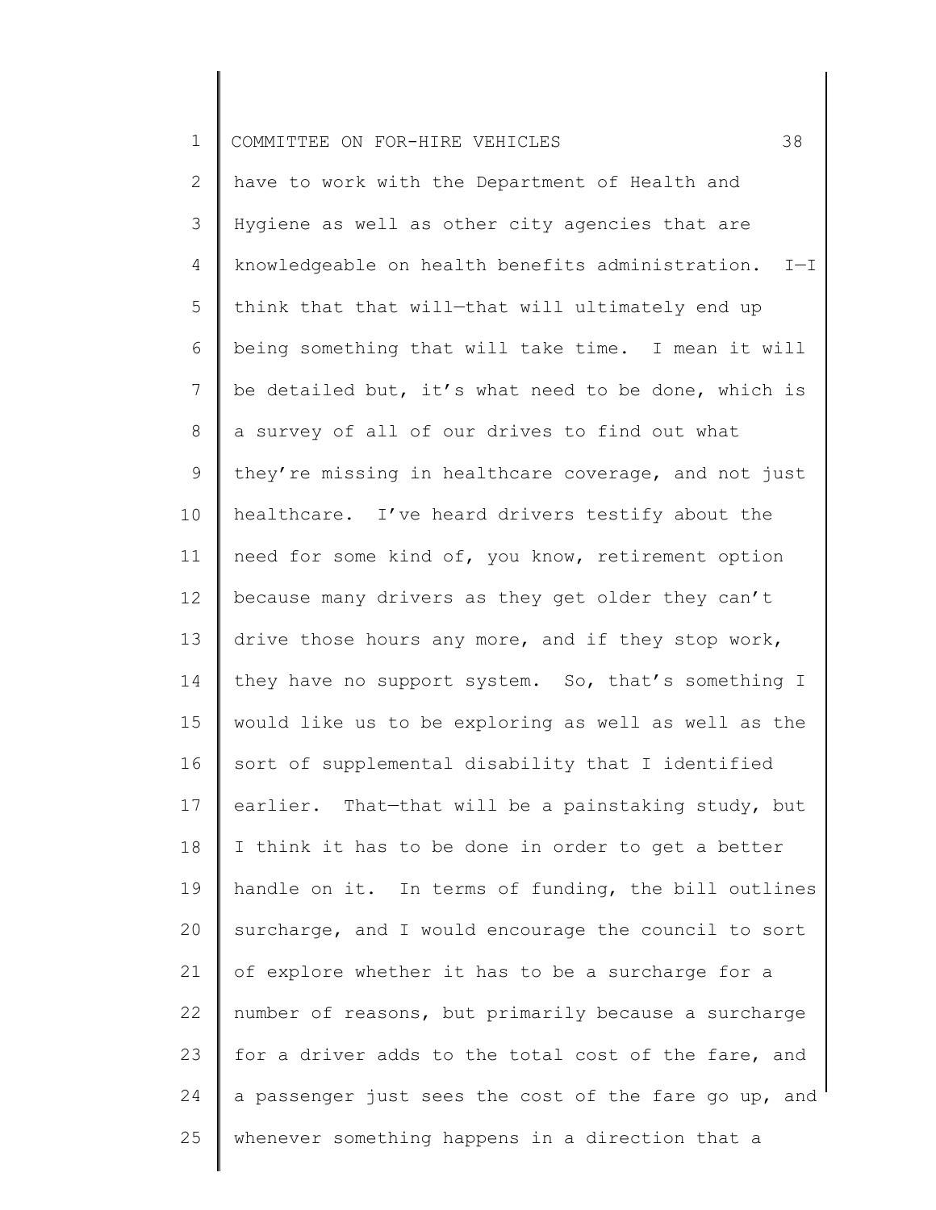have to work with the Department of Health and Hygiene as well as other city agencies that are knowledgeable on health benefits administration. I—I think that that will—that will ultimately end up being something that will take time. I mean it will be detailed but, it's what need to be done, which is a survey of all of our drives to find out what they're missing in healthcare coverage, and not just healthcare. I've heard drivers testify about the need for some kind of, you know, retirement option because many drivers as they get older they can't drive those hours any more, and if they stop work, they have no support system. So, that's something I would like us to be exploring as well as well as the sort of supplemental disability that I identified earlier. That—that will be a painstaking study, but I think it has to be done in order to get a better handle on it. In terms of funding, the bill outlines surcharge, and I would encourage the council to sort of explore whether it has to be a surcharge for a number of reasons, but primarily because a surcharge for a driver adds to the total cost of the fare, and a passenger just sees the cost of the fare go up, and whenever something happens in a direction that a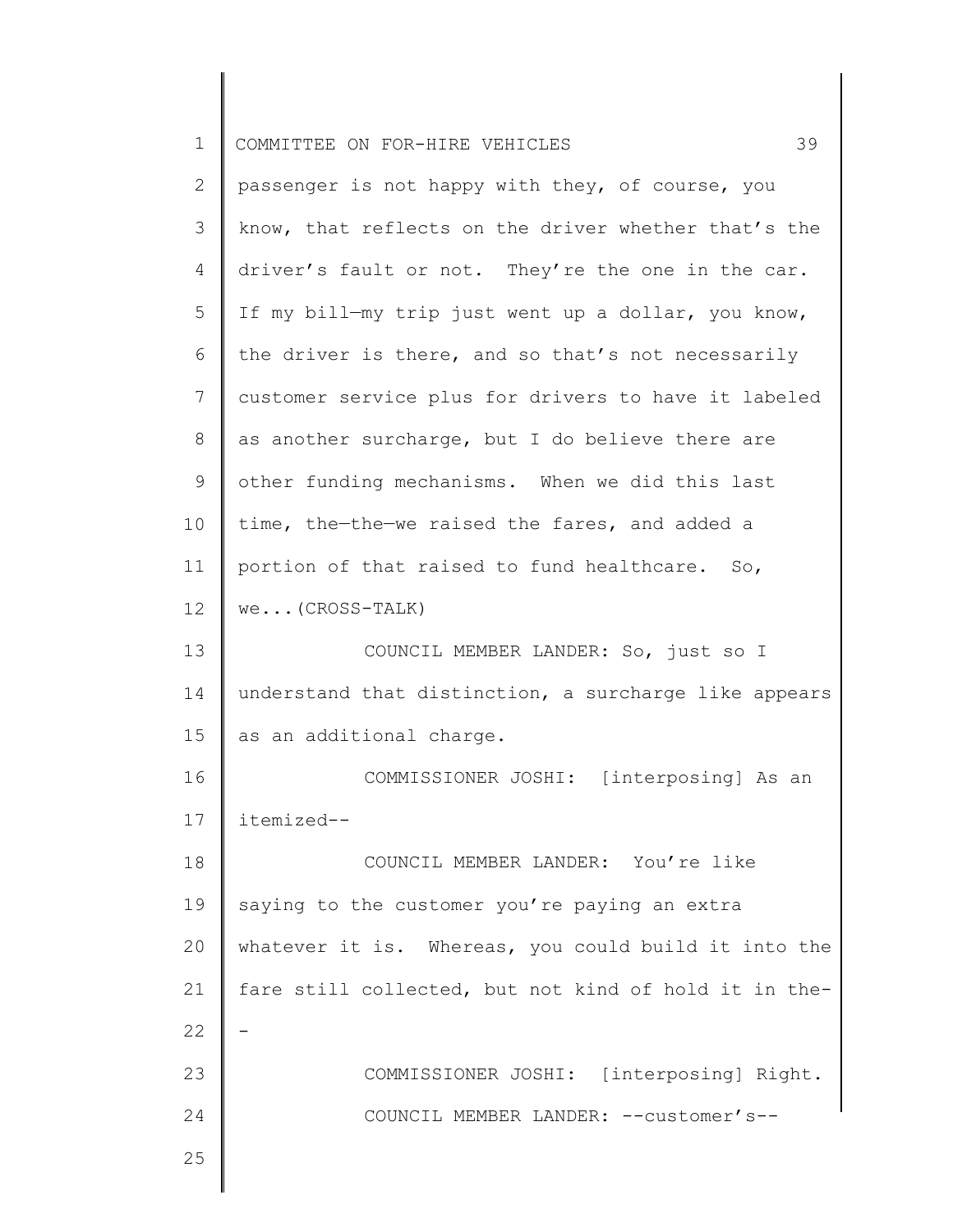passenger is not happy with they, of course, you know, that reflects on the driver whether that's the driver's fault or not. They're the one in the car. If my bill—my trip just went up a dollar, you know, the driver is there, and so that's not necessarily customer service plus for drivers to have it labeled as another surcharge, but I do believe there are other funding mechanisms. When we did this last time, the—the—we raised the fares, and added a portion of that raised to fund healthcare. So, we...(CROSS-TALK)

COUNCIL MEMBER LANDER: So, just so I understand that distinction, a surcharge like appears as an additional charge.

COMMISSIONER JOSHI: [interposing] As an itemized--

COUNCIL MEMBER LANDER: You're like saying to the customer you're paying an extra whatever it is. Whereas, you could build it into the fare still collected, but not kind of hold it in the--

COMMISSIONER JOSHI: [interposing] Right.

COUNCIL MEMBER LANDER: --customer's--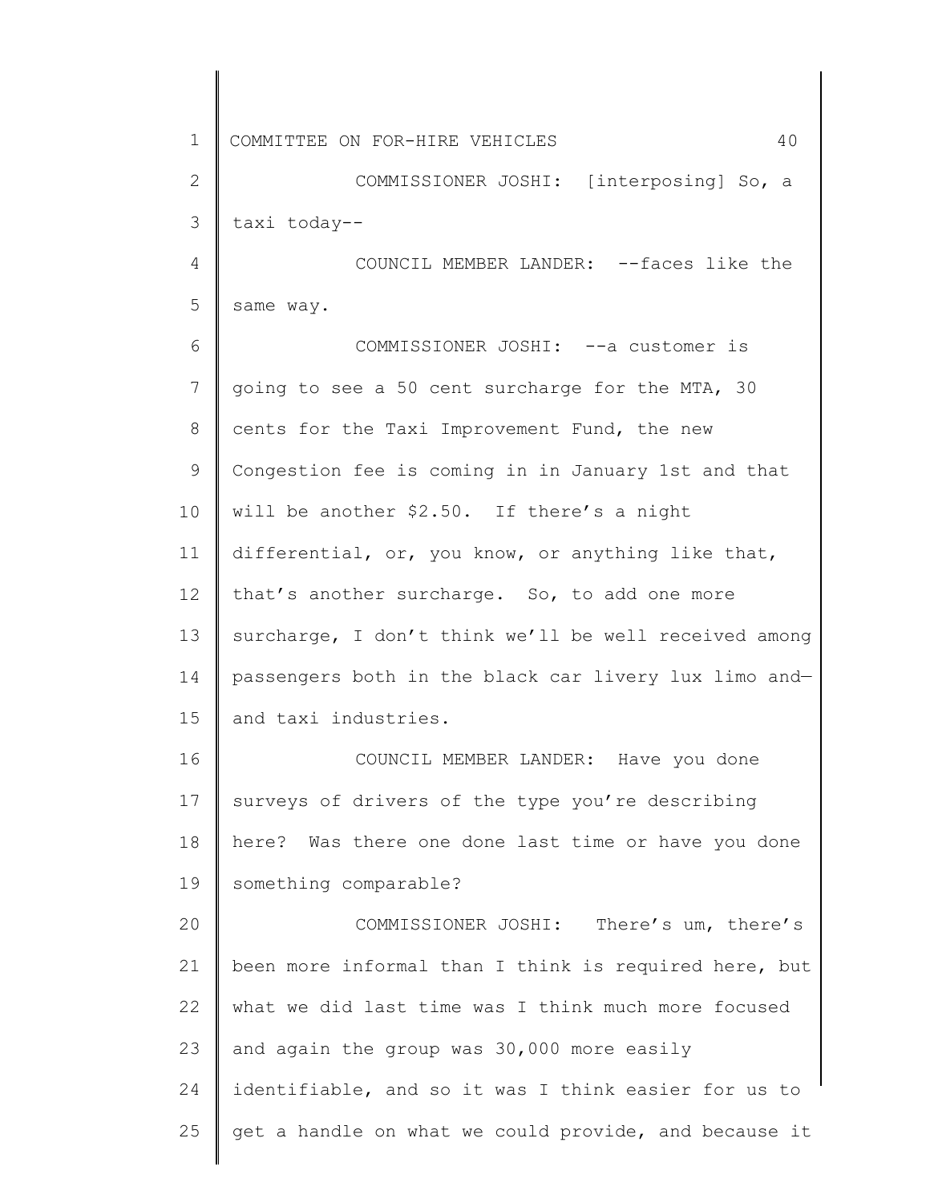COMMISSIONER JOSHI: [interposing] So, a taxi today--

COUNCIL MEMBER LANDER: --faces like the same way.

COMMISSIONER JOSHI: --a customer is going to see a 50 cent surcharge for the MTA, 30 cents for the Taxi Improvement Fund, the new Congestion fee is coming in in January 1st and that will be another $2.50. If there's a night differential, or, you know, or anything like that, that's another surcharge. So, to add one more surcharge, I don't think we'll be well received among passengers both in the black car livery lux limo and—and taxi industries.

COUNCIL MEMBER LANDER: Have you done surveys of drivers of the type you're describing here? Was there one done last time or have you done something comparable?

COMMISSIONER JOSHI: There's um, there's been more informal than I think is required here, but what we did last time was I think much more focused and again the group was 30,000 more easily identifiable, and so it was I think easier for us to get a handle on what we could provide, and because it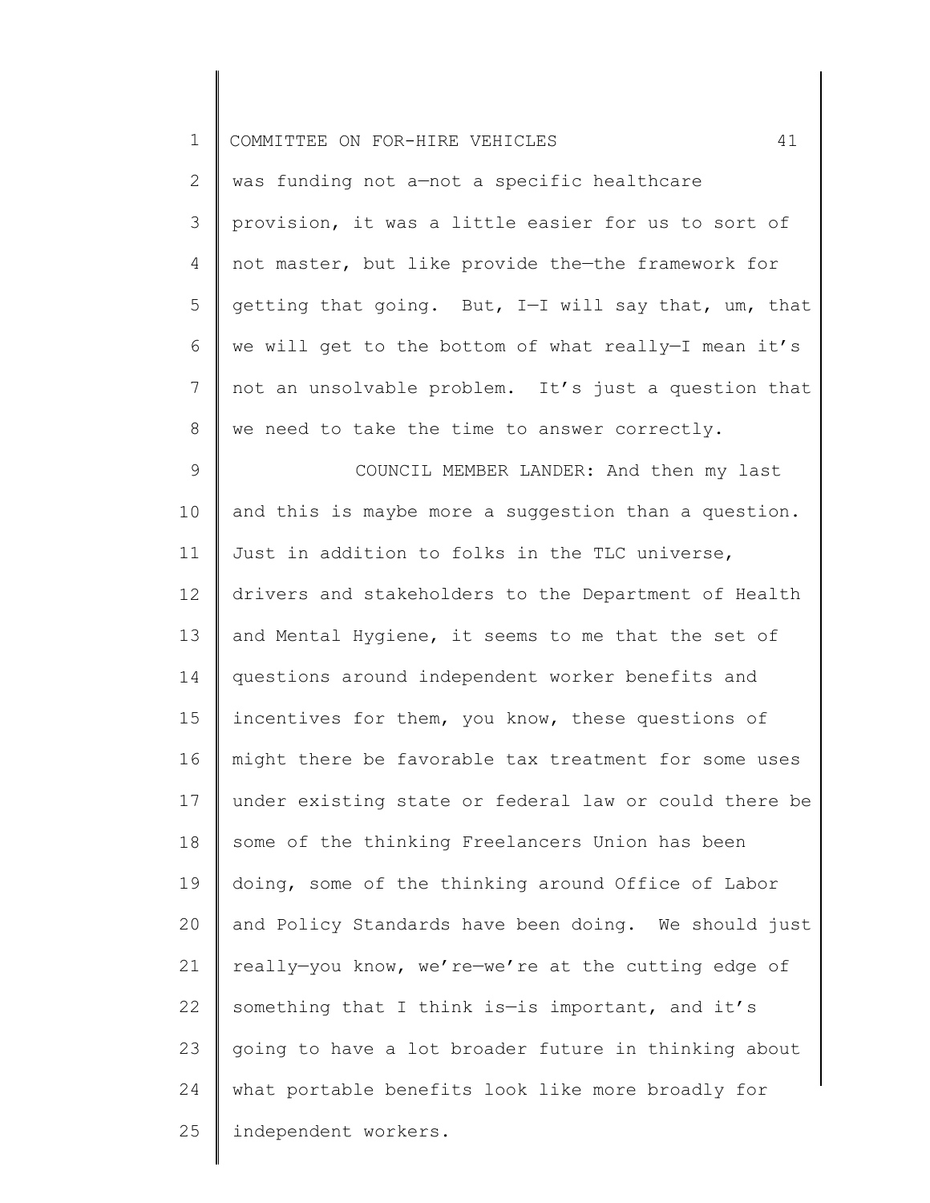was funding not a—not a specific healthcare provision, it was a little easier for us to sort of not master, but like provide the—the framework for getting that going. But, I—I will say that, um, that we will get to the bottom of what really—I mean it's not an unsolvable problem. It's just a question that we need to take the time to answer correctly.

COUNCIL MEMBER LANDER: And then my last and this is maybe more a suggestion than a question. Just in addition to folks in the TLC universe, drivers and stakeholders to the Department of Health and Mental Hygiene, it seems to me that the set of questions around independent worker benefits and incentives for them, you know, these questions of might there be favorable tax treatment for some uses under existing state or federal law or could there be some of the thinking Freelancers Union has been doing, some of the thinking around Office of Labor and Policy Standards have been doing. We should just really—you know, we're—we're at the cutting edge of something that I think is—is important, and it's going to have a lot broader future in thinking about what portable benefits look like more broadly for independent workers.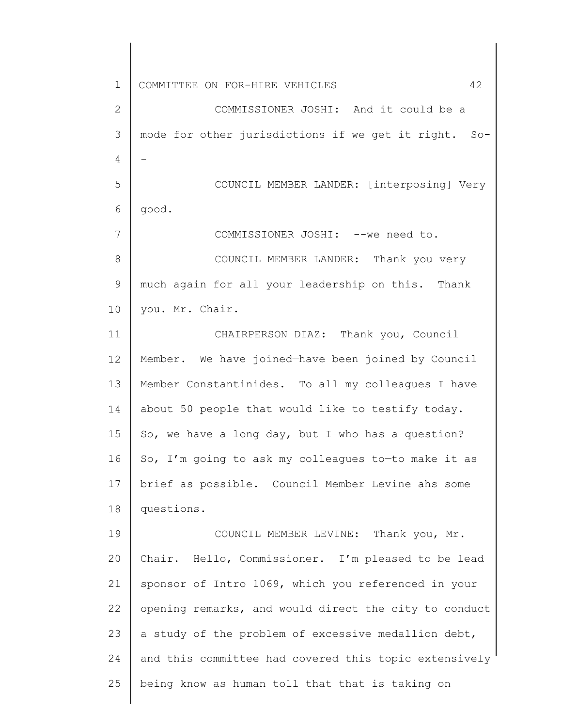COMMISSIONER JOSHI: And it could be a mode for other jurisdictions if we get it right. So--

COUNCIL MEMBER LANDER: [interposing] Very good.

COMMISSIONER JOSHI: --we need to.

COUNCIL MEMBER LANDER: Thank you very much again for all your leadership on this. Thank you. Mr. Chair.

CHAIRPERSON DIAZ: Thank you, Council Member. We have joined—have been joined by Council Member Constantinides. To all my colleagues I have about 50 people that would like to testify today. So, we have a long day, but I—who has a question? So, I'm going to ask my colleagues to—to make it as brief as possible. Council Member Levine ahs some questions.

COUNCIL MEMBER LEVINE: Thank you, Mr. Chair. Hello, Commissioner. I'm pleased to be lead sponsor of Intro 1069, which you referenced in your opening remarks, and would direct the city to conduct a study of the problem of excessive medallion debt, and this committee had covered this topic extensively being know as human toll that that is taking on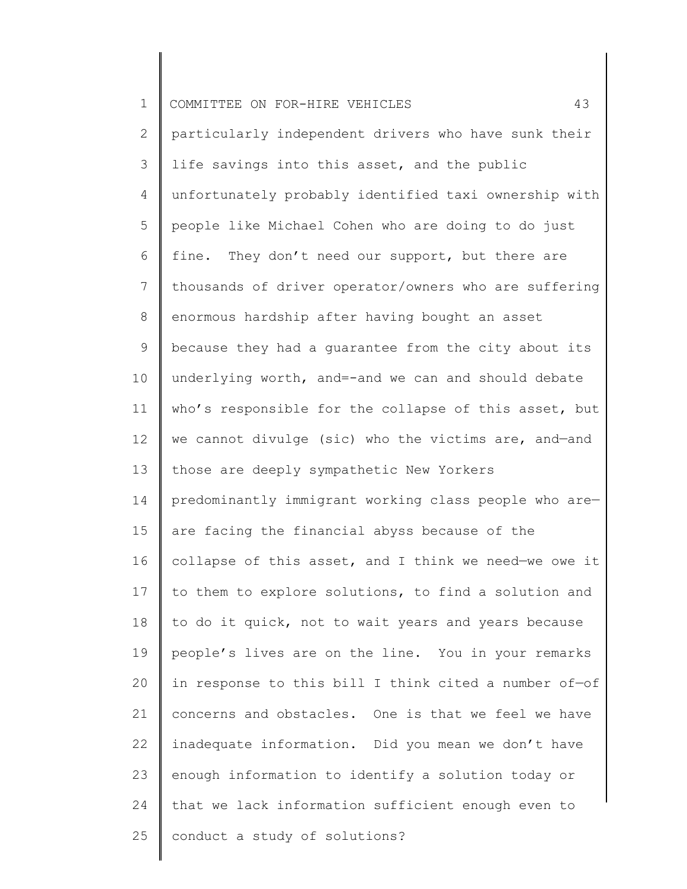particularly independent drivers who have sunk their life savings into this asset, and the public unfortunately probably identified taxi ownership with people like Michael Cohen who are doing to do just fine. They don't need our support, but there are thousands of driver operator/owners who are suffering enormous hardship after having bought an asset because they had a guarantee from the city about its underlying worth, and=-and we can and should debate who's responsible for the collapse of this asset, but we cannot divulge (sic) who the victims are, and—and those are deeply sympathetic New Yorkers predominantly immigrant working class people who are—are facing the financial abyss because of the collapse of this asset, and I think we need—we owe it to them to explore solutions, to find a solution and to do it quick, not to wait years and years because people's lives are on the line. You in your remarks in response to this bill I think cited a number of—of concerns and obstacles. One is that we feel we have inadequate information. Did you mean we don't have enough information to identify a solution today or that we lack information sufficient enough even to conduct a study of solutions?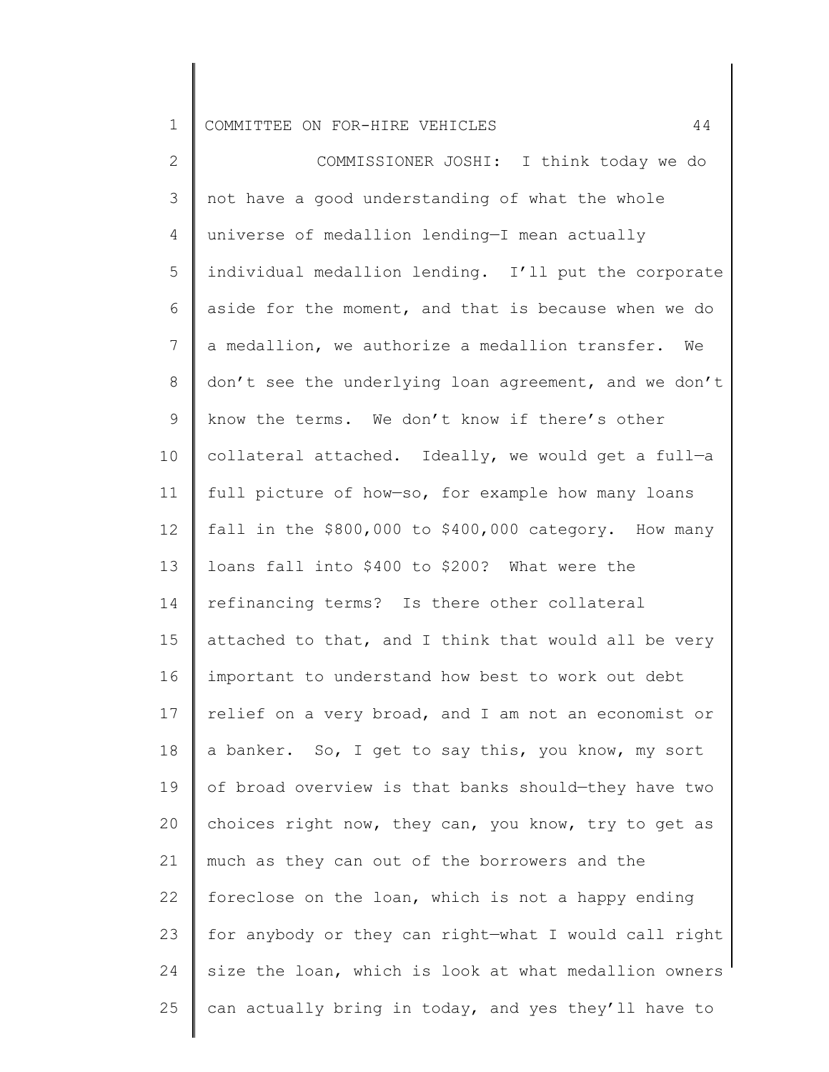COMMISSIONER JOSHI: I think today we do not have a good understanding of what the whole universe of medallion lending—I mean actually individual medallion lending. I'll put the corporate aside for the moment, and that is because when we do a medallion, we authorize a medallion transfer. We don't see the underlying loan agreement, and we don't know the terms. We don't know if there's other collateral attached. Ideally, we would get a full—a full picture of how—so, for example how many loans fall in the $800,000 to $400,000 category. How many loans fall into $400 to $200? What were the refinancing terms? Is there other collateral attached to that, and I think that would all be very important to understand how best to work out debt relief on a very broad, and I am not an economist or a banker. So, I get to say this, you know, my sort of broad overview is that banks should—they have two choices right now, they can, you know, try to get as much as they can out of the borrowers and the foreclose on the loan, which is not a happy ending for anybody or they can right—what I would call right size the loan, which is look at what medallion owners can actually bring in today, and yes they'll have to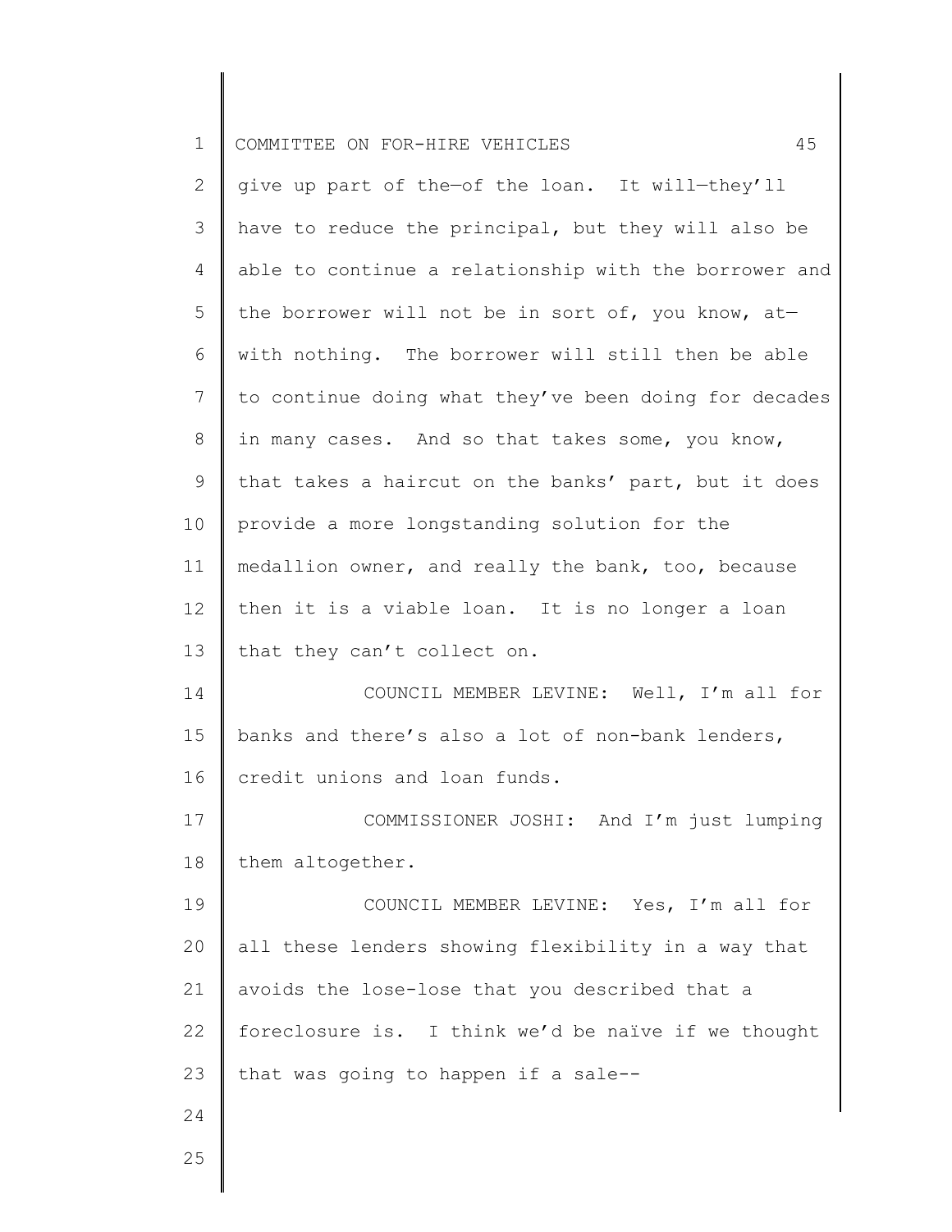give up part of the—of the loan. It will—they'll have to reduce the principal, but they will also be able to continue a relationship with the borrower and the borrower will not be in sort of, you know, at—with nothing. The borrower will still then be able to continue doing what they've been doing for decades in many cases. And so that takes some, you know, that takes a haircut on the banks' part, but it does provide a more longstanding solution for the medallion owner, and really the bank, too, because then it is a viable loan. It is no longer a loan that they can't collect on.

COUNCIL MEMBER LEVINE: Well, I'm all for banks and there's also a lot of non-bank lenders, credit unions and loan funds.

COMMISSIONER JOSHI: And I'm just lumping them altogether.

COUNCIL MEMBER LEVINE: Yes, I'm all for all these lenders showing flexibility in a way that avoids the lose-lose that you described that a foreclosure is. I think we'd be naïve if we thought that was going to happen if a sale--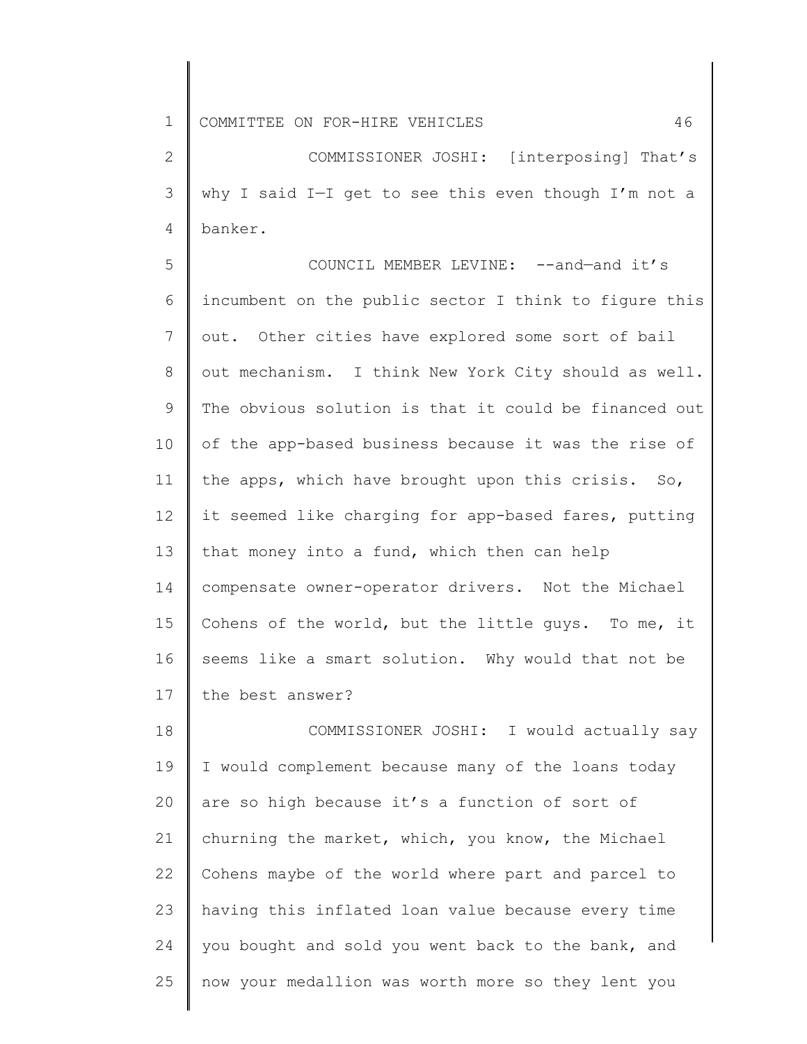COMMISSIONER JOSHI: [interposing] That's why I said I—I get to see this even though I'm not a banker.

COUNCIL MEMBER LEVINE: --and—and it's incumbent on the public sector I think to figure this out. Other cities have explored some sort of bail out mechanism. I think New York City should as well. The obvious solution is that it could be financed out of the app-based business because it was the rise of the apps, which have brought upon this crisis. So, it seemed like charging for app-based fares, putting that money into a fund, which then can help compensate owner-operator drivers. Not the Michael Cohens of the world, but the little guys. To me, it seems like a smart solution. Why would that not be the best answer?

COMMISSIONER JOSHI: I would actually say I would complement because many of the loans today are so high because it's a function of sort of churning the market, which, you know, the Michael Cohens maybe of the world where part and parcel to having this inflated loan value because every time you bought and sold you went back to the bank, and now your medallion was worth more so they lent you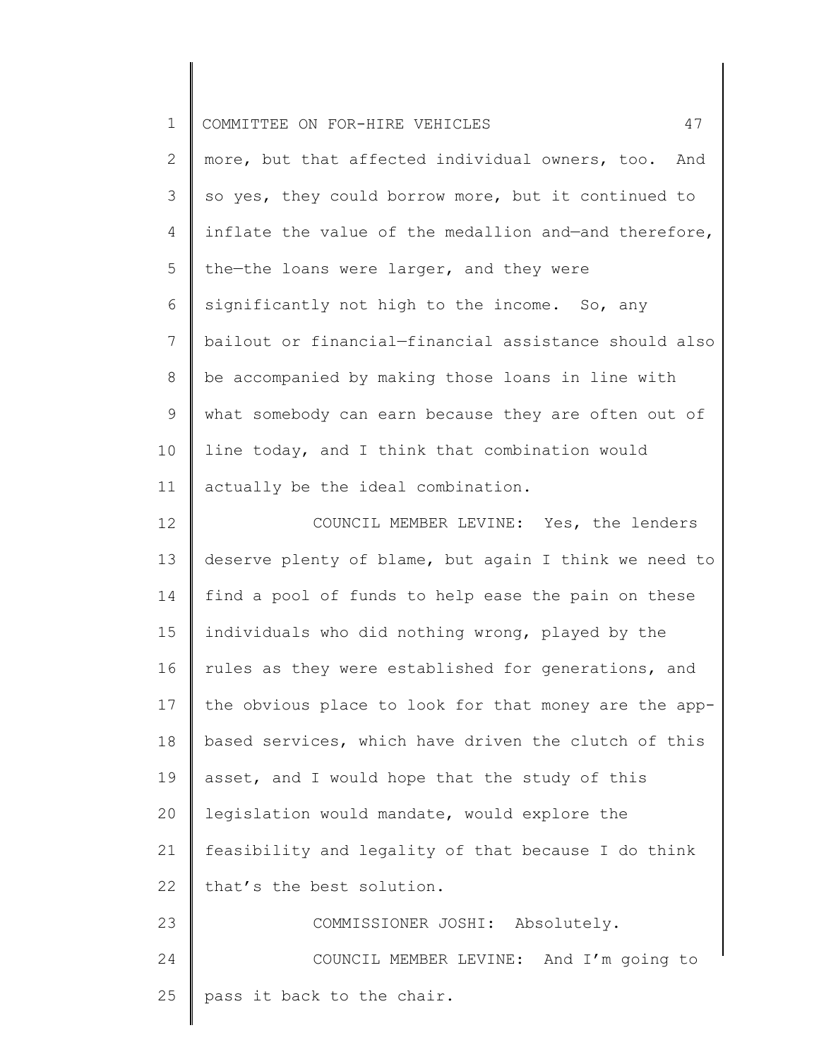more, but that affected individual owners, too. And so yes, they could borrow more, but it continued to inflate the value of the medallion and—and therefore, the—the loans were larger, and they were significantly not high to the income. So, any bailout or financial—financial assistance should also be accompanied by making those loans in line with what somebody can earn because they are often out of line today, and I think that combination would actually be the ideal combination.

COUNCIL MEMBER LEVINE: Yes, the lenders deserve plenty of blame, but again I think we need to find a pool of funds to help ease the pain on these individuals who did nothing wrong, played by the rules as they were established for generations, and the obvious place to look for that money are the app-based services, which have driven the clutch of this asset, and I would hope that the study of this legislation would mandate, would explore the feasibility and legality of that because I do think that's the best solution.

COMMISSIONER JOSHI: Absolutely.

COUNCIL MEMBER LEVINE: And I'm going to pass it back to the chair.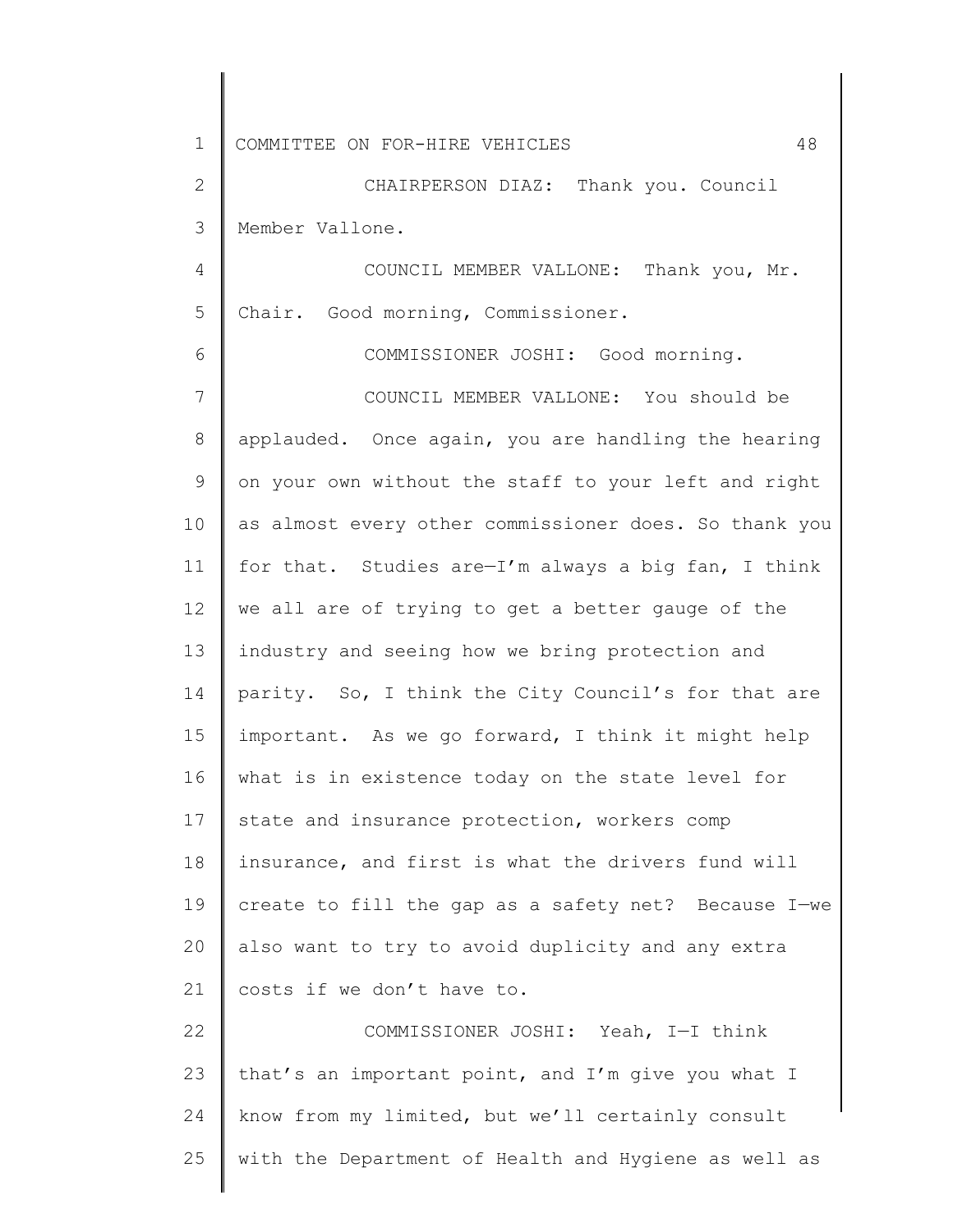CHAIRPERSON DIAZ: Thank you. Council Member Vallone.

COUNCIL MEMBER VALLONE: Thank you, Mr. Chair. Good morning, Commissioner.

COMMISSIONER JOSHI: Good morning.

COUNCIL MEMBER VALLONE: You should be applauded. Once again, you are handling the hearing on your own without the staff to your left and right as almost every other commissioner does. So thank you for that. Studies are—I'm always a big fan, I think we all are of trying to get a better gauge of the industry and seeing how we bring protection and parity. So, I think the City Council's for that are important. As we go forward, I think it might help what is in existence today on the state level for state and insurance protection, workers comp insurance, and first is what the drivers fund will create to fill the gap as a safety net? Because I—we also want to try to avoid duplicity and any extra costs if we don't have to.

COMMISSIONER JOSHI: Yeah, I—I think that's an important point, and I'm give you what I know from my limited, but we'll certainly consult with the Department of Health and Hygiene as well as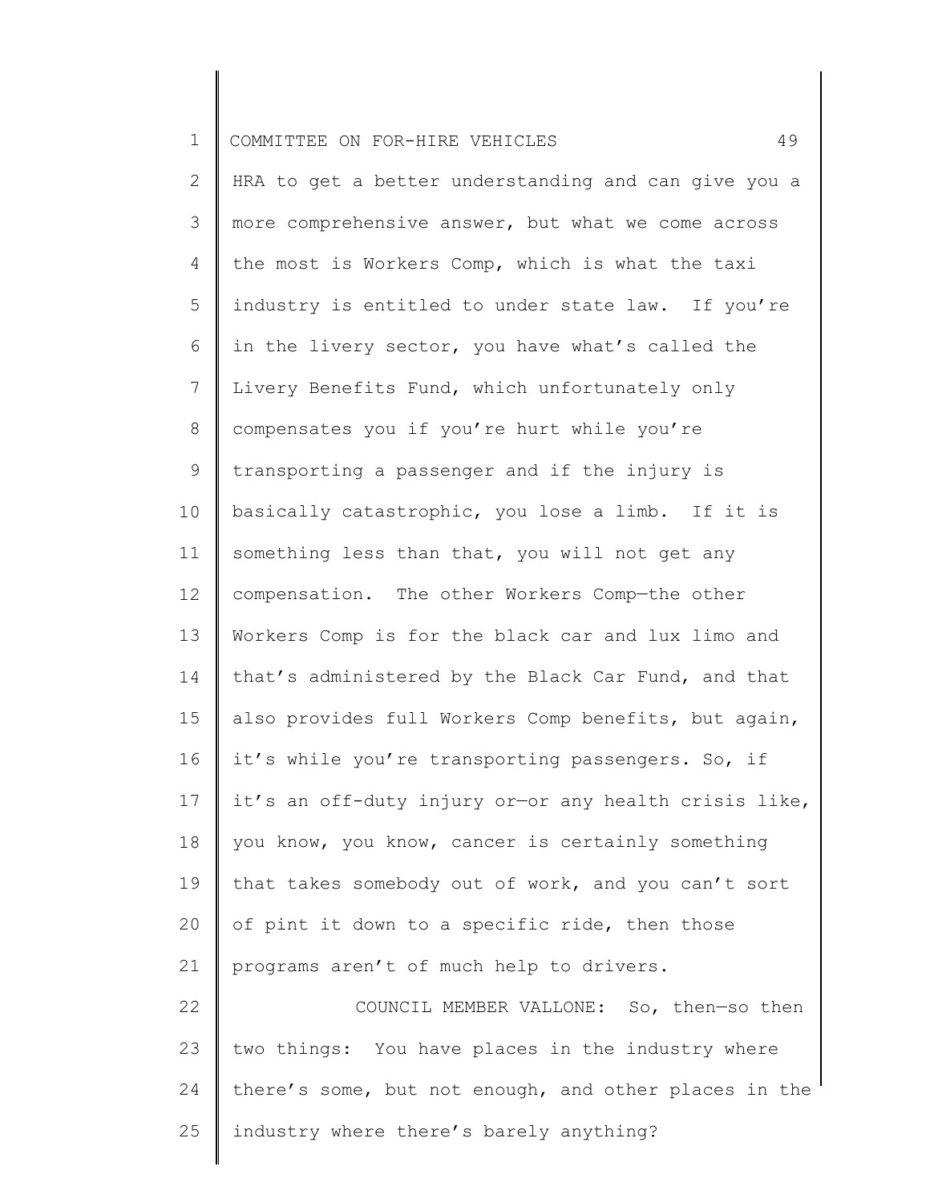HRA to get a better understanding and can give you a more comprehensive answer, but what we come across the most is Workers Comp, which is what the taxi industry is entitled to under state law. If you're in the livery sector, you have what's called the Livery Benefits Fund, which unfortunately only compensates you if you're hurt while you're transporting a passenger and if the injury is basically catastrophic, you lose a limb. If it is something less than that, you will not get any compensation. The other Workers Comp—the other Workers Comp is for the black car and lux limo and that's administered by the Black Car Fund, and that also provides full Workers Comp benefits, but again, it's while you're transporting passengers. So, if it's an off-duty injury or—or any health crisis like, you know, you know, cancer is certainly something that takes somebody out of work, and you can't sort of pint it down to a specific ride, then those programs aren't of much help to drivers.

COUNCIL MEMBER VALLONE: So, then—so then two things: You have places in the industry where there's some, but not enough, and other places in the industry where there's barely anything?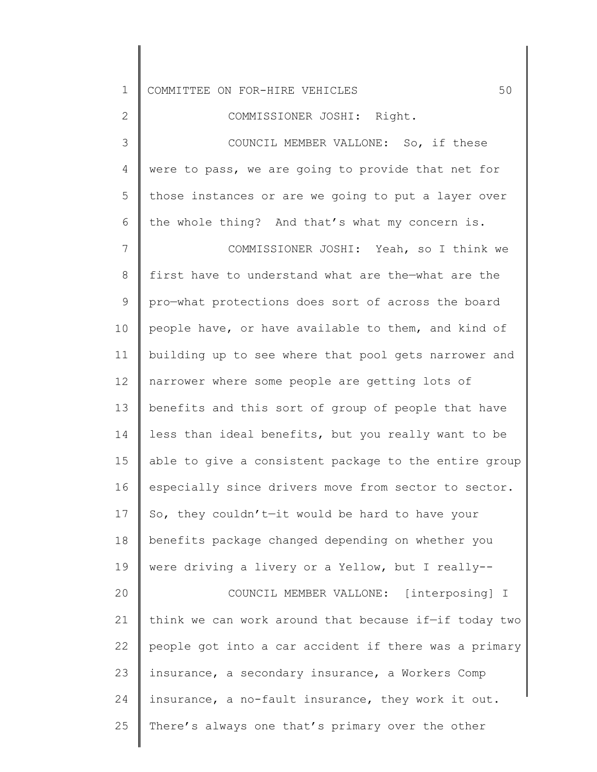COMMISSIONER JOSHI: Right.

COUNCIL MEMBER VALLONE: So, if these were to pass, we are going to provide that net for those instances or are we going to put a layer over the whole thing? And that's what my concern is.

COMMISSIONER JOSHI: Yeah, so I think we first have to understand what are the—what are the pro—what protections does sort of across the board people have, or have available to them, and kind of building up to see where that pool gets narrower and narrower where some people are getting lots of benefits and this sort of group of people that have less than ideal benefits, but you really want to be able to give a consistent package to the entire group especially since drivers move from sector to sector. So, they couldn't—it would be hard to have your benefits package changed depending on whether you were driving a livery or a Yellow, but I really--

COUNCIL MEMBER VALLONE: [interposing] I think we can work around that because if—if today two people got into a car accident if there was a primary insurance, a secondary insurance, a Workers Comp insurance, a no-fault insurance, they work it out. There's always one that's primary over the other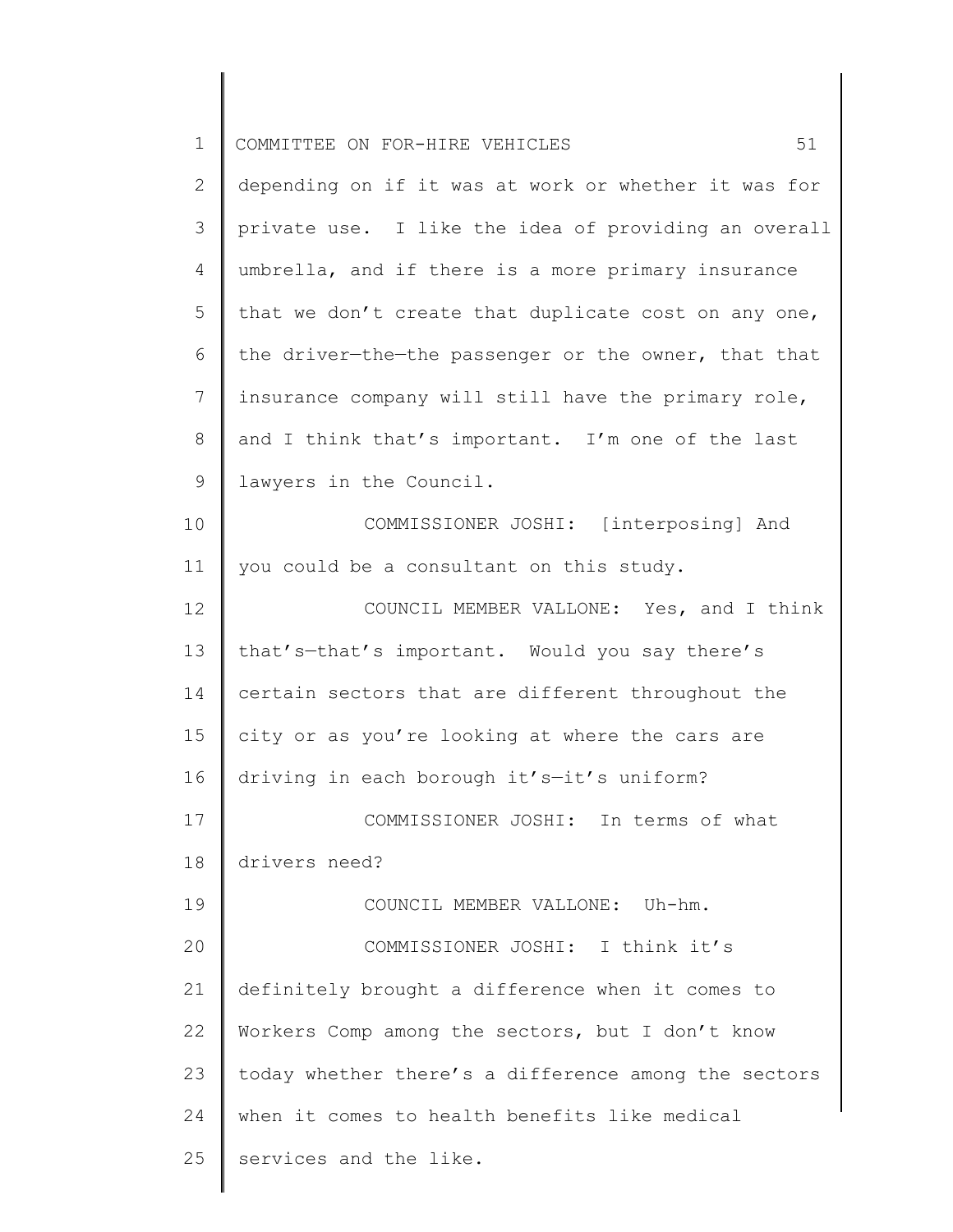depending on if it was at work or whether it was for private use. I like the idea of providing an overall umbrella, and if there is a more primary insurance that we don't create that duplicate cost on any one, the driver—the—the passenger or the owner, that that insurance company will still have the primary role, and I think that's important. I'm one of the last lawyers in the Council.

COMMISSIONER JOSHI: [interposing] And you could be a consultant on this study.

COUNCIL MEMBER VALLONE: Yes, and I think that's—that's important. Would you say there's certain sectors that are different throughout the city or as you're looking at where the cars are driving in each borough it's—it's uniform?

COMMISSIONER JOSHI: In terms of what drivers need?

COUNCIL MEMBER VALLONE: Uh-hm.

COMMISSIONER JOSHI: I think it's definitely brought a difference when it comes to Workers Comp among the sectors, but I don't know today whether there's a difference among the sectors when it comes to health benefits like medical services and the like.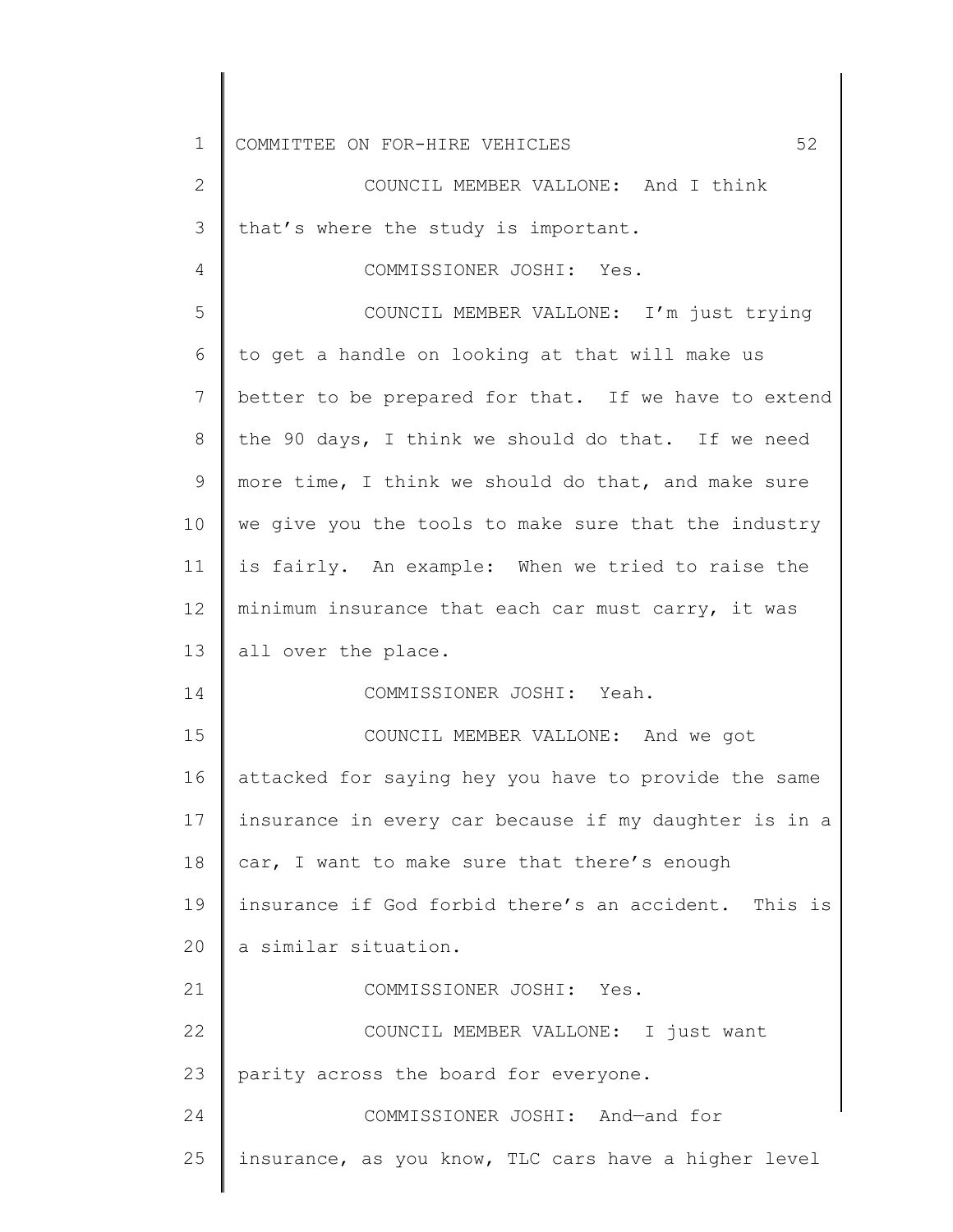COUNCIL MEMBER VALLONE: And I think that's where the study is important.

COMMISSIONER JOSHI: Yes.

COUNCIL MEMBER VALLONE: I'm just trying to get a handle on looking at that will make us better to be prepared for that. If we have to extend the 90 days, I think we should do that. If we need more time, I think we should do that, and make sure we give you the tools to make sure that the industry is fairly. An example: When we tried to raise the minimum insurance that each car must carry, it was all over the place.

COMMISSIONER JOSHI: Yeah.

COUNCIL MEMBER VALLONE: And we got attacked for saying hey you have to provide the same insurance in every car because if my daughter is in a car, I want to make sure that there's enough insurance if God forbid there's an accident. This is a similar situation.

COMMISSIONER JOSHI: Yes.

COUNCIL MEMBER VALLONE: I just want parity across the board for everyone.

COMMISSIONER JOSHI: And—and for insurance, as you know, TLC cars have a higher level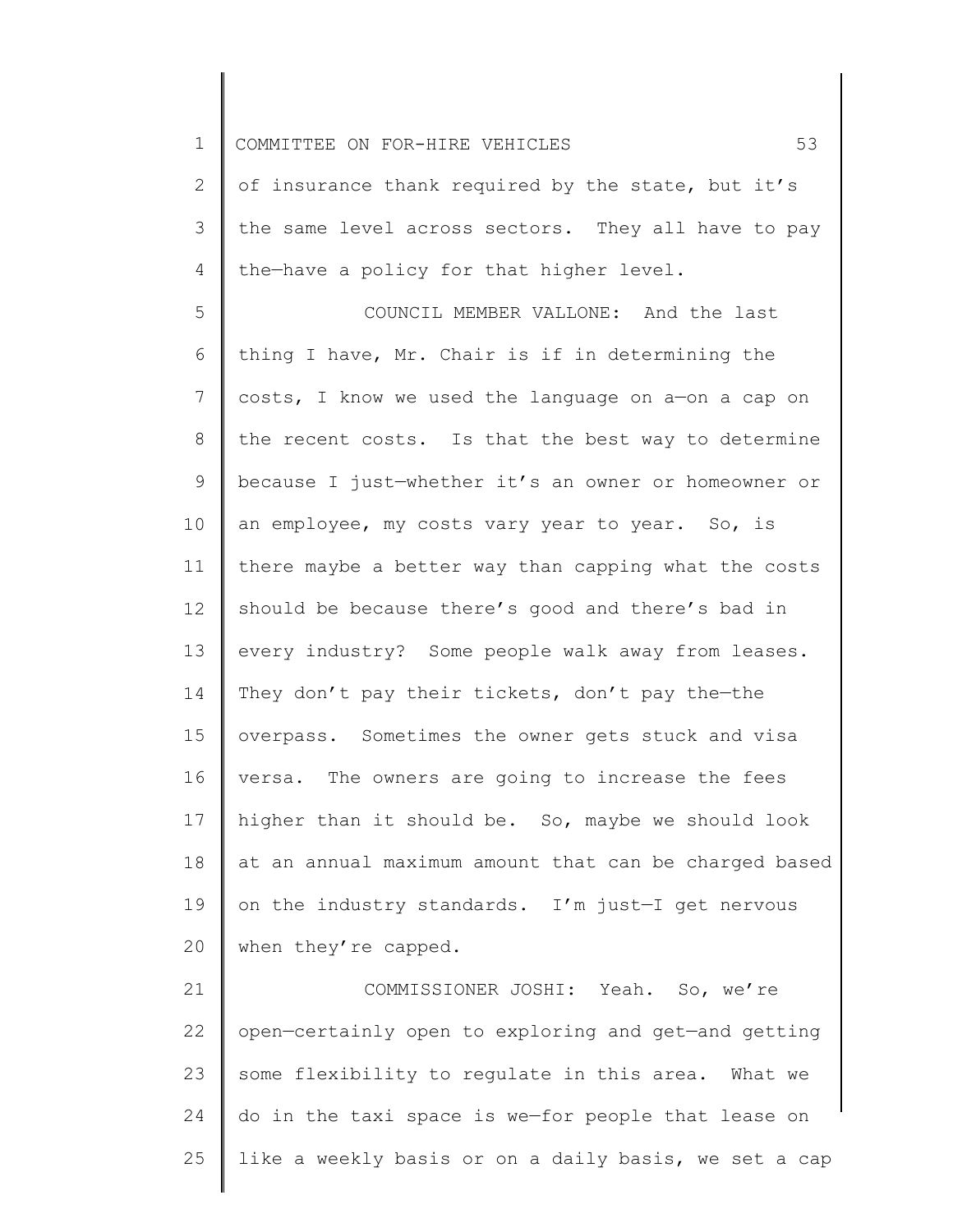of insurance thank required by the state, but it's the same level across sectors. They all have to pay the—have a policy for that higher level.

COUNCIL MEMBER VALLONE: And the last thing I have, Mr. Chair is if in determining the costs, I know we used the language on a—on a cap on the recent costs. Is that the best way to determine because I just—whether it's an owner or homeowner or an employee, my costs vary year to year. So, is there maybe a better way than capping what the costs should be because there's good and there's bad in every industry? Some people walk away from leases. They don't pay their tickets, don't pay the—the overpass. Sometimes the owner gets stuck and visa versa. The owners are going to increase the fees higher than it should be. So, maybe we should look at an annual maximum amount that can be charged based on the industry standards. I'm just—I get nervous when they're capped.

COMMISSIONER JOSHI: Yeah. So, we're open—certainly open to exploring and get—and getting some flexibility to regulate in this area. What we do in the taxi space is we—for people that lease on like a weekly basis or on a daily basis, we set a cap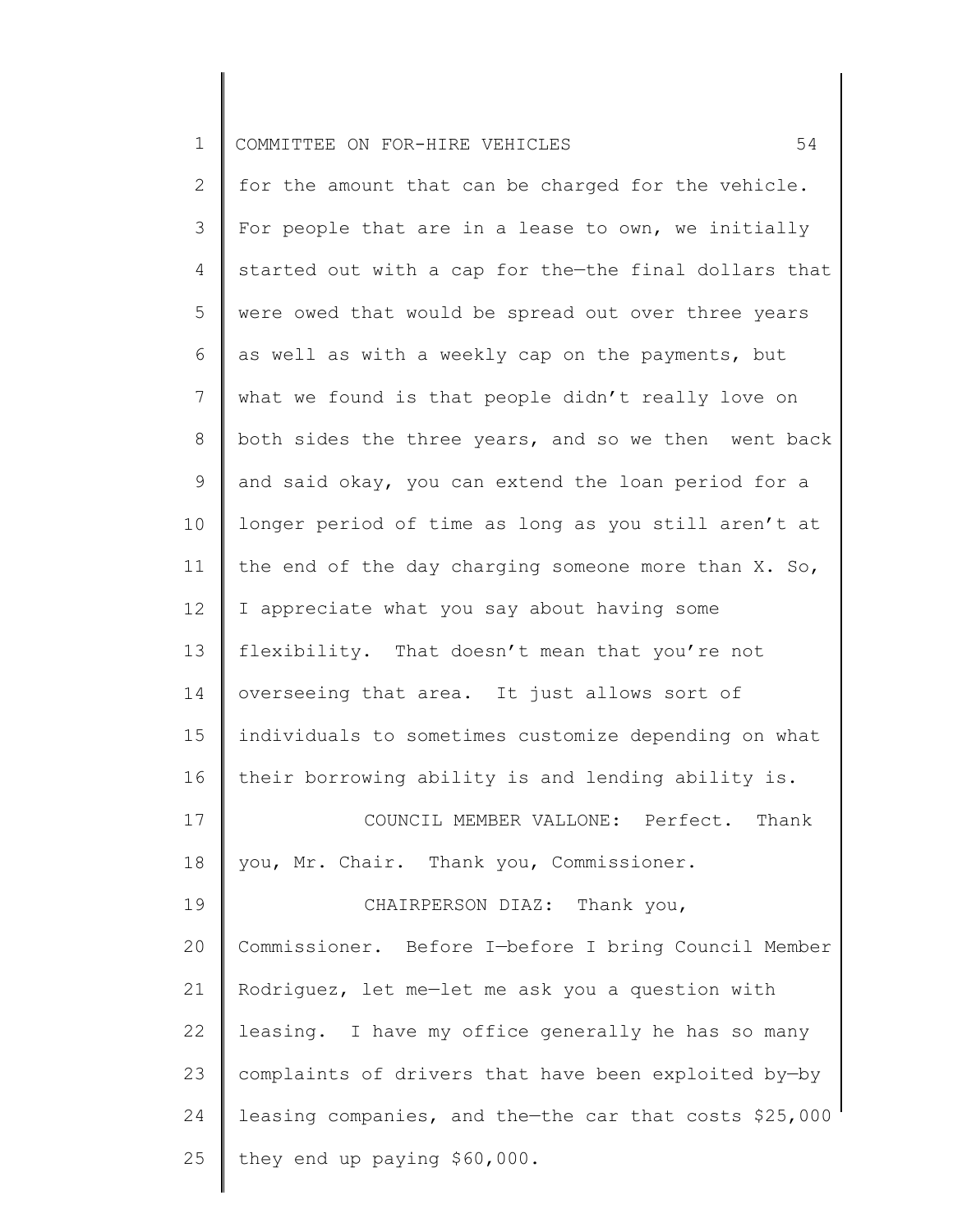for the amount that can be charged for the vehicle. For people that are in a lease to own, we initially started out with a cap for the—the final dollars that were owed that would be spread out over three years as well as with a weekly cap on the payments, but what we found is that people didn't really love on both sides the three years, and so we then went back and said okay, you can extend the loan period for a longer period of time as long as you still aren't at the end of the day charging someone more than X. So, I appreciate what you say about having some flexibility. That doesn't mean that you're not overseeing that area. It just allows sort of individuals to sometimes customize depending on what their borrowing ability is and lending ability is.

COUNCIL MEMBER VALLONE: Perfect. Thank you, Mr. Chair. Thank you, Commissioner.

CHAIRPERSON DIAZ: Thank you, Commissioner. Before I—before I bring Council Member Rodriguez, let me—let me ask you a question with leasing. I have my office generally he has so many complaints of drivers that have been exploited by—by leasing companies, and the—the car that costs $25,000 they end up paying $60,000.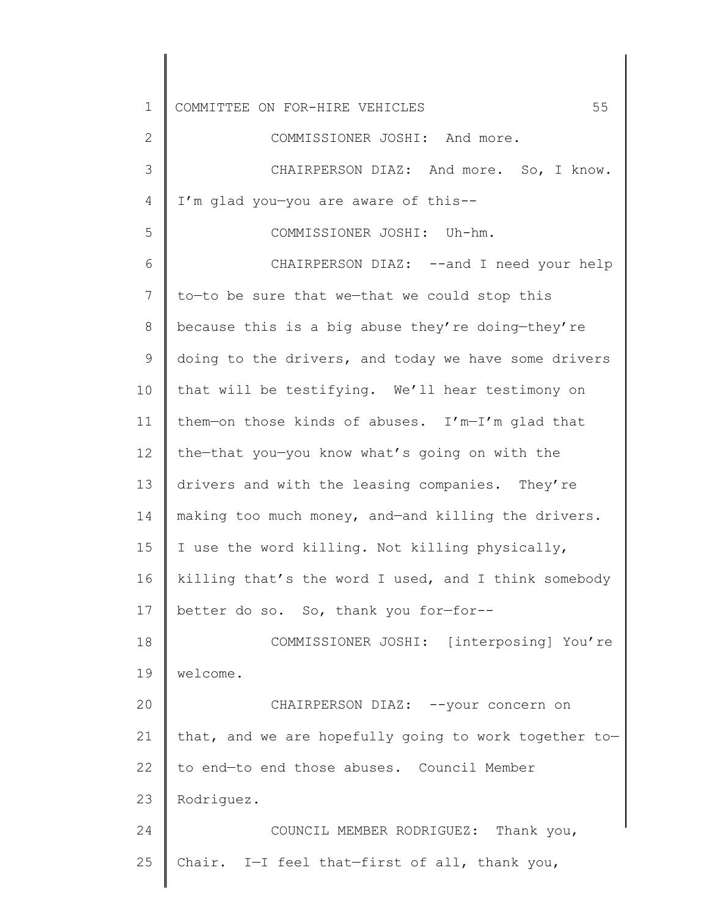COMMISSIONER JOSHI: And more.

CHAIRPERSON DIAZ: And more. So, I know. I'm glad you—you are aware of this--

COMMISSIONER JOSHI: Uh-hm.

CHAIRPERSON DIAZ: --and I need your help to—to be sure that we—that we could stop this because this is a big abuse they're doing—they're doing to the drivers, and today we have some drivers that will be testifying. We'll hear testimony on them—on those kinds of abuses. I'm—I'm glad that the—that you—you know what's going on with the drivers and with the leasing companies. They're making too much money, and—and killing the drivers. I use the word killing. Not killing physically, killing that's the word I used, and I think somebody better do so. So, thank you for—for--

COMMISSIONER JOSHI: [interposing] You're welcome.

CHAIRPERSON DIAZ: --your concern on that, and we are hopefully going to work together to—to end—to end those abuses. Council Member Rodriguez.

COUNCIL MEMBER RODRIGUEZ: Thank you, Chair. I—I feel that—first of all, thank you,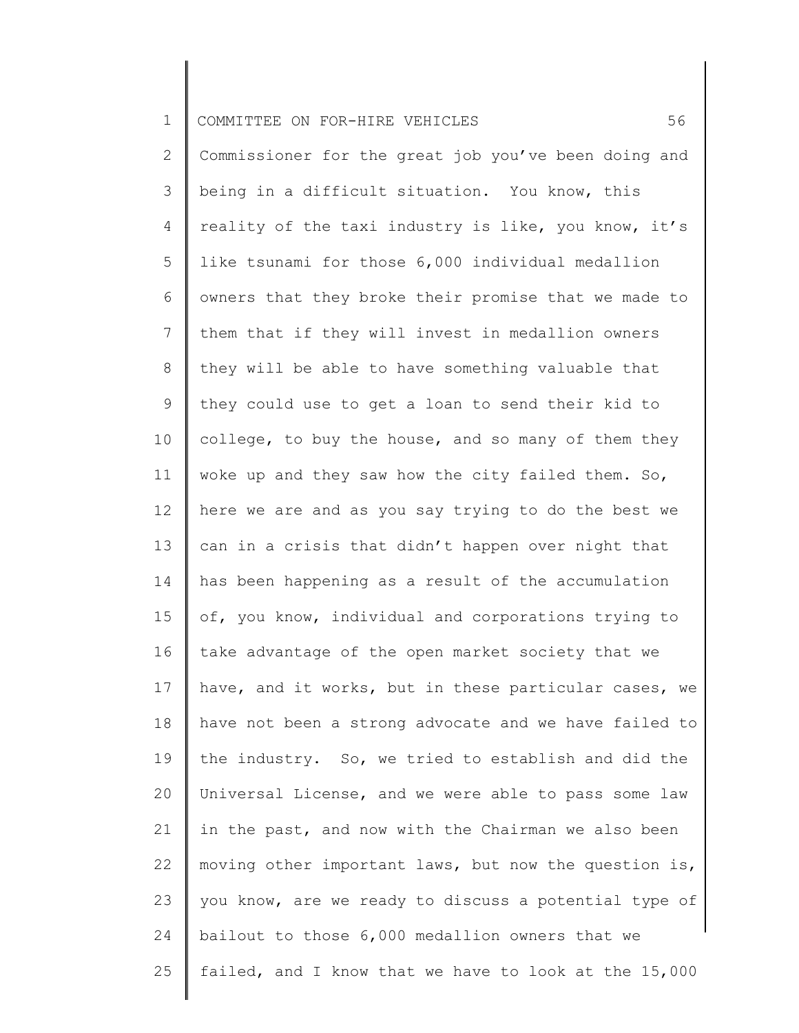Commissioner for the great job you've been doing and being in a difficult situation. You know, this reality of the taxi industry is like, you know, it's like tsunami for those 6,000 individual medallion owners that they broke their promise that we made to them that if they will invest in medallion owners they will be able to have something valuable that they could use to get a loan to send their kid to college, to buy the house, and so many of them they woke up and they saw how the city failed them. So, here we are and as you say trying to do the best we can in a crisis that didn't happen over night that has been happening as a result of the accumulation of, you know, individual and corporations trying to take advantage of the open market society that we have, and it works, but in these particular cases, we have not been a strong advocate and we have failed to the industry. So, we tried to establish and did the Universal License, and we were able to pass some law in the past, and now with the Chairman we also been moving other important laws, but now the question is, you know, are we ready to discuss a potential type of bailout to those 6,000 medallion owners that we failed, and I know that we have to look at the 15,000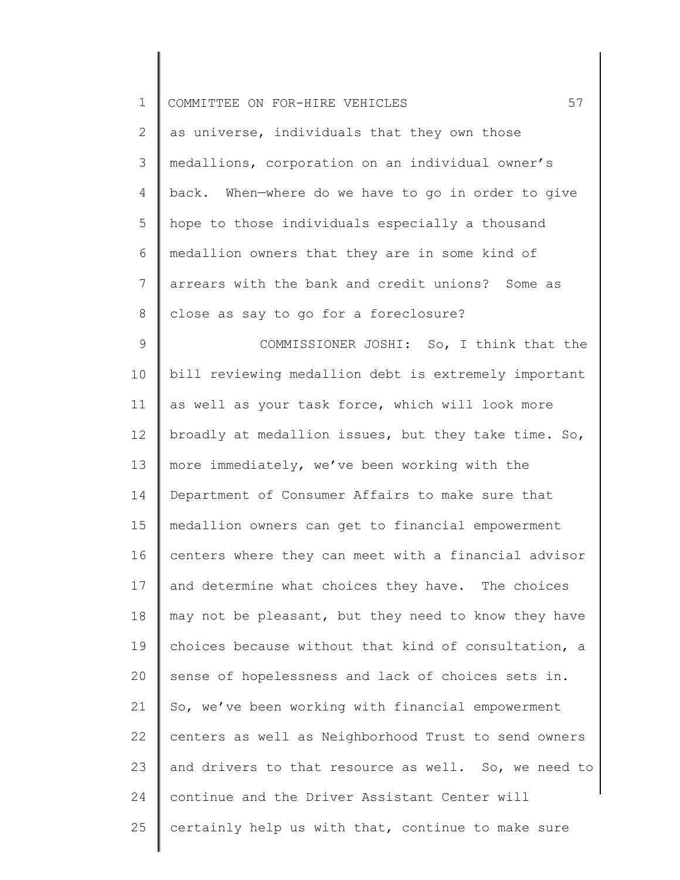as universe, individuals that they own those medallions, corporation on an individual owner's back. When—where do we have to go in order to give hope to those individuals especially a thousand medallion owners that they are in some kind of arrears with the bank and credit unions? Some as close as say to go for a foreclosure?

COMMISSIONER JOSHI: So, I think that the bill reviewing medallion debt is extremely important as well as your task force, which will look more broadly at medallion issues, but they take time. So, more immediately, we've been working with the Department of Consumer Affairs to make sure that medallion owners can get to financial empowerment centers where they can meet with a financial advisor and determine what choices they have. The choices may not be pleasant, but they need to know they have choices because without that kind of consultation, a sense of hopelessness and lack of choices sets in. So, we've been working with financial empowerment centers as well as Neighborhood Trust to send owners and drivers to that resource as well. So, we need to continue and the Driver Assistant Center will certainly help us with that, continue to make sure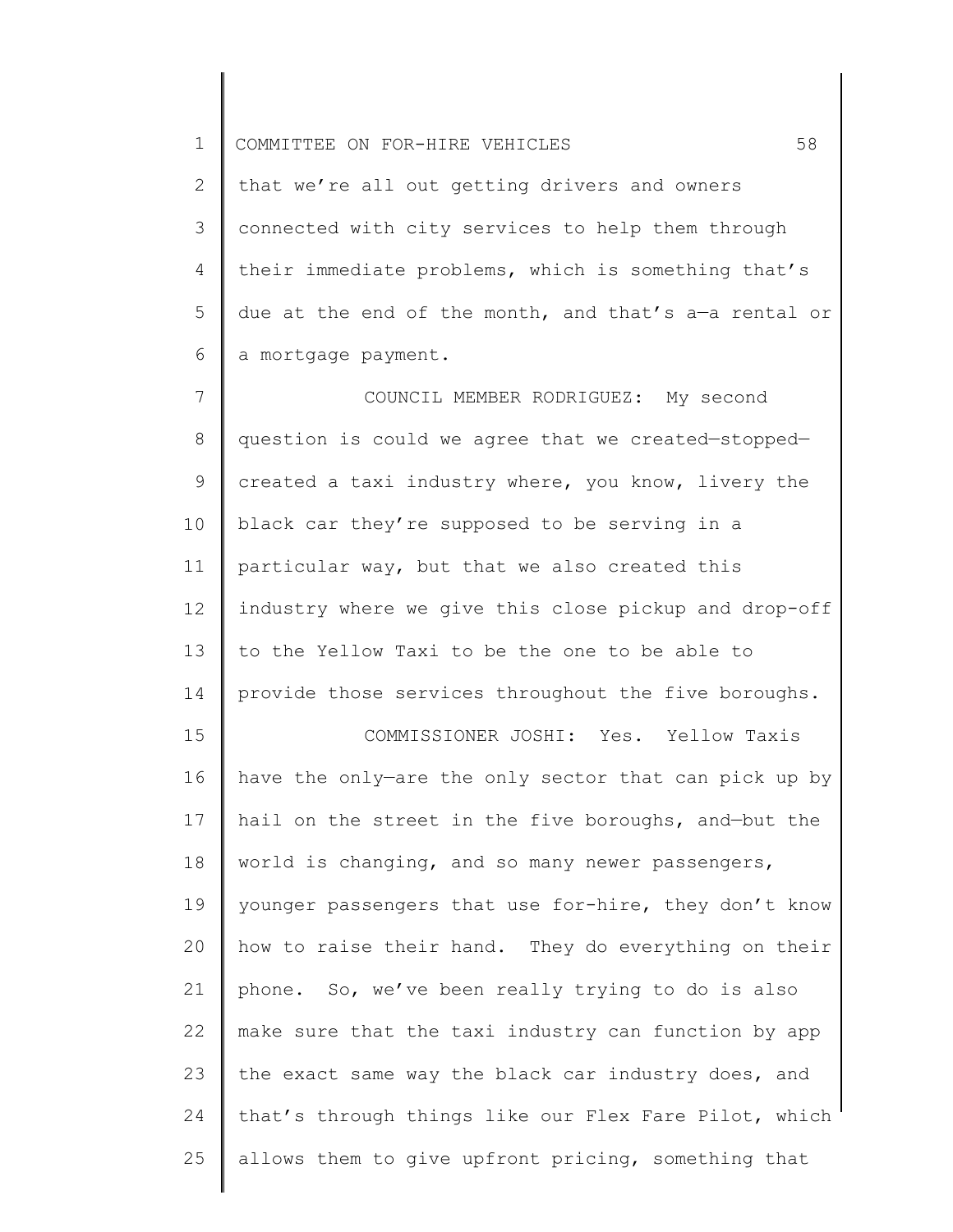that we're all out getting drivers and owners connected with city services to help them through their immediate problems, which is something that's due at the end of the month, and that's a—a rental or a mortgage payment.

COUNCIL MEMBER RODRIGUEZ: My second question is could we agree that we created—stopped—created a taxi industry where, you know, livery the black car they're supposed to be serving in a particular way, but that we also created this industry where we give this close pickup and drop-off to the Yellow Taxi to be the one to be able to provide those services throughout the five boroughs.

COMMISSIONER JOSHI: Yes. Yellow Taxis have the only—are the only sector that can pick up by hail on the street in the five boroughs, and—but the world is changing, and so many newer passengers, younger passengers that use for-hire, they don't know how to raise their hand. They do everything on their phone. So, we've been really trying to do is also make sure that the taxi industry can function by app the exact same way the black car industry does, and that's through things like our Flex Fare Pilot, which allows them to give upfront pricing, something that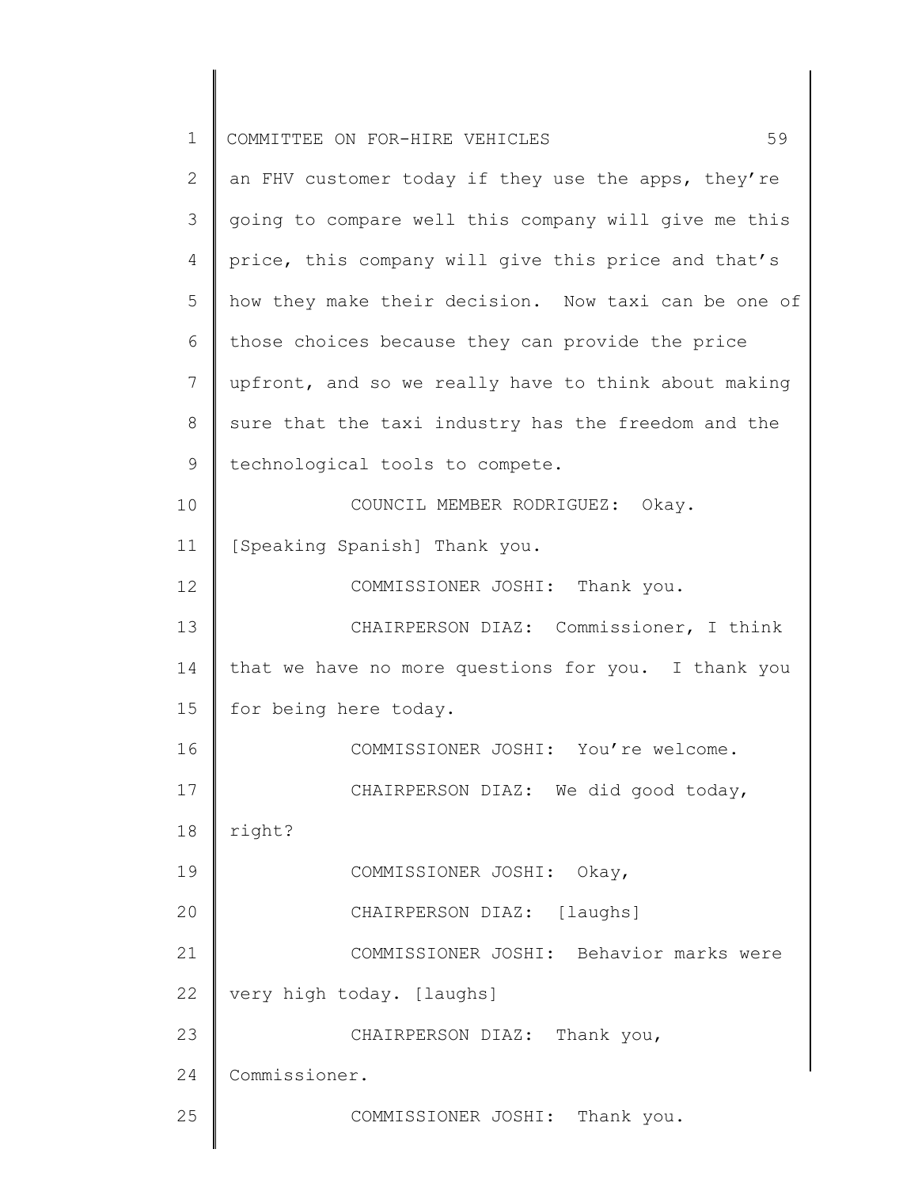an FHV customer today if they use the apps, they're going to compare well this company will give me this price, this company will give this price and that's how they make their decision. Now taxi can be one of those choices because they can provide the price upfront, and so we really have to think about making sure that the taxi industry has the freedom and the technological tools to compete.

COUNCIL MEMBER RODRIGUEZ: Okay. [Speaking Spanish] Thank you.

COMMISSIONER JOSHI: Thank you.

CHAIRPERSON DIAZ: Commissioner, I think that we have no more questions for you. I thank you for being here today.

COMMISSIONER JOSHI: You're welcome.

CHAIRPERSON DIAZ: We did good today, right?

COMMISSIONER JOSHI: Okay,

CHAIRPERSON DIAZ: [laughs]

COMMISSIONER JOSHI: Behavior marks were very high today. [laughs]

CHAIRPERSON DIAZ: Thank you, Commissioner.

COMMISSIONER JOSHI: Thank you.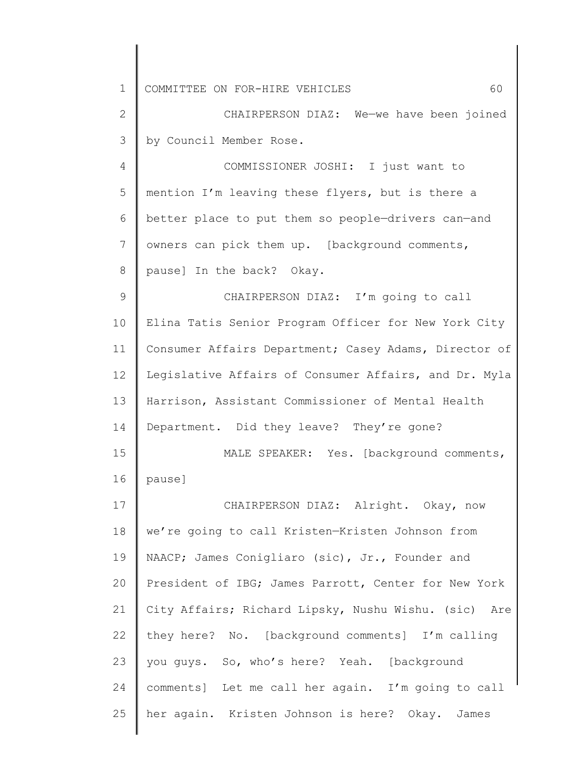CHAIRPERSON DIAZ: We—we have been joined by Council Member Rose.

COMMISSIONER JOSHI: I just want to mention I'm leaving these flyers, but is there a better place to put them so people—drivers can—and owners can pick them up. [background comments, pause] In the back? Okay.

CHAIRPERSON DIAZ: I'm going to call Elina Tatis Senior Program Officer for New York City Consumer Affairs Department; Casey Adams, Director of Legislative Affairs of Consumer Affairs, and Dr. Myla Harrison, Assistant Commissioner of Mental Health Department. Did they leave? They're gone?

MALE SPEAKER: Yes. [background comments, pause]

CHAIRPERSON DIAZ: Alright. Okay, now we're going to call Kristen—Kristen Johnson from NAACP; James Conigliaro (sic), Jr., Founder and President of IBG; James Parrott, Center for New York City Affairs; Richard Lipsky, Nushu Wishu. (sic) Are they here? No. [background comments] I'm calling you guys. So, who's here? Yeah. [background comments] Let me call her again. I'm going to call her again. Kristen Johnson is here? Okay. James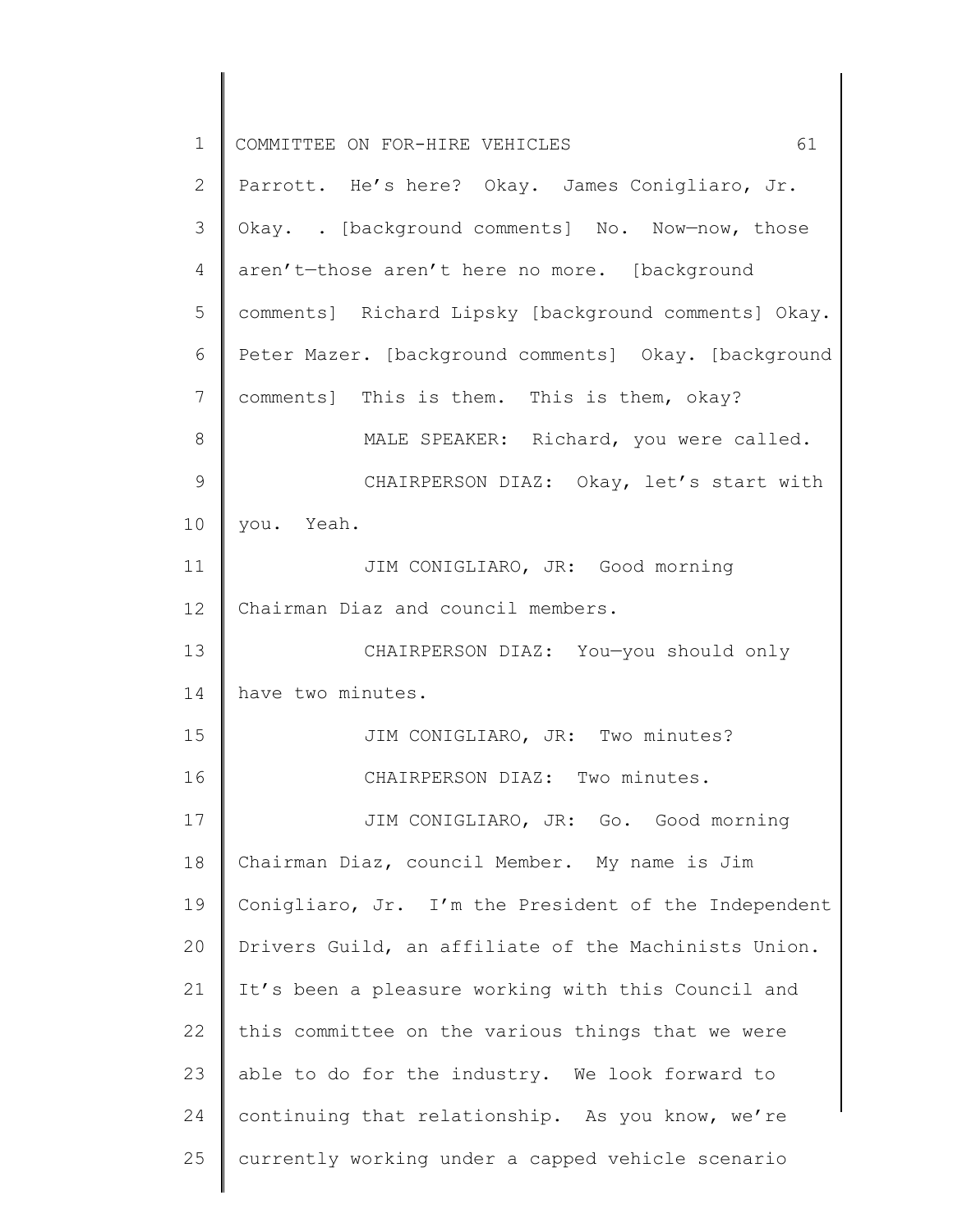Parrott. He's here? Okay. James Conigliaro, Jr. Okay. . [background comments] No. Now—now, those aren't—those aren't here no more. [background comments] Richard Lipsky [background comments] Okay. Peter Mazer. [background comments] Okay. [background comments] This is them. This is them, okay?

MALE SPEAKER: Richard, you were called.

CHAIRPERSON DIAZ: Okay, let's start with you. Yeah.

JIM CONIGLIARO, JR: Good morning Chairman Diaz and council members.

CHAIRPERSON DIAZ: You—you should only have two minutes.

JIM CONIGLIARO, JR: Two minutes?

CHAIRPERSON DIAZ: Two minutes.

JIM CONIGLIARO, JR: Go. Good morning Chairman Diaz, council Member. My name is Jim Conigliaro, Jr. I'm the President of the Independent Drivers Guild, an affiliate of the Machinists Union. It's been a pleasure working with this Council and this committee on the various things that we were able to do for the industry. We look forward to continuing that relationship. As you know, we're currently working under a capped vehicle scenario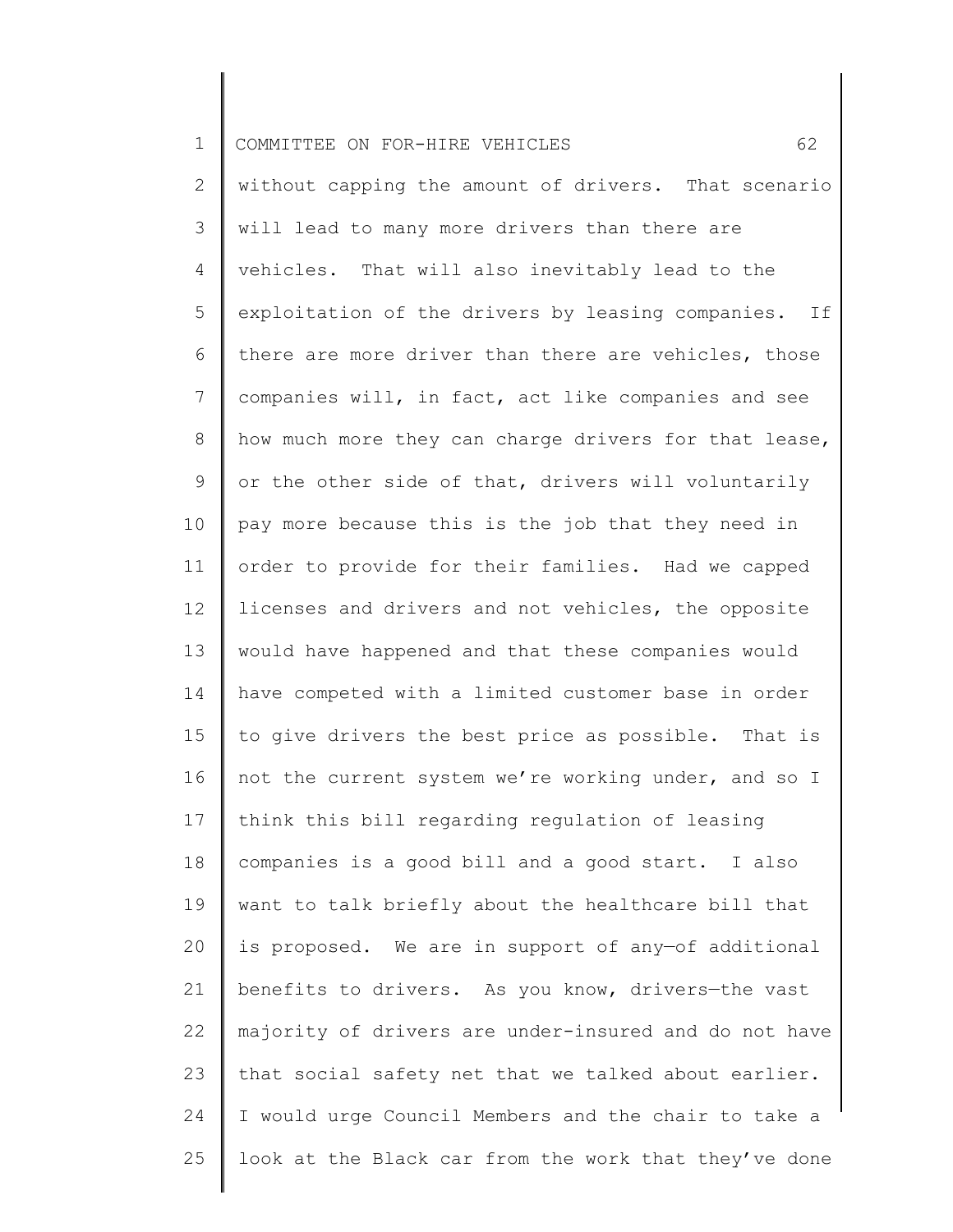without capping the amount of drivers. That scenario will lead to many more drivers than there are vehicles. That will also inevitably lead to the exploitation of the drivers by leasing companies. If there are more driver than there are vehicles, those companies will, in fact, act like companies and see how much more they can charge drivers for that lease, or the other side of that, drivers will voluntarily pay more because this is the job that they need in order to provide for their families. Had we capped licenses and drivers and not vehicles, the opposite would have happened and that these companies would have competed with a limited customer base in order to give drivers the best price as possible. That is not the current system we're working under, and so I think this bill regarding regulation of leasing companies is a good bill and a good start. I also want to talk briefly about the healthcare bill that is proposed. We are in support of any—of additional benefits to drivers. As you know, drivers—the vast majority of drivers are under-insured and do not have that social safety net that we talked about earlier. I would urge Council Members and the chair to take a look at the Black car from the work that they've done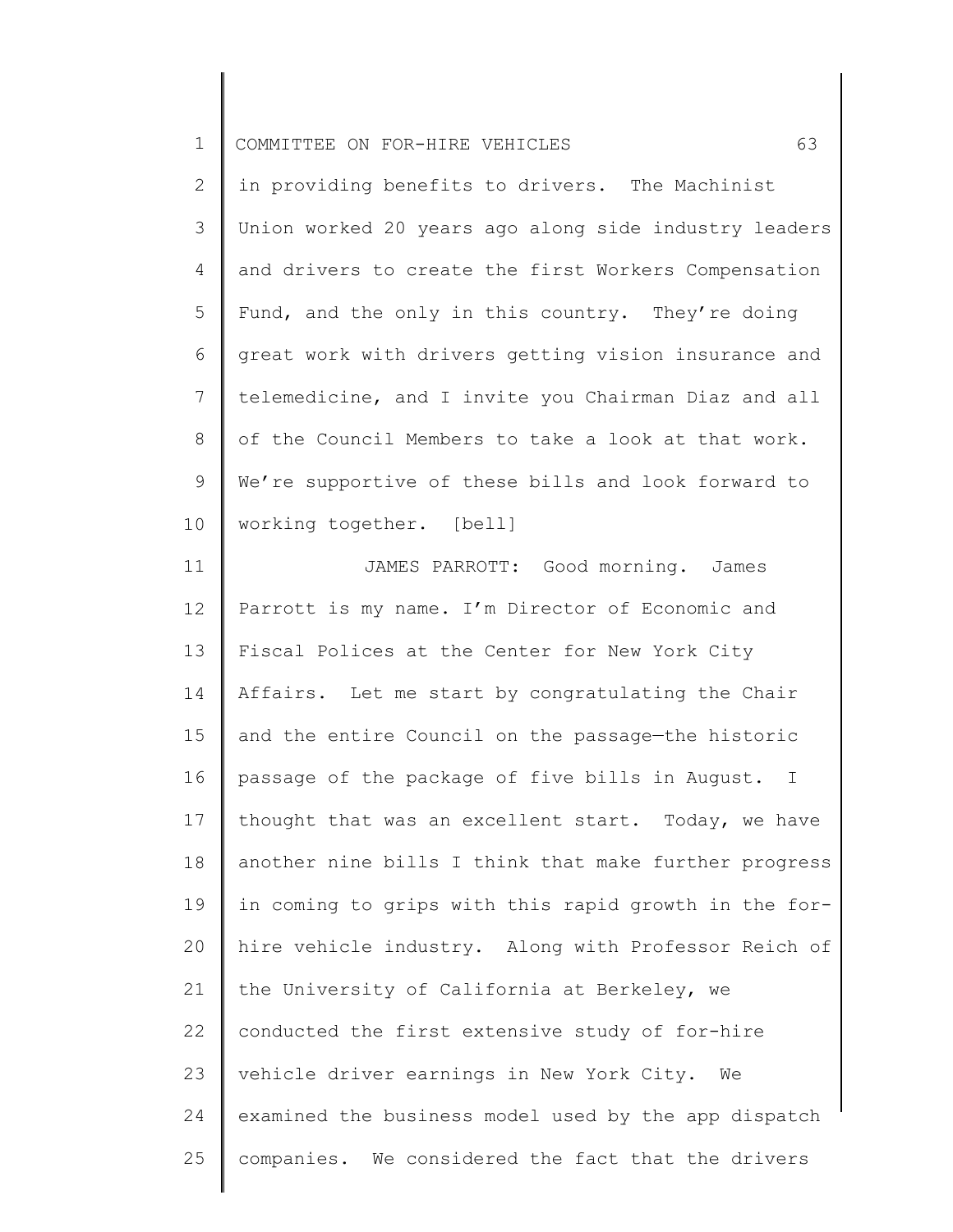in providing benefits to drivers. The Machinist Union worked 20 years ago along side industry leaders and drivers to create the first Workers Compensation Fund, and the only in this country. They're doing great work with drivers getting vision insurance and telemedicine, and I invite you Chairman Diaz and all of the Council Members to take a look at that work. We're supportive of these bills and look forward to working together. [bell]

JAMES PARROTT: Good morning. James Parrott is my name. I'm Director of Economic and Fiscal Polices at the Center for New York City Affairs. Let me start by congratulating the Chair and the entire Council on the passage—the historic passage of the package of five bills in August. I thought that was an excellent start. Today, we have another nine bills I think that make further progress in coming to grips with this rapid growth in the for-hire vehicle industry. Along with Professor Reich of the University of California at Berkeley, we conducted the first extensive study of for-hire vehicle driver earnings in New York City. We examined the business model used by the app dispatch companies. We considered the fact that the drivers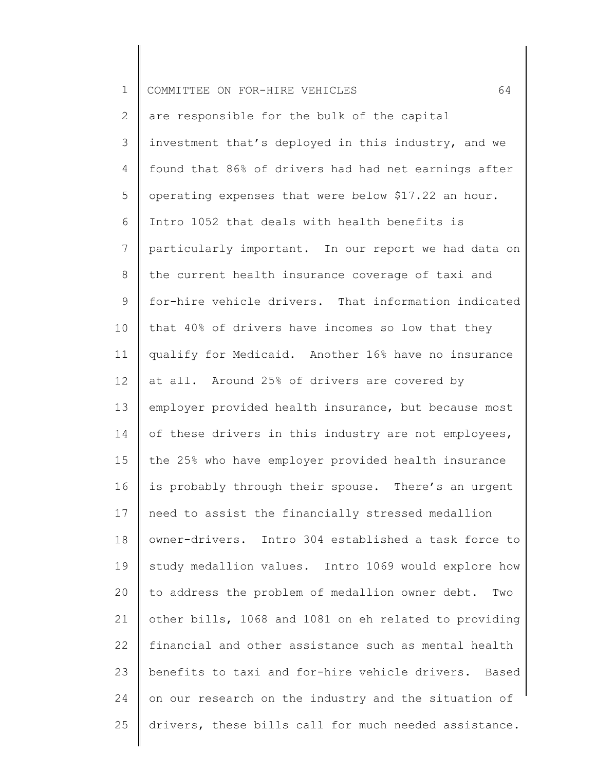are responsible for the bulk of the capital investment that's deployed in this industry, and we found that 86% of drivers had had net earnings after operating expenses that were below $17.22 an hour. Intro 1052 that deals with health benefits is particularly important. In our report we had data on the current health insurance coverage of taxi and for-hire vehicle drivers. That information indicated that 40% of drivers have incomes so low that they qualify for Medicaid. Another 16% have no insurance at all. Around 25% of drivers are covered by employer provided health insurance, but because most of these drivers in this industry are not employees, the 25% who have employer provided health insurance is probably through their spouse. There's an urgent need to assist the financially stressed medallion owner-drivers. Intro 304 established a task force to study medallion values. Intro 1069 would explore how to address the problem of medallion owner debt. Two other bills, 1068 and 1081 on eh related to providing financial and other assistance such as mental health benefits to taxi and for-hire vehicle drivers. Based on our research on the industry and the situation of drivers, these bills call for much needed assistance.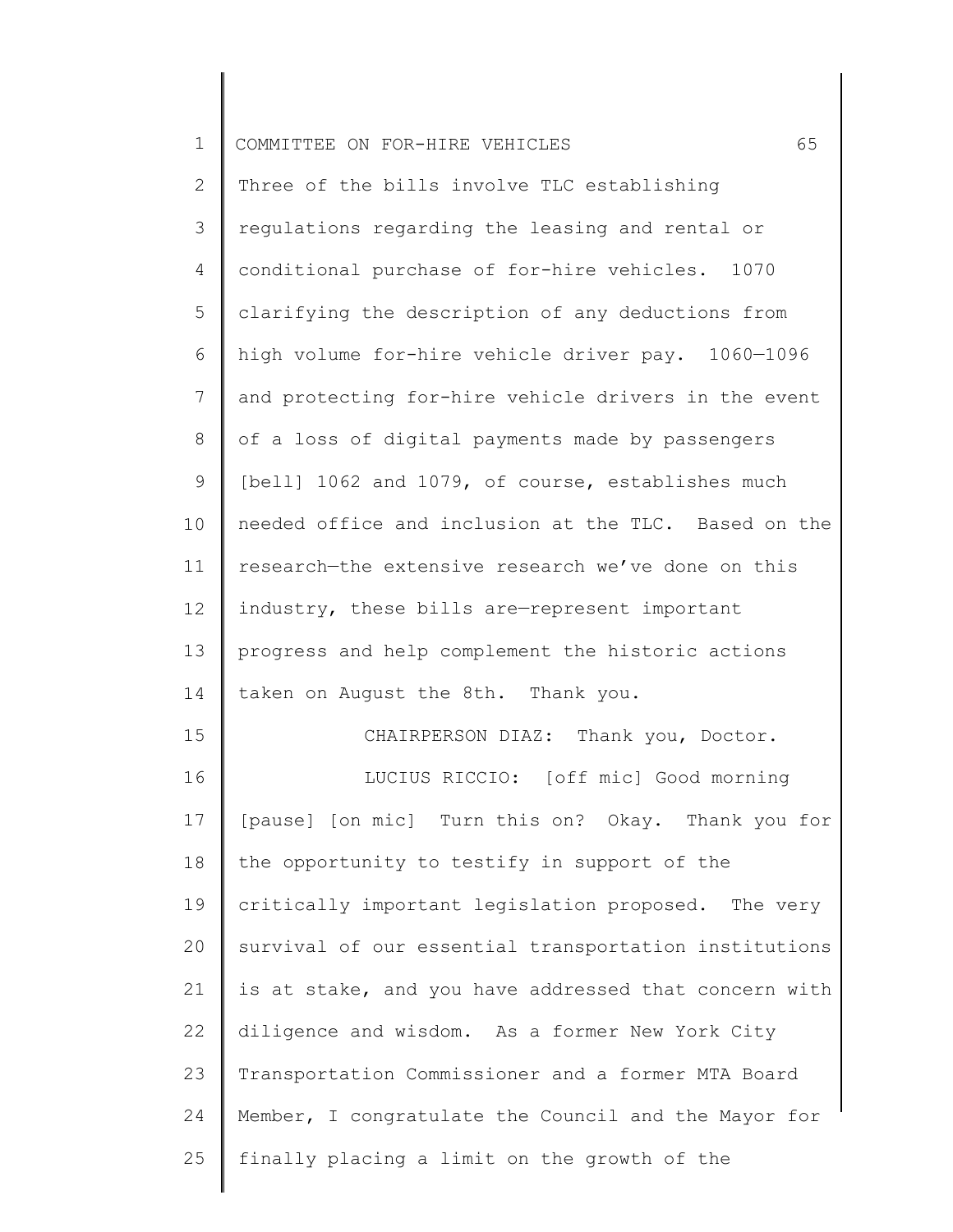Three of the bills involve TLC establishing regulations regarding the leasing and rental or conditional purchase of for-hire vehicles. 1070 clarifying the description of any deductions from high volume for-hire vehicle driver pay. 1060—1096 and protecting for-hire vehicle drivers in the event of a loss of digital payments made by passengers [bell] 1062 and 1079, of course, establishes much needed office and inclusion at the TLC. Based on the research—the extensive research we've done on this industry, these bills are—represent important progress and help complement the historic actions taken on August the 8th. Thank you.

CHAIRPERSON DIAZ: Thank you, Doctor.

LUCIUS RICCIO: [off mic] Good morning [pause] [on mic] Turn this on? Okay. Thank you for the opportunity to testify in support of the critically important legislation proposed. The very survival of our essential transportation institutions is at stake, and you have addressed that concern with diligence and wisdom. As a former New York City Transportation Commissioner and a former MTA Board Member, I congratulate the Council and the Mayor for finally placing a limit on the growth of the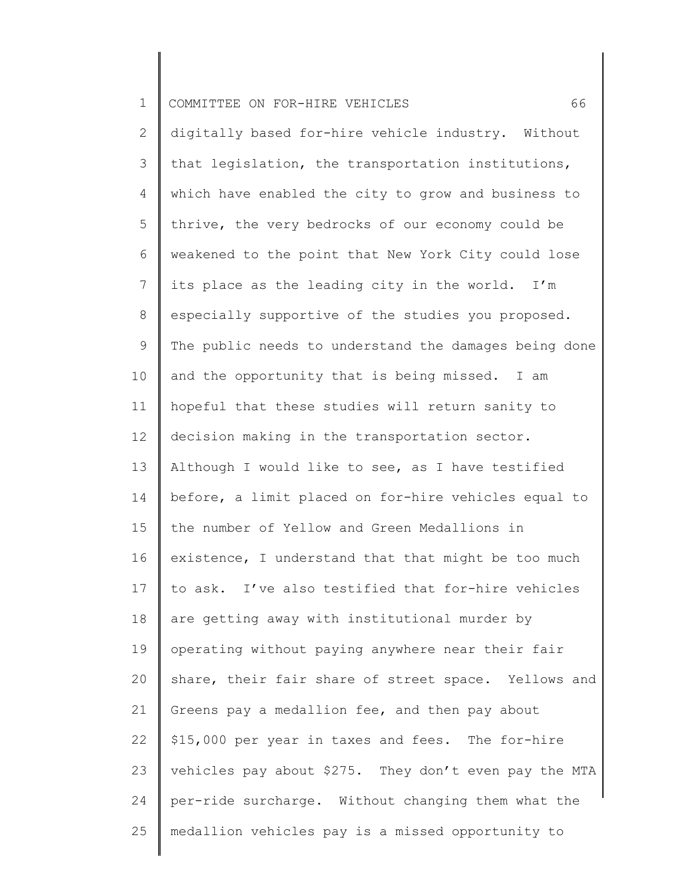digitally based for-hire vehicle industry. Without that legislation, the transportation institutions, which have enabled the city to grow and business to thrive, the very bedrocks of our economy could be weakened to the point that New York City could lose its place as the leading city in the world. I'm especially supportive of the studies you proposed. The public needs to understand the damages being done and the opportunity that is being missed. I am hopeful that these studies will return sanity to decision making in the transportation sector. Although I would like to see, as I have testified before, a limit placed on for-hire vehicles equal to the number of Yellow and Green Medallions in existence, I understand that that might be too much to ask. I've also testified that for-hire vehicles are getting away with institutional murder by operating without paying anywhere near their fair share, their fair share of street space. Yellows and Greens pay a medallion fee, and then pay about $15,000 per year in taxes and fees. The for-hire vehicles pay about $275. They don't even pay the MTA per-ride surcharge. Without changing them what the medallion vehicles pay is a missed opportunity to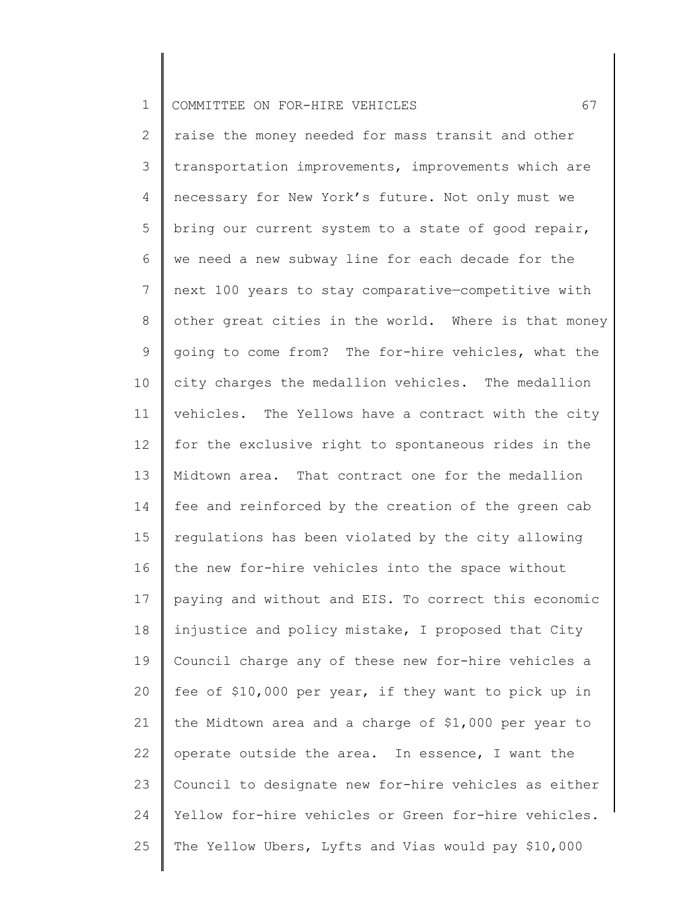raise the money needed for mass transit and other transportation improvements, improvements which are necessary for New York's future. Not only must we bring our current system to a state of good repair, we need a new subway line for each decade for the next 100 years to stay comparative—competitive with other great cities in the world. Where is that money going to come from? The for-hire vehicles, what the city charges the medallion vehicles. The medallion vehicles. The Yellows have a contract with the city for the exclusive right to spontaneous rides in the Midtown area. That contract one for the medallion fee and reinforced by the creation of the green cab regulations has been violated by the city allowing the new for-hire vehicles into the space without paying and without and EIS. To correct this economic injustice and policy mistake, I proposed that City Council charge any of these new for-hire vehicles a fee of $10,000 per year, if they want to pick up in the Midtown area and a charge of $1,000 per year to operate outside the area. In essence, I want the Council to designate new for-hire vehicles as either Yellow for-hire vehicles or Green for-hire vehicles. The Yellow Ubers, Lyfts and Vias would pay $10,000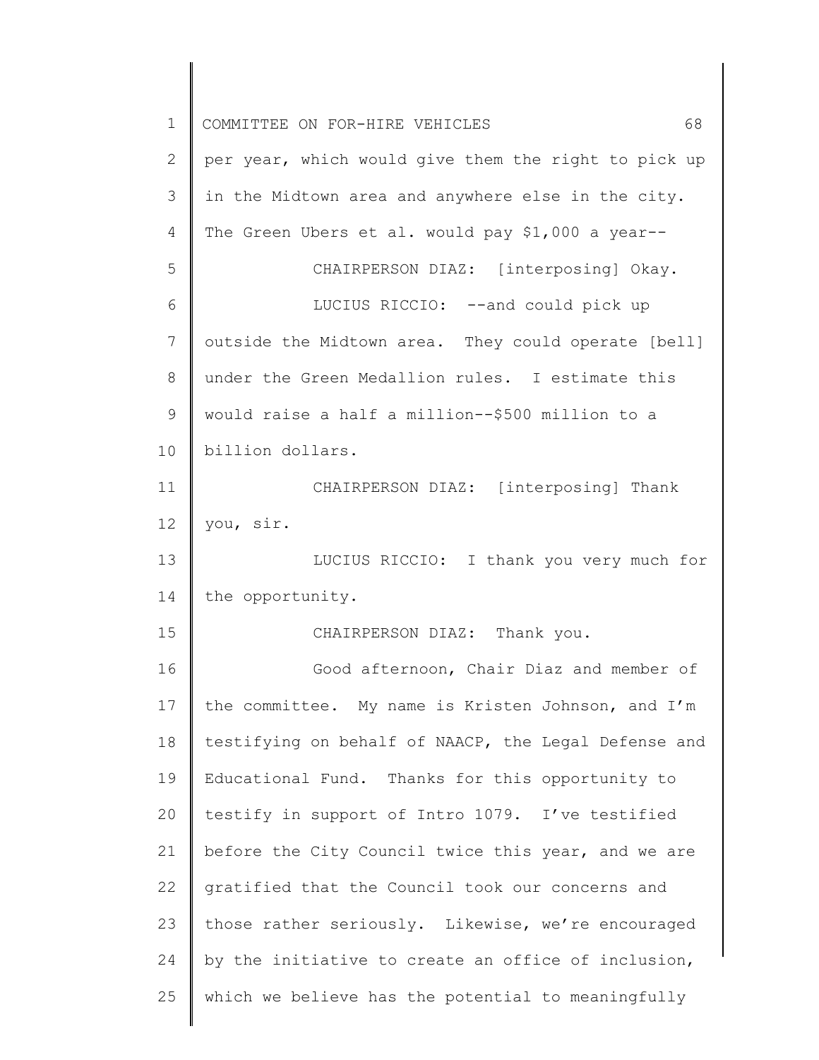per year, which would give them the right to pick up in the Midtown area and anywhere else in the city. The Green Ubers et al. would pay $1,000 a year--

CHAIRPERSON DIAZ: [interposing] Okay.

LUCIUS RICCIO: --and could pick up outside the Midtown area. They could operate [bell] under the Green Medallion rules. I estimate this would raise a half a million--$500 million to a billion dollars.

CHAIRPERSON DIAZ: [interposing] Thank you, sir.

LUCIUS RICCIO: I thank you very much for the opportunity.

CHAIRPERSON DIAZ: Thank you.

Good afternoon, Chair Diaz and member of the committee. My name is Kristen Johnson, and I'm testifying on behalf of NAACP, the Legal Defense and Educational Fund. Thanks for this opportunity to testify in support of Intro 1079. I've testified before the City Council twice this year, and we are gratified that the Council took our concerns and those rather seriously. Likewise, we're encouraged by the initiative to create an office of inclusion, which we believe has the potential to meaningfully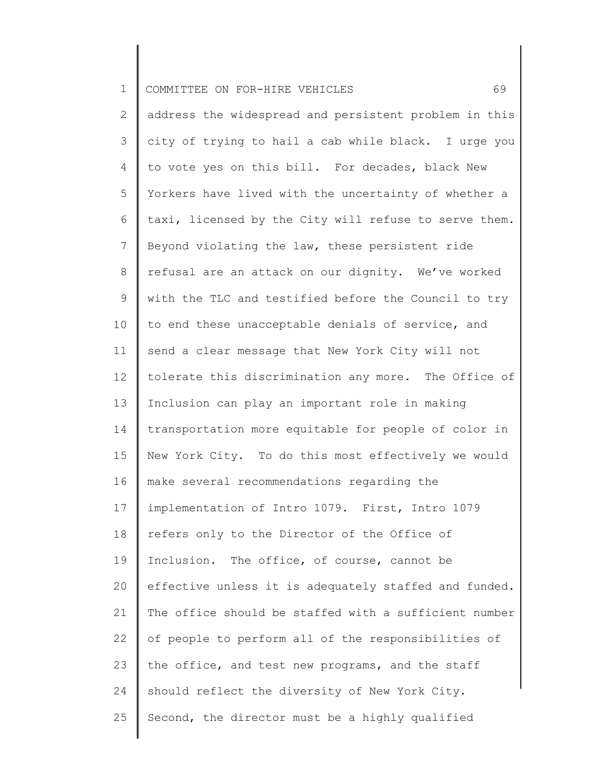address the widespread and persistent problem in this city of trying to hail a cab while black. I urge you to vote yes on this bill. For decades, black New Yorkers have lived with the uncertainty of whether a taxi, licensed by the City will refuse to serve them. Beyond violating the law, these persistent ride refusal are an attack on our dignity. We've worked with the TLC and testified before the Council to try to end these unacceptable denials of service, and send a clear message that New York City will not tolerate this discrimination any more. The Office of Inclusion can play an important role in making transportation more equitable for people of color in New York City. To do this most effectively we would make several recommendations regarding the implementation of Intro 1079. First, Intro 1079 refers only to the Director of the Office of Inclusion. The office, of course, cannot be effective unless it is adequately staffed and funded. The office should be staffed with a sufficient number of people to perform all of the responsibilities of the office, and test new programs, and the staff should reflect the diversity of New York City. Second, the director must be a highly qualified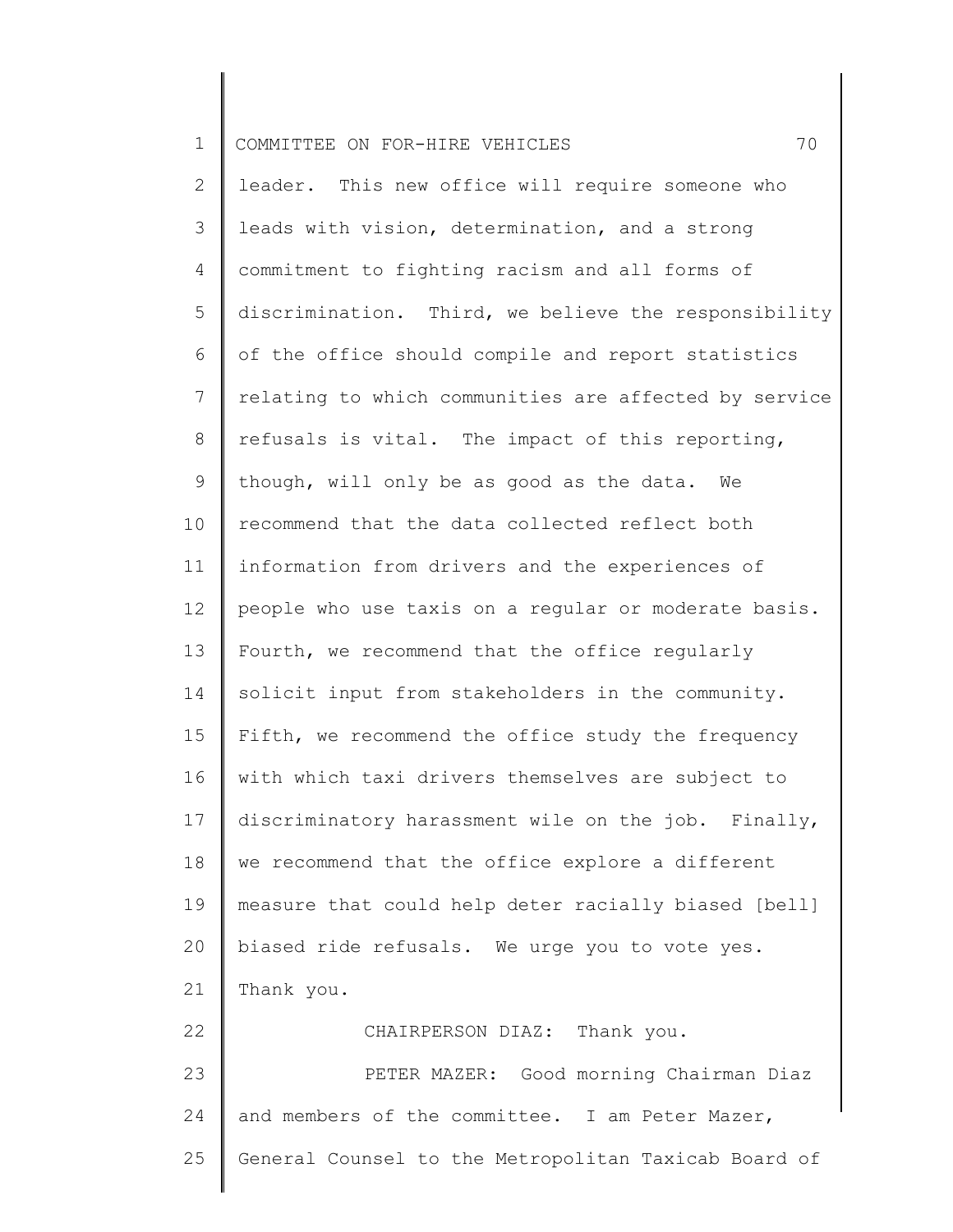leader. This new office will require someone who leads with vision, determination, and a strong commitment to fighting racism and all forms of discrimination. Third, we believe the responsibility of the office should compile and report statistics relating to which communities are affected by service refusals is vital. The impact of this reporting, though, will only be as good as the data. We recommend that the data collected reflect both information from drivers and the experiences of people who use taxis on a regular or moderate basis. Fourth, we recommend that the office regularly solicit input from stakeholders in the community. Fifth, we recommend the office study the frequency with which taxi drivers themselves are subject to discriminatory harassment wile on the job. Finally, we recommend that the office explore a different measure that could help deter racially biased [bell] biased ride refusals. We urge you to vote yes. Thank you.

CHAIRPERSON DIAZ: Thank you.

PETER MAZER: Good morning Chairman Diaz and members of the committee. I am Peter Mazer, General Counsel to the Metropolitan Taxicab Board of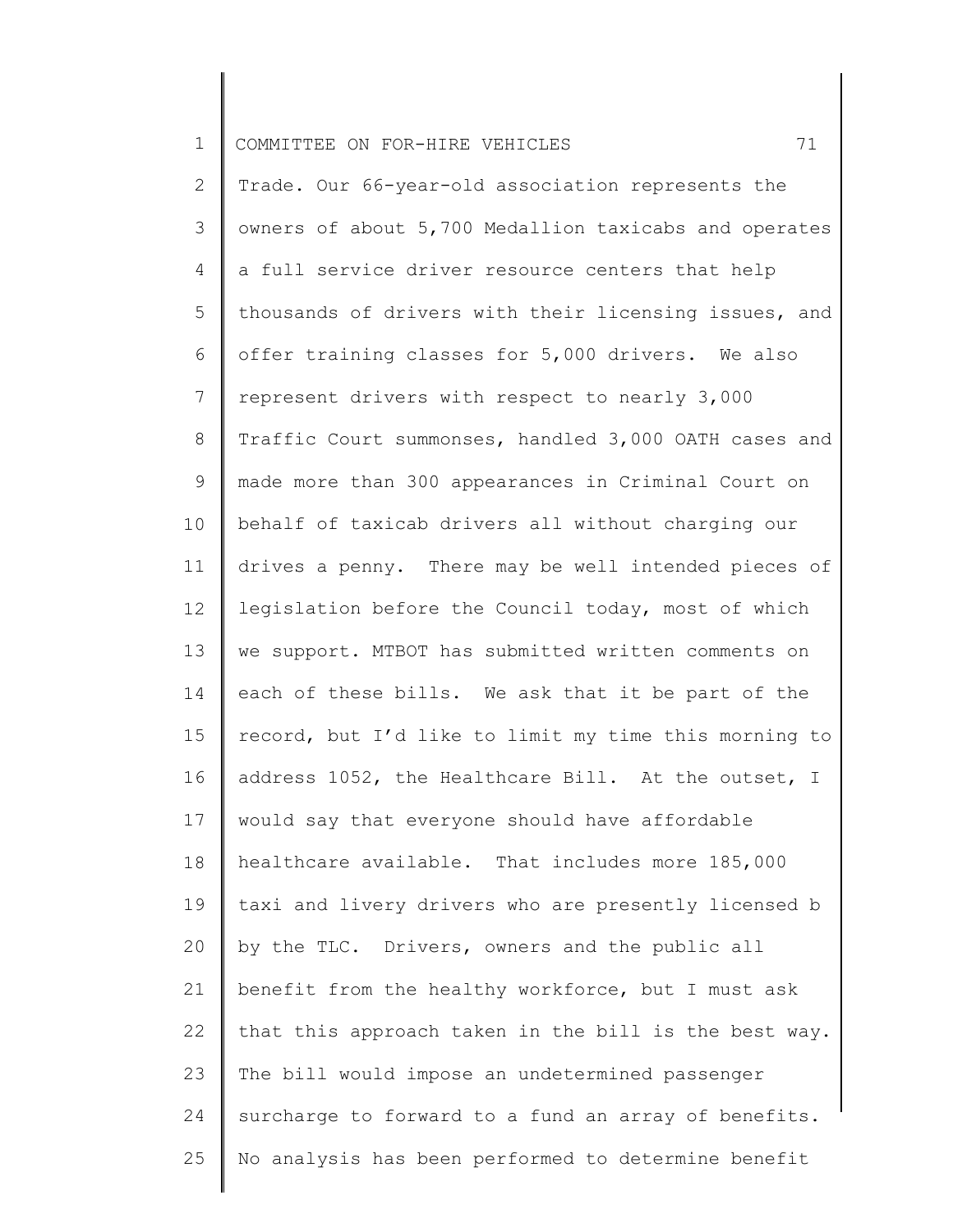Trade. Our 66-year-old association represents the owners of about 5,700 Medallion taxicabs and operates a full service driver resource centers that help thousands of drivers with their licensing issues, and offer training classes for 5,000 drivers. We also represent drivers with respect to nearly 3,000 Traffic Court summonses, handled 3,000 OATH cases and made more than 300 appearances in Criminal Court on behalf of taxicab drivers all without charging our drives a penny. There may be well intended pieces of legislation before the Council today, most of which we support. MTBOT has submitted written comments on each of these bills. We ask that it be part of the record, but I'd like to limit my time this morning to address 1052, the Healthcare Bill. At the outset, I would say that everyone should have affordable healthcare available. That includes more 185,000 taxi and livery drivers who are presently licensed b by the TLC. Drivers, owners and the public all benefit from the healthy workforce, but I must ask that this approach taken in the bill is the best way. The bill would impose an undetermined passenger surcharge to forward to a fund an array of benefits. No analysis has been performed to determine benefit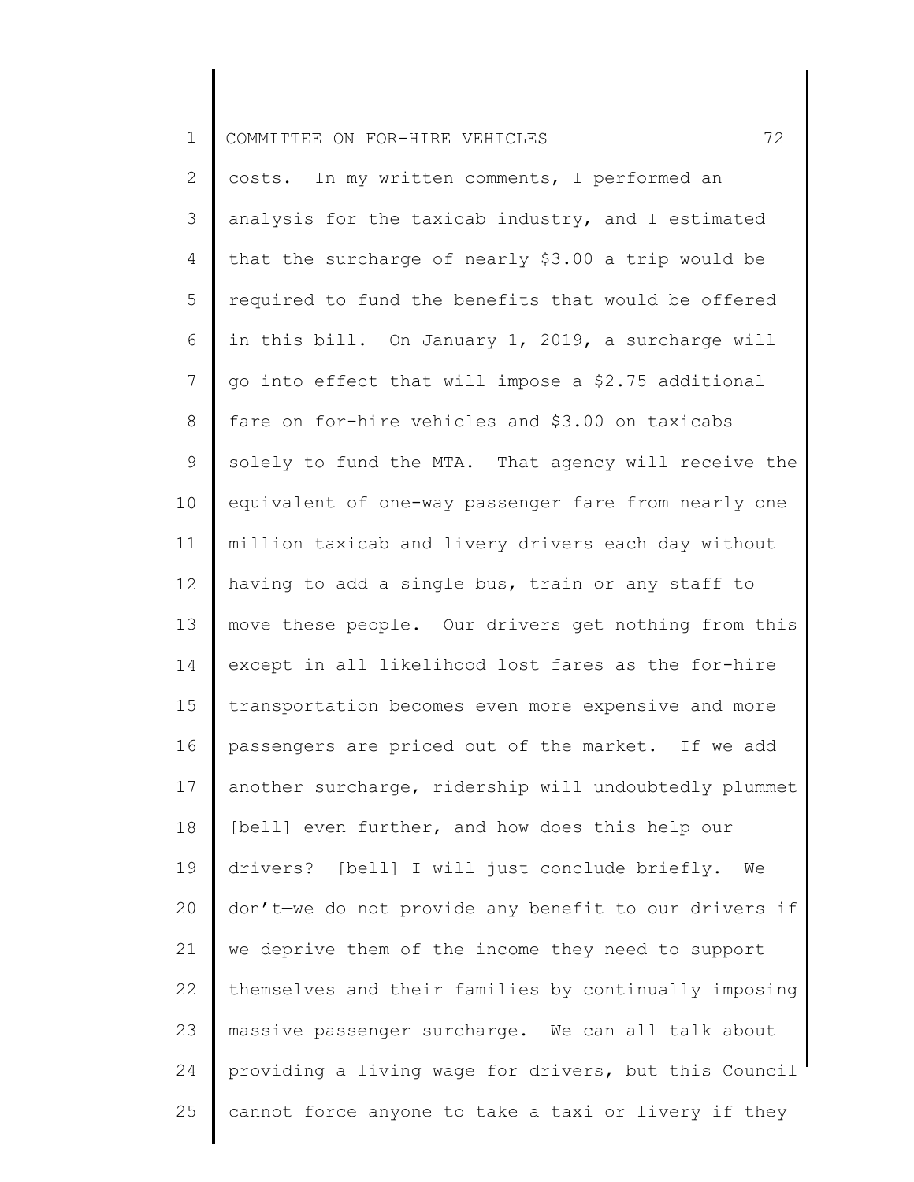costs. In my written comments, I performed an analysis for the taxicab industry, and I estimated that the surcharge of nearly $3.00 a trip would be required to fund the benefits that would be offered in this bill. On January 1, 2019, a surcharge will go into effect that will impose a $2.75 additional fare on for-hire vehicles and $3.00 on taxicabs solely to fund the MTA. That agency will receive the equivalent of one-way passenger fare from nearly one million taxicab and livery drivers each day without having to add a single bus, train or any staff to move these people. Our drivers get nothing from this except in all likelihood lost fares as the for-hire transportation becomes even more expensive and more passengers are priced out of the market. If we add another surcharge, ridership will undoubtedly plummet [bell] even further, and how does this help our drivers? [bell] I will just conclude briefly. We don't—we do not provide any benefit to our drivers if we deprive them of the income they need to support themselves and their families by continually imposing massive passenger surcharge. We can all talk about providing a living wage for drivers, but this Council cannot force anyone to take a taxi or livery if they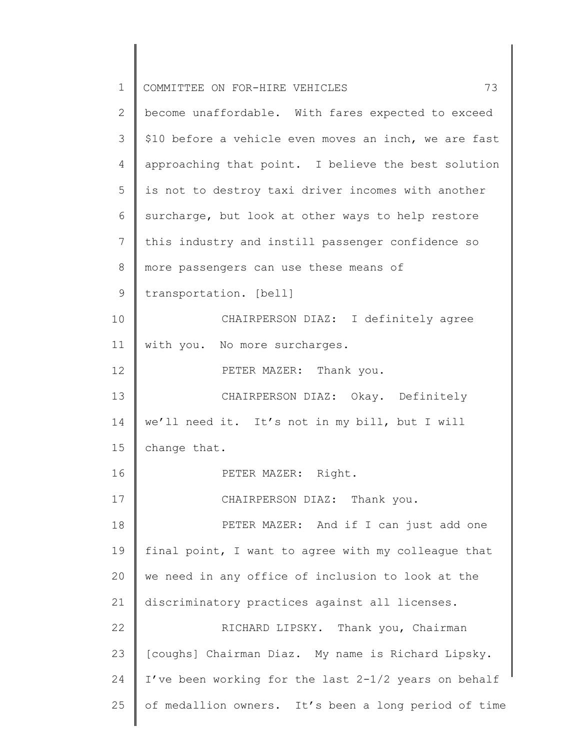become unaffordable. With fares expected to exceed $10 before a vehicle even moves an inch, we are fast approaching that point. I believe the best solution is not to destroy taxi driver incomes with another surcharge, but look at other ways to help restore this industry and instill passenger confidence so more passengers can use these means of transportation. [bell]

CHAIRPERSON DIAZ: I definitely agree with you. No more surcharges.

PETER MAZER: Thank you.

CHAIRPERSON DIAZ: Okay. Definitely we'll need it. It's not in my bill, but I will change that.

PETER MAZER: Right.

CHAIRPERSON DIAZ: Thank you.

PETER MAZER: And if I can just add one final point, I want to agree with my colleague that we need in any office of inclusion to look at the discriminatory practices against all licenses.

RICHARD LIPSKY. Thank you, Chairman [coughs] Chairman Diaz. My name is Richard Lipsky. I've been working for the last 2-1/2 years on behalf of medallion owners. It's been a long period of time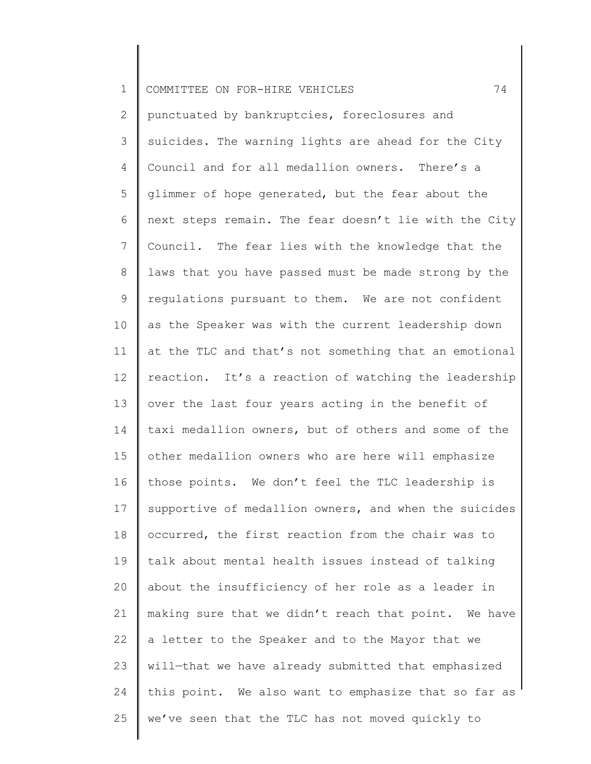punctuated by bankruptcies, foreclosures and suicides. The warning lights are ahead for the City Council and for all medallion owners. There's a glimmer of hope generated, but the fear about the next steps remain. The fear doesn't lie with the City Council. The fear lies with the knowledge that the laws that you have passed must be made strong by the regulations pursuant to them. We are not confident as the Speaker was with the current leadership down at the TLC and that's not something that an emotional reaction. It's a reaction of watching the leadership over the last four years acting in the benefit of taxi medallion owners, but of others and some of the other medallion owners who are here will emphasize those points. We don't feel the TLC leadership is supportive of medallion owners, and when the suicides occurred, the first reaction from the chair was to talk about mental health issues instead of talking about the insufficiency of her role as a leader in making sure that we didn't reach that point. We have a letter to the Speaker and to the Mayor that we will—that we have already submitted that emphasized this point. We also want to emphasize that so far as we've seen that the TLC has not moved quickly to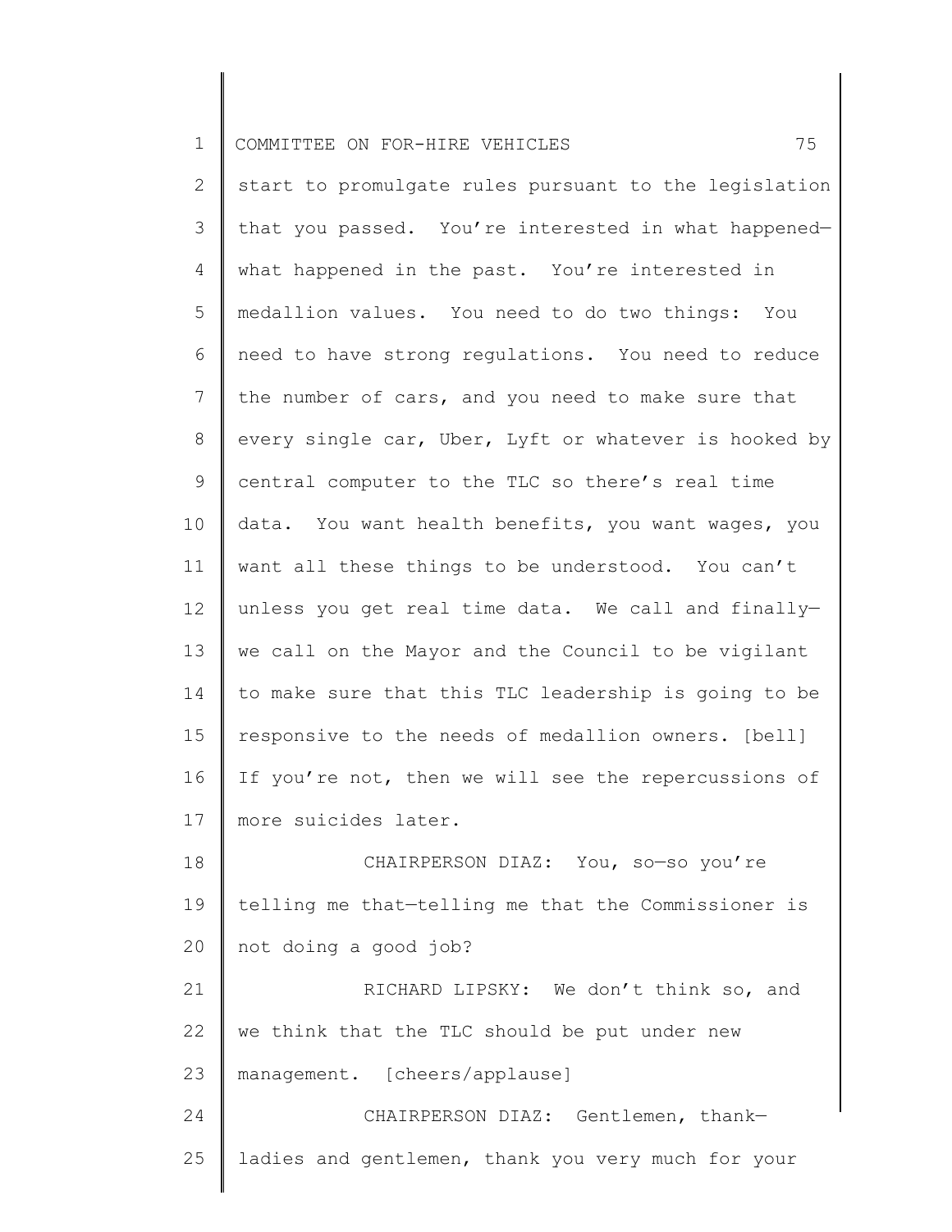start to promulgate rules pursuant to the legislation that you passed. You're interested in what happened—what happened in the past. You're interested in medallion values. You need to do two things: You need to have strong regulations. You need to reduce the number of cars, and you need to make sure that every single car, Uber, Lyft or whatever is hooked by central computer to the TLC so there's real time data. You want health benefits, you want wages, you want all these things to be understood. You can't unless you get real time data. We call and finally—we call on the Mayor and the Council to be vigilant to make sure that this TLC leadership is going to be responsive to the needs of medallion owners. [bell] If you're not, then we will see the repercussions of more suicides later.

CHAIRPERSON DIAZ: You, so—so you're telling me that—telling me that the Commissioner is not doing a good job?

RICHARD LIPSKY: We don't think so, and we think that the TLC should be put under new management. [cheers/applause]

CHAIRPERSON DIAZ: Gentlemen, thank—ladies and gentlemen, thank you very much for your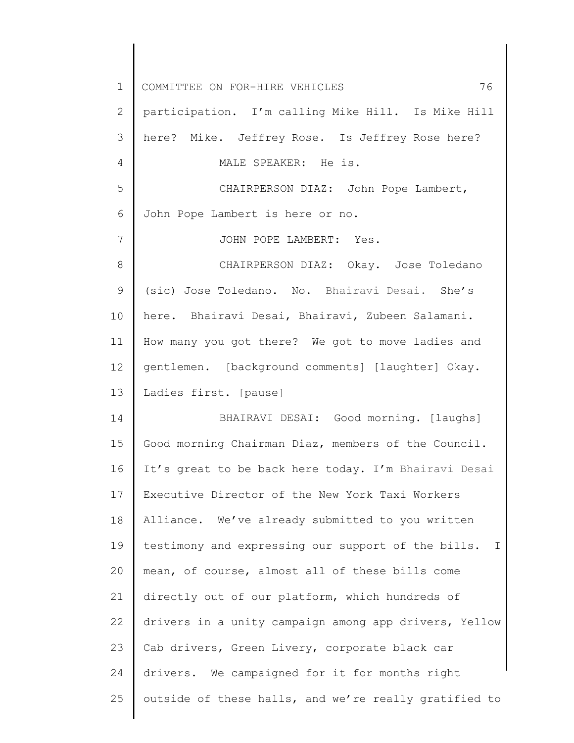participation. I'm calling Mike Hill. Is Mike Hill here? Mike. Jeffrey Rose. Is Jeffrey Rose here?

MALE SPEAKER: He is.

CHAIRPERSON DIAZ: John Pope Lambert, John Pope Lambert is here or no.

JOHN POPE LAMBERT: Yes.

CHAIRPERSON DIAZ: Okay. Jose Toledano (sic) Jose Toledano. No. Bhairavi Desai. She's here. Bhairavi Desai, Bhairavi, Zubeen Salamani. How many you got there? We got to move ladies and gentlemen. [background comments] [laughter] Okay. Ladies first. [pause]

BHAIRAVI DESAI: Good morning. [laughs] Good morning Chairman Diaz, members of the Council. It's great to be back here today. I'm Bhairavi Desai Executive Director of the New York Taxi Workers Alliance. We've already submitted to you written testimony and expressing our support of the bills. I mean, of course, almost all of these bills come directly out of our platform, which hundreds of drivers in a unity campaign among app drivers, Yellow Cab drivers, Green Livery, corporate black car drivers. We campaigned for it for months right outside of these halls, and we're really gratified to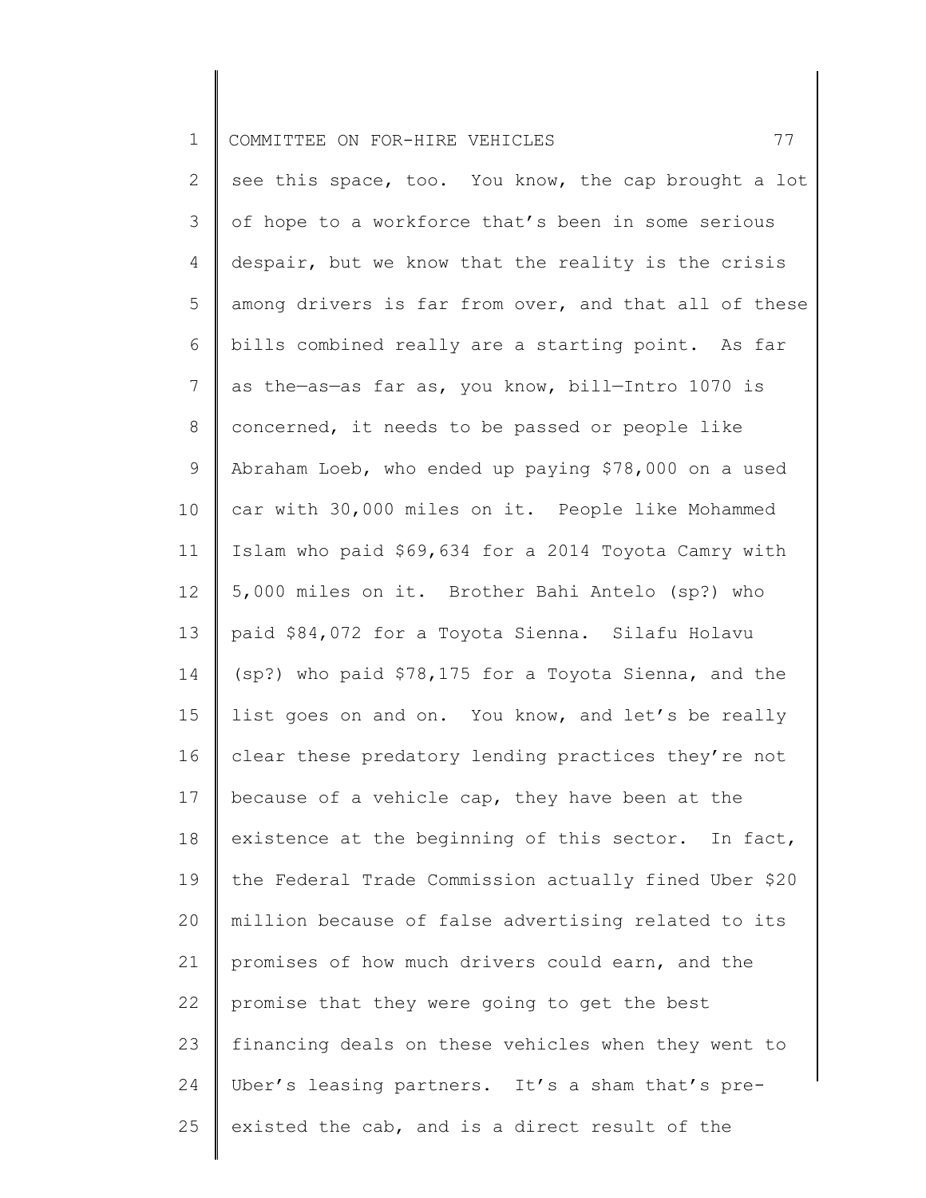see this space, too. You know, the cap brought a lot of hope to a workforce that's been in some serious despair, but we know that the reality is the crisis among drivers is far from over, and that all of these bills combined really are a starting point. As far as the—as—as far as, you know, bill—Intro 1070 is concerned, it needs to be passed or people like Abraham Loeb, who ended up paying $78,000 on a used car with 30,000 miles on it. People like Mohammed Islam who paid $69,634 for a 2014 Toyota Camry with 5,000 miles on it. Brother Bahi Antelo (sp?) who paid $84,072 for a Toyota Sienna. Silafu Holavu (sp?) who paid $78,175 for a Toyota Sienna, and the list goes on and on. You know, and let's be really clear these predatory lending practices they're not because of a vehicle cap, they have been at the existence at the beginning of this sector. In fact, the Federal Trade Commission actually fined Uber $20 million because of false advertising related to its promises of how much drivers could earn, and the promise that they were going to get the best financing deals on these vehicles when they went to Uber's leasing partners. It's a sham that's pre-existed the cab, and is a direct result of the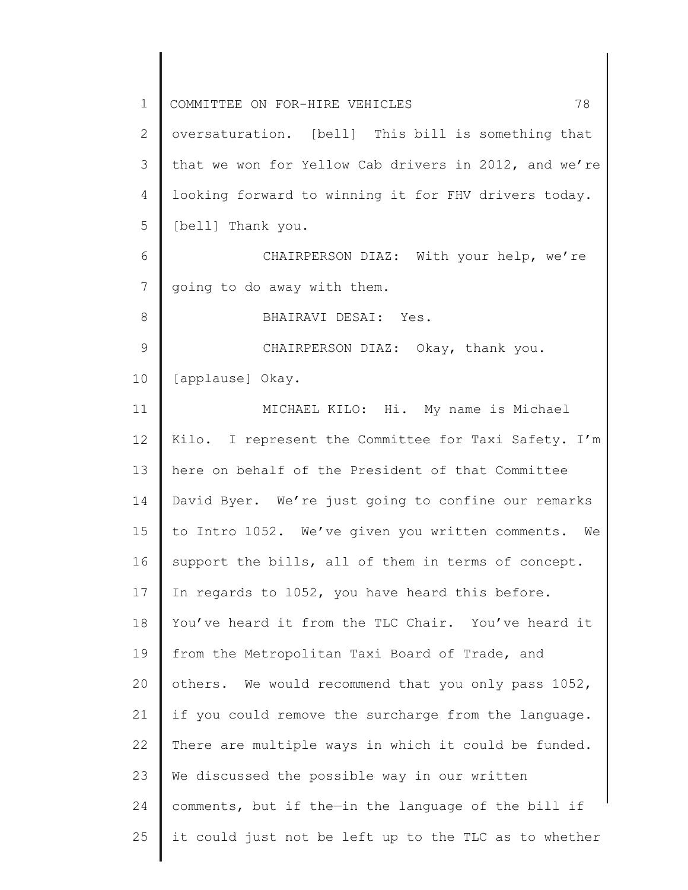oversaturation. [bell] This bill is something that that we won for Yellow Cab drivers in 2012, and we're looking forward to winning it for FHV drivers today. [bell] Thank you.

CHAIRPERSON DIAZ: With your help, we're going to do away with them.

BHAIRAVI DESAI: Yes.

CHAIRPERSON DIAZ: Okay, thank you. [applause] Okay.

MICHAEL KILO: Hi. My name is Michael Kilo. I represent the Committee for Taxi Safety. I'm here on behalf of the President of that Committee David Byer. We're just going to confine our remarks to Intro 1052. We've given you written comments. We support the bills, all of them in terms of concept. In regards to 1052, you have heard this before. You've heard it from the TLC Chair. You've heard it from the Metropolitan Taxi Board of Trade, and others. We would recommend that you only pass 1052, if you could remove the surcharge from the language. There are multiple ways in which it could be funded. We discussed the possible way in our written comments, but if the—in the language of the bill if it could just not be left up to the TLC as to whether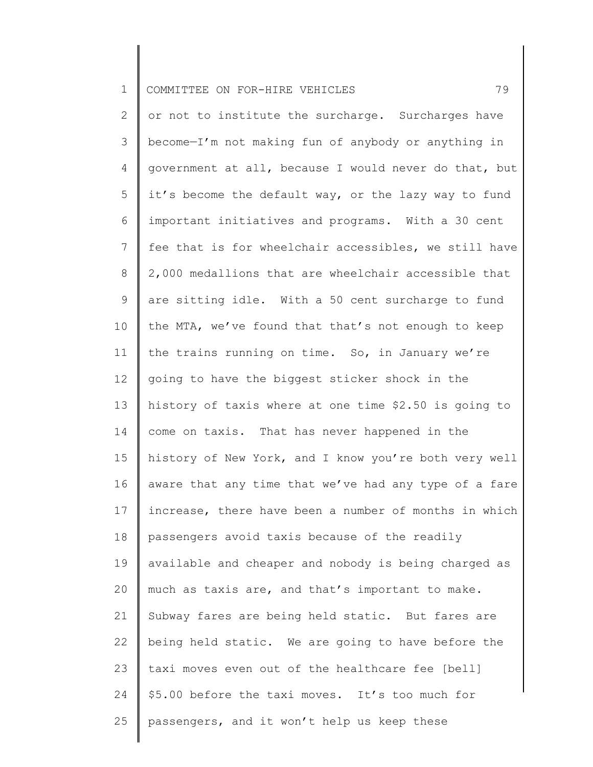or not to institute the surcharge. Surcharges have become—I'm not making fun of anybody or anything in government at all, because I would never do that, but it's become the default way, or the lazy way to fund important initiatives and programs. With a 30 cent fee that is for wheelchair accessibles, we still have 2,000 medallions that are wheelchair accessible that are sitting idle. With a 50 cent surcharge to fund the MTA, we've found that that's not enough to keep the trains running on time. So, in January we're going to have the biggest sticker shock in the history of taxis where at one time $2.50 is going to come on taxis. That has never happened in the history of New York, and I know you're both very well aware that any time that we've had any type of a fare increase, there have been a number of months in which passengers avoid taxis because of the readily available and cheaper and nobody is being charged as much as taxis are, and that's important to make. Subway fares are being held static. But fares are being held static. We are going to have before the taxi moves even out of the healthcare fee [bell] $5.00 before the taxi moves. It's too much for passengers, and it won't help us keep these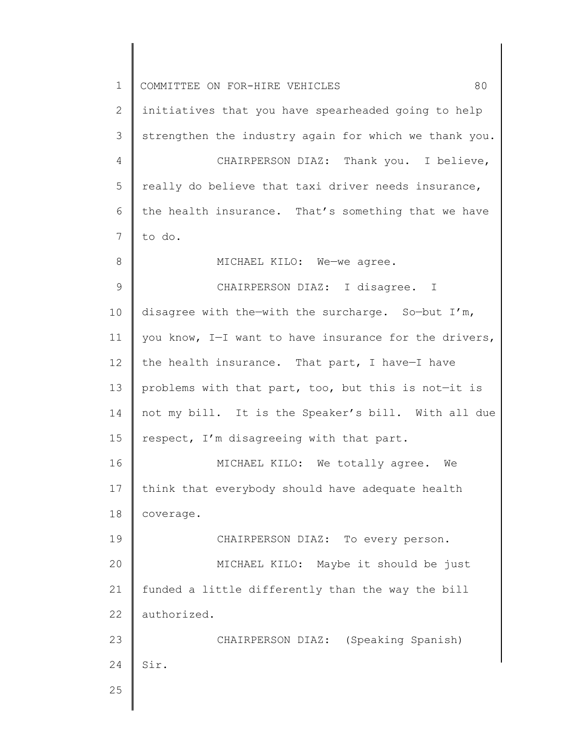initiatives that you have spearheaded going to help strengthen the industry again for which we thank you.

CHAIRPERSON DIAZ: Thank you. I believe, really do believe that taxi driver needs insurance, the health insurance. That's something that we have to do.

MICHAEL KILO: We—we agree.

CHAIRPERSON DIAZ: I disagree. I disagree with the—with the surcharge. So—but I'm, you know, I—I want to have insurance for the drivers, the health insurance. That part, I have—I have problems with that part, too, but this is not—it is not my bill. It is the Speaker's bill. With all due respect, I'm disagreeing with that part.

MICHAEL KILO: We totally agree. We think that everybody should have adequate health coverage.

CHAIRPERSON DIAZ: To every person.

MICHAEL KILO: Maybe it should be just funded a little differently than the way the bill authorized.

CHAIRPERSON DIAZ: (Speaking Spanish) Sir.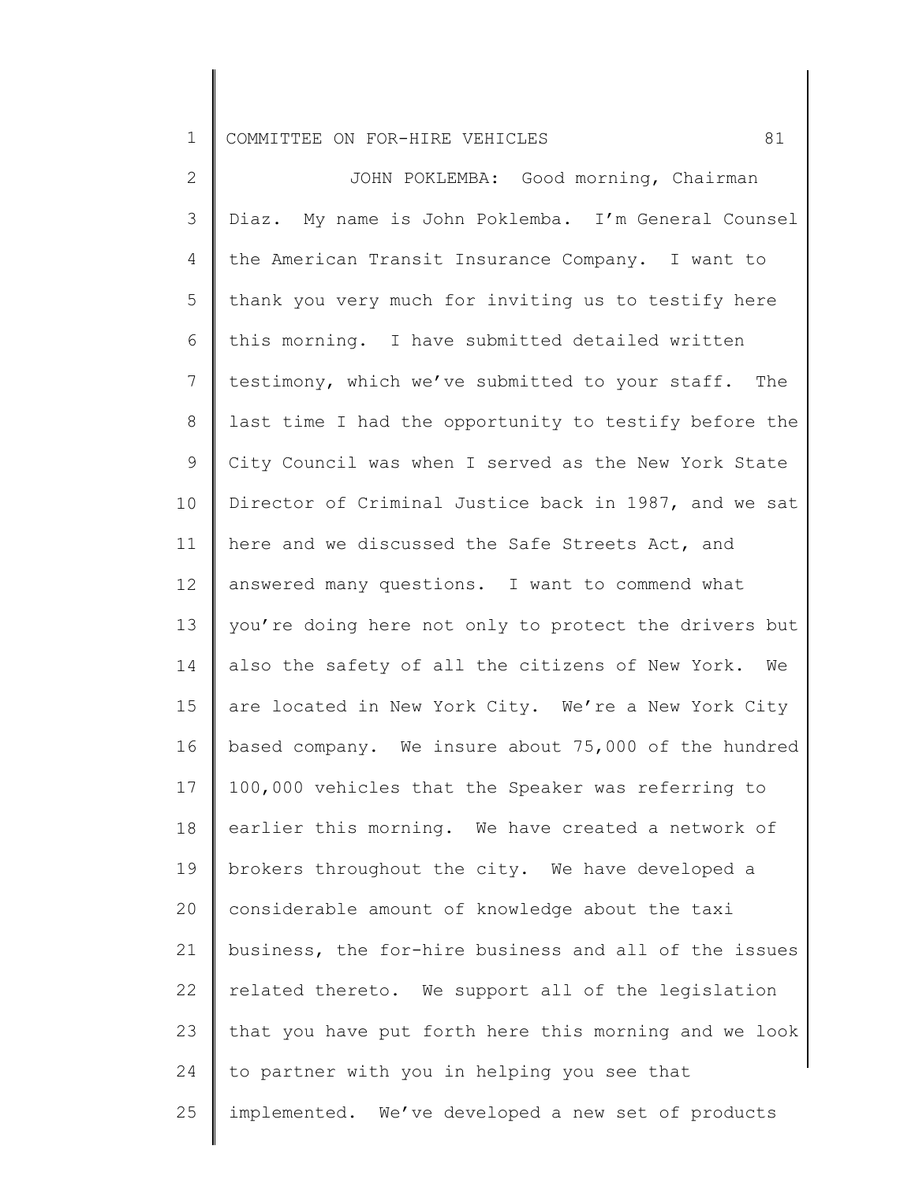JOHN POKLEMBA: Good morning, Chairman Diaz. My name is John Poklemba. I'm General Counsel the American Transit Insurance Company. I want to thank you very much for inviting us to testify here this morning. I have submitted detailed written testimony, which we've submitted to your staff. The last time I had the opportunity to testify before the City Council was when I served as the New York State Director of Criminal Justice back in 1987, and we sat here and we discussed the Safe Streets Act, and answered many questions. I want to commend what you're doing here not only to protect the drivers but also the safety of all the citizens of New York. We are located in New York City. We're a New York City based company. We insure about 75,000 of the hundred 100,000 vehicles that the Speaker was referring to earlier this morning. We have created a network of brokers throughout the city. We have developed a considerable amount of knowledge about the taxi business, the for-hire business and all of the issues related thereto. We support all of the legislation that you have put forth here this morning and we look to partner with you in helping you see that implemented. We've developed a new set of products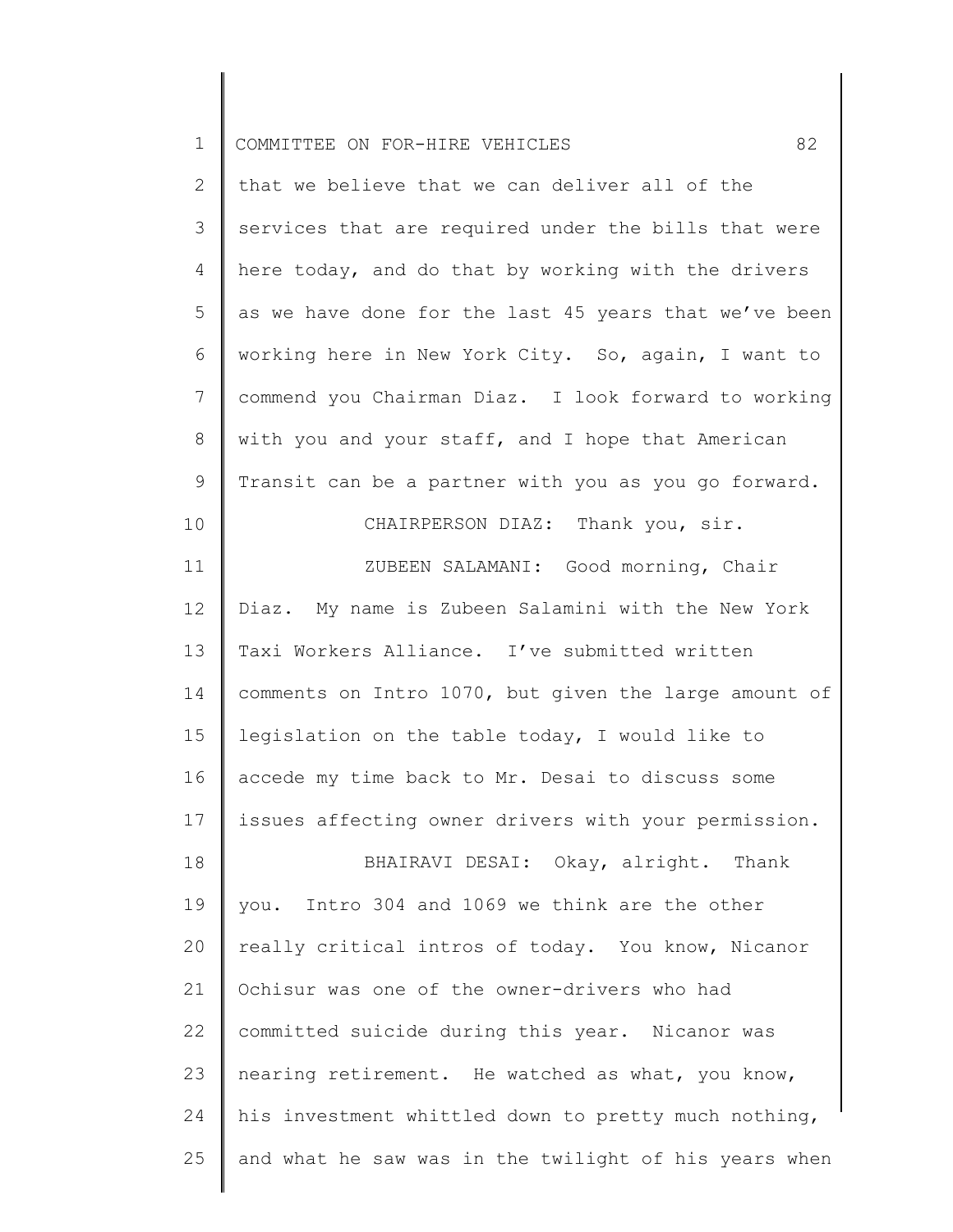that we believe that we can deliver all of the services that are required under the bills that were here today, and do that by working with the drivers as we have done for the last 45 years that we've been working here in New York City. So, again, I want to commend you Chairman Diaz. I look forward to working with you and your staff, and I hope that American Transit can be a partner with you as you go forward.

CHAIRPERSON DIAZ: Thank you, sir.

ZUBEEN SALAMANI: Good morning, Chair Diaz. My name is Zubeen Salamini with the New York Taxi Workers Alliance. I've submitted written comments on Intro 1070, but given the large amount of legislation on the table today, I would like to accede my time back to Mr. Desai to discuss some issues affecting owner drivers with your permission.

BHAIRAVI DESAI: Okay, alright. Thank you. Intro 304 and 1069 we think are the other really critical intros of today. You know, Nicanor Ochisur was one of the owner-drivers who had committed suicide during this year. Nicanor was nearing retirement. He watched as what, you know, his investment whittled down to pretty much nothing, and what he saw was in the twilight of his years when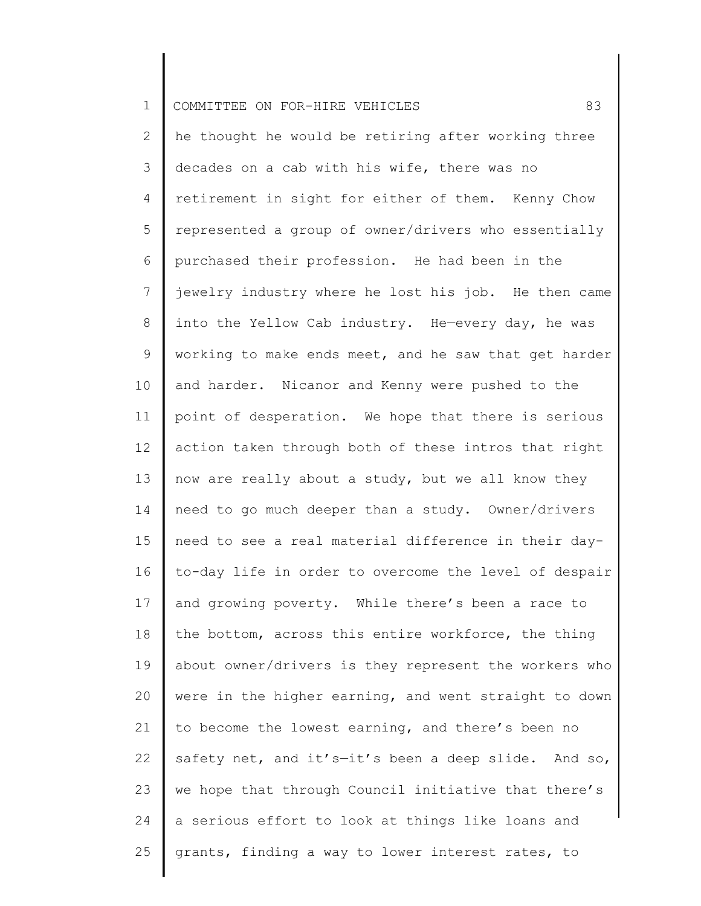he thought he would be retiring after working three decades on a cab with his wife, there was no retirement in sight for either of them. Kenny Chow represented a group of owner/drivers who essentially purchased their profession. He had been in the jewelry industry where he lost his job. He then came into the Yellow Cab industry. He—every day, he was working to make ends meet, and he saw that get harder and harder. Nicanor and Kenny were pushed to the point of desperation. We hope that there is serious action taken through both of these intros that right now are really about a study, but we all know they need to go much deeper than a study. Owner/drivers need to see a real material difference in their day-to-day life in order to overcome the level of despair and growing poverty. While there's been a race to the bottom, across this entire workforce, the thing about owner/drivers is they represent the workers who were in the higher earning, and went straight to down to become the lowest earning, and there's been no safety net, and it's—it's been a deep slide. And so, we hope that through Council initiative that there's a serious effort to look at things like loans and grants, finding a way to lower interest rates, to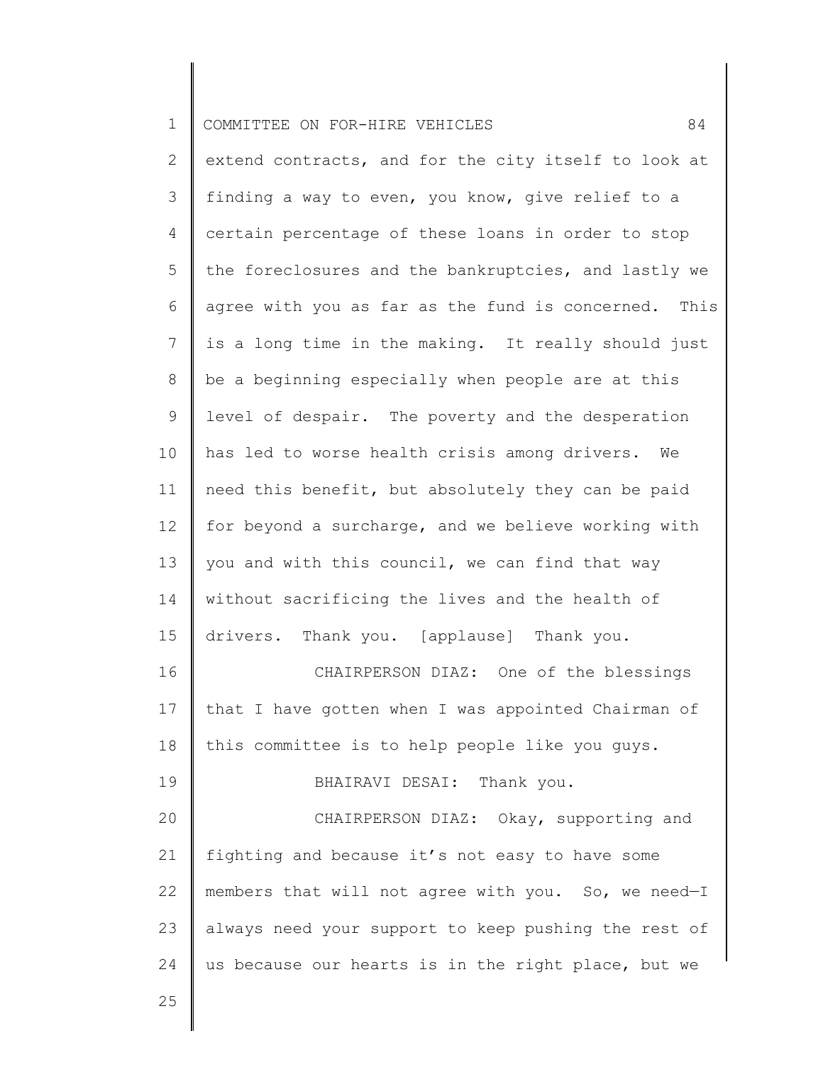extend contracts, and for the city itself to look at finding a way to even, you know, give relief to a certain percentage of these loans in order to stop the foreclosures and the bankruptcies, and lastly we agree with you as far as the fund is concerned. This is a long time in the making. It really should just be a beginning especially when people are at this level of despair. The poverty and the desperation has led to worse health crisis among drivers. We need this benefit, but absolutely they can be paid for beyond a surcharge, and we believe working with you and with this council, we can find that way without sacrificing the lives and the health of drivers. Thank you. [applause] Thank you.

CHAIRPERSON DIAZ: One of the blessings that I have gotten when I was appointed Chairman of this committee is to help people like you guys.

BHAIRAVI DESAI: Thank you.

CHAIRPERSON DIAZ: Okay, supporting and fighting and because it's not easy to have some members that will not agree with you. So, we need—I always need your support to keep pushing the rest of us because our hearts is in the right place, but we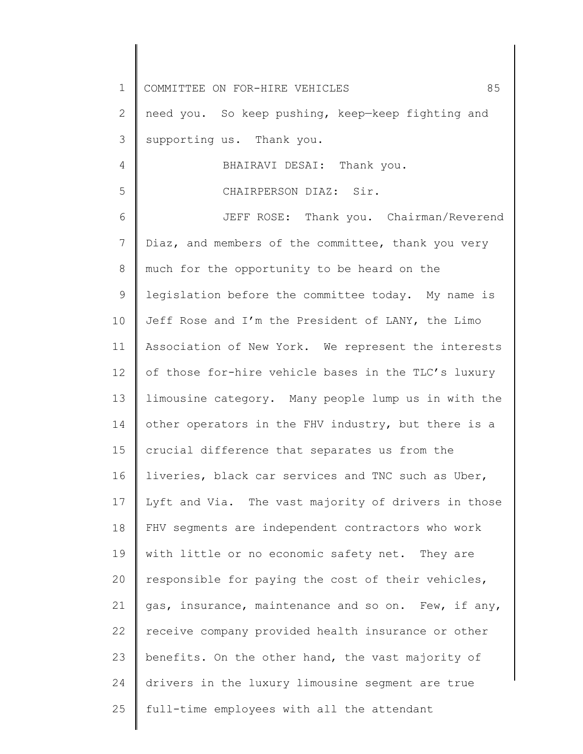need you. So keep pushing, keep—keep fighting and supporting us. Thank you.

BHAIRAVI DESAI: Thank you.

CHAIRPERSON DIAZ: Sir.

JEFF ROSE: Thank you. Chairman/Reverend Diaz, and members of the committee, thank you very much for the opportunity to be heard on the legislation before the committee today. My name is Jeff Rose and I'm the President of LANY, the Limo Association of New York. We represent the interests of those for-hire vehicle bases in the TLC's luxury limousine category. Many people lump us in with the other operators in the FHV industry, but there is a crucial difference that separates us from the liveries, black car services and TNC such as Uber, Lyft and Via. The vast majority of drivers in those FHV segments are independent contractors who work with little or no economic safety net. They are responsible for paying the cost of their vehicles, gas, insurance, maintenance and so on. Few, if any, receive company provided health insurance or other benefits. On the other hand, the vast majority of drivers in the luxury limousine segment are true full-time employees with all the attendant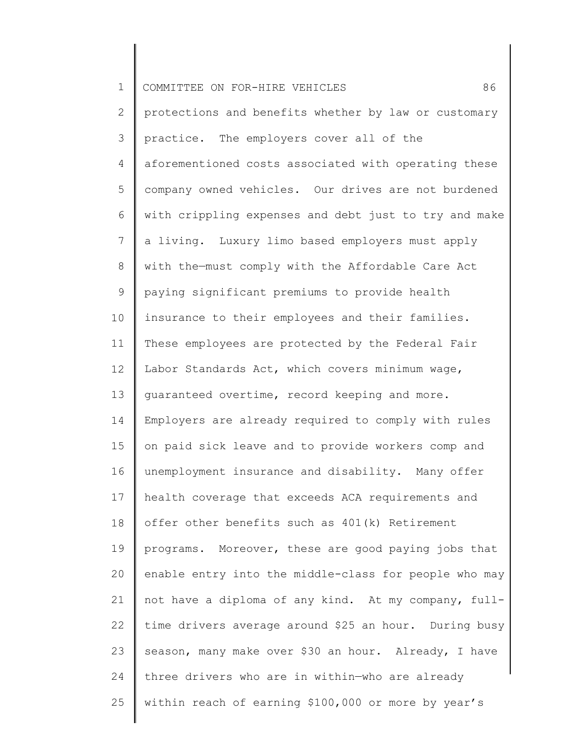protections and benefits whether by law or customary practice. The employers cover all of the aforementioned costs associated with operating these company owned vehicles. Our drives are not burdened with crippling expenses and debt just to try and make a living. Luxury limo based employers must apply with the—must comply with the Affordable Care Act paying significant premiums to provide health insurance to their employees and their families. These employees are protected by the Federal Fair Labor Standards Act, which covers minimum wage, guaranteed overtime, record keeping and more. Employers are already required to comply with rules on paid sick leave and to provide workers comp and unemployment insurance and disability. Many offer health coverage that exceeds ACA requirements and offer other benefits such as 401(k) Retirement programs. Moreover, these are good paying jobs that enable entry into the middle-class for people who may not have a diploma of any kind. At my company, full-time drivers average around $25 an hour. During busy season, many make over $30 an hour. Already, I have three drivers who are in within—who are already within reach of earning $100,000 or more by year's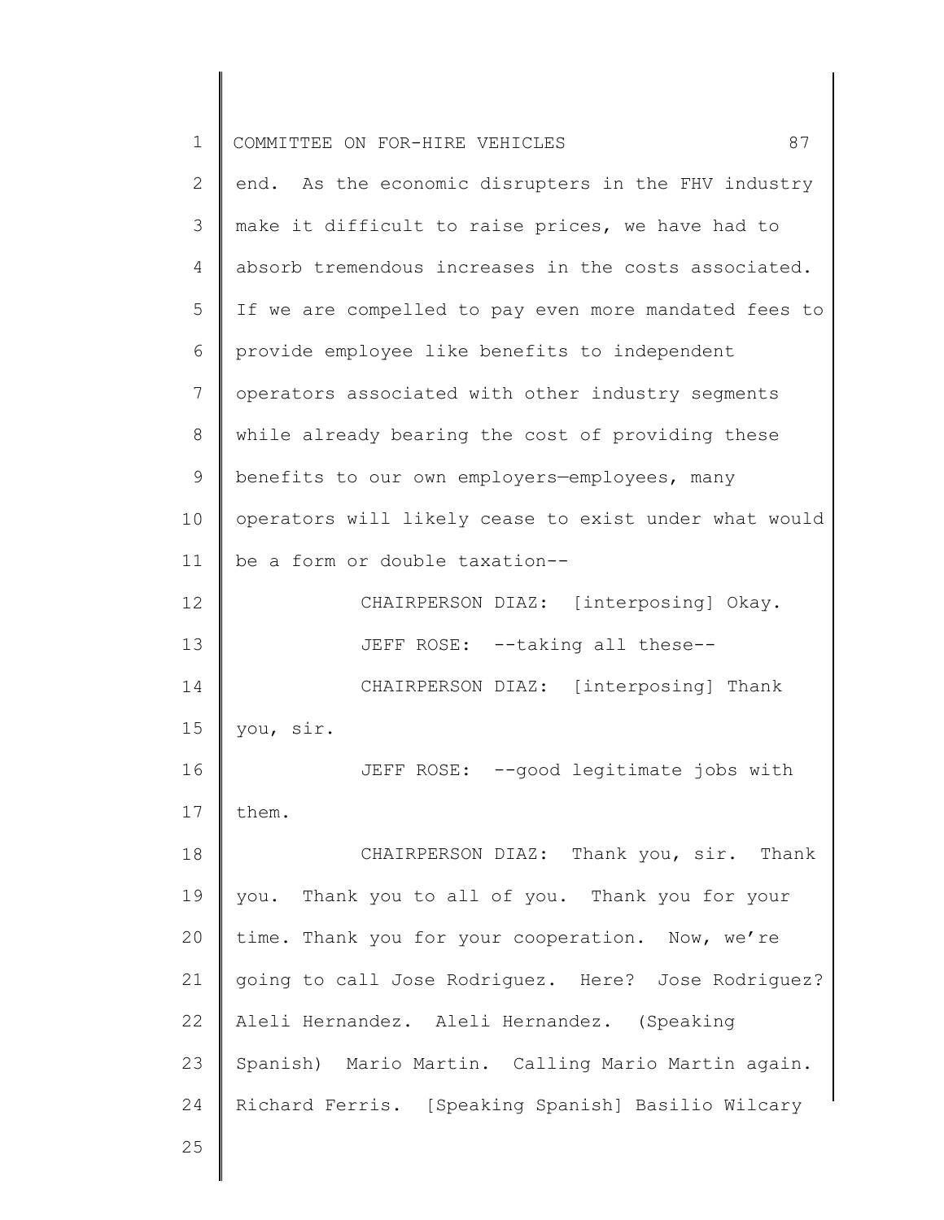end. As the economic disrupters in the FHV industry make it difficult to raise prices, we have had to absorb tremendous increases in the costs associated. If we are compelled to pay even more mandated fees to provide employee like benefits to independent operators associated with other industry segments while already bearing the cost of providing these benefits to our own employers—employees, many operators will likely cease to exist under what would be a form or double taxation--

CHAIRPERSON DIAZ: [interposing] Okay.

JEFF ROSE: --taking all these--

CHAIRPERSON DIAZ: [interposing] Thank you, sir.

JEFF ROSE: --good legitimate jobs with them.

CHAIRPERSON DIAZ: Thank you, sir. Thank you. Thank you to all of you. Thank you for your time. Thank you for your cooperation. Now, we're going to call Jose Rodriguez. Here? Jose Rodriguez? Aleli Hernandez. Aleli Hernandez. (Speaking Spanish) Mario Martin. Calling Mario Martin again. Richard Ferris. [Speaking Spanish] Basilio Wilcary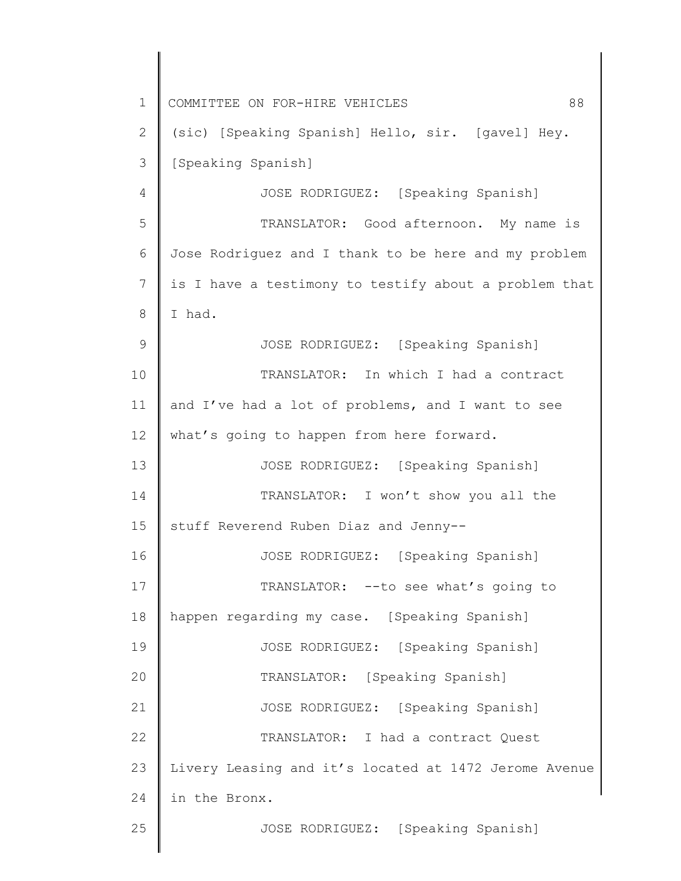(sic) [Speaking Spanish] Hello, sir. [gavel] Hey. [Speaking Spanish]

JOSE RODRIGUEZ: [Speaking Spanish]

TRANSLATOR: Good afternoon. My name is Jose Rodriguez and I thank to be here and my problem is I have a testimony to testify about a problem that I had.

JOSE RODRIGUEZ: [Speaking Spanish]

TRANSLATOR: In which I had a contract and I've had a lot of problems, and I want to see what's going to happen from here forward.

JOSE RODRIGUEZ: [Speaking Spanish]

TRANSLATOR: I won't show you all the stuff Reverend Ruben Diaz and Jenny--

JOSE RODRIGUEZ: [Speaking Spanish]

TRANSLATOR: --to see what's going to happen regarding my case. [Speaking Spanish]

JOSE RODRIGUEZ: [Speaking Spanish]

TRANSLATOR: [Speaking Spanish]

JOSE RODRIGUEZ: [Speaking Spanish]

TRANSLATOR: I had a contract Quest Livery Leasing and it's located at 1472 Jerome Avenue in the Bronx.

JOSE RODRIGUEZ: [Speaking Spanish]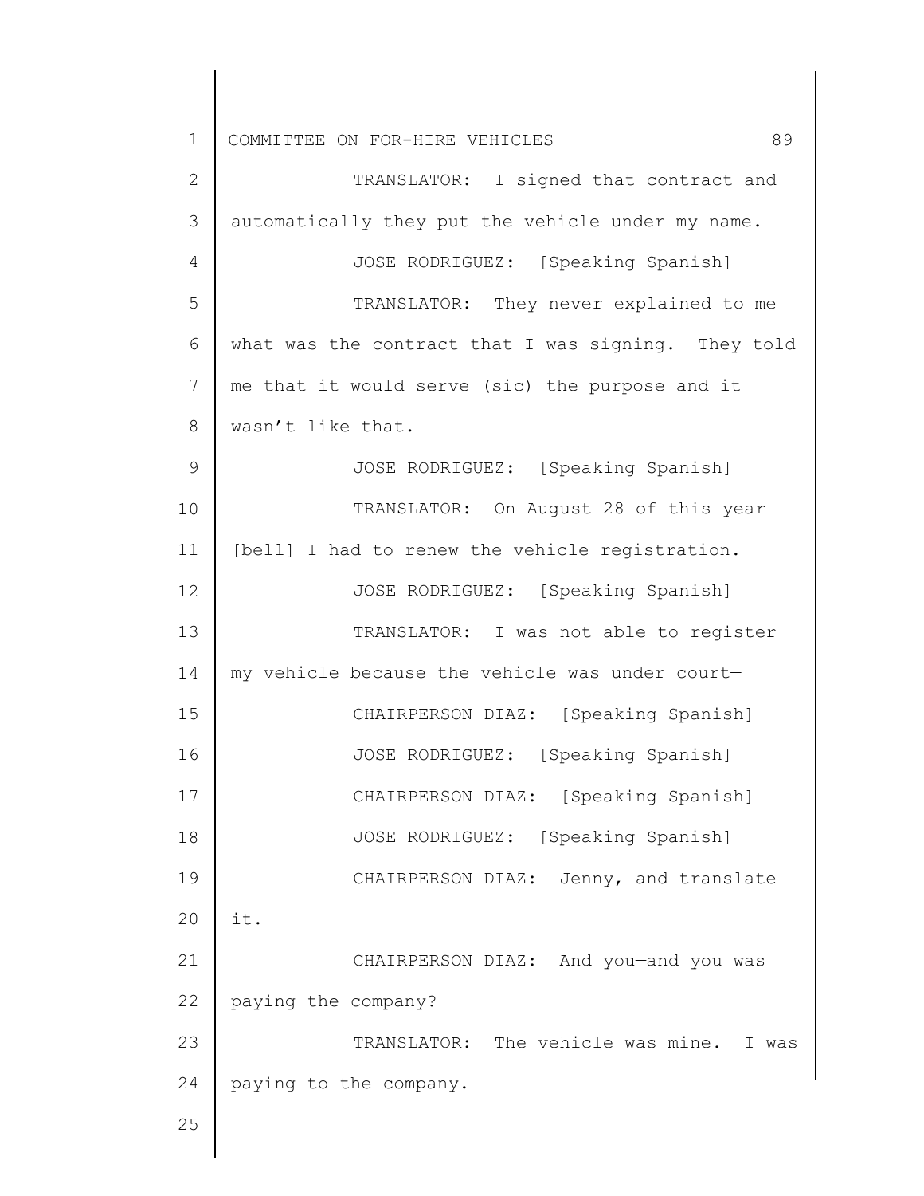TRANSLATOR: I signed that contract and automatically they put the vehicle under my name.

JOSE RODRIGUEZ: [Speaking Spanish]

TRANSLATOR: They never explained to me what was the contract that I was signing. They told me that it would serve (sic) the purpose and it wasn't like that.

JOSE RODRIGUEZ: [Speaking Spanish]

TRANSLATOR: On August 28 of this year [bell] I had to renew the vehicle registration.

JOSE RODRIGUEZ: [Speaking Spanish]

TRANSLATOR: I was not able to register my vehicle because the vehicle was under court—

CHAIRPERSON DIAZ: [Speaking Spanish]

JOSE RODRIGUEZ: [Speaking Spanish]

CHAIRPERSON DIAZ: [Speaking Spanish]

JOSE RODRIGUEZ: [Speaking Spanish]

CHAIRPERSON DIAZ: Jenny, and translate it.

CHAIRPERSON DIAZ: And you—and you was paying the company?

TRANSLATOR: The vehicle was mine. I was paying to the company.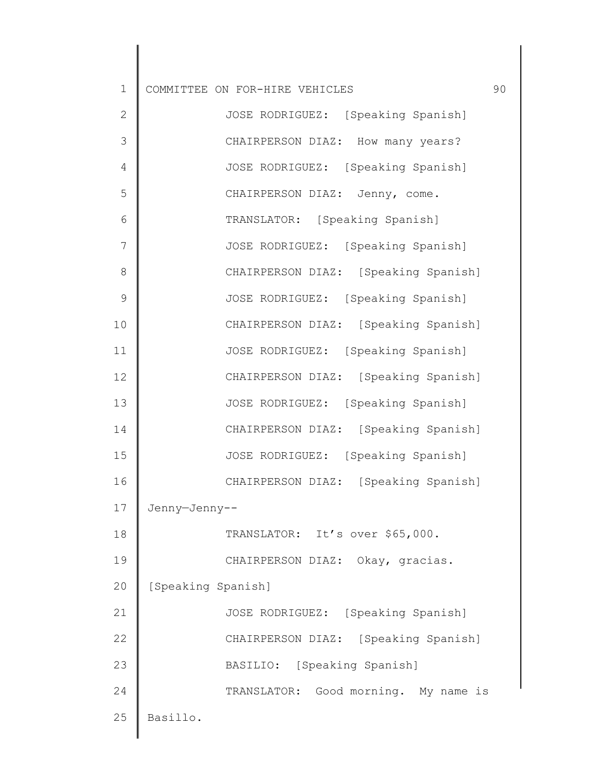JOSE RODRIGUEZ: [Speaking Spanish]

CHAIRPERSON DIAZ: How many years?

JOSE RODRIGUEZ: [Speaking Spanish]

CHAIRPERSON DIAZ: Jenny, come.

TRANSLATOR: [Speaking Spanish]

JOSE RODRIGUEZ: [Speaking Spanish]

CHAIRPERSON DIAZ: [Speaking Spanish]

JOSE RODRIGUEZ: [Speaking Spanish]

CHAIRPERSON DIAZ: [Speaking Spanish]

JOSE RODRIGUEZ: [Speaking Spanish]

CHAIRPERSON DIAZ: [Speaking Spanish]

JOSE RODRIGUEZ: [Speaking Spanish]

CHAIRPERSON DIAZ: [Speaking Spanish]

JOSE RODRIGUEZ: [Speaking Spanish]

CHAIRPERSON DIAZ: [Speaking Spanish] Jenny—Jenny--

TRANSLATOR: It's over $65,000.

CHAIRPERSON DIAZ: Okay, gracias. [Speaking Spanish]

JOSE RODRIGUEZ: [Speaking Spanish]

CHAIRPERSON DIAZ: [Speaking Spanish]

BASILIO: [Speaking Spanish]

TRANSLATOR: Good morning. My name is Basillo.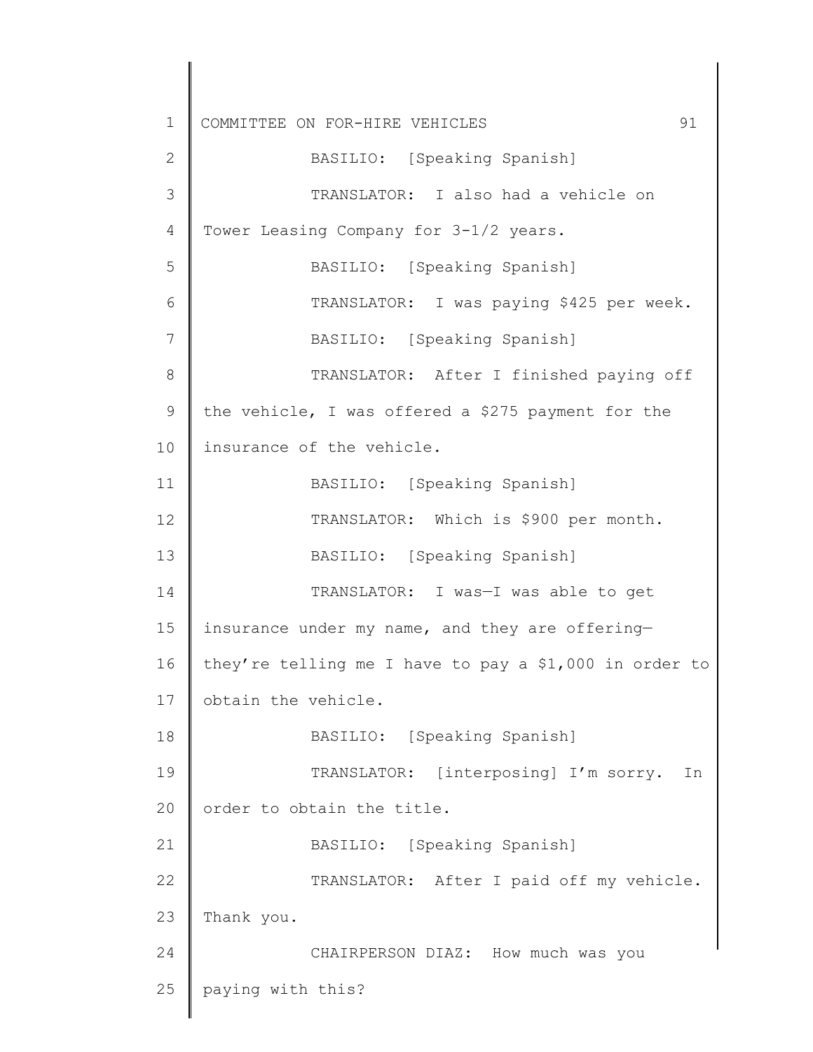BASILIO: [Speaking Spanish]

TRANSLATOR: I also had a vehicle on Tower Leasing Company for 3-1/2 years.

BASILIO: [Speaking Spanish]

TRANSLATOR: I was paying $425 per week.

BASILIO: [Speaking Spanish]

TRANSLATOR: After I finished paying off the vehicle, I was offered a $275 payment for the insurance of the vehicle.

BASILIO: [Speaking Spanish]

TRANSLATOR: Which is $900 per month.

BASILIO: [Speaking Spanish]

TRANSLATOR: I was—I was able to get insurance under my name, and they are offering—they're telling me I have to pay a $1,000 in order to obtain the vehicle.

BASILIO: [Speaking Spanish]

TRANSLATOR: [interposing] I'm sorry. In order to obtain the title.

BASILIO: [Speaking Spanish]

TRANSLATOR: After I paid off my vehicle. Thank you.

CHAIRPERSON DIAZ: How much was you paying with this?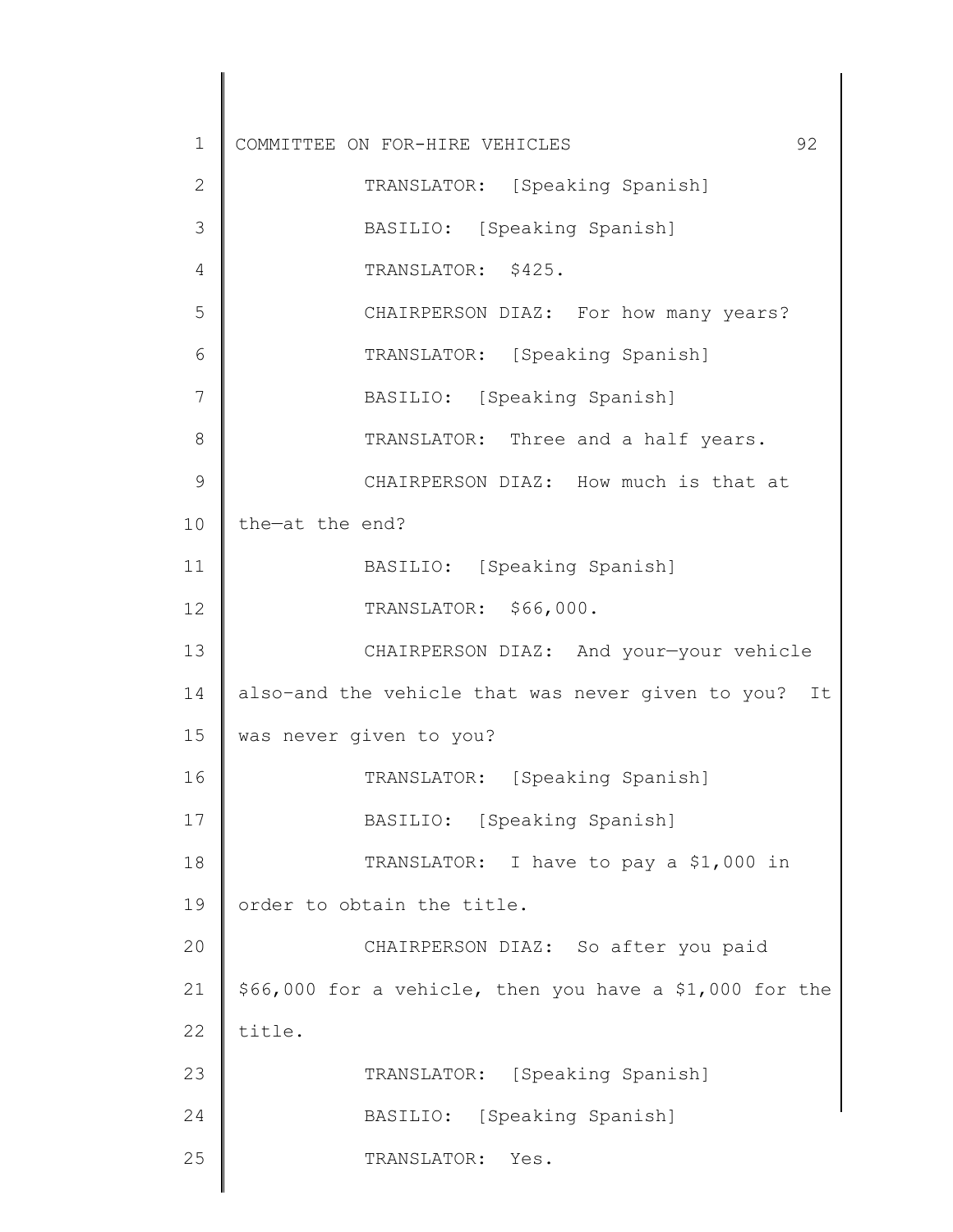TRANSLATOR: [Speaking Spanish]

BASILIO: [Speaking Spanish]

TRANSLATOR: $425.

CHAIRPERSON DIAZ: For how many years?

TRANSLATOR: [Speaking Spanish]

BASILIO: [Speaking Spanish]

TRANSLATOR: Three and a half years.

CHAIRPERSON DIAZ: How much is that at the—at the end?

BASILIO: [Speaking Spanish]

TRANSLATOR: $66,000.

CHAIRPERSON DIAZ: And your—your vehicle also-and the vehicle that was never given to you? It was never given to you?

TRANSLATOR: [Speaking Spanish]

BASILIO: [Speaking Spanish]

TRANSLATOR: I have to pay a $1,000 in order to obtain the title.

CHAIRPERSON DIAZ: So after you paid $66,000 for a vehicle, then you have a $1,000 for the title.

TRANSLATOR: [Speaking Spanish]

BASILIO: [Speaking Spanish]

TRANSLATOR: Yes.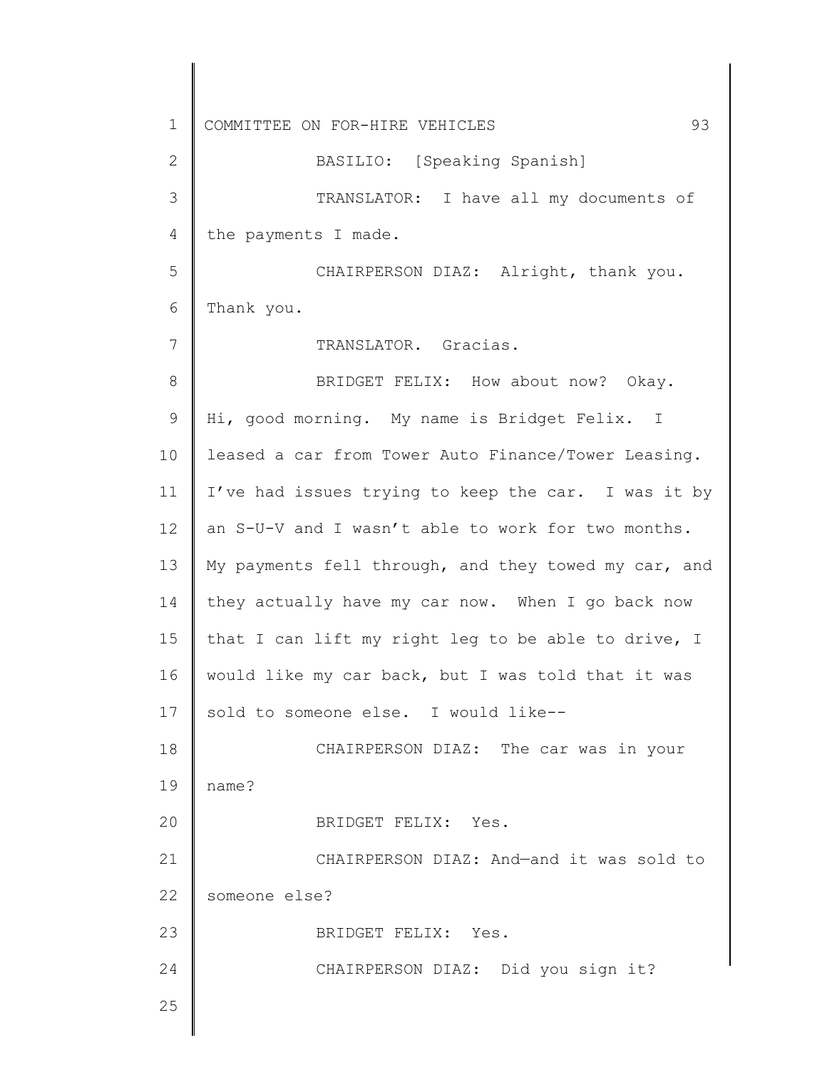BASILIO: [Speaking Spanish]

TRANSLATOR: I have all my documents of the payments I made.

CHAIRPERSON DIAZ: Alright, thank you. Thank you.

TRANSLATOR. Gracias.

BRIDGET FELIX: How about now? Okay. Hi, good morning. My name is Bridget Felix. I leased a car from Tower Auto Finance/Tower Leasing. I've had issues trying to keep the car. I was it by an S-U-V and I wasn't able to work for two months. My payments fell through, and they towed my car, and they actually have my car now. When I go back now that I can lift my right leg to be able to drive, I would like my car back, but I was told that it was sold to someone else. I would like--

CHAIRPERSON DIAZ: The car was in your name?

BRIDGET FELIX: Yes.

CHAIRPERSON DIAZ: And—and it was sold to someone else?

BRIDGET FELIX: Yes.

CHAIRPERSON DIAZ: Did you sign it?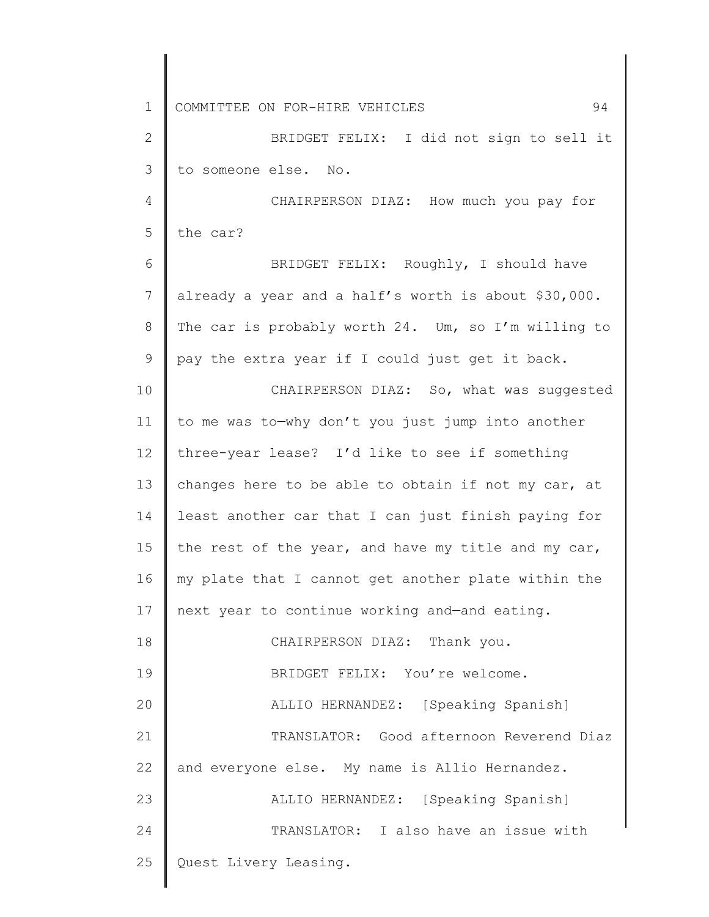BRIDGET FELIX: I did not sign to sell it to someone else. No.

CHAIRPERSON DIAZ: How much you pay for the car?

BRIDGET FELIX: Roughly, I should have already a year and a half's worth is about $30,000. The car is probably worth 24. Um, so I'm willing to pay the extra year if I could just get it back.

CHAIRPERSON DIAZ: So, what was suggested to me was to—why don't you just jump into another three-year lease? I'd like to see if something changes here to be able to obtain if not my car, at least another car that I can just finish paying for the rest of the year, and have my title and my car, my plate that I cannot get another plate within the next year to continue working and—and eating.

CHAIRPERSON DIAZ: Thank you.

BRIDGET FELIX: You're welcome.

ALLIO HERNANDEZ: [Speaking Spanish]

TRANSLATOR: Good afternoon Reverend Diaz and everyone else. My name is Allio Hernandez.

ALLIO HERNANDEZ: [Speaking Spanish]

TRANSLATOR: I also have an issue with Quest Livery Leasing.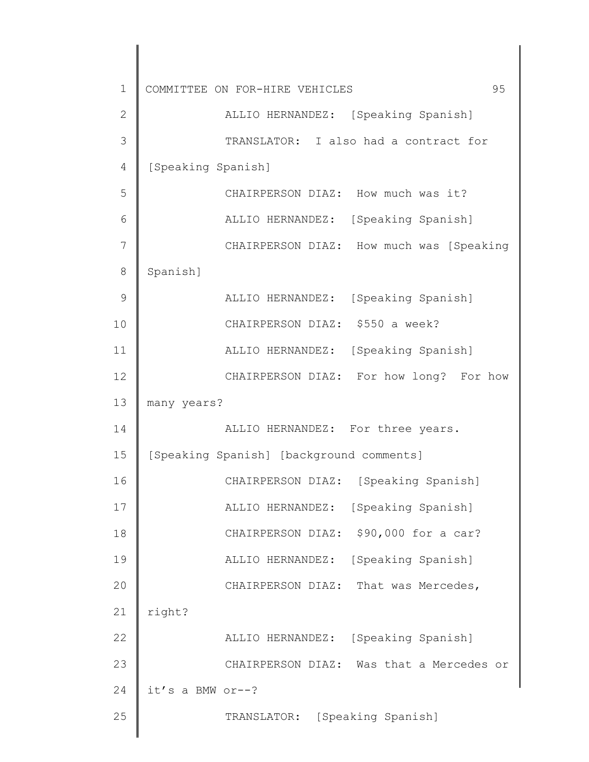ALLIO HERNANDEZ: [Speaking Spanish]

TRANSLATOR: I also had a contract for [Speaking Spanish]

CHAIRPERSON DIAZ: How much was it?

ALLIO HERNANDEZ: [Speaking Spanish]

CHAIRPERSON DIAZ: How much was [Speaking Spanish]

ALLIO HERNANDEZ: [Speaking Spanish]

CHAIRPERSON DIAZ: $550 a week?

ALLIO HERNANDEZ: [Speaking Spanish]

CHAIRPERSON DIAZ: For how long? For how many years?

ALLIO HERNANDEZ: For three years. [Speaking Spanish] [background comments]

CHAIRPERSON DIAZ: [Speaking Spanish]

ALLIO HERNANDEZ: [Speaking Spanish]

CHAIRPERSON DIAZ: $90,000 for a car?

ALLIO HERNANDEZ: [Speaking Spanish]

CHAIRPERSON DIAZ: That was Mercedes, right?

ALLIO HERNANDEZ: [Speaking Spanish]

CHAIRPERSON DIAZ: Was that a Mercedes or it’s a BMW or--?

TRANSLATOR: [Speaking Spanish]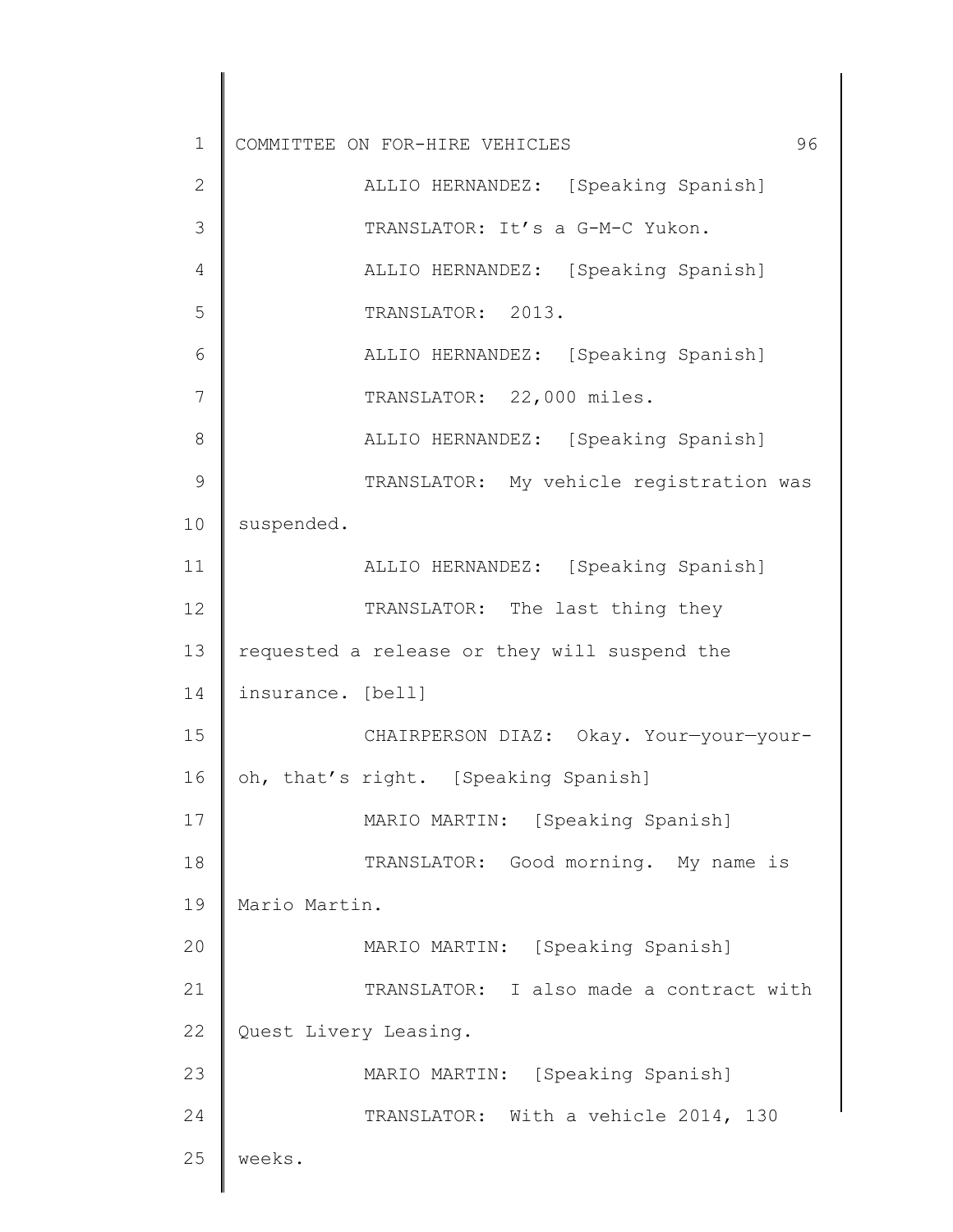ALLIO HERNANDEZ: [Speaking Spanish]

TRANSLATOR: It's a G-M-C Yukon.

ALLIO HERNANDEZ: [Speaking Spanish]

TRANSLATOR: 2013.

ALLIO HERNANDEZ: [Speaking Spanish]

TRANSLATOR: 22,000 miles.

ALLIO HERNANDEZ: [Speaking Spanish]

TRANSLATOR: My vehicle registration was suspended.

ALLIO HERNANDEZ: [Speaking Spanish]

TRANSLATOR: The last thing they requested a release or they will suspend the insurance. [bell]

CHAIRPERSON DIAZ: Okay. Your—your—your-oh, that's right. [Speaking Spanish]

MARIO MARTIN: [Speaking Spanish]

TRANSLATOR: Good morning. My name is Mario Martin.

MARIO MARTIN: [Speaking Spanish]

TRANSLATOR: I also made a contract with Quest Livery Leasing.

MARIO MARTIN: [Speaking Spanish]

TRANSLATOR: With a vehicle 2014, 130 weeks.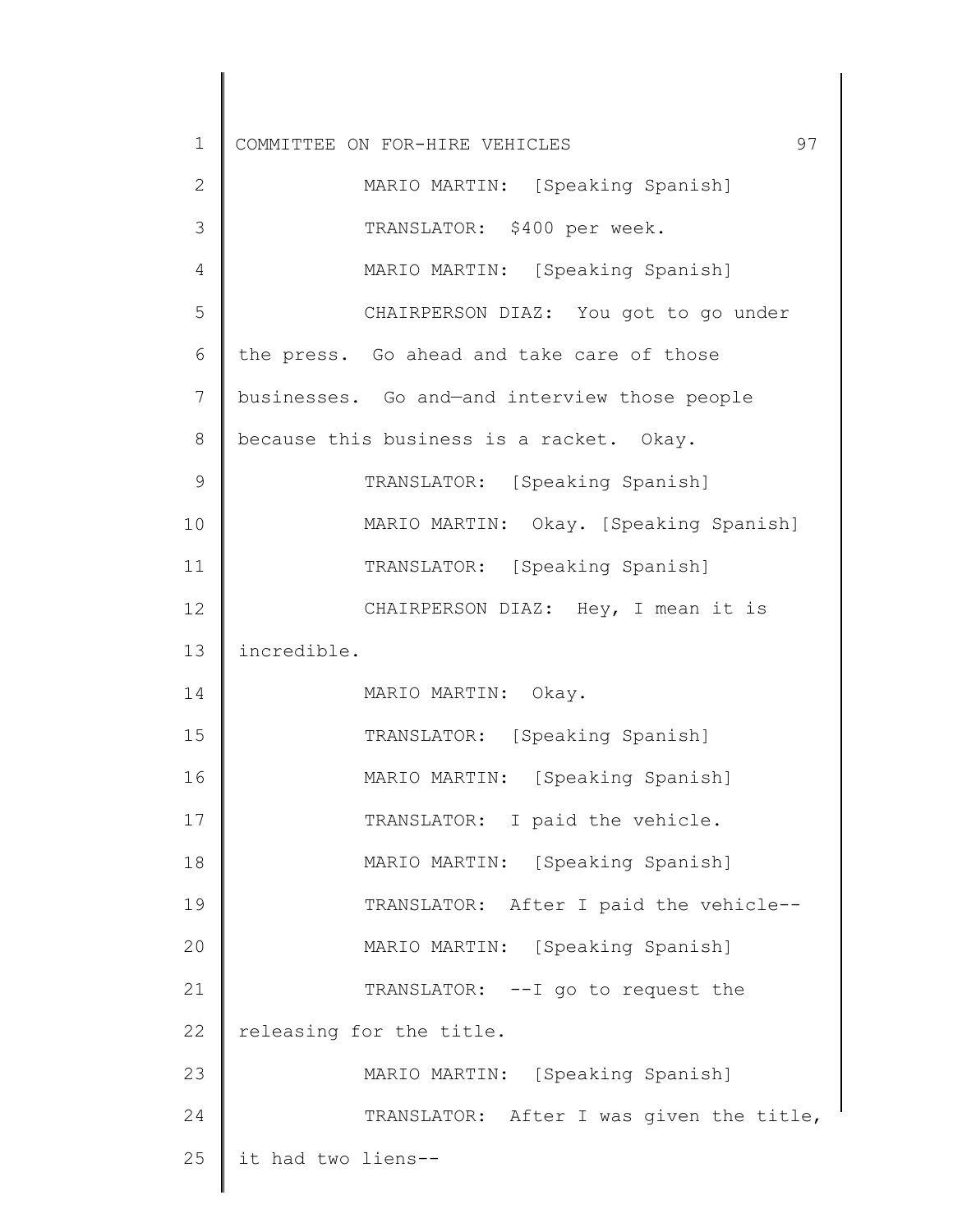MARIO MARTIN: [Speaking Spanish]

TRANSLATOR: $400 per week.

MARIO MARTIN: [Speaking Spanish]

CHAIRPERSON DIAZ: You got to go under the press. Go ahead and take care of those businesses. Go and—and interview those people because this business is a racket. Okay.

TRANSLATOR: [Speaking Spanish]

MARIO MARTIN: Okay. [Speaking Spanish]

TRANSLATOR: [Speaking Spanish]

CHAIRPERSON DIAZ: Hey, I mean it is incredible.

MARIO MARTIN: Okay.

TRANSLATOR: [Speaking Spanish]

MARIO MARTIN: [Speaking Spanish]

TRANSLATOR: I paid the vehicle.

MARIO MARTIN: [Speaking Spanish]

TRANSLATOR: After I paid the vehicle--

MARIO MARTIN: [Speaking Spanish]

TRANSLATOR: --I go to request the releasing for the title.

MARIO MARTIN: [Speaking Spanish]

TRANSLATOR: After I was given the title, it had two liens--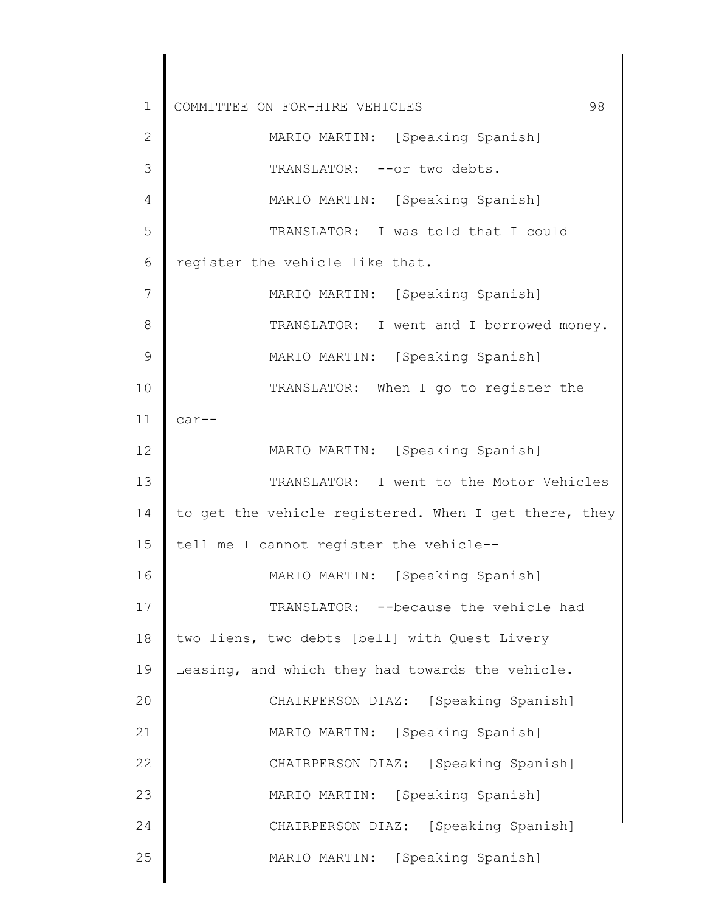MARIO MARTIN: [Speaking Spanish]

TRANSLATOR: --or two debts.

MARIO MARTIN: [Speaking Spanish]

TRANSLATOR: I was told that I could register the vehicle like that.

MARIO MARTIN: [Speaking Spanish]

TRANSLATOR: I went and I borrowed money.

MARIO MARTIN: [Speaking Spanish]

TRANSLATOR: When I go to register the car--

MARIO MARTIN: [Speaking Spanish]

TRANSLATOR: I went to the Motor Vehicles to get the vehicle registered. When I get there, they tell me I cannot register the vehicle--

MARIO MARTIN: [Speaking Spanish]

TRANSLATOR: --because the vehicle had two liens, two debts [bell] with Quest Livery Leasing, and which they had towards the vehicle.

CHAIRPERSON DIAZ: [Speaking Spanish]

MARIO MARTIN: [Speaking Spanish]

CHAIRPERSON DIAZ: [Speaking Spanish]

MARIO MARTIN: [Speaking Spanish]

CHAIRPERSON DIAZ: [Speaking Spanish]

MARIO MARTIN: [Speaking Spanish]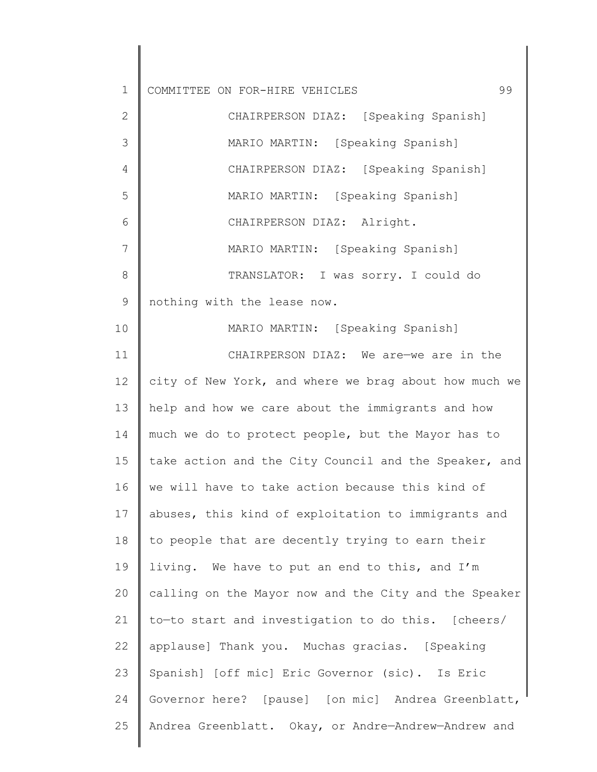CHAIRPERSON DIAZ: [Speaking Spanish]

MARIO MARTIN: [Speaking Spanish]

CHAIRPERSON DIAZ: [Speaking Spanish]

MARIO MARTIN: [Speaking Spanish]

CHAIRPERSON DIAZ: Alright.

MARIO MARTIN: [Speaking Spanish]

TRANSLATOR: I was sorry. I could do nothing with the lease now.

MARIO MARTIN: [Speaking Spanish]

CHAIRPERSON DIAZ: We are—we are in the city of New York, and where we brag about how much we help and how we care about the immigrants and how much we do to protect people, but the Mayor has to take action and the City Council and the Speaker, and we will have to take action because this kind of abuses, this kind of exploitation to immigrants and to people that are decently trying to earn their living. We have to put an end to this, and I'm calling on the Mayor now and the City and the Speaker to—to start and investigation to do this. [cheers/ applause] Thank you. Muchas gracias. [Speaking Spanish] [off mic] Eric Governor (sic). Is Eric Governor here? [pause] [on mic] Andrea Greenblatt, Andrea Greenblatt. Okay, or Andre—Andrew—Andrew and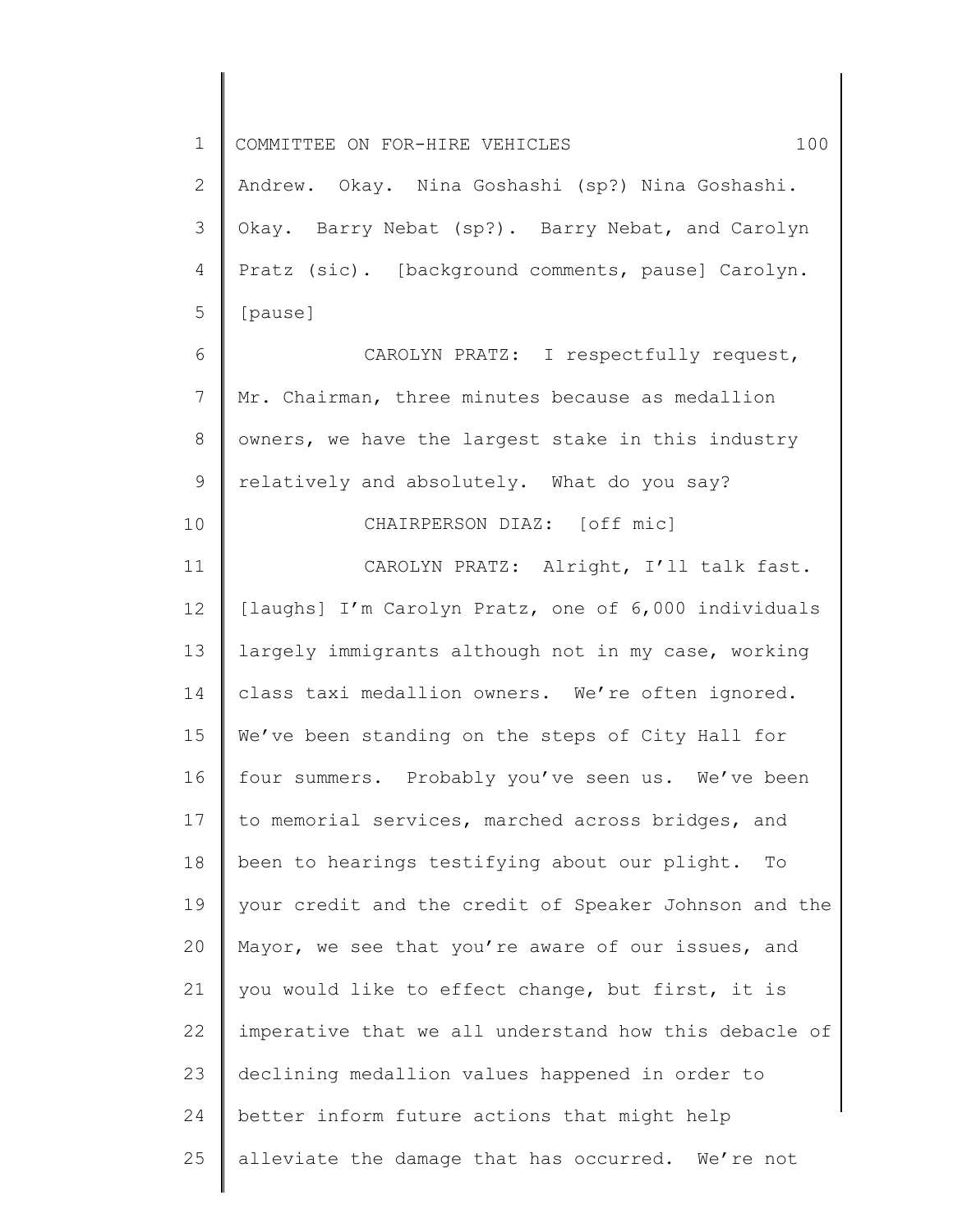Andrew. Okay. Nina Goshashi (sp?) Nina Goshashi. Okay. Barry Nebat (sp?). Barry Nebat, and Carolyn Pratz (sic). [background comments, pause] Carolyn. [pause]

CAROLYN PRATZ: I respectfully request, Mr. Chairman, three minutes because as medallion owners, we have the largest stake in this industry relatively and absolutely. What do you say?

CHAIRPERSON DIAZ: [off mic]

CAROLYN PRATZ: Alright, I'll talk fast. [laughs] I'm Carolyn Pratz, one of 6,000 individuals largely immigrants although not in my case, working class taxi medallion owners. We're often ignored. We've been standing on the steps of City Hall for four summers. Probably you've seen us. We've been to memorial services, marched across bridges, and been to hearings testifying about our plight. To your credit and the credit of Speaker Johnson and the Mayor, we see that you're aware of our issues, and you would like to effect change, but first, it is imperative that we all understand how this debacle of declining medallion values happened in order to better inform future actions that might help alleviate the damage that has occurred. We're not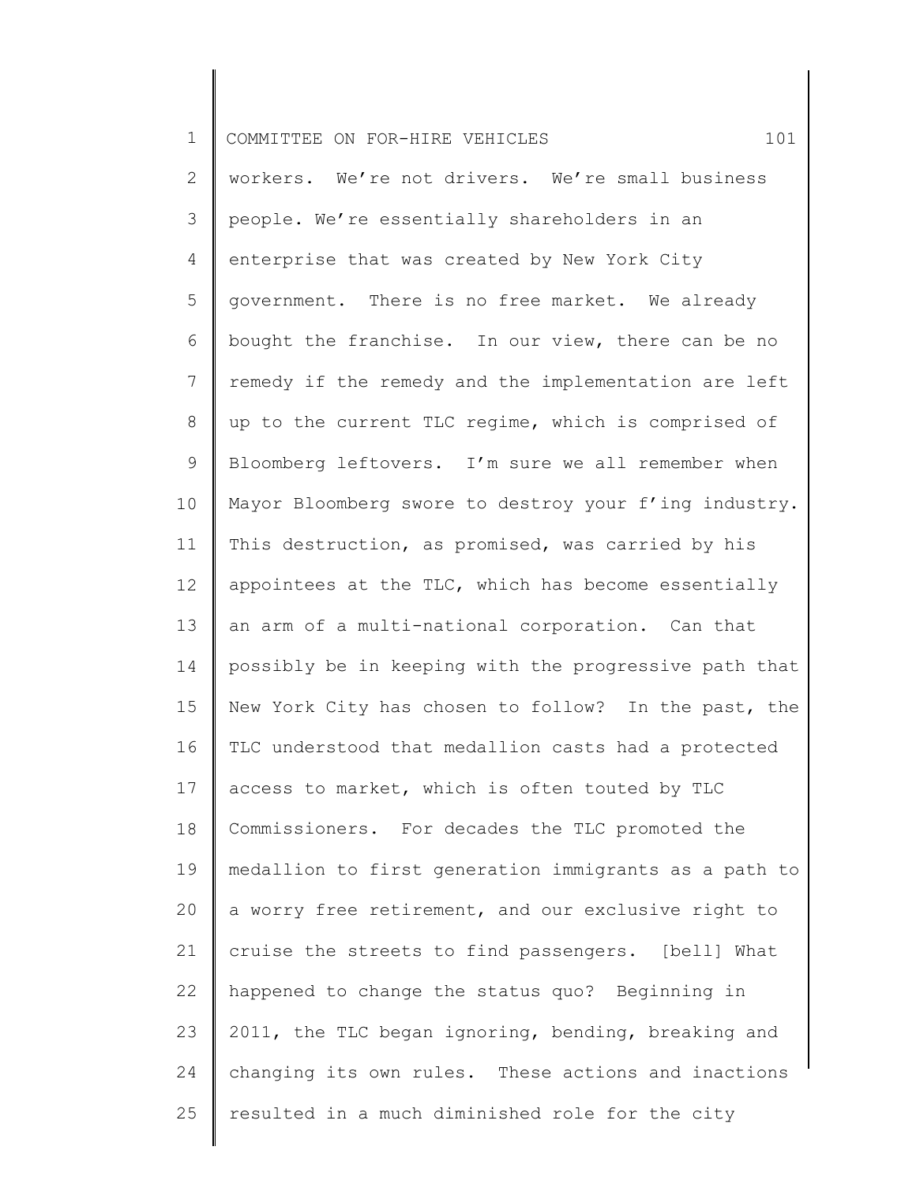workers. We're not drivers. We're small business people. We're essentially shareholders in an enterprise that was created by New York City government. There is no free market. We already bought the franchise. In our view, there can be no remedy if the remedy and the implementation are left up to the current TLC regime, which is comprised of Bloomberg leftovers. I'm sure we all remember when Mayor Bloomberg swore to destroy your f'ing industry. This destruction, as promised, was carried by his appointees at the TLC, which has become essentially an arm of a multi-national corporation. Can that possibly be in keeping with the progressive path that New York City has chosen to follow? In the past, the TLC understood that medallion casts had a protected access to market, which is often touted by TLC Commissioners. For decades the TLC promoted the medallion to first generation immigrants as a path to a worry free retirement, and our exclusive right to cruise the streets to find passengers. [bell] What happened to change the status quo? Beginning in 2011, the TLC began ignoring, bending, breaking and changing its own rules. These actions and inactions resulted in a much diminished role for the city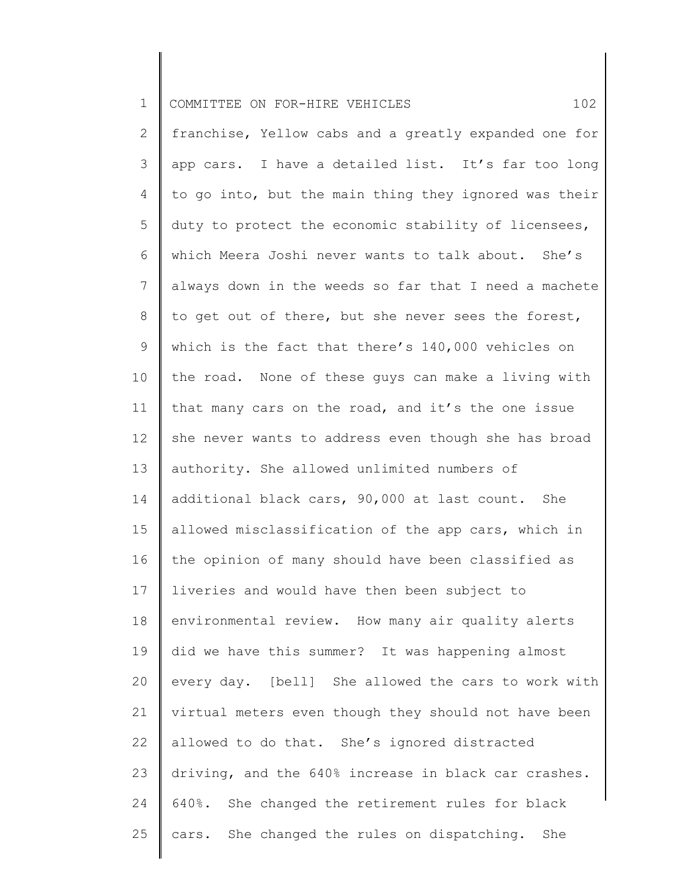franchise, Yellow cabs and a greatly expanded one for app cars. I have a detailed list. It's far too long to go into, but the main thing they ignored was their duty to protect the economic stability of licensees, which Meera Joshi never wants to talk about. She's always down in the weeds so far that I need a machete to get out of there, but she never sees the forest, which is the fact that there's 140,000 vehicles on the road. None of these guys can make a living with that many cars on the road, and it's the one issue she never wants to address even though she has broad authority. She allowed unlimited numbers of additional black cars, 90,000 at last count. She allowed misclassification of the app cars, which in the opinion of many should have been classified as liveries and would have then been subject to environmental review. How many air quality alerts did we have this summer? It was happening almost every day. [bell] She allowed the cars to work with virtual meters even though they should not have been allowed to do that. She's ignored distracted driving, and the 640% increase in black car crashes. 640%. She changed the retirement rules for black cars. She changed the rules on dispatching. She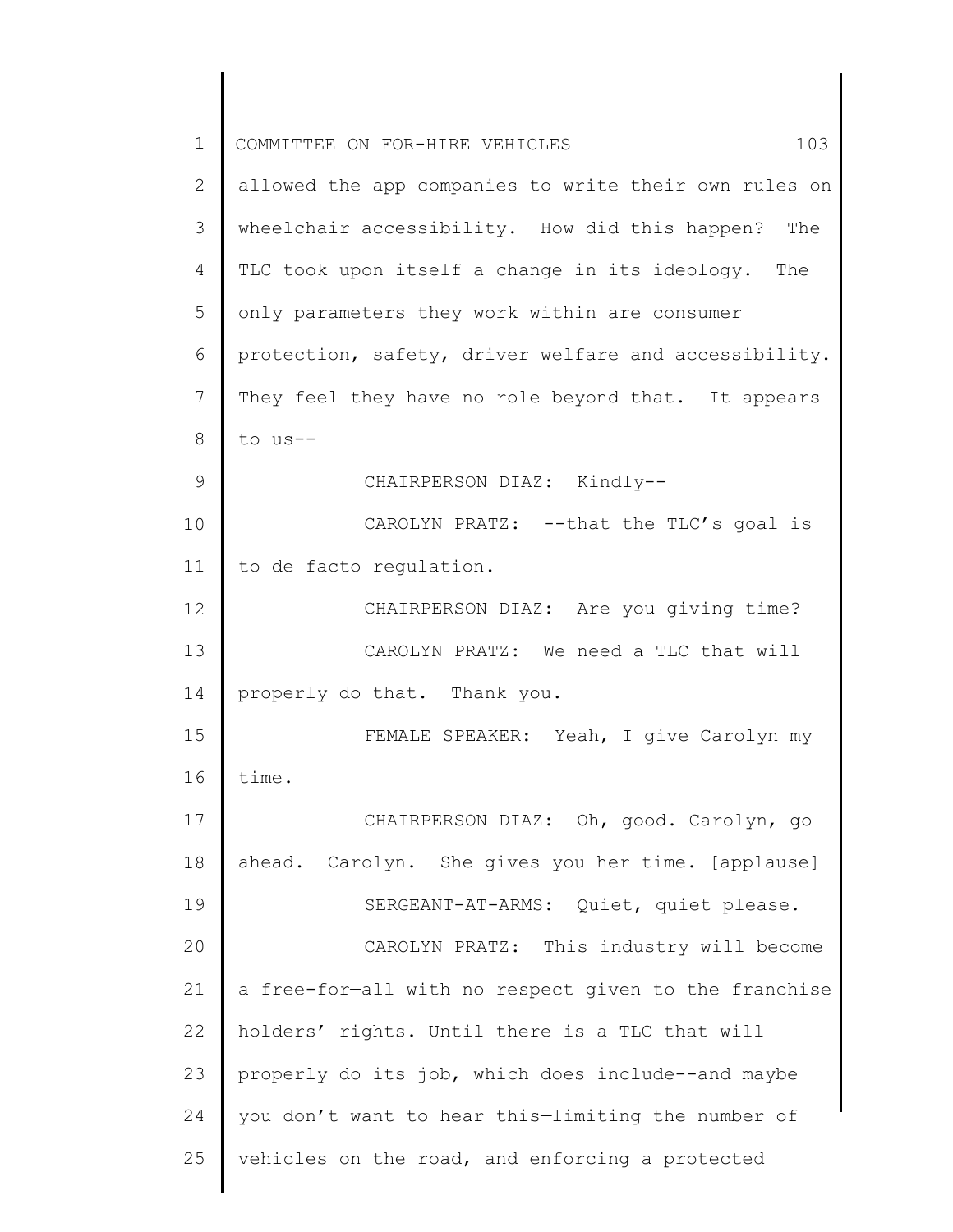allowed the app companies to write their own rules on wheelchair accessibility. How did this happen? The TLC took upon itself a change in its ideology. The only parameters they work within are consumer protection, safety, driver welfare and accessibility. They feel they have no role beyond that. It appears to us--

CHAIRPERSON DIAZ: Kindly--

CAROLYN PRATZ: --that the TLC's goal is to de facto regulation.

CHAIRPERSON DIAZ: Are you giving time?

CAROLYN PRATZ: We need a TLC that will properly do that. Thank you.

FEMALE SPEAKER: Yeah, I give Carolyn my time.

CHAIRPERSON DIAZ: Oh, good. Carolyn, go ahead. Carolyn. She gives you her time. [applause]

SERGEANT-AT-ARMS: Quiet, quiet please.

CAROLYN PRATZ: This industry will become a free-for—all with no respect given to the franchise holders' rights. Until there is a TLC that will properly do its job, which does include--and maybe you don't want to hear this—limiting the number of vehicles on the road, and enforcing a protected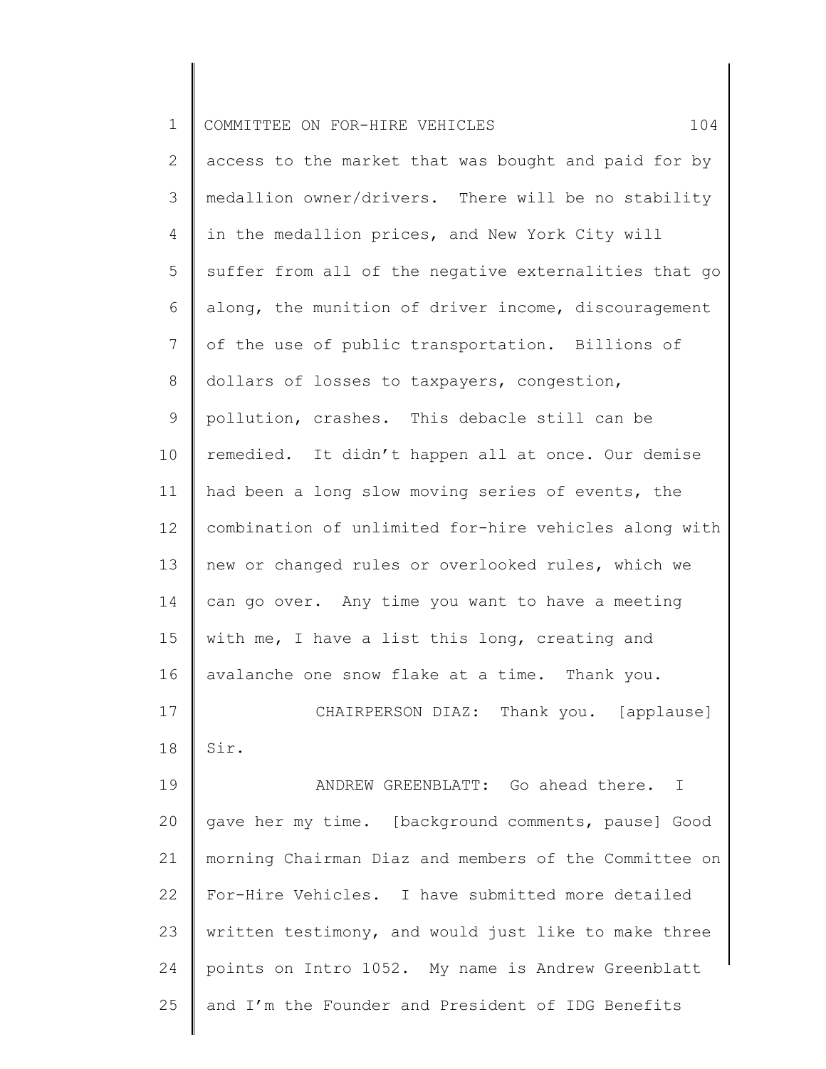access to the market that was bought and paid for by medallion owner/drivers. There will be no stability in the medallion prices, and New York City will suffer from all of the negative externalities that go along, the munition of driver income, discouragement of the use of public transportation. Billions of dollars of losses to taxpayers, congestion, pollution, crashes. This debacle still can be remedied. It didn't happen all at once. Our demise had been a long slow moving series of events, the combination of unlimited for-hire vehicles along with new or changed rules or overlooked rules, which we can go over. Any time you want to have a meeting with me, I have a list this long, creating and avalanche one snow flake at a time. Thank you.

CHAIRPERSON DIAZ: Thank you. [applause] Sir.

ANDREW GREENBLATT: Go ahead there. I gave her my time. [background comments, pause] Good morning Chairman Diaz and members of the Committee on For-Hire Vehicles. I have submitted more detailed written testimony, and would just like to make three points on Intro 1052. My name is Andrew Greenblatt and I'm the Founder and President of IDG Benefits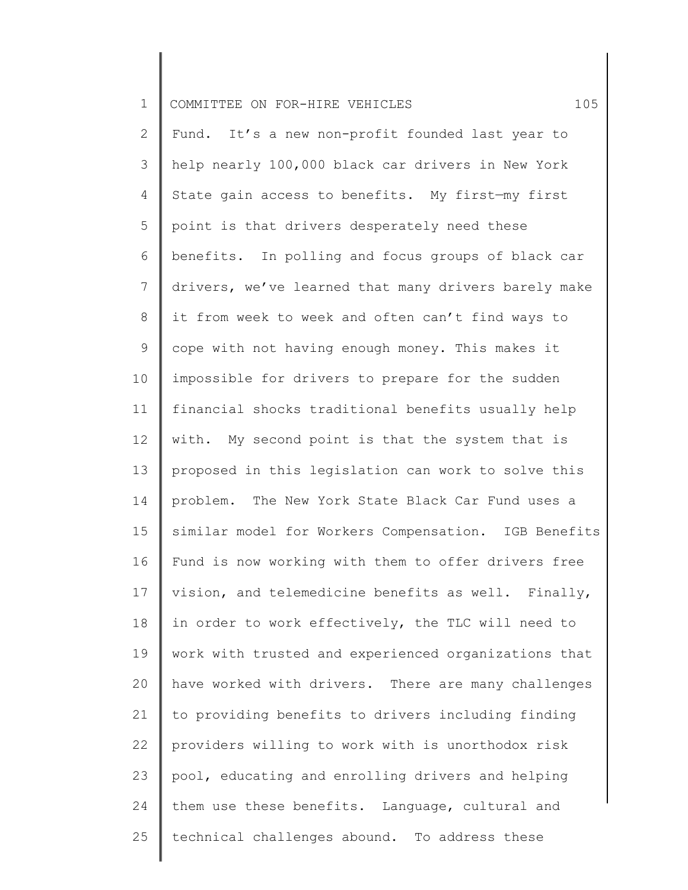Fund. It's a new non-profit founded last year to help nearly 100,000 black car drivers in New York State gain access to benefits. My first—my first point is that drivers desperately need these benefits. In polling and focus groups of black car drivers, we've learned that many drivers barely make it from week to week and often can't find ways to cope with not having enough money. This makes it impossible for drivers to prepare for the sudden financial shocks traditional benefits usually help with. My second point is that the system that is proposed in this legislation can work to solve this problem. The New York State Black Car Fund uses a similar model for Workers Compensation. IGB Benefits Fund is now working with them to offer drivers free vision, and telemedicine benefits as well. Finally, in order to work effectively, the TLC will need to work with trusted and experienced organizations that have worked with drivers. There are many challenges to providing benefits to drivers including finding providers willing to work with is unorthodox risk pool, educating and enrolling drivers and helping them use these benefits. Language, cultural and technical challenges abound. To address these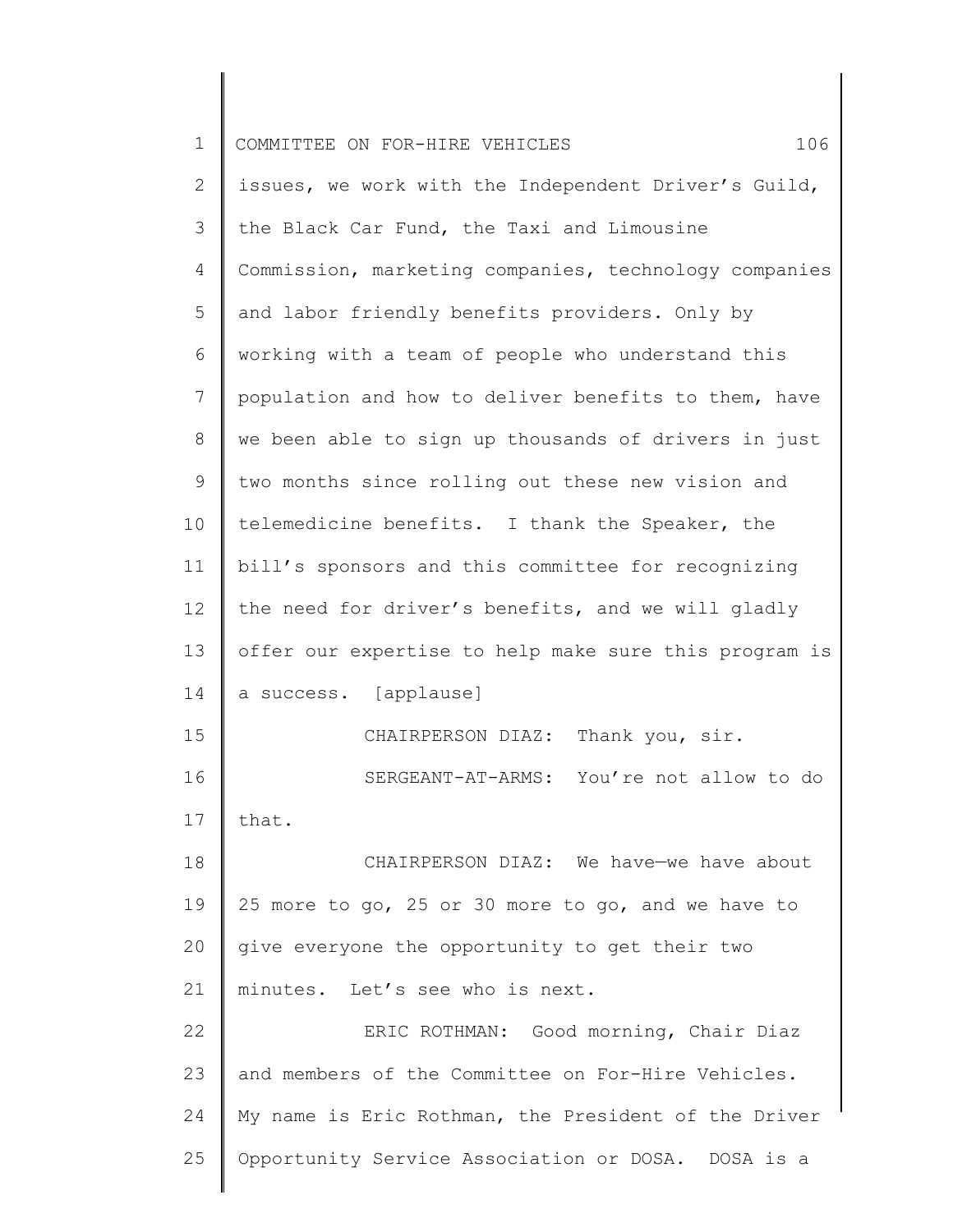issues, we work with the Independent Driver's Guild, the Black Car Fund, the Taxi and Limousine Commission, marketing companies, technology companies and labor friendly benefits providers. Only by working with a team of people who understand this population and how to deliver benefits to them, have we been able to sign up thousands of drivers in just two months since rolling out these new vision and telemedicine benefits. I thank the Speaker, the bill's sponsors and this committee for recognizing the need for driver's benefits, and we will gladly offer our expertise to help make sure this program is a success. [applause]

CHAIRPERSON DIAZ: Thank you, sir.

SERGEANT-AT-ARMS: You're not allow to do that.

CHAIRPERSON DIAZ: We have—we have about 25 more to go, 25 or 30 more to go, and we have to give everyone the opportunity to get their two minutes. Let's see who is next.

ERIC ROTHMAN: Good morning, Chair Diaz and members of the Committee on For-Hire Vehicles. My name is Eric Rothman, the President of the Driver Opportunity Service Association or DOSA. DOSA is a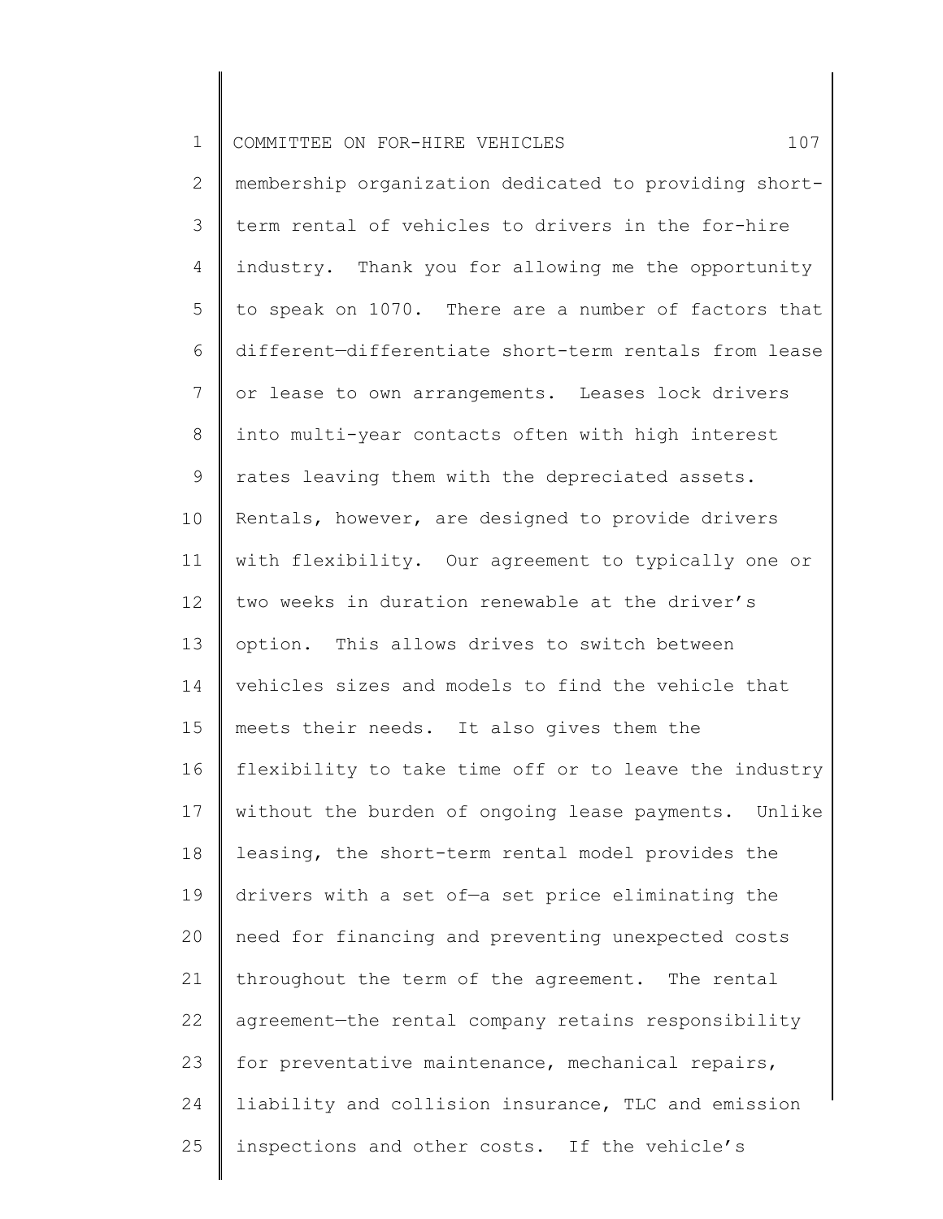membership organization dedicated to providing short-term rental of vehicles to drivers in the for-hire industry. Thank you for allowing me the opportunity to speak on 1070. There are a number of factors that different—differentiate short-term rentals from lease or lease to own arrangements. Leases lock drivers into multi-year contacts often with high interest rates leaving them with the depreciated assets. Rentals, however, are designed to provide drivers with flexibility. Our agreement to typically one or two weeks in duration renewable at the driver's option. This allows drives to switch between vehicles sizes and models to find the vehicle that meets their needs. It also gives them the flexibility to take time off or to leave the industry without the burden of ongoing lease payments. Unlike leasing, the short-term rental model provides the drivers with a set of—a set price eliminating the need for financing and preventing unexpected costs throughout the term of the agreement. The rental agreement—the rental company retains responsibility for preventative maintenance, mechanical repairs, liability and collision insurance, TLC and emission inspections and other costs. If the vehicle's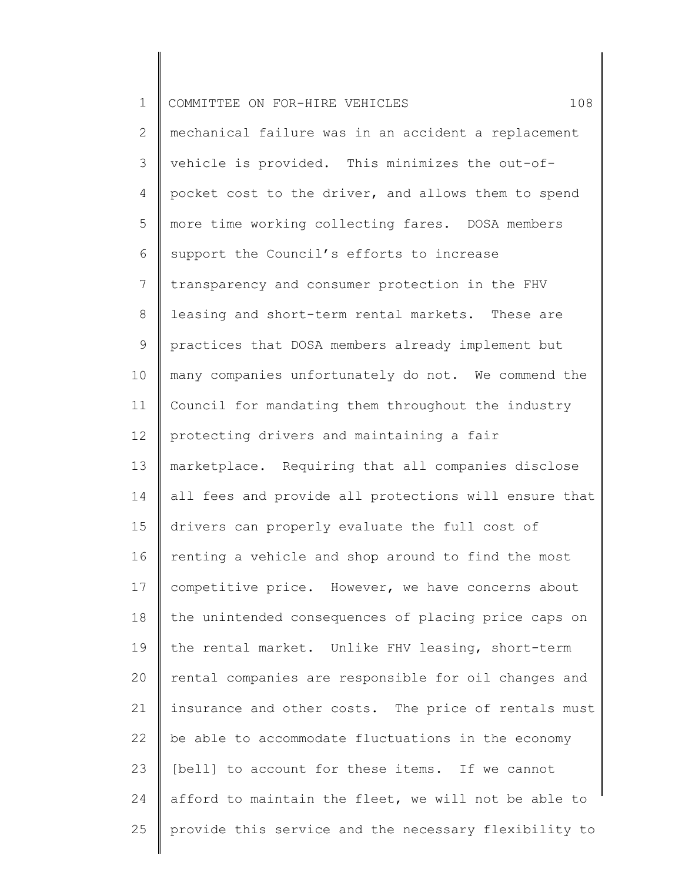mechanical failure was in an accident a replacement vehicle is provided. This minimizes the out-of-pocket cost to the driver, and allows them to spend more time working collecting fares. DOSA members support the Council's efforts to increase transparency and consumer protection in the FHV leasing and short-term rental markets. These are practices that DOSA members already implement but many companies unfortunately do not. We commend the Council for mandating them throughout the industry protecting drivers and maintaining a fair marketplace. Requiring that all companies disclose all fees and provide all protections will ensure that drivers can properly evaluate the full cost of renting a vehicle and shop around to find the most competitive price. However, we have concerns about the unintended consequences of placing price caps on the rental market. Unlike FHV leasing, short-term rental companies are responsible for oil changes and insurance and other costs. The price of rentals must be able to accommodate fluctuations in the economy [bell] to account for these items. If we cannot afford to maintain the fleet, we will not be able to provide this service and the necessary flexibility to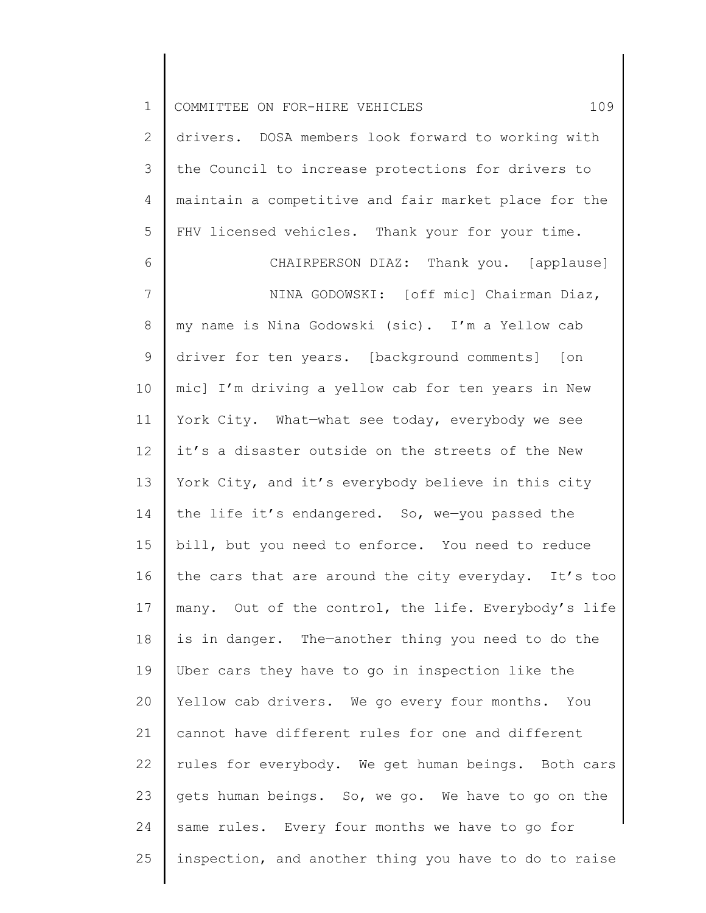drivers. DOSA members look forward to working with the Council to increase protections for drivers to maintain a competitive and fair market place for the FHV licensed vehicles. Thank your for your time.

CHAIRPERSON DIAZ: Thank you. [applause]

NINA GODOWSKI: [off mic] Chairman Diaz, my name is Nina Godowski (sic). I'm a Yellow cab driver for ten years. [background comments] [on mic] I'm driving a yellow cab for ten years in New York City. What—what see today, everybody we see it's a disaster outside on the streets of the New York City, and it's everybody believe in this city the life it's endangered. So, we—you passed the bill, but you need to enforce. You need to reduce the cars that are around the city everyday. It's too many. Out of the control, the life. Everybody's life is in danger. The—another thing you need to do the Uber cars they have to go in inspection like the Yellow cab drivers. We go every four months. You cannot have different rules for one and different rules for everybody. We get human beings. Both cars gets human beings. So, we go. We have to go on the same rules. Every four months we have to go for inspection, and another thing you have to do to raise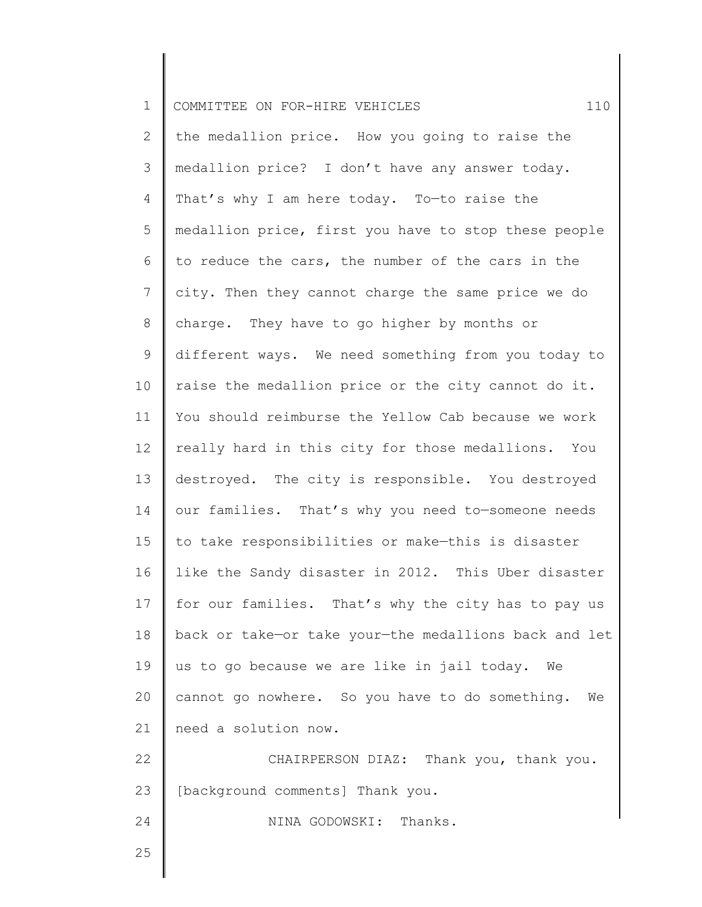the medallion price. How you going to raise the medallion price? I don't have any answer today. That's why I am here today. To—to raise the medallion price, first you have to stop these people to reduce the cars, the number of the cars in the city. Then they cannot charge the same price we do charge. They have to go higher by months or different ways. We need something from you today to raise the medallion price or the city cannot do it. You should reimburse the Yellow Cab because we work really hard in this city for those medallions. You destroyed. The city is responsible. You destroyed our families. That's why you need to—someone needs to take responsibilities or make—this is disaster like the Sandy disaster in 2012. This Uber disaster for our families. That's why the city has to pay us back or take—or take your—the medallions back and let us to go because we are like in jail today. We cannot go nowhere. So you have to do something. We need a solution now.

CHAIRPERSON DIAZ: Thank you, thank you. [background comments] Thank you.

NINA GODOWSKI: Thanks.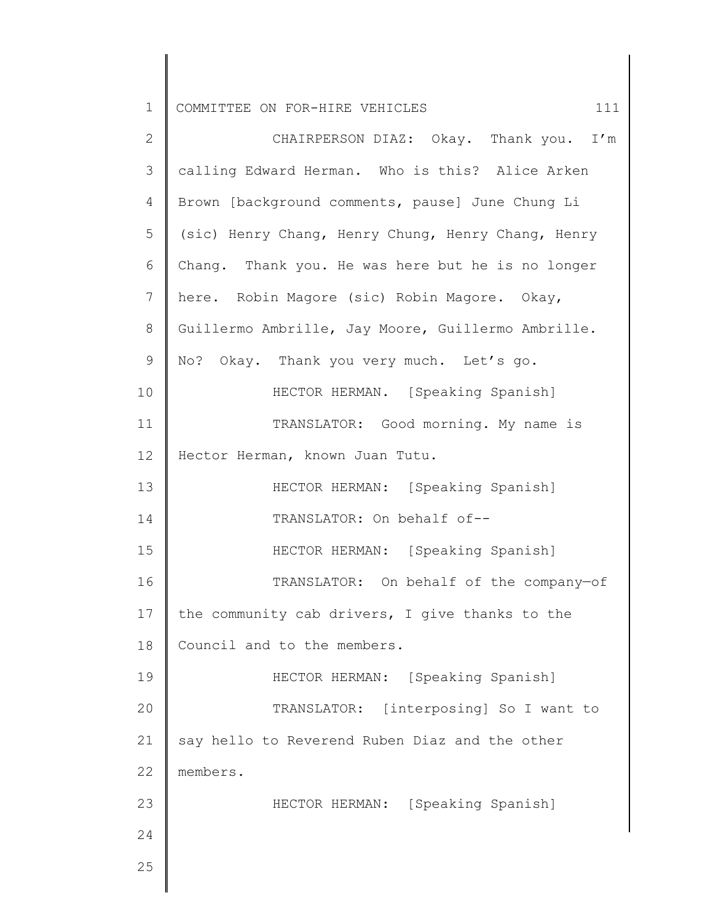CHAIRPERSON DIAZ: Okay. Thank you. I'm calling Edward Herman. Who is this? Alice Arken Brown [background comments, pause] June Chung Li (sic) Henry Chang, Henry Chung, Henry Chang, Henry Chang. Thank you. He was here but he is no longer here. Robin Magore (sic) Robin Magore. Okay, Guillermo Ambrille, Jay Moore, Guillermo Ambrille. No? Okay. Thank you very much. Let's go.

HECTOR HERMAN. [Speaking Spanish]

TRANSLATOR: Good morning. My name is Hector Herman, known Juan Tutu.

HECTOR HERMAN: [Speaking Spanish]

TRANSLATOR: On behalf of--

HECTOR HERMAN: [Speaking Spanish]

TRANSLATOR: On behalf of the company—of the community cab drivers, I give thanks to the Council and to the members.

HECTOR HERMAN: [Speaking Spanish]

TRANSLATOR: [interposing] So I want to say hello to Reverend Ruben Diaz and the other members.

HECTOR HERMAN: [Speaking Spanish]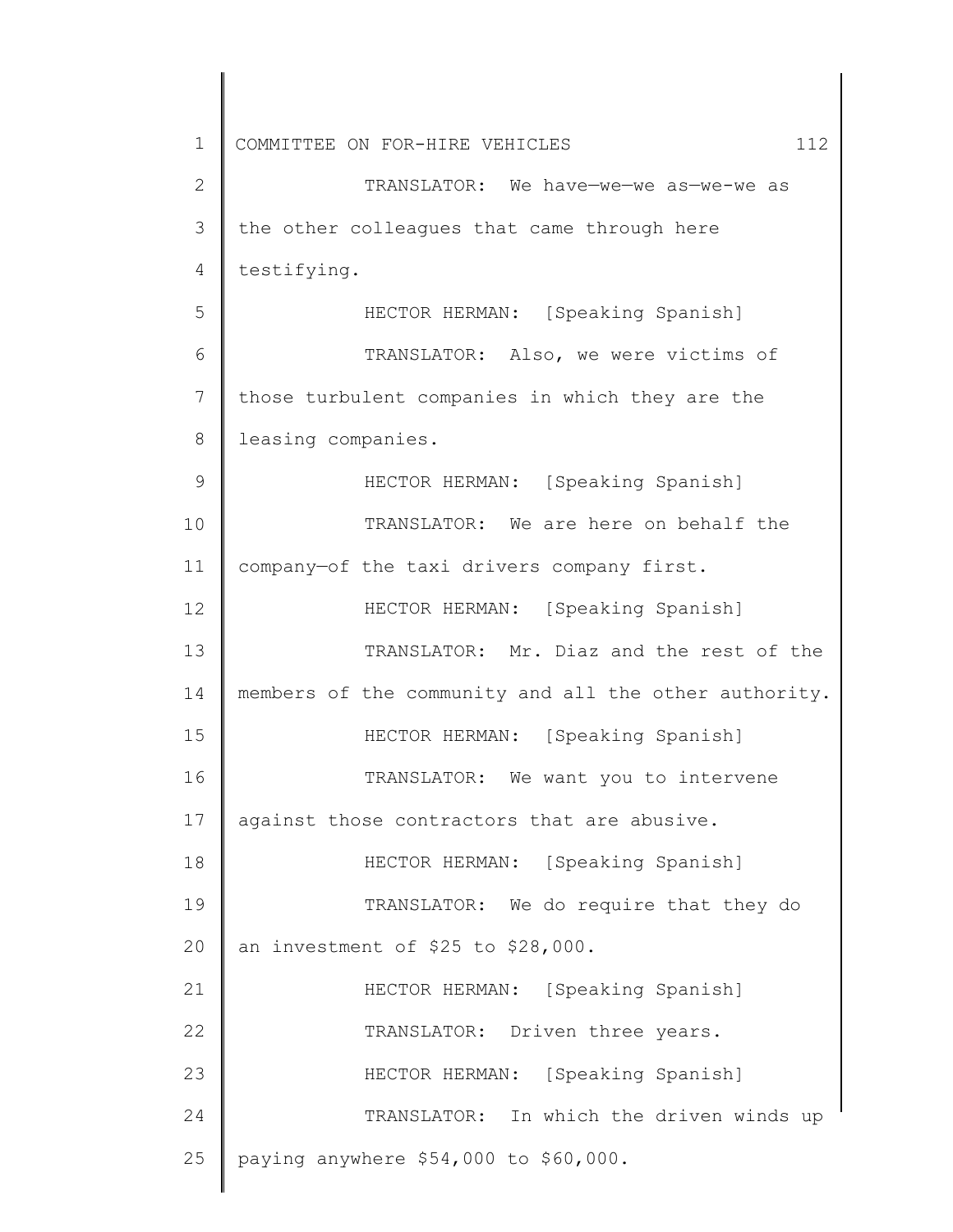TRANSLATOR: We have—we—we as—we-we as the other colleagues that came through here testifying.

HECTOR HERMAN: [Speaking Spanish]

TRANSLATOR: Also, we were victims of those turbulent companies in which they are the leasing companies.

HECTOR HERMAN: [Speaking Spanish]

TRANSLATOR: We are here on behalf the company—of the taxi drivers company first.

HECTOR HERMAN: [Speaking Spanish]

TRANSLATOR: Mr. Diaz and the rest of the members of the community and all the other authority.

HECTOR HERMAN: [Speaking Spanish]

TRANSLATOR: We want you to intervene against those contractors that are abusive.

HECTOR HERMAN: [Speaking Spanish]

TRANSLATOR: We do require that they do an investment of $25 to $28,000.

HECTOR HERMAN: [Speaking Spanish]

TRANSLATOR: Driven three years.

HECTOR HERMAN: [Speaking Spanish]

TRANSLATOR: In which the driven winds up paying anywhere $54,000 to $60,000.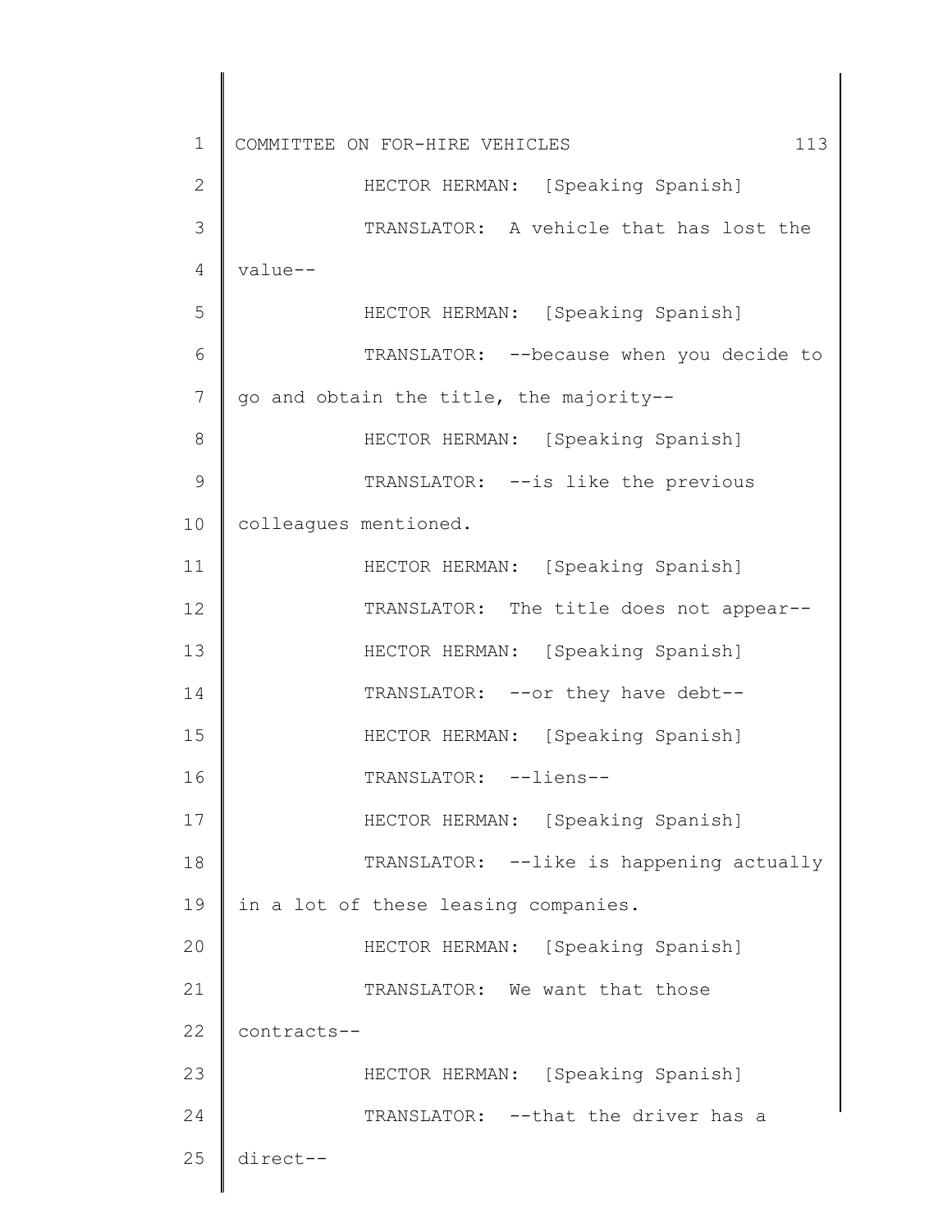HECTOR HERMAN: [Speaking Spanish]

TRANSLATOR: A vehicle that has lost the value--

HECTOR HERMAN: [Speaking Spanish]

TRANSLATOR: --because when you decide to go and obtain the title, the majority--

HECTOR HERMAN: [Speaking Spanish]

TRANSLATOR: --is like the previous colleagues mentioned.

HECTOR HERMAN: [Speaking Spanish]

TRANSLATOR: The title does not appear--

HECTOR HERMAN: [Speaking Spanish]

TRANSLATOR: --or they have debt--

HECTOR HERMAN: [Speaking Spanish]

TRANSLATOR: --liens--

HECTOR HERMAN: [Speaking Spanish]

TRANSLATOR: --like is happening actually in a lot of these leasing companies.

HECTOR HERMAN: [Speaking Spanish]

TRANSLATOR: We want that those contracts--

HECTOR HERMAN: [Speaking Spanish]

TRANSLATOR: --that the driver has a direct--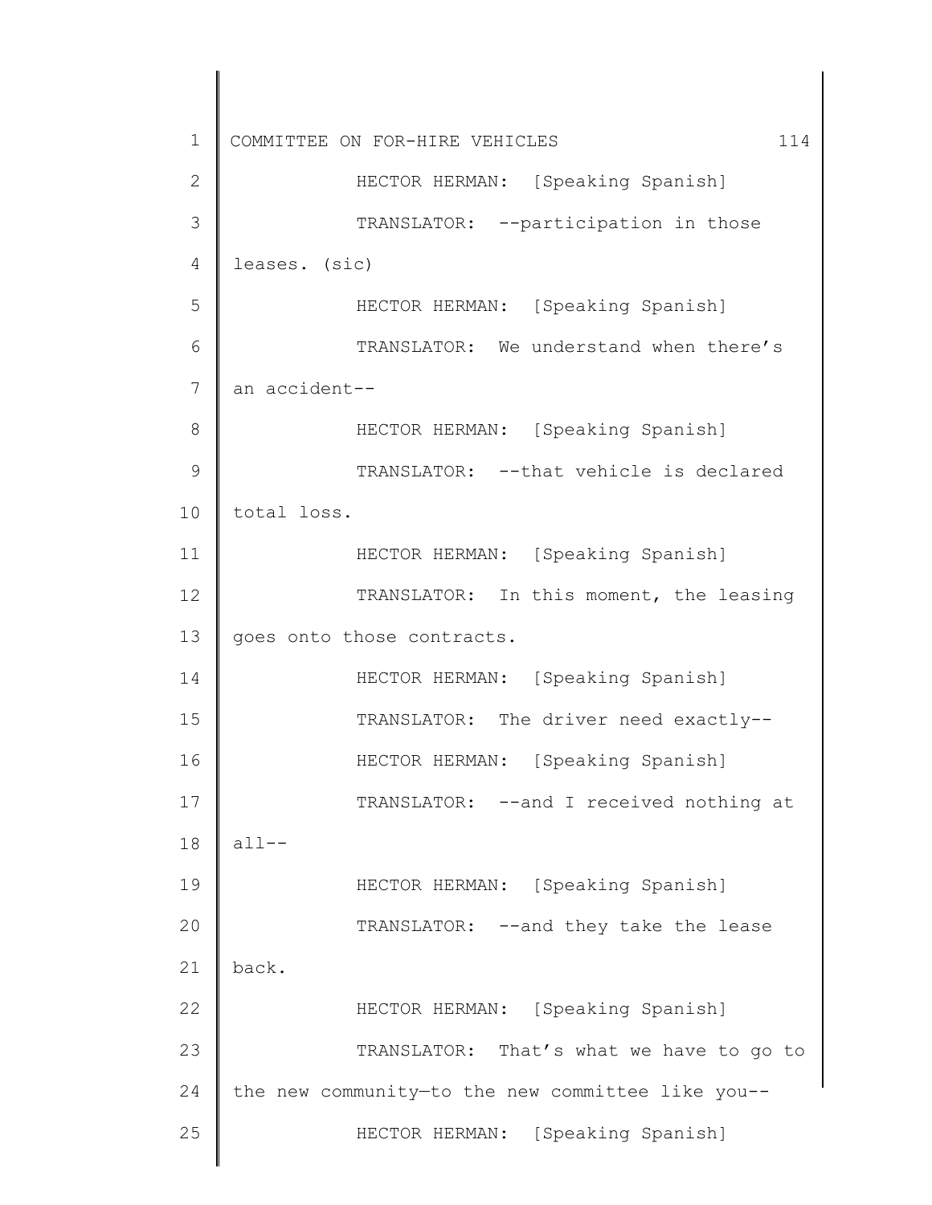HECTOR HERMAN: [Speaking Spanish]

TRANSLATOR: --participation in those leases. (sic)

HECTOR HERMAN: [Speaking Spanish]

TRANSLATOR: We understand when there's an accident--

HECTOR HERMAN: [Speaking Spanish]

TRANSLATOR: --that vehicle is declared total loss.

HECTOR HERMAN: [Speaking Spanish]

TRANSLATOR: In this moment, the leasing goes onto those contracts.

HECTOR HERMAN: [Speaking Spanish]

TRANSLATOR: The driver need exactly--

HECTOR HERMAN: [Speaking Spanish]

TRANSLATOR: --and I received nothing at all--

HECTOR HERMAN: [Speaking Spanish]

TRANSLATOR: --and they take the lease back.

HECTOR HERMAN: [Speaking Spanish]

TRANSLATOR: That's what we have to go to the new community—to the new committee like you--

HECTOR HERMAN: [Speaking Spanish]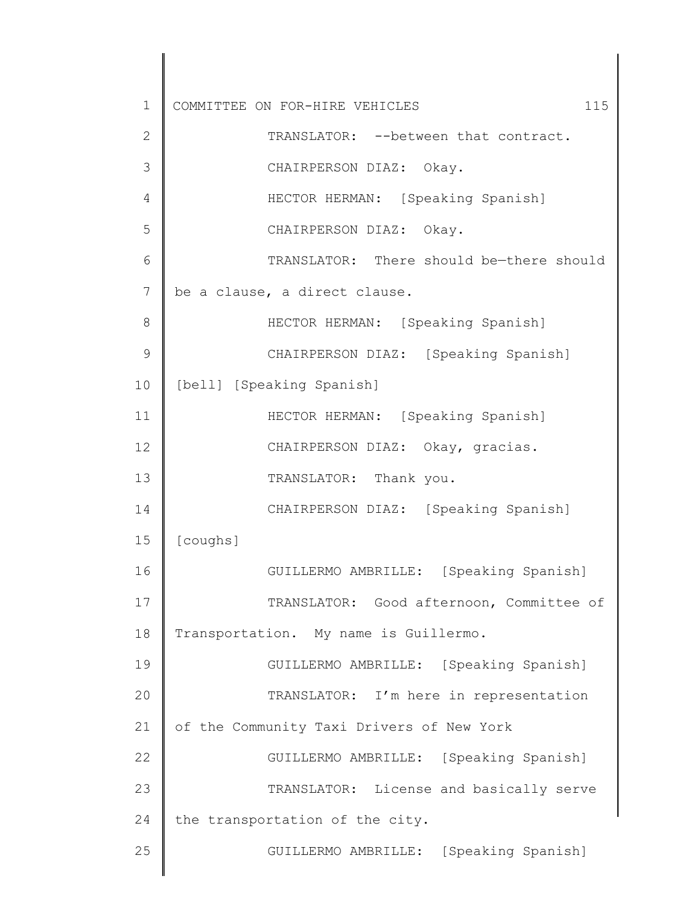TRANSLATOR: --between that contract.

CHAIRPERSON DIAZ: Okay.

HECTOR HERMAN: [Speaking Spanish]

CHAIRPERSON DIAZ: Okay.

TRANSLATOR: There should be—there should be a clause, a direct clause.

HECTOR HERMAN: [Speaking Spanish]

CHAIRPERSON DIAZ: [Speaking Spanish] [bell] [Speaking Spanish]

HECTOR HERMAN: [Speaking Spanish]

CHAIRPERSON DIAZ: Okay, gracias.

TRANSLATOR: Thank you.

CHAIRPERSON DIAZ: [Speaking Spanish] [coughs]

GUILLERMO AMBRILLE: [Speaking Spanish]

TRANSLATOR: Good afternoon, Committee of Transportation. My name is Guillermo.

GUILLERMO AMBRILLE: [Speaking Spanish]

TRANSLATOR: I'm here in representation of the Community Taxi Drivers of New York

GUILLERMO AMBRILLE: [Speaking Spanish]

TRANSLATOR: License and basically serve the transportation of the city.

GUILLERMO AMBRILLE: [Speaking Spanish]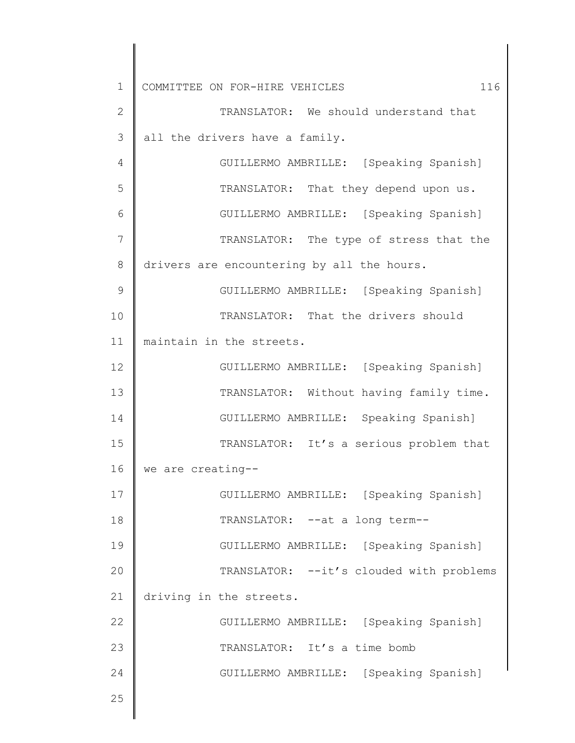TRANSLATOR: We should understand that all the drivers have a family.

GUILLERMO AMBRILLE: [Speaking Spanish]

TRANSLATOR: That they depend upon us.

GUILLERMO AMBRILLE: [Speaking Spanish]

TRANSLATOR: The type of stress that the drivers are encountering by all the hours.

GUILLERMO AMBRILLE: [Speaking Spanish]

TRANSLATOR: That the drivers should maintain in the streets.

GUILLERMO AMBRILLE: [Speaking Spanish]

TRANSLATOR: Without having family time.

GUILLERMO AMBRILLE: Speaking Spanish]

TRANSLATOR: It's a serious problem that we are creating--

GUILLERMO AMBRILLE: [Speaking Spanish]

TRANSLATOR: --at a long term--

GUILLERMO AMBRILLE: [Speaking Spanish]

TRANSLATOR: --it's clouded with problems driving in the streets.

GUILLERMO AMBRILLE: [Speaking Spanish]

TRANSLATOR: It's a time bomb

GUILLERMO AMBRILLE: [Speaking Spanish]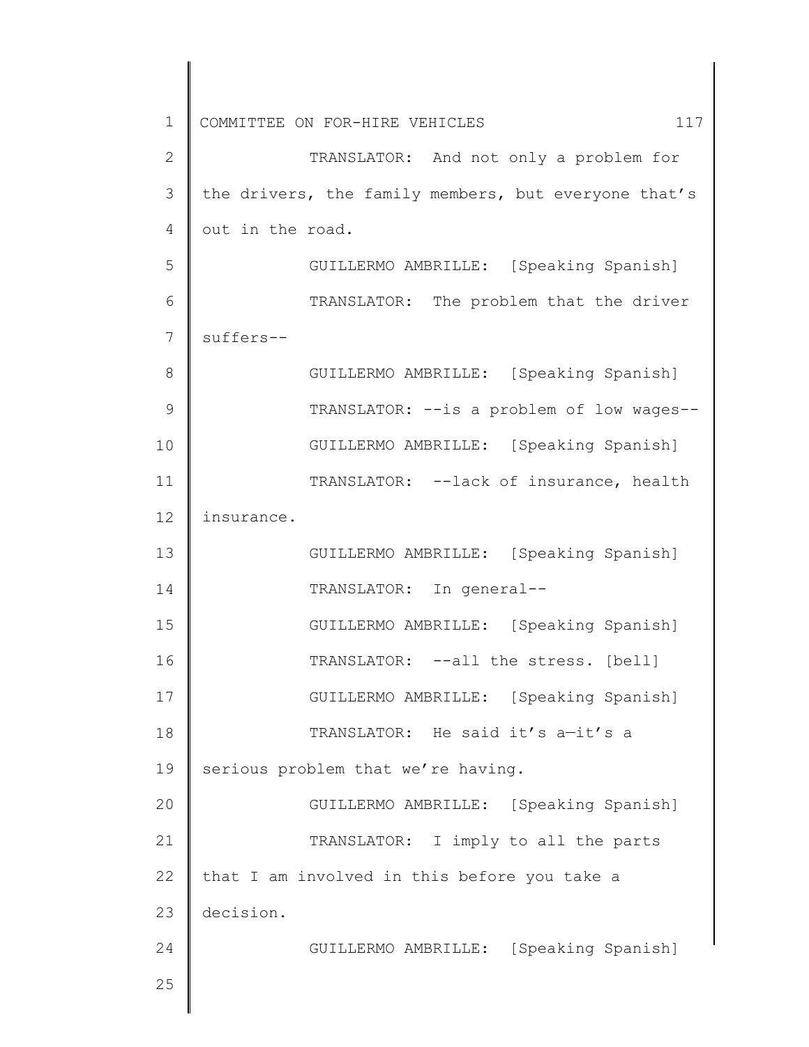TRANSLATOR: And not only a problem for the drivers, the family members, but everyone that's out in the road.

GUILLERMO AMBRILLE: [Speaking Spanish]

TRANSLATOR: The problem that the driver suffers--

GUILLERMO AMBRILLE: [Speaking Spanish]

TRANSLATOR: --is a problem of low wages--

GUILLERMO AMBRILLE: [Speaking Spanish]

TRANSLATOR: --lack of insurance, health insurance.

GUILLERMO AMBRILLE: [Speaking Spanish]

TRANSLATOR: In general--

GUILLERMO AMBRILLE: [Speaking Spanish]

TRANSLATOR: --all the stress. [bell]

GUILLERMO AMBRILLE: [Speaking Spanish]

TRANSLATOR: He said it's a—it's a serious problem that we're having.

GUILLERMO AMBRILLE: [Speaking Spanish]

TRANSLATOR: I imply to all the parts that I am involved in this before you take a decision.

GUILLERMO AMBRILLE: [Speaking Spanish]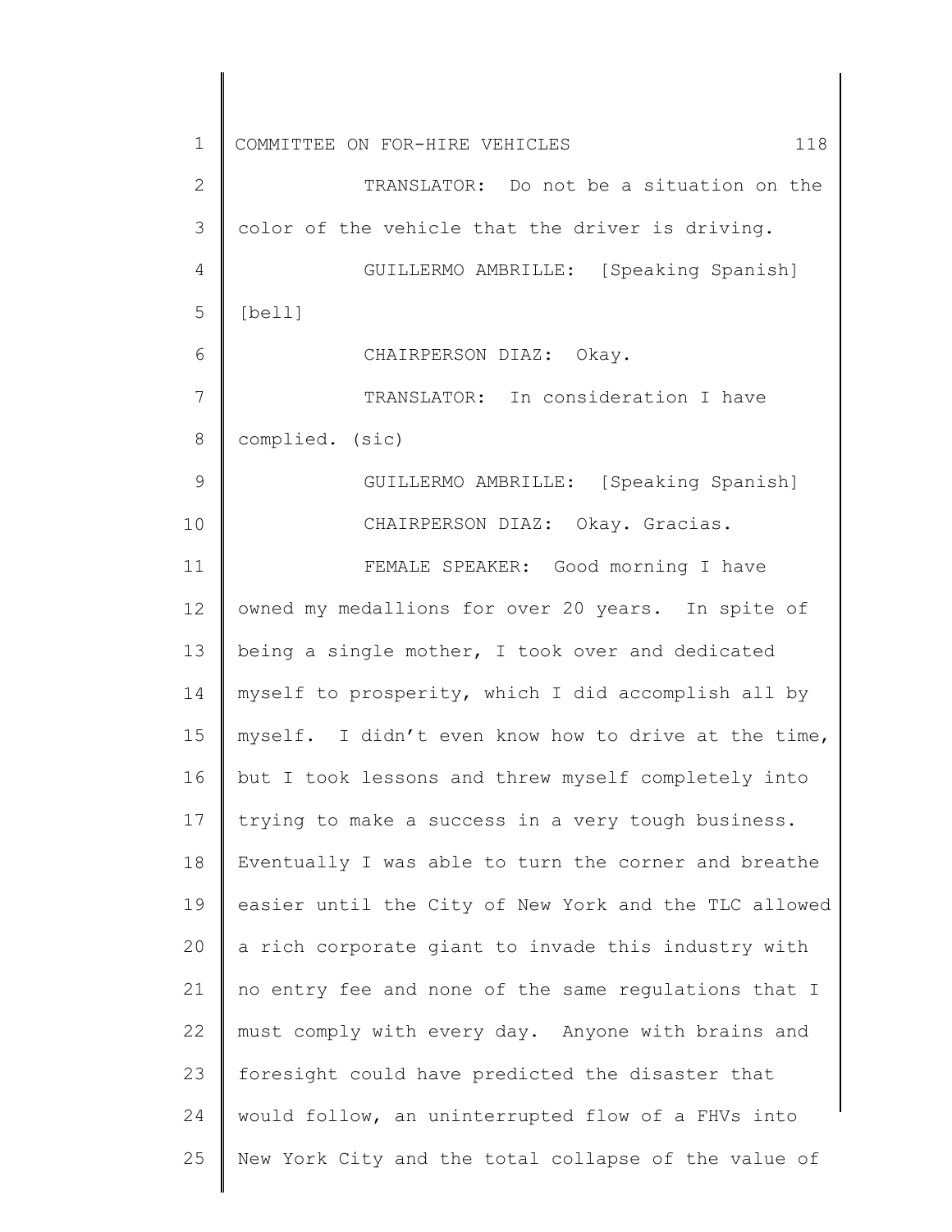TRANSLATOR: Do not be a situation on the color of the vehicle that the driver is driving.

GUILLERMO AMBRILLE: [Speaking Spanish] [bell]

CHAIRPERSON DIAZ: Okay.

TRANSLATOR: In consideration I have complied. (sic)

GUILLERMO AMBRILLE: [Speaking Spanish]

CHAIRPERSON DIAZ: Okay. Gracias.

FEMALE SPEAKER: Good morning I have owned my medallions for over 20 years. In spite of being a single mother, I took over and dedicated myself to prosperity, which I did accomplish all by myself. I didn't even know how to drive at the time, but I took lessons and threw myself completely into trying to make a success in a very tough business. Eventually I was able to turn the corner and breathe easier until the City of New York and the TLC allowed a rich corporate giant to invade this industry with no entry fee and none of the same regulations that I must comply with every day. Anyone with brains and foresight could have predicted the disaster that would follow, an uninterrupted flow of a FHVs into New York City and the total collapse of the value of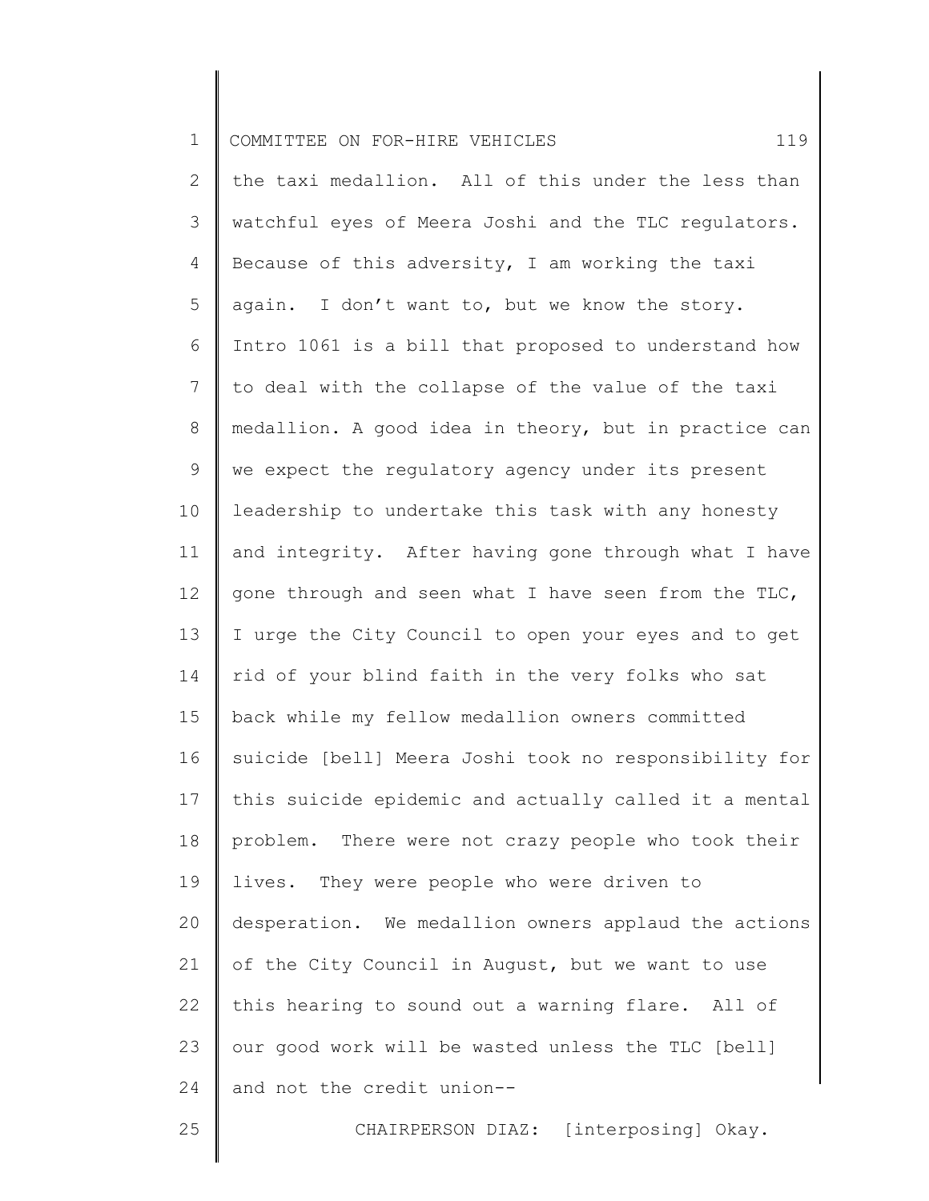the taxi medallion. All of this under the less than watchful eyes of Meera Joshi and the TLC regulators. Because of this adversity, I am working the taxi again. I don't want to, but we know the story. Intro 1061 is a bill that proposed to understand how to deal with the collapse of the value of the taxi medallion. A good idea in theory, but in practice can we expect the regulatory agency under its present leadership to undertake this task with any honesty and integrity. After having gone through what I have gone through and seen what I have seen from the TLC, I urge the City Council to open your eyes and to get rid of your blind faith in the very folks who sat back while my fellow medallion owners committed suicide [bell] Meera Joshi took no responsibility for this suicide epidemic and actually called it a mental problem. There were not crazy people who took their lives. They were people who were driven to desperation. We medallion owners applaud the actions of the City Council in August, but we want to use this hearing to sound out a warning flare. All of our good work will be wasted unless the TLC [bell] and not the credit union--

CHAIRPERSON DIAZ: [interposing] Okay.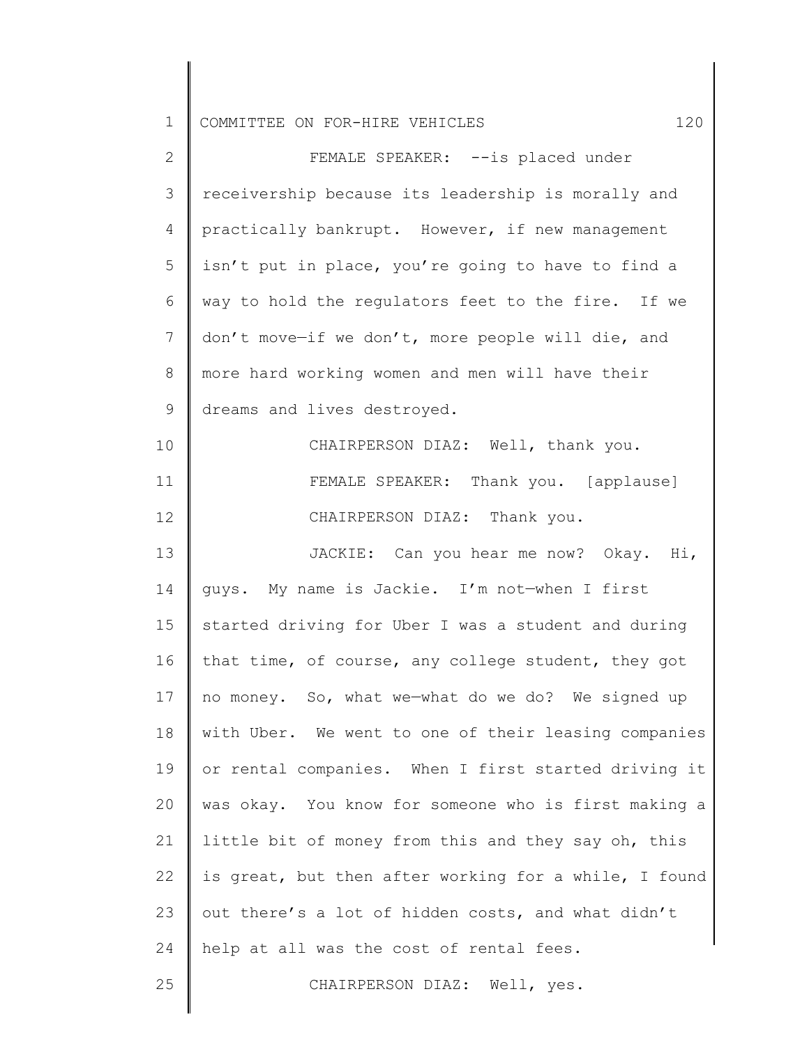FEMALE SPEAKER: --is placed under receivership because its leadership is morally and practically bankrupt. However, if new management isn't put in place, you're going to have to find a way to hold the regulators feet to the fire. If we don't move—if we don't, more people will die, and more hard working women and men will have their dreams and lives destroyed.

CHAIRPERSON DIAZ: Well, thank you.

FEMALE SPEAKER: Thank you. [applause]

CHAIRPERSON DIAZ: Thank you.

JACKIE: Can you hear me now? Okay. Hi, guys. My name is Jackie. I'm not—when I first started driving for Uber I was a student and during that time, of course, any college student, they got no money. So, what we—what do we do? We signed up with Uber. We went to one of their leasing companies or rental companies. When I first started driving it was okay. You know for someone who is first making a little bit of money from this and they say oh, this is great, but then after working for a while, I found out there's a lot of hidden costs, and what didn't help at all was the cost of rental fees.

CHAIRPERSON DIAZ: Well, yes.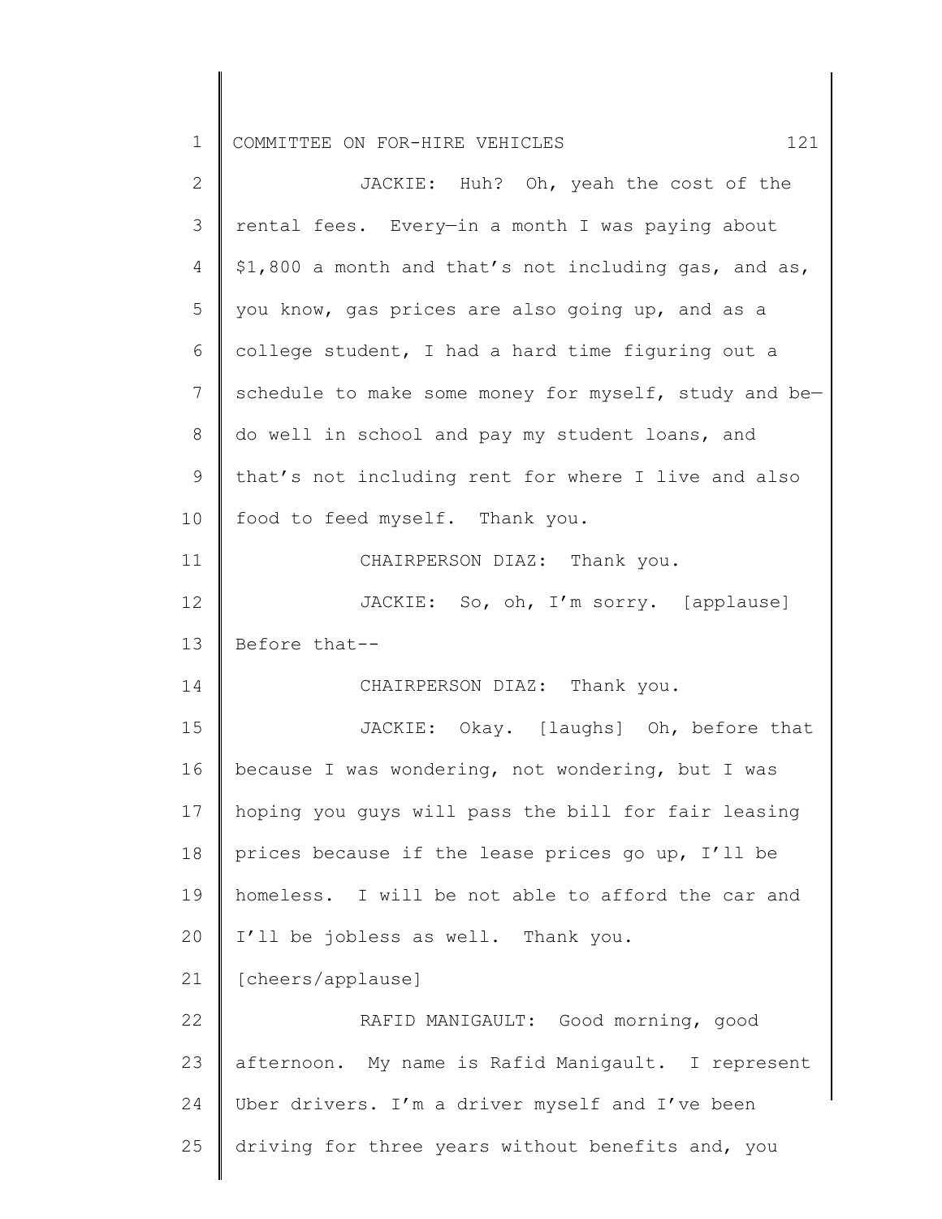JACKIE: Huh? Oh, yeah the cost of the rental fees. Every—in a month I was paying about $1,800 a month and that's not including gas, and as, you know, gas prices are also going up, and as a college student, I had a hard time figuring out a schedule to make some money for myself, study and be—do well in school and pay my student loans, and that's not including rent for where I live and also food to feed myself. Thank you.

CHAIRPERSON DIAZ: Thank you.

JACKIE: So, oh, I'm sorry. [applause] Before that--

CHAIRPERSON DIAZ: Thank you.

JACKIE: Okay. [laughs] Oh, before that because I was wondering, not wondering, but I was hoping you guys will pass the bill for fair leasing prices because if the lease prices go up, I'll be homeless. I will be not able to afford the car and I'll be jobless as well. Thank you.

[cheers/applause]

RAFID MANIGAULT: Good morning, good afternoon. My name is Rafid Manigault. I represent Uber drivers. I'm a driver myself and I've been driving for three years without benefits and, you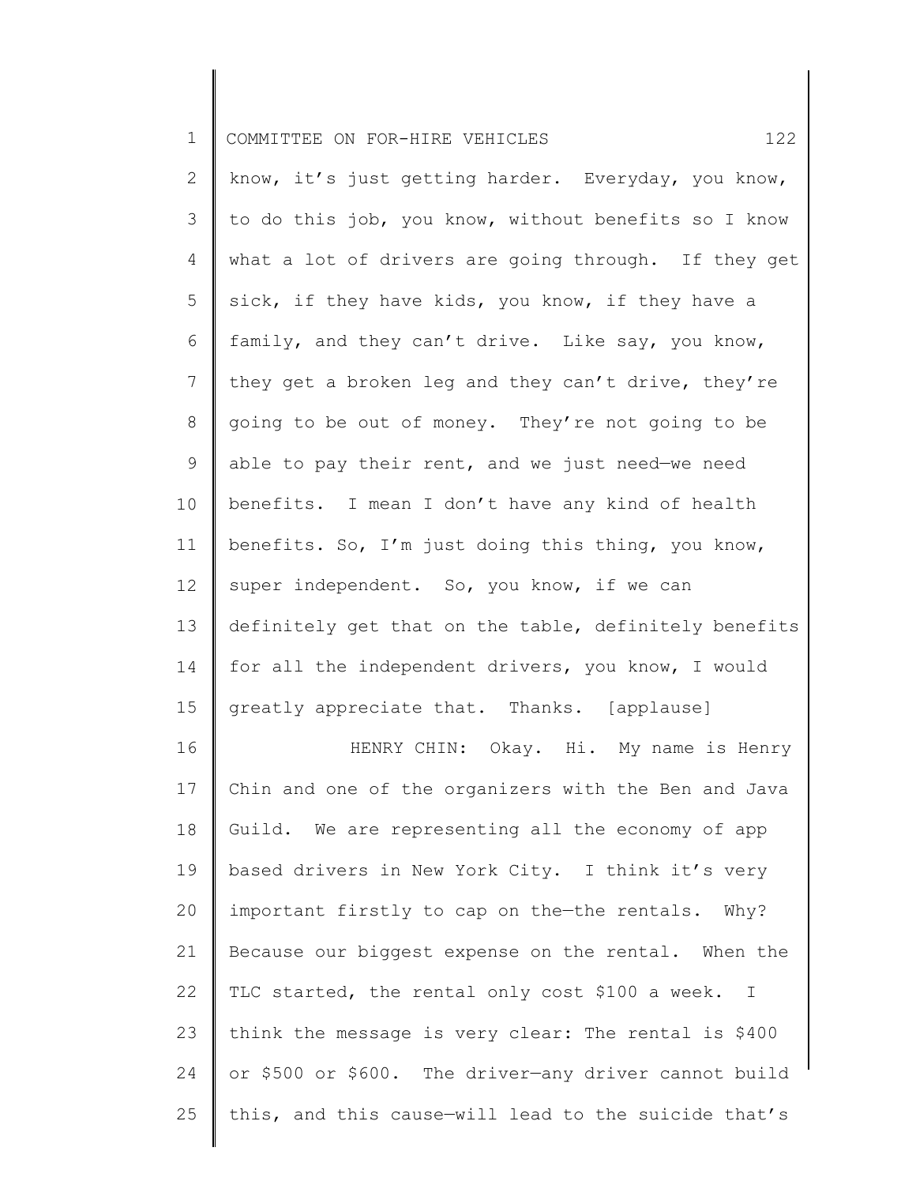know, it's just getting harder. Everyday, you know, to do this job, you know, without benefits so I know what a lot of drivers are going through. If they get sick, if they have kids, you know, if they have a family, and they can't drive. Like say, you know, they get a broken leg and they can't drive, they're going to be out of money. They're not going to be able to pay their rent, and we just need—we need benefits. I mean I don't have any kind of health benefits. So, I'm just doing this thing, you know, super independent. So, you know, if we can definitely get that on the table, definitely benefits for all the independent drivers, you know, I would greatly appreciate that. Thanks. [applause]

HENRY CHIN: Okay. Hi. My name is Henry Chin and one of the organizers with the Ben and Java Guild. We are representing all the economy of app based drivers in New York City. I think it's very important firstly to cap on the—the rentals. Why? Because our biggest expense on the rental. When the TLC started, the rental only cost $100 a week. I think the message is very clear: The rental is $400 or $500 or $600. The driver—any driver cannot build this, and this cause—will lead to the suicide that's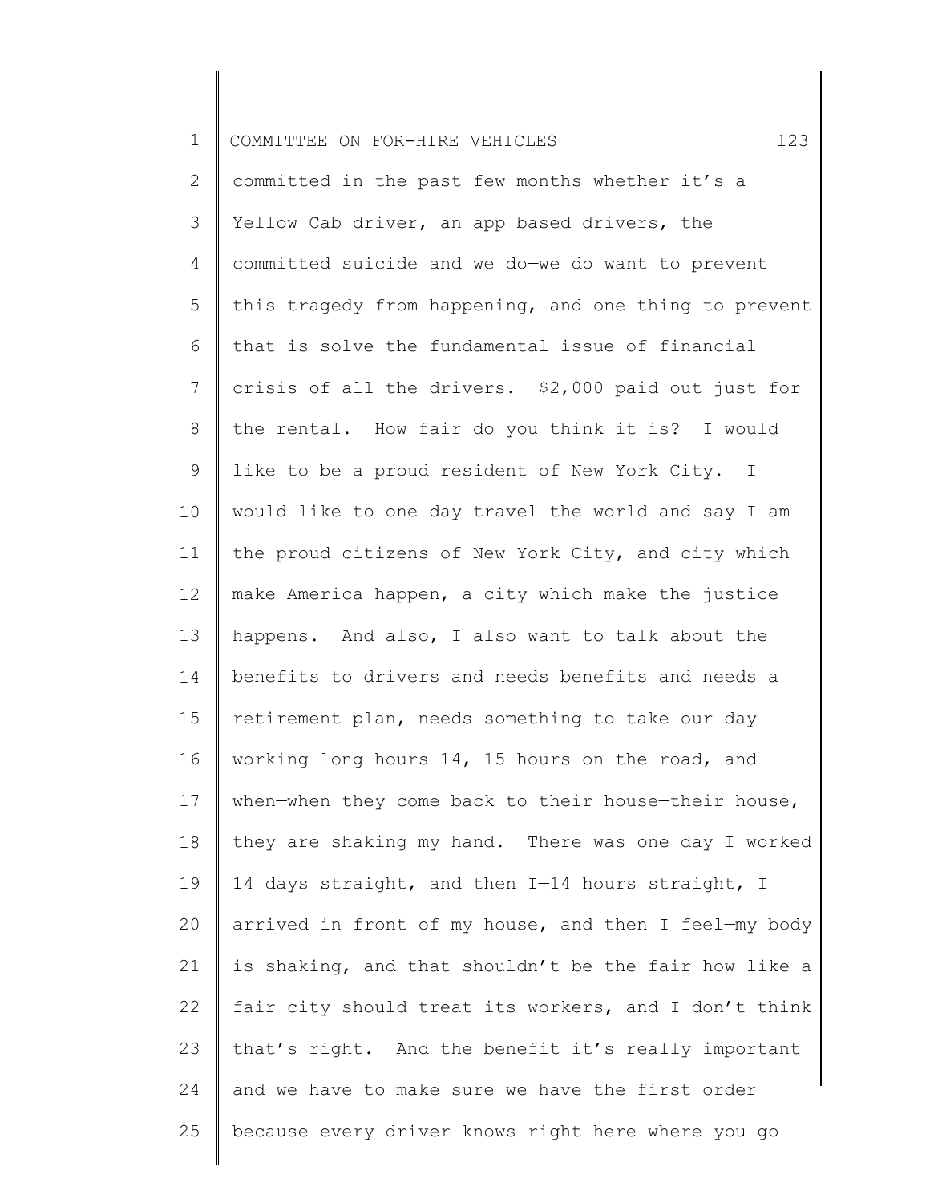committed in the past few months whether it's a Yellow Cab driver, an app based drivers, the committed suicide and we do—we do want to prevent this tragedy from happening, and one thing to prevent that is solve the fundamental issue of financial crisis of all the drivers. $2,000 paid out just for the rental. How fair do you think it is? I would like to be a proud resident of New York City. I would like to one day travel the world and say I am the proud citizens of New York City, and city which make America happen, a city which make the justice happens. And also, I also want to talk about the benefits to drivers and needs benefits and needs a retirement plan, needs something to take our day working long hours 14, 15 hours on the road, and when—when they come back to their house—their house, they are shaking my hand. There was one day I worked 14 days straight, and then I—14 hours straight, I arrived in front of my house, and then I feel—my body is shaking, and that shouldn't be the fair—how like a fair city should treat its workers, and I don't think that's right. And the benefit it's really important and we have to make sure we have the first order because every driver knows right here where you go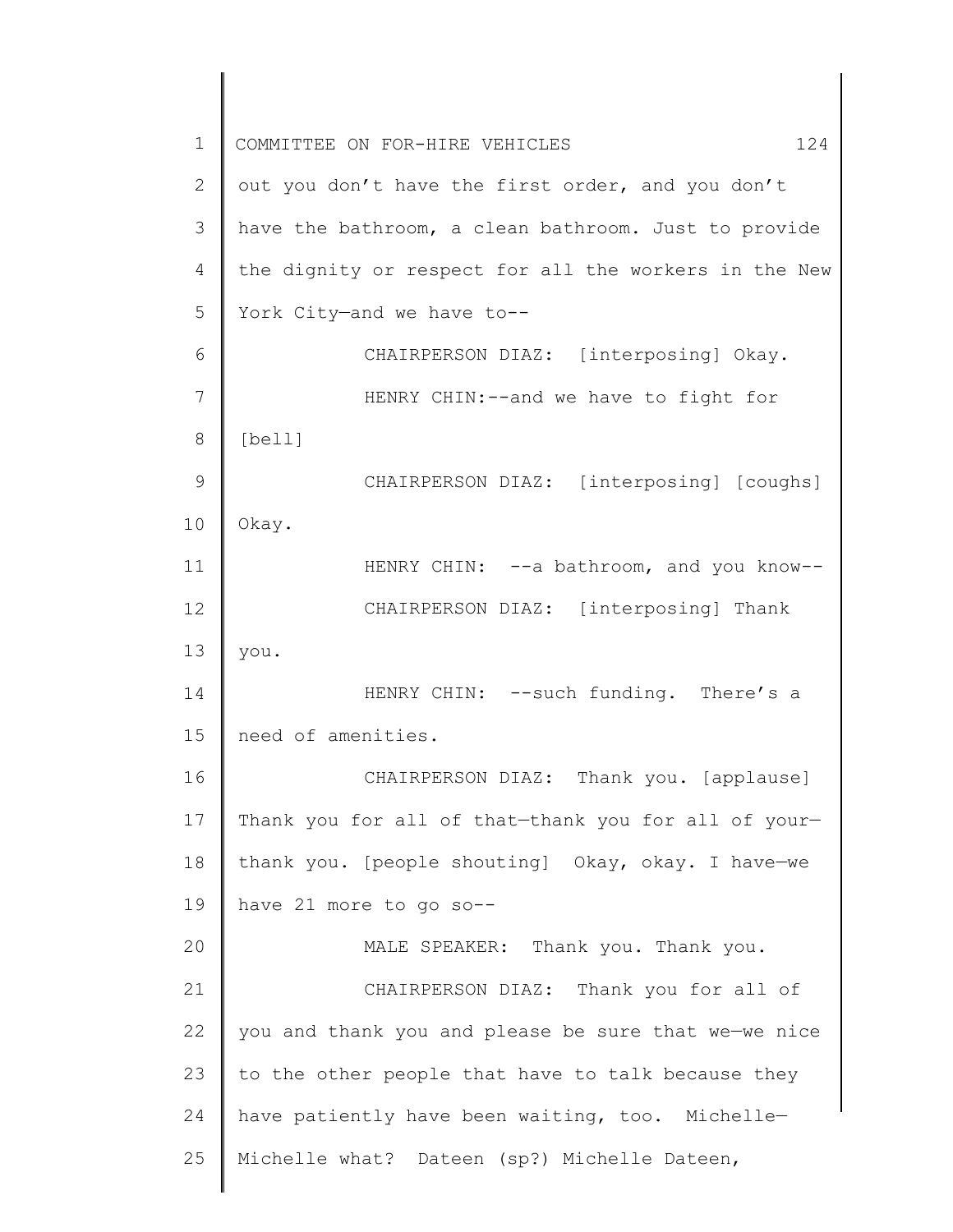out you don't have the first order, and you don't have the bathroom, a clean bathroom. Just to provide the dignity or respect for all the workers in the New York City—and we have to--

CHAIRPERSON DIAZ: [interposing] Okay.

HENRY CHIN:--and we have to fight for [bell]

CHAIRPERSON DIAZ: [interposing] [coughs] Okay.

HENRY CHIN: --a bathroom, and you know--

CHAIRPERSON DIAZ: [interposing] Thank you.

HENRY CHIN: --such funding. There's a need of amenities.

CHAIRPERSON DIAZ: Thank you. [applause] Thank you for all of that—thank you for all of your—thank you. [people shouting] Okay, okay. I have—we have 21 more to go so--

MALE SPEAKER: Thank you. Thank you.

CHAIRPERSON DIAZ: Thank you for all of you and thank you and please be sure that we—we nice to the other people that have to talk because they have patiently have been waiting, too. Michelle—Michelle what? Dateen (sp?) Michelle Dateen,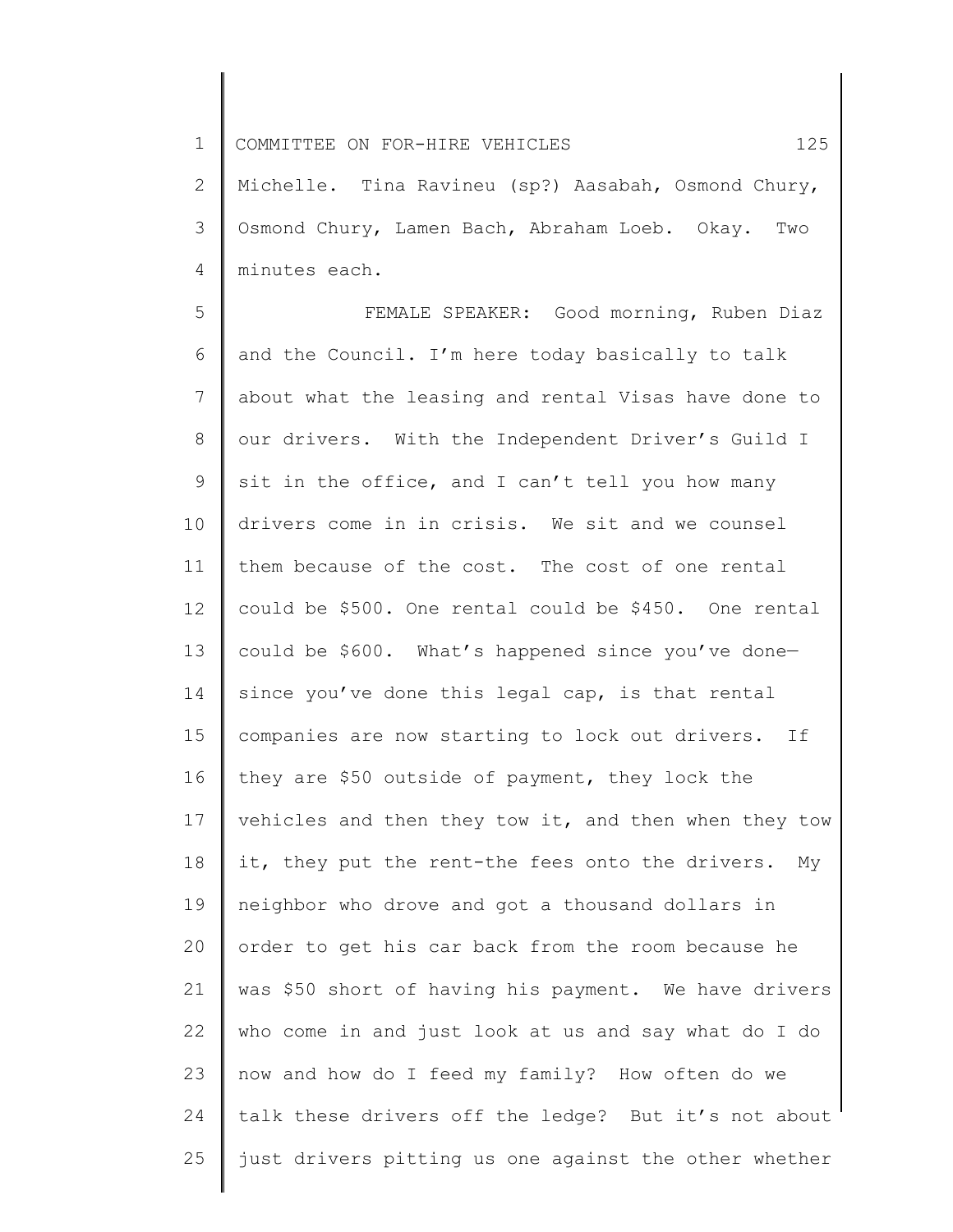Michelle. Tina Ravineu (sp?) Aasabah, Osmond Chury, Osmond Chury, Lamen Bach, Abraham Loeb. Okay. Two minutes each.

FEMALE SPEAKER: Good morning, Ruben Diaz and the Council. I'm here today basically to talk about what the leasing and rental Visas have done to our drivers. With the Independent Driver's Guild I sit in the office, and I can't tell you how many drivers come in in crisis. We sit and we counsel them because of the cost. The cost of one rental could be $500. One rental could be $450. One rental could be $600. What's happened since you've done— since you've done this legal cap, is that rental companies are now starting to lock out drivers. If they are $50 outside of payment, they lock the vehicles and then they tow it, and then when they tow it, they put the rent-the fees onto the drivers. My neighbor who drove and got a thousand dollars in order to get his car back from the room because he was $50 short of having his payment. We have drivers who come in and just look at us and say what do I do now and how do I feed my family? How often do we talk these drivers off the ledge? But it's not about just drivers pitting us one against the other whether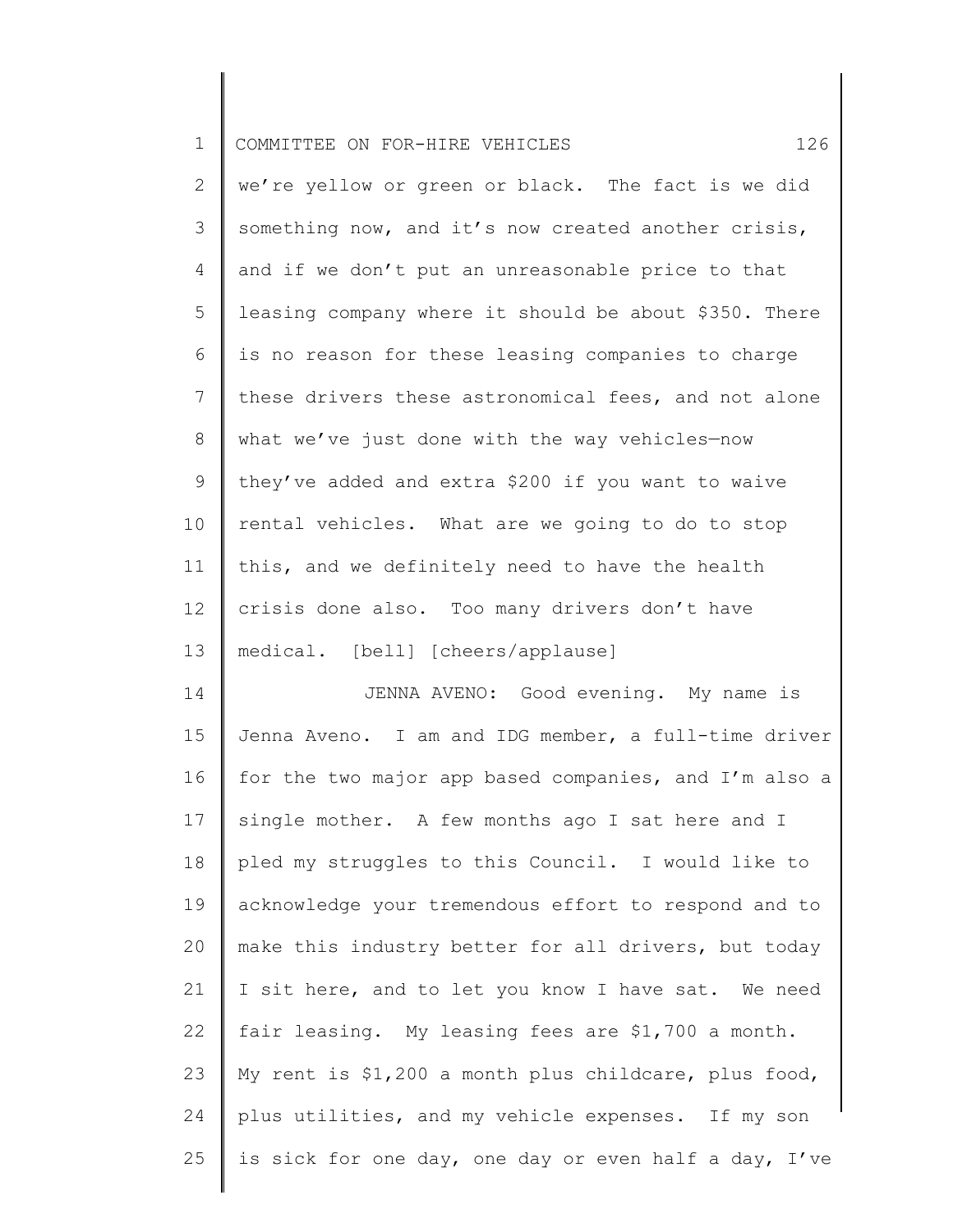we're yellow or green or black. The fact is we did something now, and it's now created another crisis, and if we don't put an unreasonable price to that leasing company where it should be about $350. There is no reason for these leasing companies to charge these drivers these astronomical fees, and not alone what we've just done with the way vehicles—now they've added and extra $200 if you want to waive rental vehicles. What are we going to do to stop this, and we definitely need to have the health crisis done also. Too many drivers don't have medical. [bell] [cheers/applause]

JENNA AVENO: Good evening. My name is Jenna Aveno. I am and IDG member, a full-time driver for the two major app based companies, and I'm also a single mother. A few months ago I sat here and I pled my struggles to this Council. I would like to acknowledge your tremendous effort to respond and to make this industry better for all drivers, but today I sit here, and to let you know I have sat. We need fair leasing. My leasing fees are $1,700 a month. My rent is $1,200 a month plus childcare, plus food, plus utilities, and my vehicle expenses. If my son is sick for one day, one day or even half a day, I've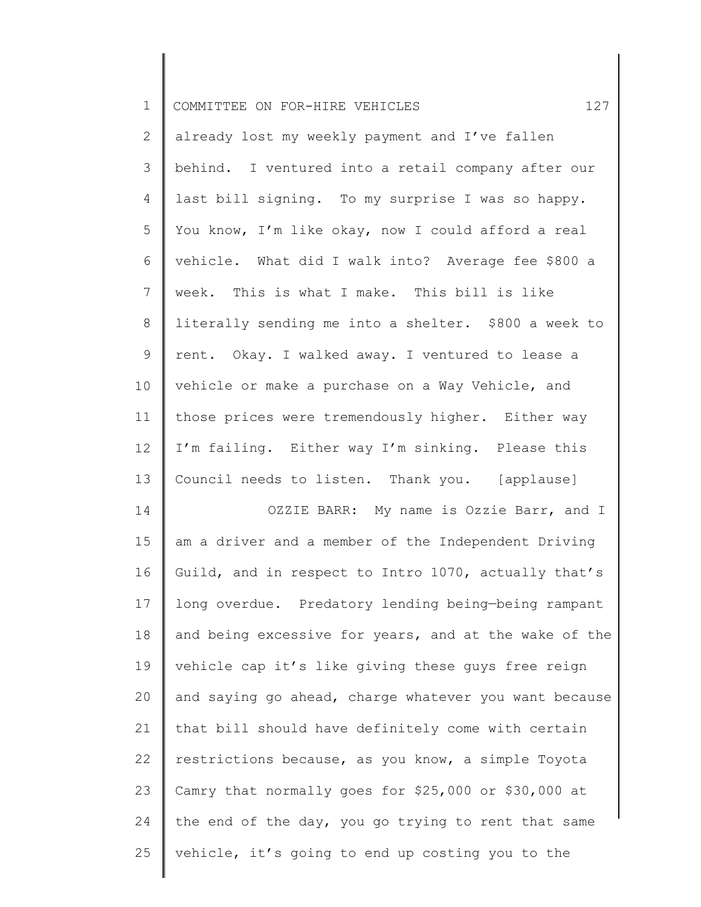already lost my weekly payment and I've fallen behind. I ventured into a retail company after our last bill signing. To my surprise I was so happy. You know, I'm like okay, now I could afford a real vehicle. What did I walk into? Average fee $800 a week. This is what I make. This bill is like literally sending me into a shelter. $800 a week to rent. Okay. I walked away. I ventured to lease a vehicle or make a purchase on a Way Vehicle, and those prices were tremendously higher. Either way I'm failing. Either way I'm sinking. Please this Council needs to listen. Thank you. [applause]

OZZIE BARR: My name is Ozzie Barr, and I am a driver and a member of the Independent Driving Guild, and in respect to Intro 1070, actually that's long overdue. Predatory lending being—being rampant and being excessive for years, and at the wake of the vehicle cap it's like giving these guys free reign and saying go ahead, charge whatever you want because that bill should have definitely come with certain restrictions because, as you know, a simple Toyota Camry that normally goes for $25,000 or $30,000 at the end of the day, you go trying to rent that same vehicle, it's going to end up costing you to the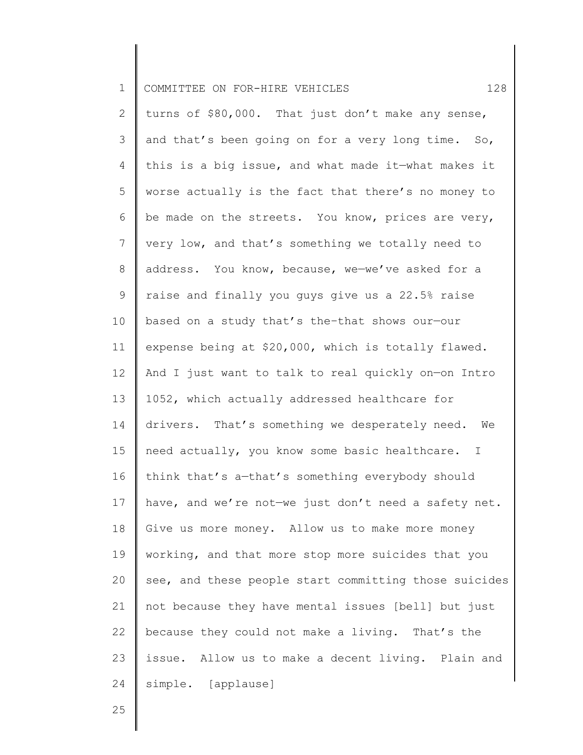turns of $80,000. That just don't make any sense, and that's been going on for a very long time. So, this is a big issue, and what made it—what makes it worse actually is the fact that there's no money to be made on the streets. You know, prices are very, very low, and that's something we totally need to address. You know, because, we—we've asked for a raise and finally you guys give us a 22.5% raise based on a study that's the–that shows our—our expense being at $20,000, which is totally flawed. And I just want to talk to real quickly on—on Intro 1052, which actually addressed healthcare for drivers. That's something we desperately need. We need actually, you know some basic healthcare. I think that's a—that's something everybody should have, and we're not—we just don't need a safety net. Give us more money. Allow us to make more money working, and that more stop more suicides that you see, and these people start committing those suicides not because they have mental issues [bell] but just because they could not make a living. That's the issue. Allow us to make a decent living. Plain and simple. [applause]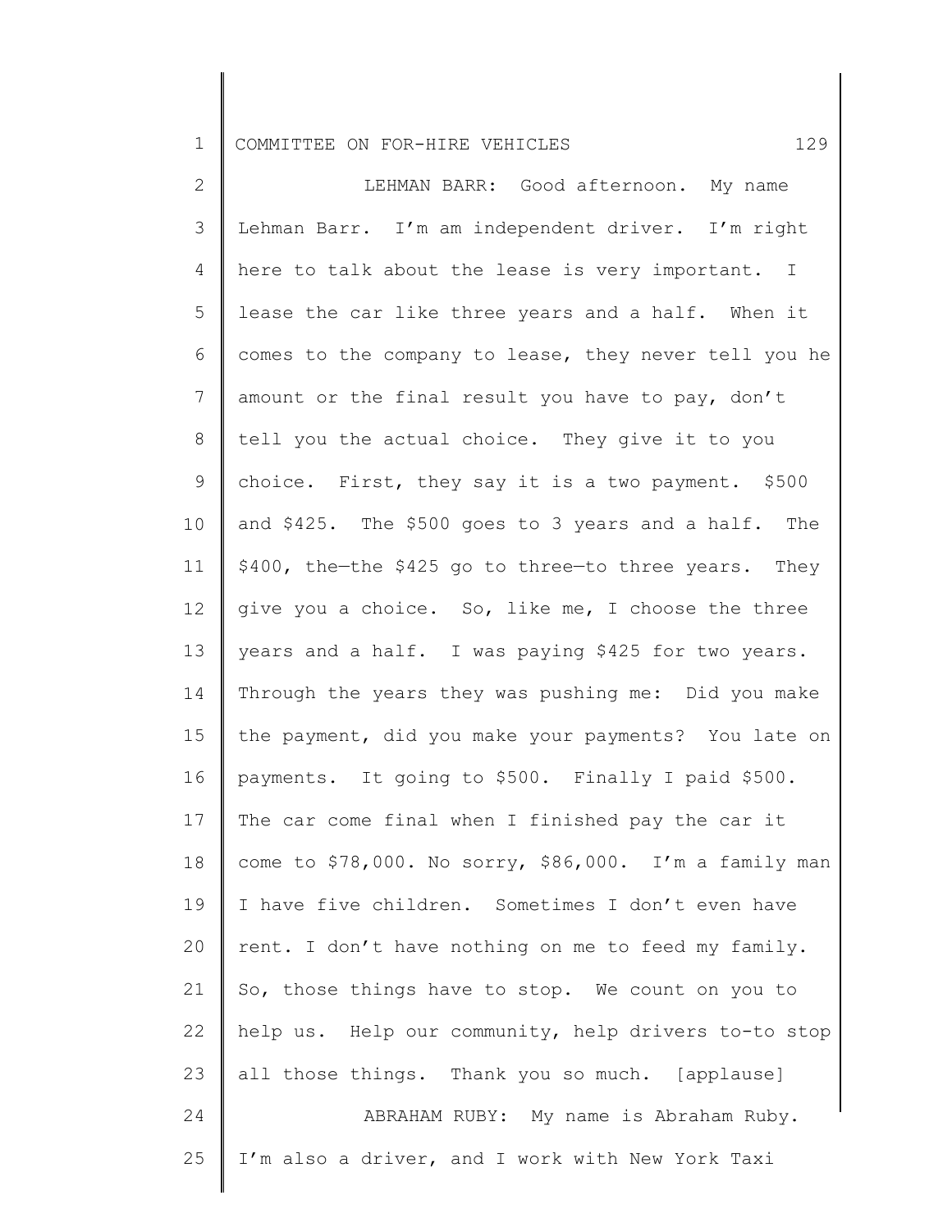LEHMAN BARR: Good afternoon. My name Lehman Barr. I'm am independent driver. I'm right here to talk about the lease is very important. I lease the car like three years and a half. When it comes to the company to lease, they never tell you he amount or the final result you have to pay, don't tell you the actual choice. They give it to you choice. First, they say it is a two payment. $500 and $425. The $500 goes to 3 years and a half. The $400, the—the $425 go to three—to three years. They give you a choice. So, like me, I choose the three years and a half. I was paying $425 for two years. Through the years they was pushing me: Did you make the payment, did you make your payments? You late on payments. It going to $500. Finally I paid $500. The car come final when I finished pay the car it come to $78,000. No sorry, $86,000. I'm a family man I have five children. Sometimes I don't even have rent. I don't have nothing on me to feed my family. So, those things have to stop. We count on you to help us. Help our community, help drivers to-to stop all those things. Thank you so much. [applause]

ABRAHAM RUBY: My name is Abraham Ruby. I'm also a driver, and I work with New York Taxi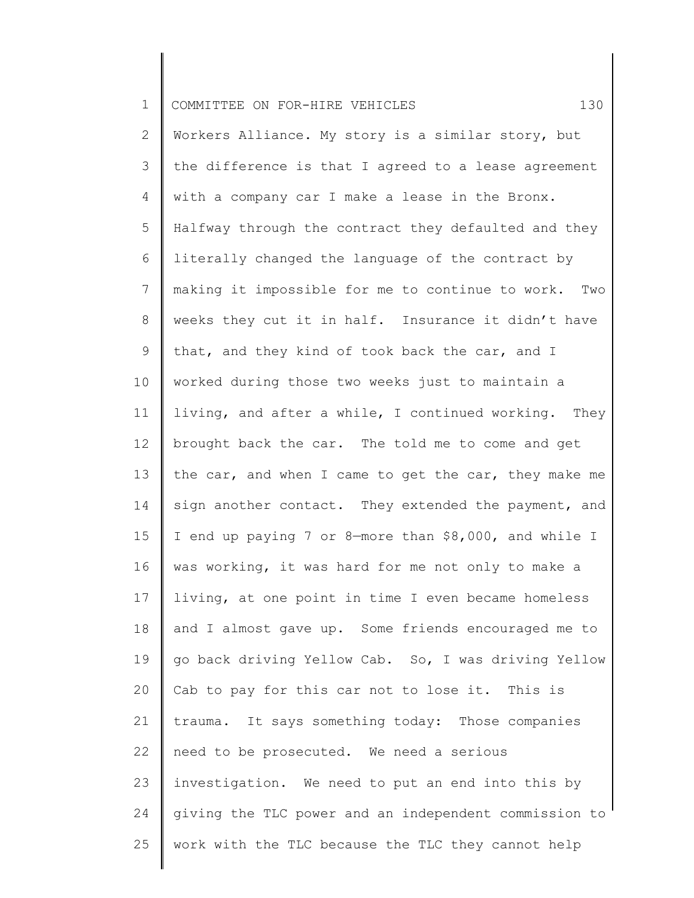Workers Alliance. My story is a similar story, but the difference is that I agreed to a lease agreement with a company car I make a lease in the Bronx. Halfway through the contract they defaulted and they literally changed the language of the contract by making it impossible for me to continue to work. Two weeks they cut it in half. Insurance it didn't have that, and they kind of took back the car, and I worked during those two weeks just to maintain a living, and after a while, I continued working. They brought back the car. The told me to come and get the car, and when I came to get the car, they make me sign another contact. They extended the payment, and I end up paying 7 or 8—more than $8,000, and while I was working, it was hard for me not only to make a living, at one point in time I even became homeless and I almost gave up. Some friends encouraged me to go back driving Yellow Cab. So, I was driving Yellow Cab to pay for this car not to lose it. This is trauma. It says something today: Those companies need to be prosecuted. We need a serious investigation. We need to put an end into this by giving the TLC power and an independent commission to work with the TLC because the TLC they cannot help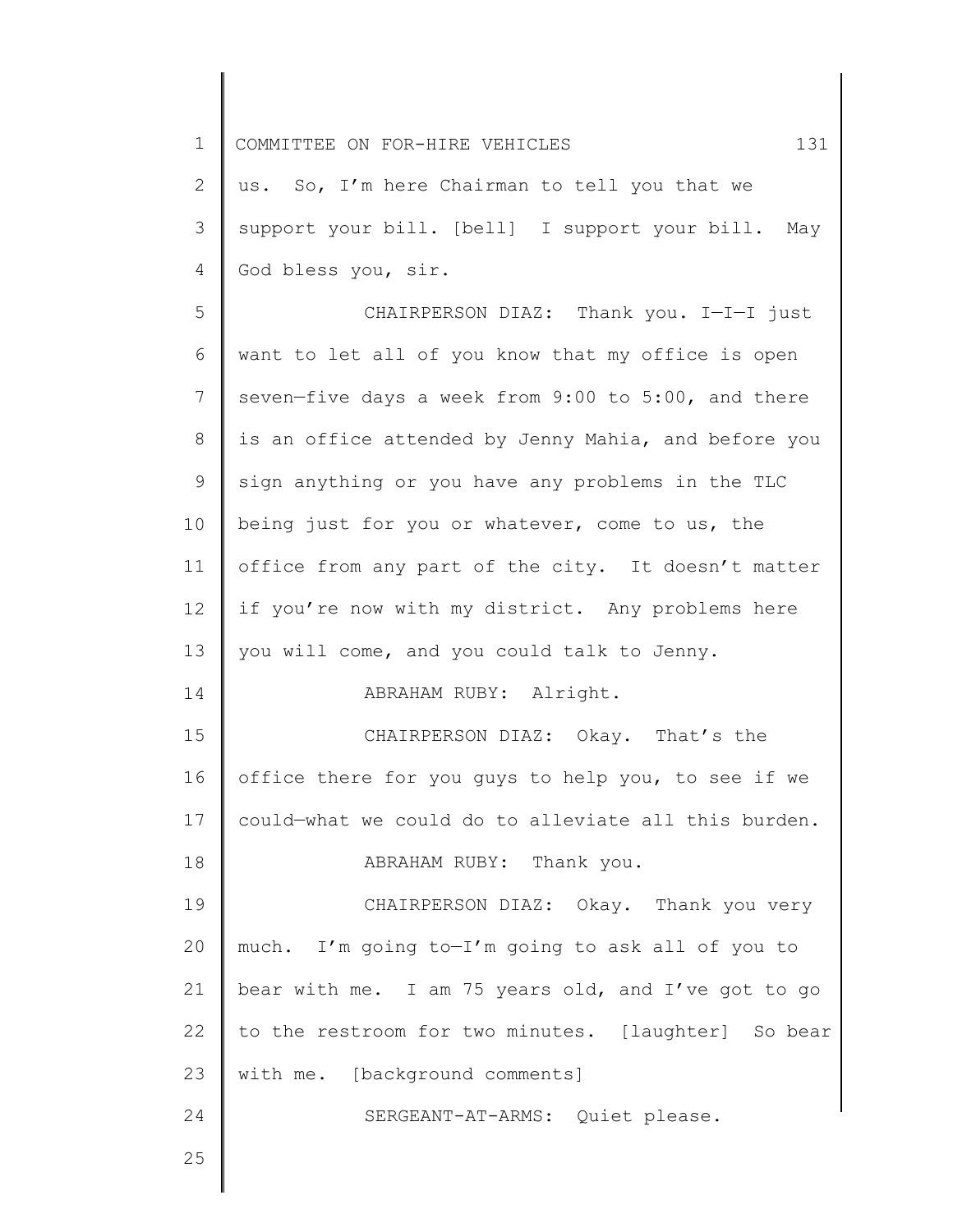us. So, I'm here Chairman to tell you that we support your bill. [bell] I support your bill. May God bless you, sir.

CHAIRPERSON DIAZ: Thank you. I—I—I just want to let all of you know that my office is open seven—five days a week from 9:00 to 5:00, and there is an office attended by Jenny Mahia, and before you sign anything or you have any problems in the TLC being just for you or whatever, come to us, the office from any part of the city. It doesn't matter if you're now with my district. Any problems here you will come, and you could talk to Jenny.

ABRAHAM RUBY: Alright.

CHAIRPERSON DIAZ: Okay. That's the office there for you guys to help you, to see if we could—what we could do to alleviate all this burden.

ABRAHAM RUBY: Thank you.

CHAIRPERSON DIAZ: Okay. Thank you very much. I'm going to—I'm going to ask all of you to bear with me. I am 75 years old, and I've got to go to the restroom for two minutes. [laughter] So bear with me. [background comments]

SERGEANT-AT-ARMS: Quiet please.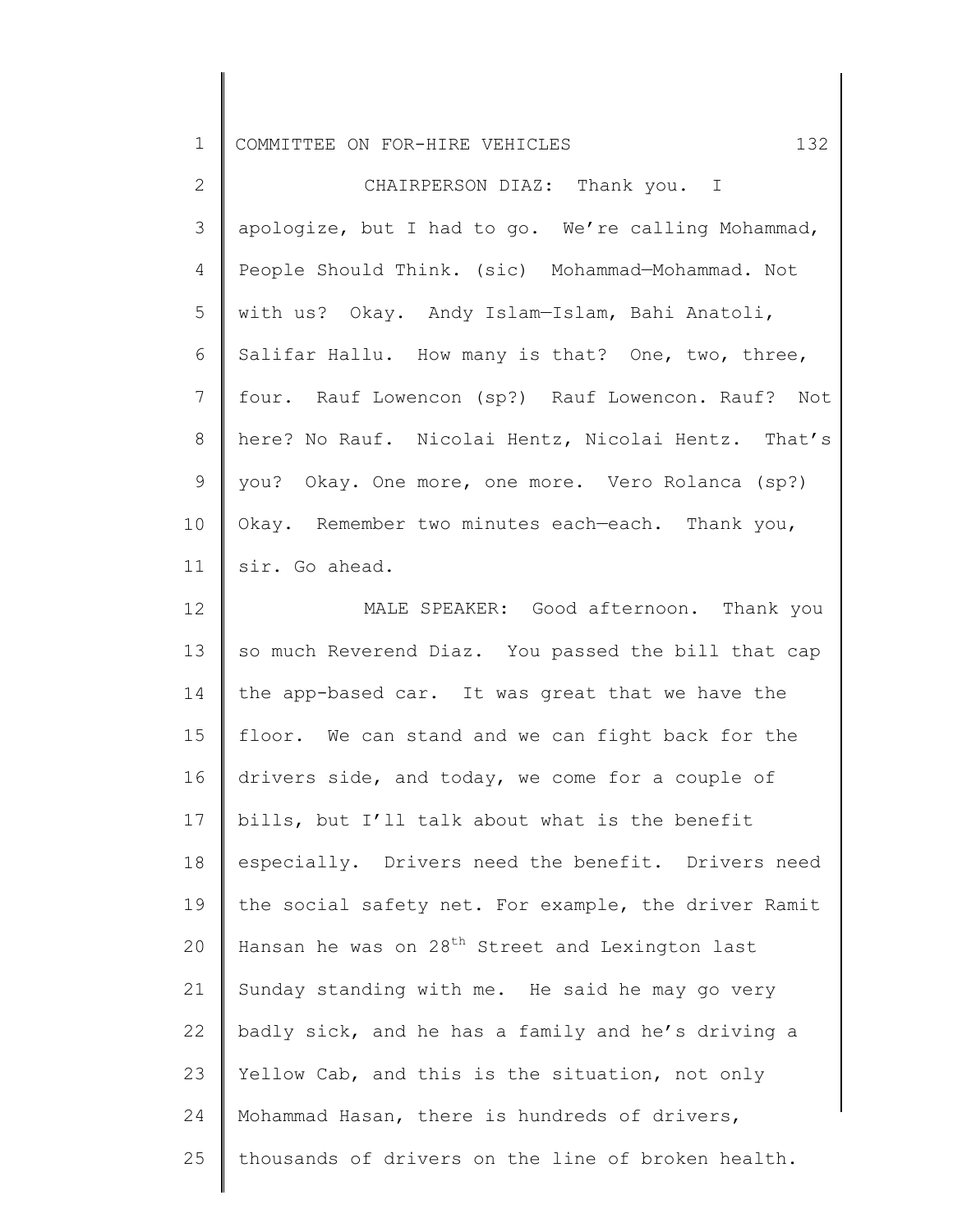CHAIRPERSON DIAZ: Thank you. I apologize, but I had to go. We're calling Mohammad, People Should Think. (sic) Mohammad—Mohammad. Not with us? Okay. Andy Islam—Islam, Bahi Anatoli, Salifar Hallu. How many is that? One, two, three, four. Rauf Lowencon (sp?) Rauf Lowencon. Rauf? Not here? No Rauf. Nicolai Hentz, Nicolai Hentz. That's you? Okay. One more, one more. Vero Rolanca (sp?) Okay. Remember two minutes each—each. Thank you, sir. Go ahead.

MALE SPEAKER: Good afternoon. Thank you so much Reverend Diaz. You passed the bill that cap the app-based car. It was great that we have the floor. We can stand and we can fight back for the drivers side, and today, we come for a couple of bills, but I'll talk about what is the benefit especially. Drivers need the benefit. Drivers need the social safety net. For example, the driver Ramit Hansan he was on 28th Street and Lexington last Sunday standing with me. He said he may go very badly sick, and he has a family and he's driving a Yellow Cab, and this is the situation, not only Mohammad Hasan, there is hundreds of drivers, thousands of drivers on the line of broken health.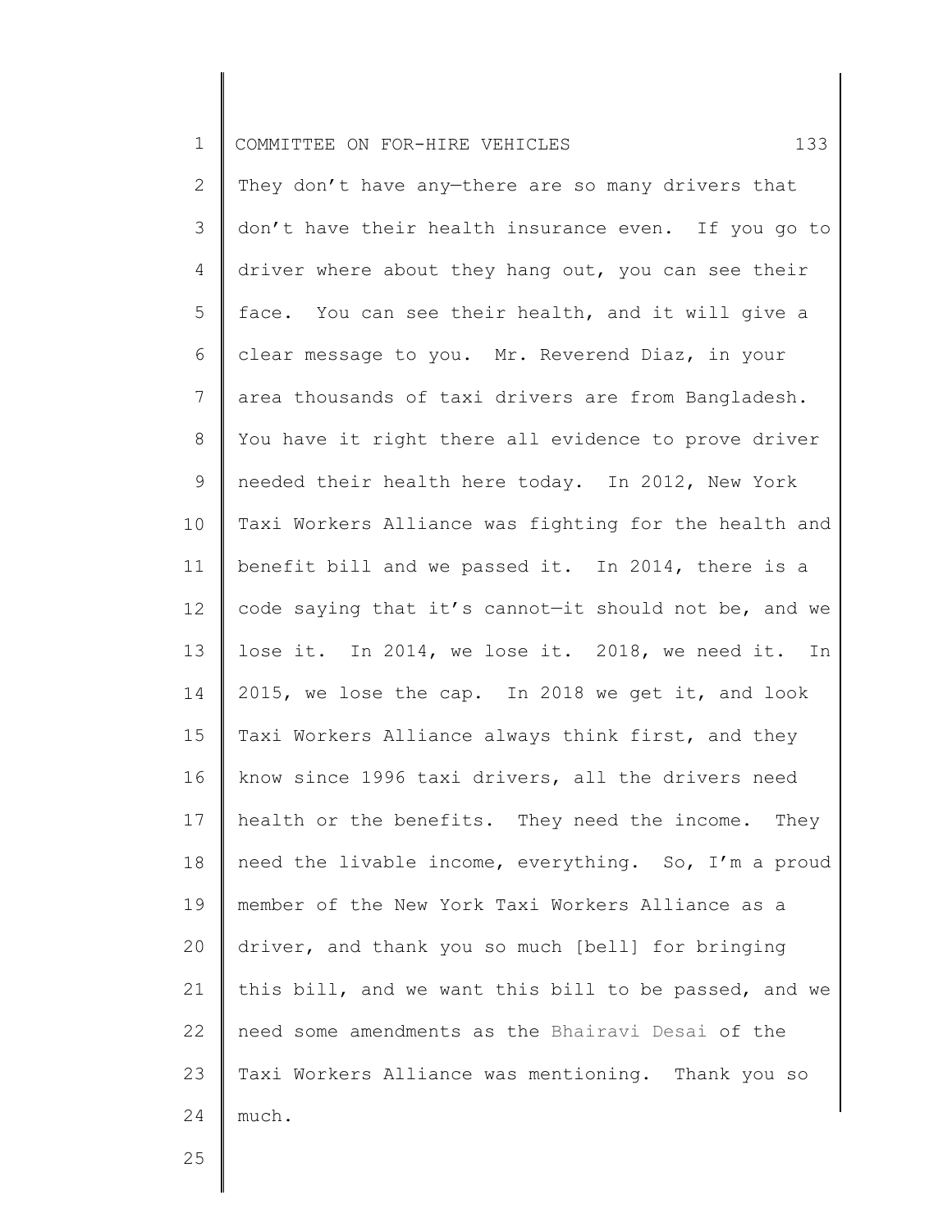They don't have any—there are so many drivers that don't have their health insurance even. If you go to driver where about they hang out, you can see their face. You can see their health, and it will give a clear message to you. Mr. Reverend Diaz, in your area thousands of taxi drivers are from Bangladesh. You have it right there all evidence to prove driver needed their health here today. In 2012, New York Taxi Workers Alliance was fighting for the health and benefit bill and we passed it. In 2014, there is a code saying that it's cannot—it should not be, and we lose it. In 2014, we lose it. 2018, we need it. In 2015, we lose the cap. In 2018 we get it, and look Taxi Workers Alliance always think first, and they know since 1996 taxi drivers, all the drivers need health or the benefits. They need the income. They need the livable income, everything. So, I'm a proud member of the New York Taxi Workers Alliance as a driver, and thank you so much [bell] for bringing this bill, and we want this bill to be passed, and we need some amendments as the Bhairavi Desai of the Taxi Workers Alliance was mentioning. Thank you so much.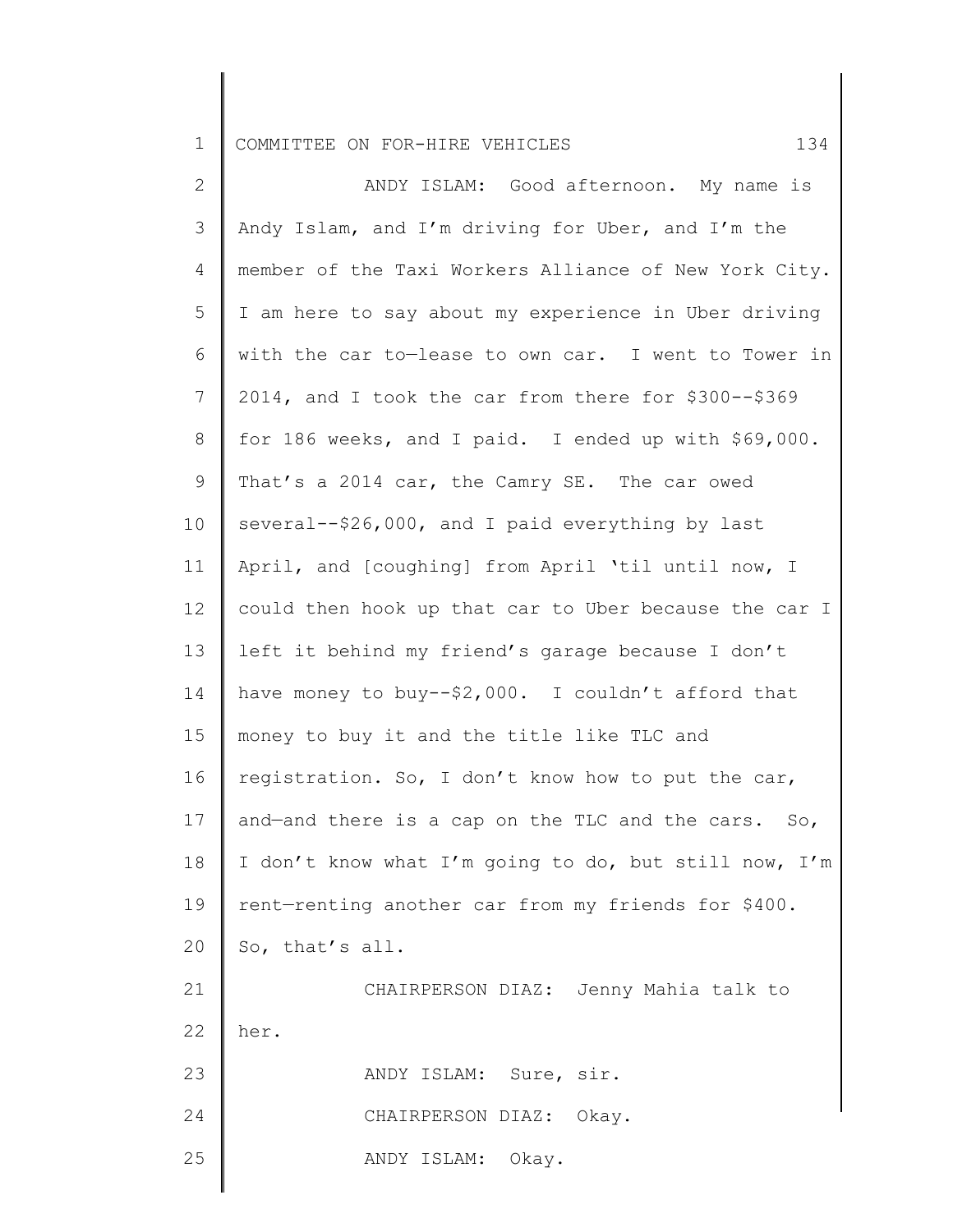ANDY ISLAM: Good afternoon. My name is Andy Islam, and I'm driving for Uber, and I'm the member of the Taxi Workers Alliance of New York City. I am here to say about my experience in Uber driving with the car to—lease to own car. I went to Tower in 2014, and I took the car from there for $300--$369 for 186 weeks, and I paid. I ended up with $69,000. That's a 2014 car, the Camry SE. The car owed several--$26,000, and I paid everything by last April, and [coughing] from April 'til until now, I could then hook up that car to Uber because the car I left it behind my friend's garage because I don't have money to buy--$2,000. I couldn't afford that money to buy it and the title like TLC and registration. So, I don't know how to put the car, and—and there is a cap on the TLC and the cars. So, I don't know what I'm going to do, but still now, I'm rent—renting another car from my friends for $400. So, that's all.

CHAIRPERSON DIAZ: Jenny Mahia talk to her.

ANDY ISLAM: Sure, sir.

CHAIRPERSON DIAZ: Okay.

ANDY ISLAM: Okay.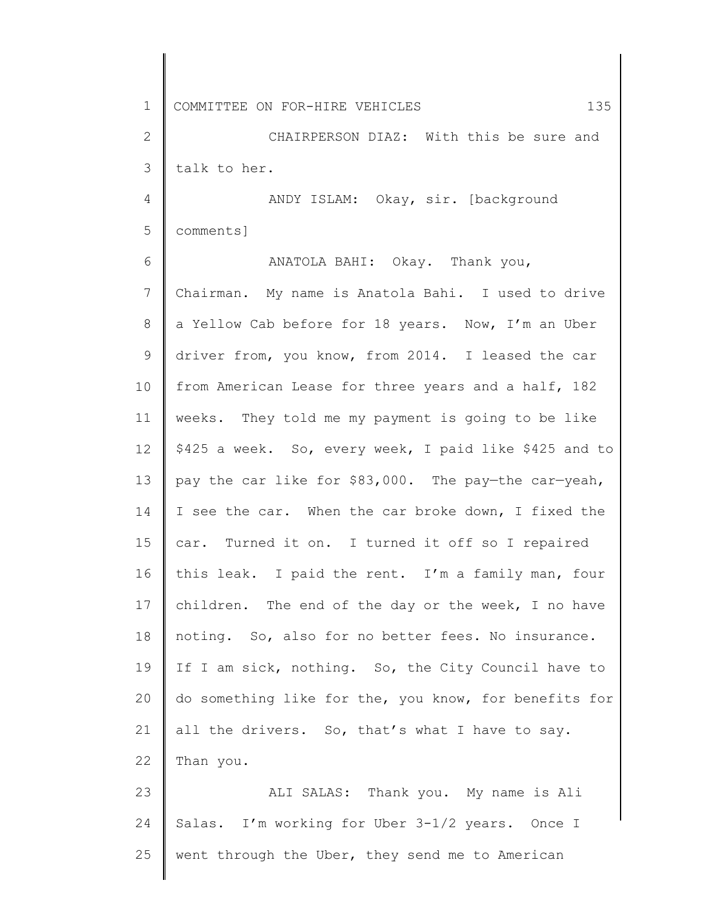CHAIRPERSON DIAZ: With this be sure and talk to her.

ANDY ISLAM: Okay, sir. [background comments]

ANATOLA BAHI: Okay. Thank you, Chairman. My name is Anatola Bahi. I used to drive a Yellow Cab before for 18 years. Now, I'm an Uber driver from, you know, from 2014. I leased the car from American Lease for three years and a half, 182 weeks. They told me my payment is going to be like $425 a week. So, every week, I paid like $425 and to pay the car like for $83,000. The pay—the car—yeah, I see the car. When the car broke down, I fixed the car. Turned it on. I turned it off so I repaired this leak. I paid the rent. I'm a family man, four children. The end of the day or the week, I no have noting. So, also for no better fees. No insurance. If I am sick, nothing. So, the City Council have to do something like for the, you know, for benefits for all the drivers. So, that's what I have to say. Than you.

ALI SALAS: Thank you. My name is Ali Salas. I'm working for Uber 3-1/2 years. Once I went through the Uber, they send me to American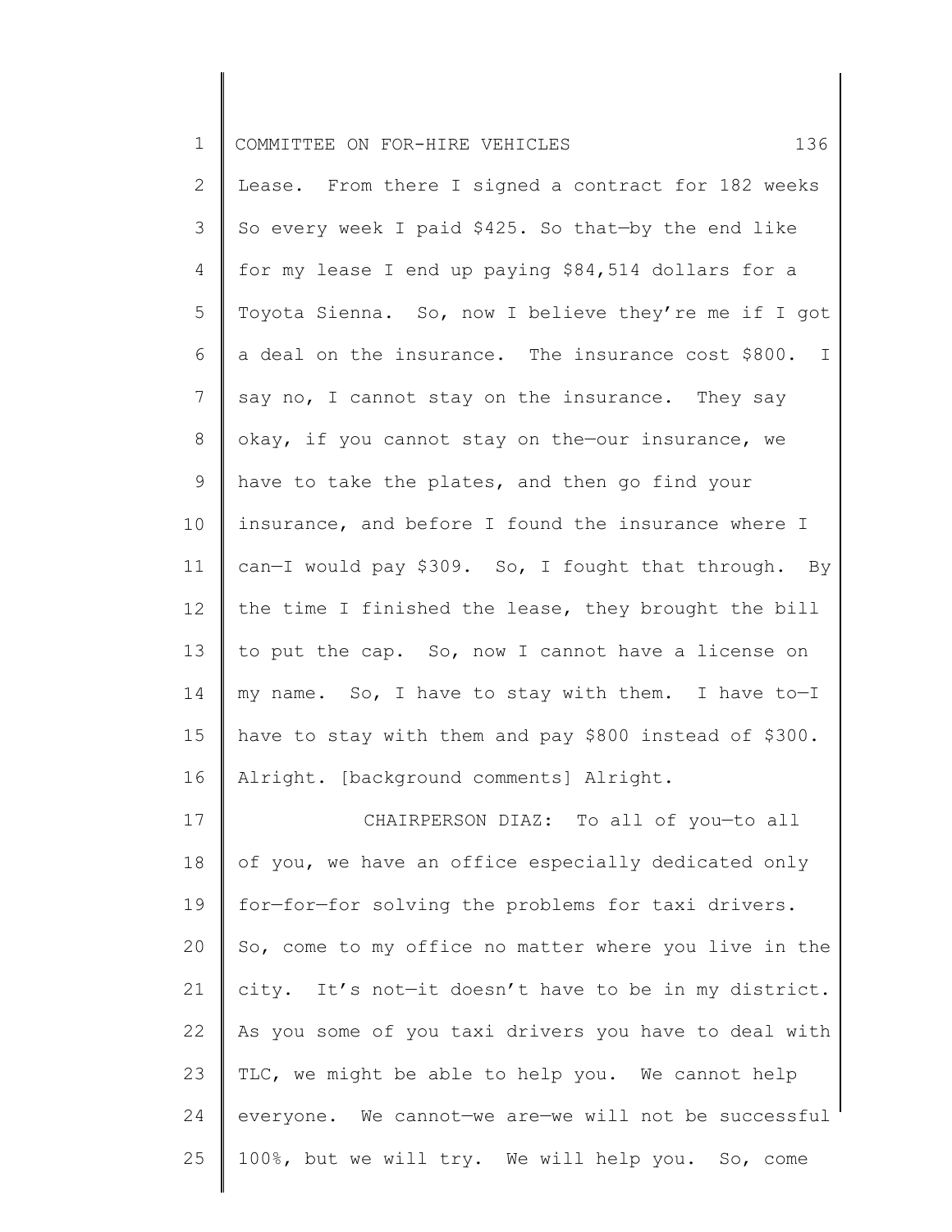Lease. From there I signed a contract for 182 weeks So every week I paid $425. So that—by the end like for my lease I end up paying $84,514 dollars for a Toyota Sienna. So, now I believe they're me if I got a deal on the insurance. The insurance cost $800. I say no, I cannot stay on the insurance. They say okay, if you cannot stay on the—our insurance, we have to take the plates, and then go find your insurance, and before I found the insurance where I can—I would pay $309. So, I fought that through. By the time I finished the lease, they brought the bill to put the cap. So, now I cannot have a license on my name. So, I have to stay with them. I have to—I have to stay with them and pay $800 instead of $300. Alright. [background comments] Alright.

CHAIRPERSON DIAZ: To all of you—to all of you, we have an office especially dedicated only for—for—for solving the problems for taxi drivers. So, come to my office no matter where you live in the city. It's not—it doesn't have to be in my district. As you some of you taxi drivers you have to deal with TLC, we might be able to help you. We cannot help everyone. We cannot—we are—we will not be successful 100%, but we will try. We will help you. So, come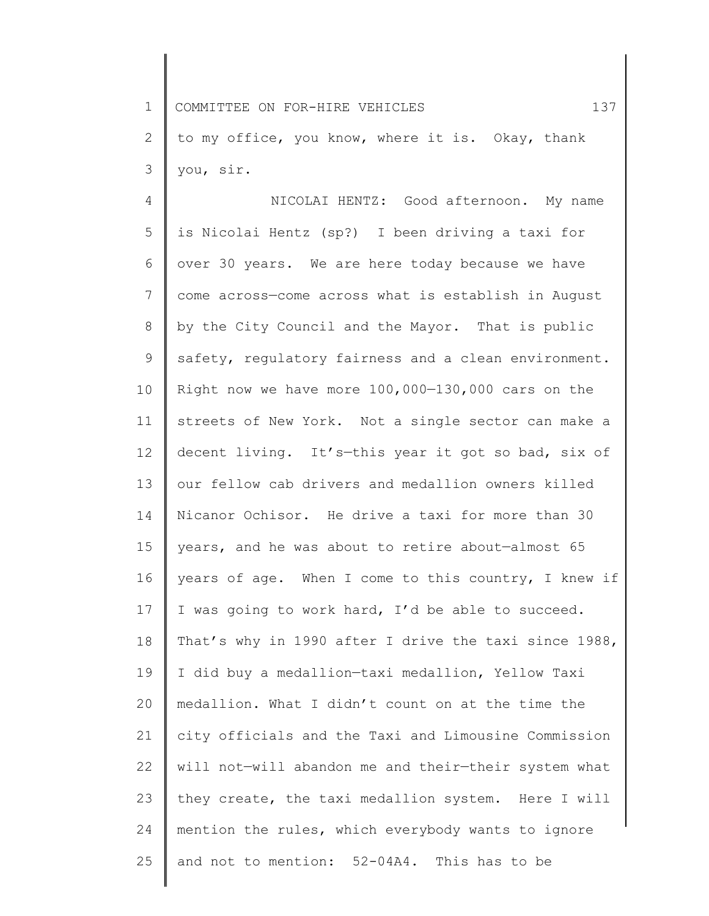to my office, you know, where it is. Okay, thank you, sir.

NICOLAI HENTZ: Good afternoon. My name is Nicolai Hentz (sp?) I been driving a taxi for over 30 years. We are here today because we have come across—come across what is establish in August by the City Council and the Mayor. That is public safety, regulatory fairness and a clean environment. Right now we have more 100,000—130,000 cars on the streets of New York. Not a single sector can make a decent living. It's—this year it got so bad, six of our fellow cab drivers and medallion owners killed Nicanor Ochisor. He drive a taxi for more than 30 years, and he was about to retire about—almost 65 years of age. When I come to this country, I knew if I was going to work hard, I'd be able to succeed. That's why in 1990 after I drive the taxi since 1988, I did buy a medallion—taxi medallion, Yellow Taxi medallion. What I didn't count on at the time the city officials and the Taxi and Limousine Commission will not—will abandon me and their—their system what they create, the taxi medallion system. Here I will mention the rules, which everybody wants to ignore and not to mention: 52-04A4. This has to be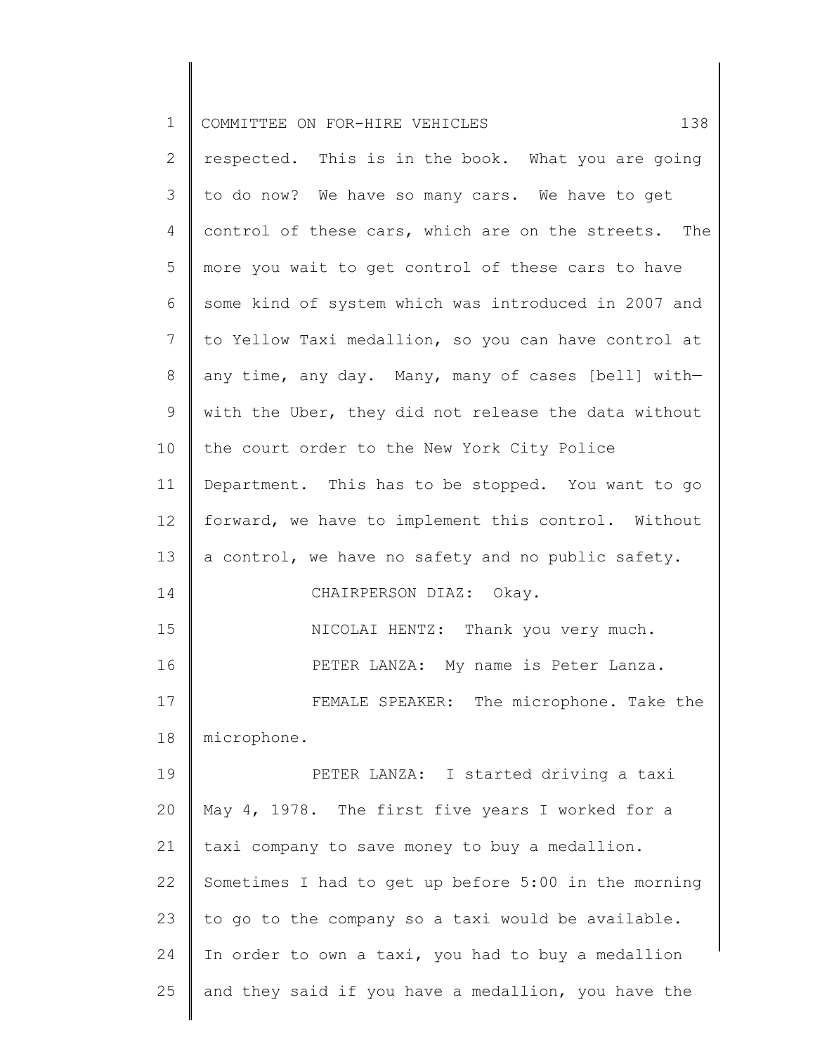respected. This is in the book. What you are going to do now? We have so many cars. We have to get control of these cars, which are on the streets. The more you wait to get control of these cars to have some kind of system which was introduced in 2007 and to Yellow Taxi medallion, so you can have control at any time, any day. Many, many of cases [bell] with—with the Uber, they did not release the data without the court order to the New York City Police Department. This has to be stopped. You want to go forward, we have to implement this control. Without a control, we have no safety and no public safety.

CHAIRPERSON DIAZ: Okay.

NICOLAI HENTZ: Thank you very much.

PETER LANZA: My name is Peter Lanza.

FEMALE SPEAKER: The microphone. Take the microphone.

PETER LANZA: I started driving a taxi May 4, 1978. The first five years I worked for a taxi company to save money to buy a medallion. Sometimes I had to get up before 5:00 in the morning to go to the company so a taxi would be available. In order to own a taxi, you had to buy a medallion and they said if you have a medallion, you have the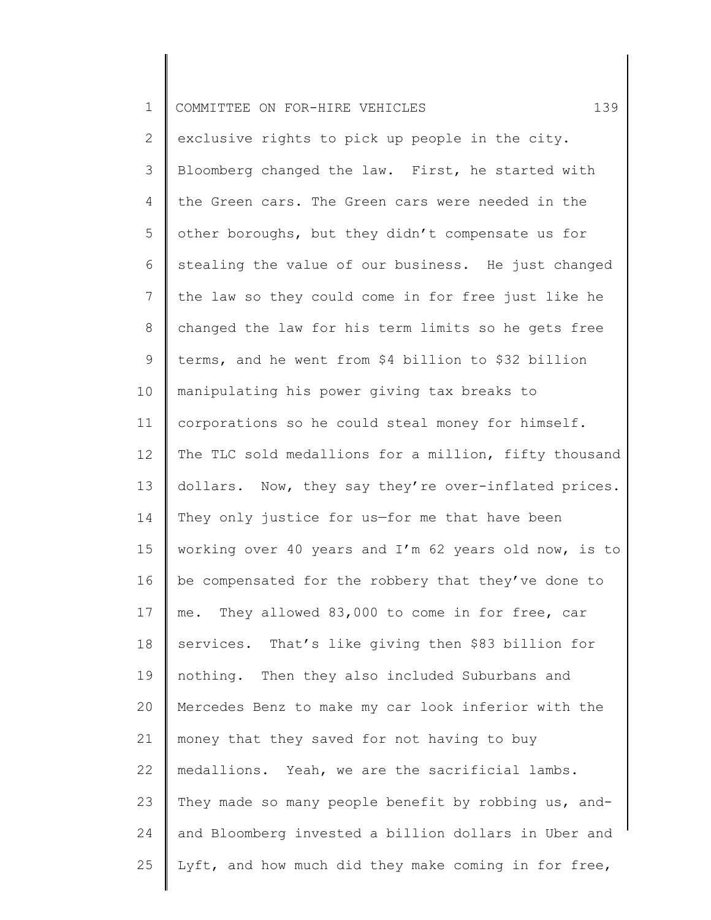exclusive rights to pick up people in the city. Bloomberg changed the law. First, he started with the Green cars. The Green cars were needed in the other boroughs, but they didn't compensate us for stealing the value of our business. He just changed the law so they could come in for free just like he changed the law for his term limits so he gets free terms, and he went from $4 billion to $32 billion manipulating his power giving tax breaks to corporations so he could steal money for himself. The TLC sold medallions for a million, fifty thousand dollars. Now, they say they're over-inflated prices. They only justice for us—for me that have been working over 40 years and I'm 62 years old now, is to be compensated for the robbery that they've done to me. They allowed 83,000 to come in for free, car services. That's like giving then $83 billion for nothing. Then they also included Suburbans and Mercedes Benz to make my car look inferior with the money that they saved for not having to buy medallions. Yeah, we are the sacrificial lambs. They made so many people benefit by robbing us, and-and Bloomberg invested a billion dollars in Uber and Lyft, and how much did they make coming in for free,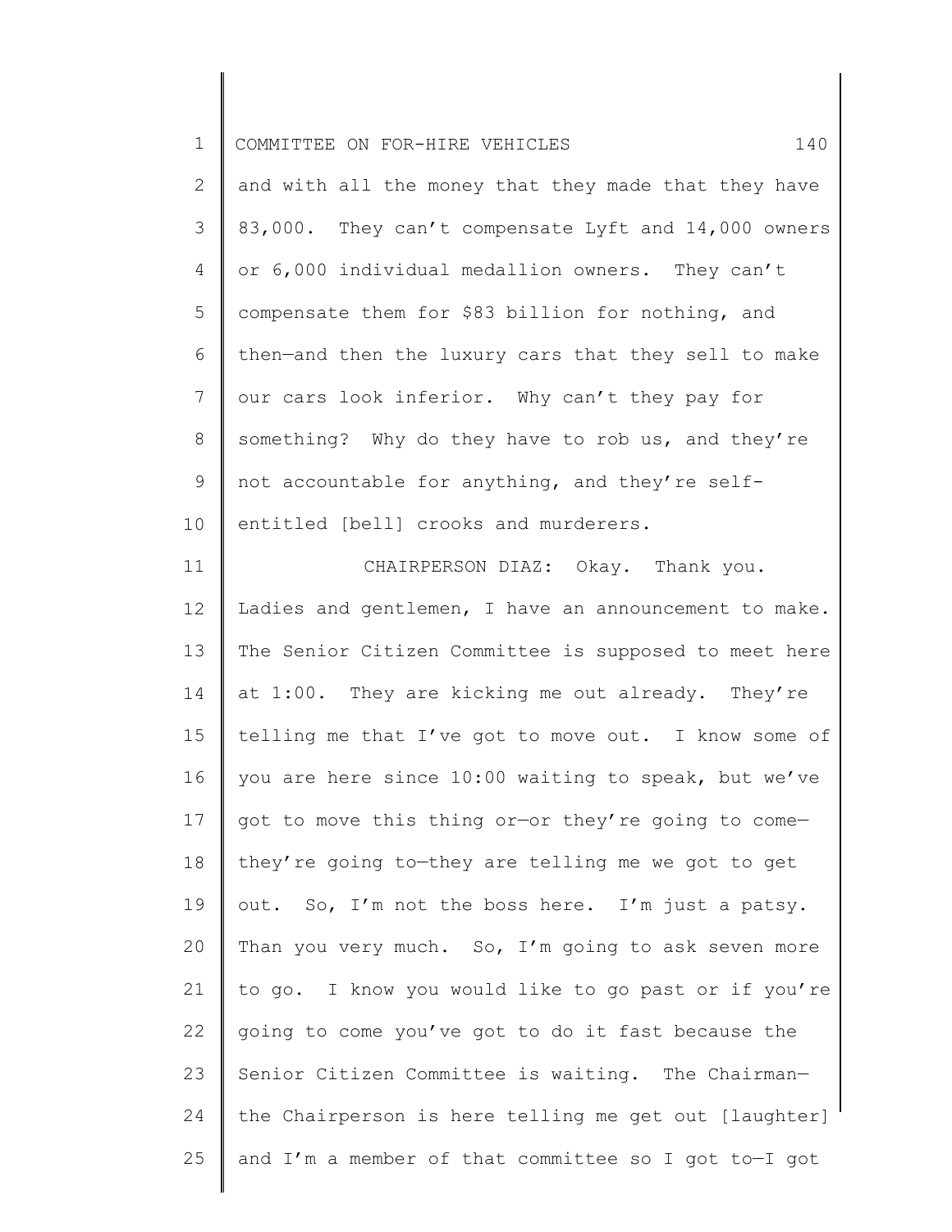and with all the money that they made that they have 83,000. They can't compensate Lyft and 14,000 owners or 6,000 individual medallion owners. They can't compensate them for $83 billion for nothing, and then—and then the luxury cars that they sell to make our cars look inferior. Why can't they pay for something? Why do they have to rob us, and they're not accountable for anything, and they're self-entitled [bell] crooks and murderers.

CHAIRPERSON DIAZ: Okay. Thank you. Ladies and gentlemen, I have an announcement to make. The Senior Citizen Committee is supposed to meet here at 1:00. They are kicking me out already. They're telling me that I've got to move out. I know some of you are here since 10:00 waiting to speak, but we've got to move this thing or—or they're going to come—they're going to—they are telling me we got to get out. So, I'm not the boss here. I'm just a patsy. Than you very much. So, I'm going to ask seven more to go. I know you would like to go past or if you're going to come you've got to do it fast because the Senior Citizen Committee is waiting. The Chairman—the Chairperson is here telling me get out [laughter] and I'm a member of that committee so I got to—I got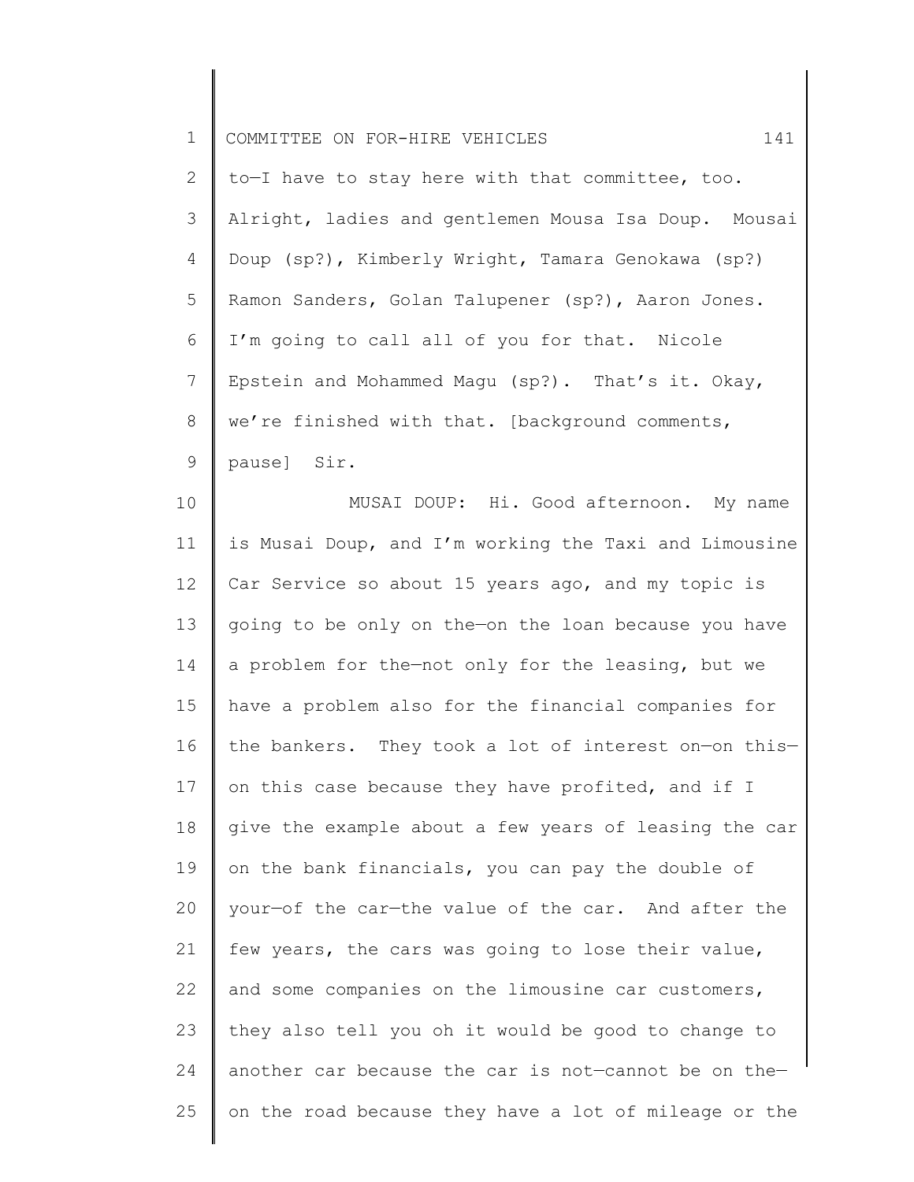to—I have to stay here with that committee, too. Alright, ladies and gentlemen Mousa Isa Doup. Mousai Doup (sp?), Kimberly Wright, Tamara Genokawa (sp?) Ramon Sanders, Golan Talupener (sp?), Aaron Jones. I'm going to call all of you for that. Nicole Epstein and Mohammed Magu (sp?). That's it. Okay, we're finished with that. [background comments, pause] Sir.

MUSAI DOUP: Hi. Good afternoon. My name is Musai Doup, and I'm working the Taxi and Limousine Car Service so about 15 years ago, and my topic is going to be only on the—on the loan because you have a problem for the—not only for the leasing, but we have a problem also for the financial companies for the bankers. They took a lot of interest on—on this—on this case because they have profited, and if I give the example about a few years of leasing the car on the bank financials, you can pay the double of your—of the car—the value of the car. And after the few years, the cars was going to lose their value, and some companies on the limousine car customers, they also tell you oh it would be good to change to another car because the car is not—cannot be on the—on the road because they have a lot of mileage or the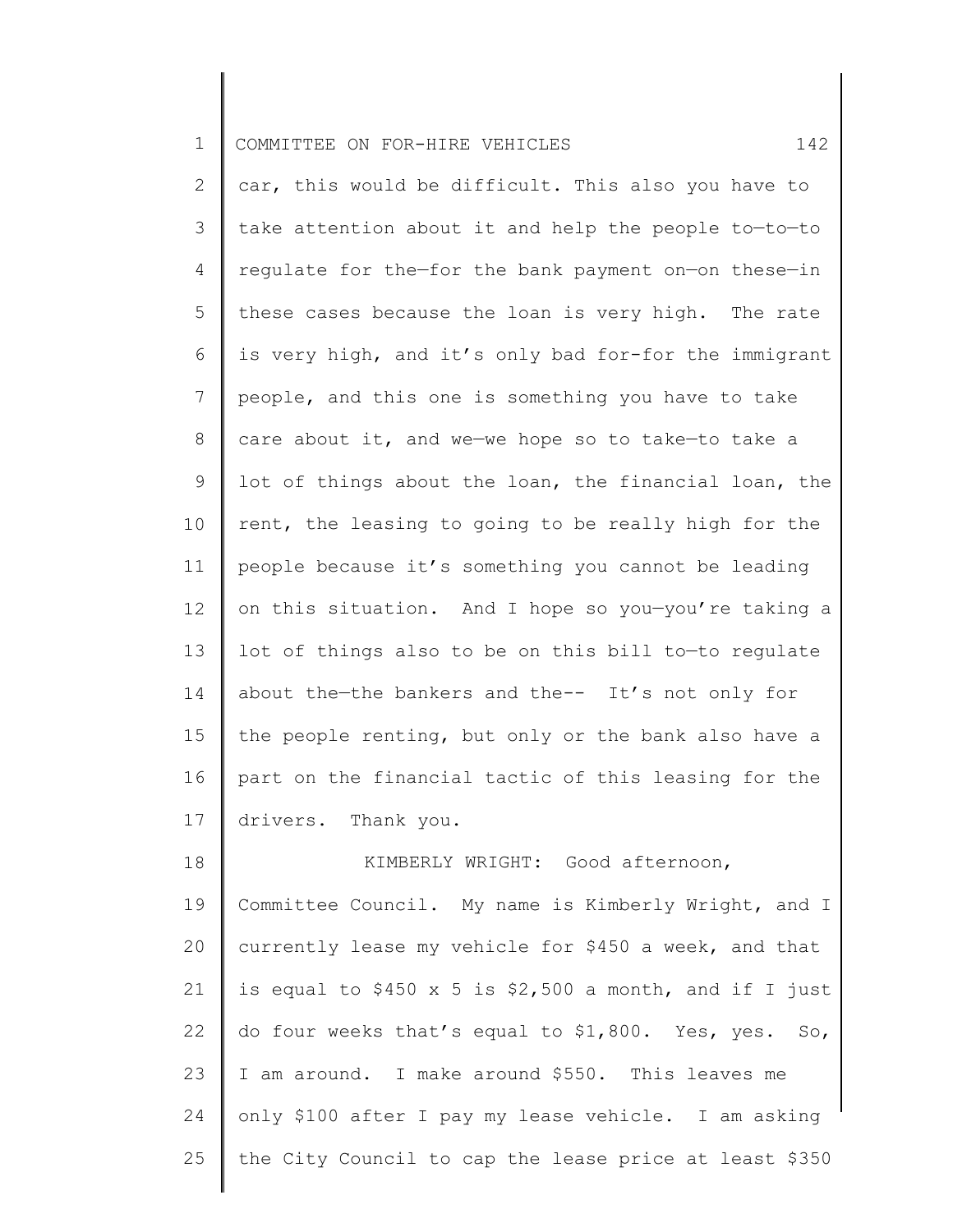car, this would be difficult. This also you have to take attention about it and help the people to—to—to regulate for the—for the bank payment on—on these—in these cases because the loan is very high. The rate is very high, and it's only bad for-for the immigrant people, and this one is something you have to take care about it, and we—we hope so to take—to take a lot of things about the loan, the financial loan, the rent, the leasing to going to be really high for the people because it's something you cannot be leading on this situation. And I hope so you—you're taking a lot of things also to be on this bill to—to regulate about the—the bankers and the-- It's not only for the people renting, but only or the bank also have a part on the financial tactic of this leasing for the drivers. Thank you.

KIMBERLY WRIGHT: Good afternoon, Committee Council. My name is Kimberly Wright, and I currently lease my vehicle for $450 a week, and that is equal to $450 x 5 is $2,500 a month, and if I just do four weeks that's equal to $1,800. Yes, yes. So, I am around. I make around $550. This leaves me only $100 after I pay my lease vehicle. I am asking the City Council to cap the lease price at least $350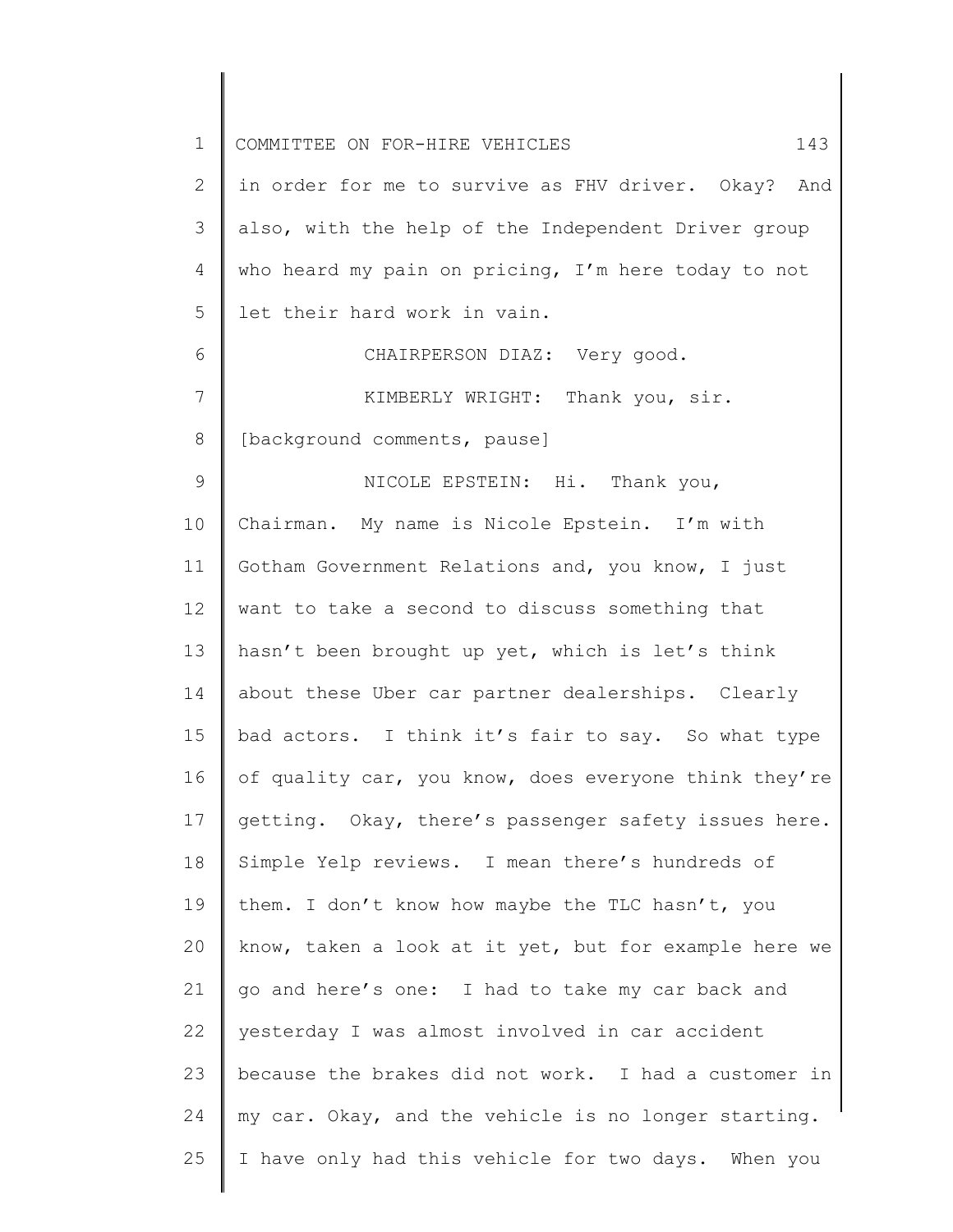in order for me to survive as FHV driver. Okay? And also, with the help of the Independent Driver group who heard my pain on pricing, I'm here today to not let their hard work in vain.

CHAIRPERSON DIAZ: Very good.

KIMBERLY WRIGHT: Thank you, sir.

[background comments, pause]

NICOLE EPSTEIN: Hi. Thank you, Chairman. My name is Nicole Epstein. I'm with Gotham Government Relations and, you know, I just want to take a second to discuss something that hasn't been brought up yet, which is let's think about these Uber car partner dealerships. Clearly bad actors. I think it's fair to say. So what type of quality car, you know, does everyone think they're getting. Okay, there's passenger safety issues here. Simple Yelp reviews. I mean there's hundreds of them. I don't know how maybe the TLC hasn't, you know, taken a look at it yet, but for example here we go and here's one: I had to take my car back and yesterday I was almost involved in car accident because the brakes did not work. I had a customer in my car. Okay, and the vehicle is no longer starting. I have only had this vehicle for two days. When you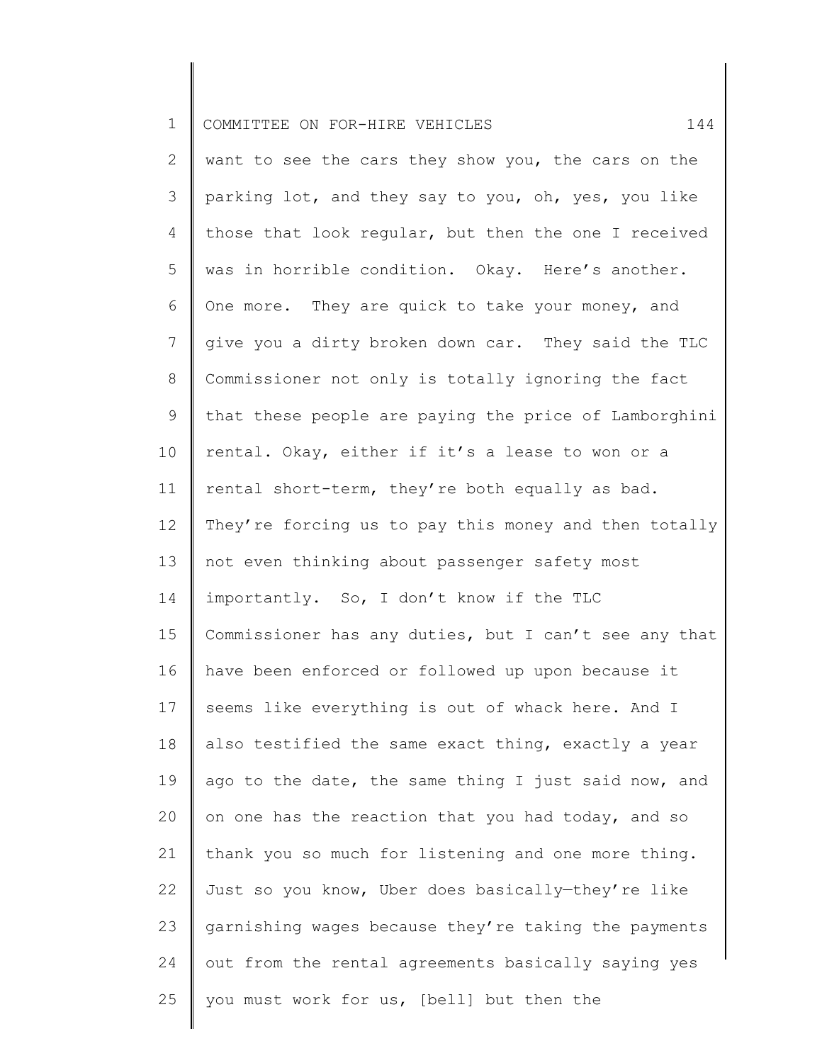want to see the cars they show you, the cars on the parking lot, and they say to you, oh, yes, you like those that look regular, but then the one I received was in horrible condition. Okay. Here's another. One more. They are quick to take your money, and give you a dirty broken down car. They said the TLC Commissioner not only is totally ignoring the fact that these people are paying the price of Lamborghini rental. Okay, either if it's a lease to won or a rental short-term, they're both equally as bad. They're forcing us to pay this money and then totally not even thinking about passenger safety most importantly. So, I don't know if the TLC Commissioner has any duties, but I can't see any that have been enforced or followed up upon because it seems like everything is out of whack here. And I also testified the same exact thing, exactly a year ago to the date, the same thing I just said now, and on one has the reaction that you had today, and so thank you so much for listening and one more thing. Just so you know, Uber does basically—they're like garnishing wages because they're taking the payments out from the rental agreements basically saying yes you must work for us, [bell] but then the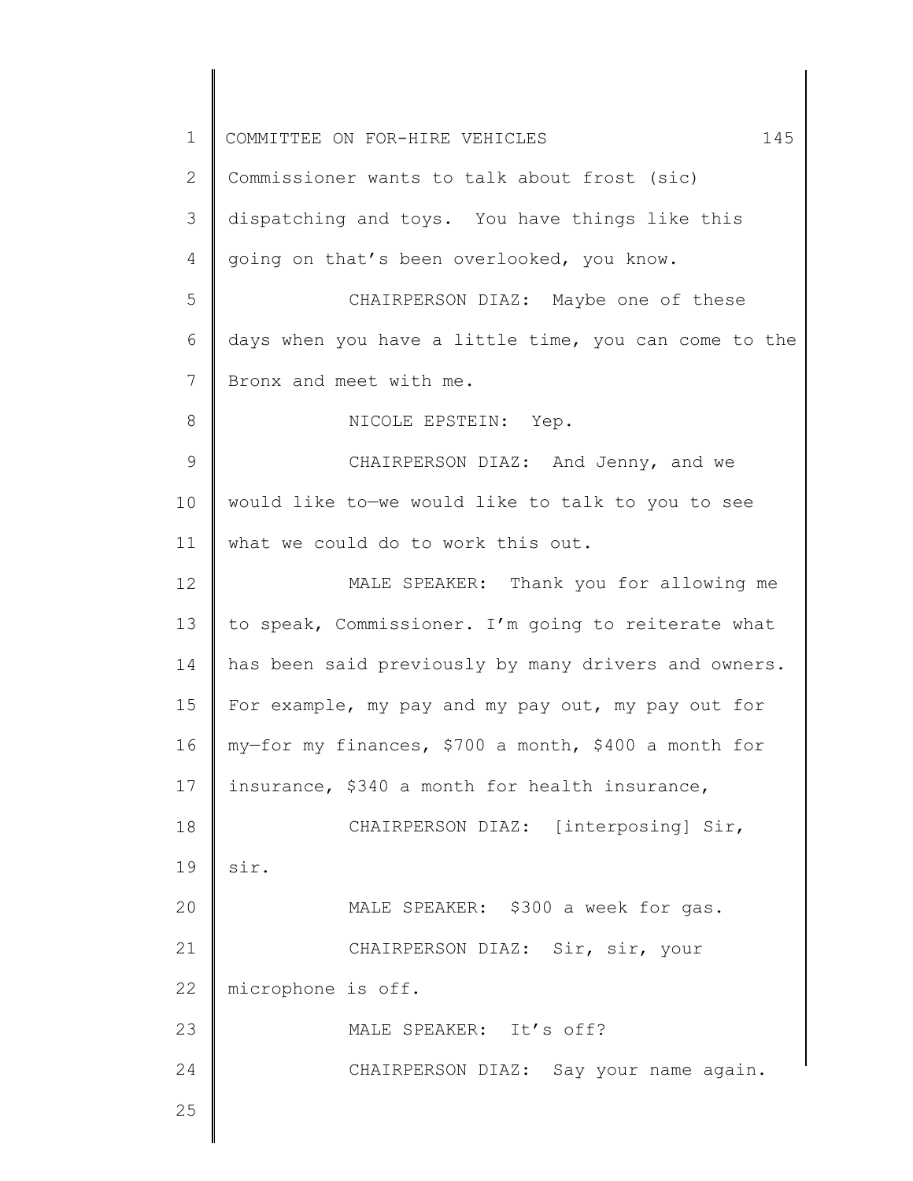Commissioner wants to talk about frost (sic) dispatching and toys. You have things like this going on that's been overlooked, you know.

CHAIRPERSON DIAZ: Maybe one of these days when you have a little time, you can come to the Bronx and meet with me.

NICOLE EPSTEIN: Yep.

CHAIRPERSON DIAZ: And Jenny, and we would like to—we would like to talk to you to see what we could do to work this out.

MALE SPEAKER: Thank you for allowing me to speak, Commissioner. I'm going to reiterate what has been said previously by many drivers and owners. For example, my pay and my pay out, my pay out for my—for my finances, $700 a month, $400 a month for insurance, $340 a month for health insurance,

CHAIRPERSON DIAZ: [interposing] Sir, sir.

MALE SPEAKER: $300 a week for gas.

CHAIRPERSON DIAZ: Sir, sir, your microphone is off.

MALE SPEAKER: It's off?

CHAIRPERSON DIAZ: Say your name again.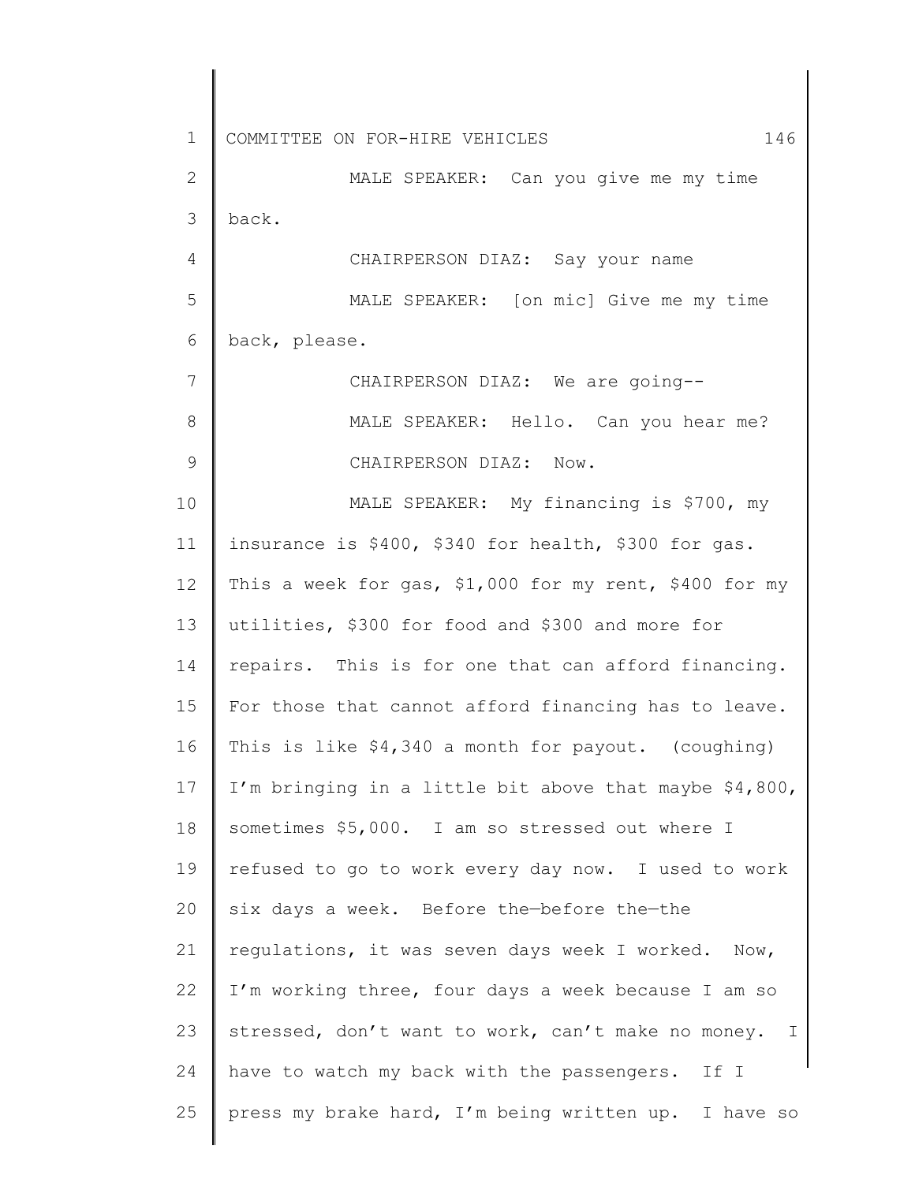MALE SPEAKER: Can you give me my time back.

CHAIRPERSON DIAZ: Say your name

MALE SPEAKER: [on mic] Give me my time back, please.

CHAIRPERSON DIAZ: We are going--

MALE SPEAKER: Hello. Can you hear me?

CHAIRPERSON DIAZ: Now.

MALE SPEAKER: My financing is $700, my insurance is $400, $340 for health, $300 for gas. This a week for gas, $1,000 for my rent, $400 for my utilities, $300 for food and $300 and more for repairs. This is for one that can afford financing. For those that cannot afford financing has to leave. This is like $4,340 a month for payout. (coughing) I'm bringing in a little bit above that maybe $4,800, sometimes $5,000. I am so stressed out where I refused to go to work every day now. I used to work six days a week. Before the—before the—the regulations, it was seven days week I worked. Now, I'm working three, four days a week because I am so stressed, don't want to work, can't make no money. I have to watch my back with the passengers. If I press my brake hard, I'm being written up. I have so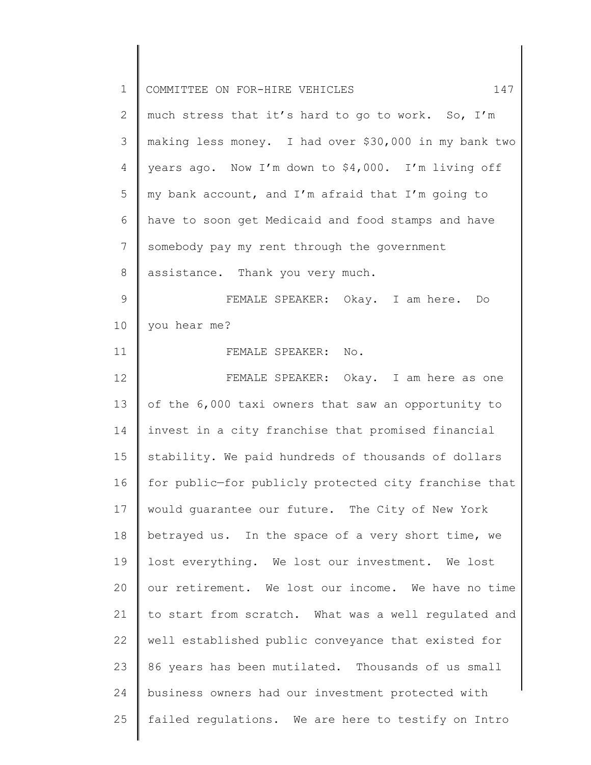much stress that it's hard to go to work. So, I'm making less money. I had over $30,000 in my bank two years ago. Now I'm down to $4,000. I'm living off my bank account, and I'm afraid that I'm going to have to soon get Medicaid and food stamps and have somebody pay my rent through the government assistance. Thank you very much.

FEMALE SPEAKER: Okay. I am here. Do you hear me?

FEMALE SPEAKER: No.

FEMALE SPEAKER: Okay. I am here as one of the 6,000 taxi owners that saw an opportunity to invest in a city franchise that promised financial stability. We paid hundreds of thousands of dollars for public—for publicly protected city franchise that would guarantee our future. The City of New York betrayed us. In the space of a very short time, we lost everything. We lost our investment. We lost our retirement. We lost our income. We have no time to start from scratch. What was a well regulated and well established public conveyance that existed for 86 years has been mutilated. Thousands of us small business owners had our investment protected with failed regulations. We are here to testify on Intro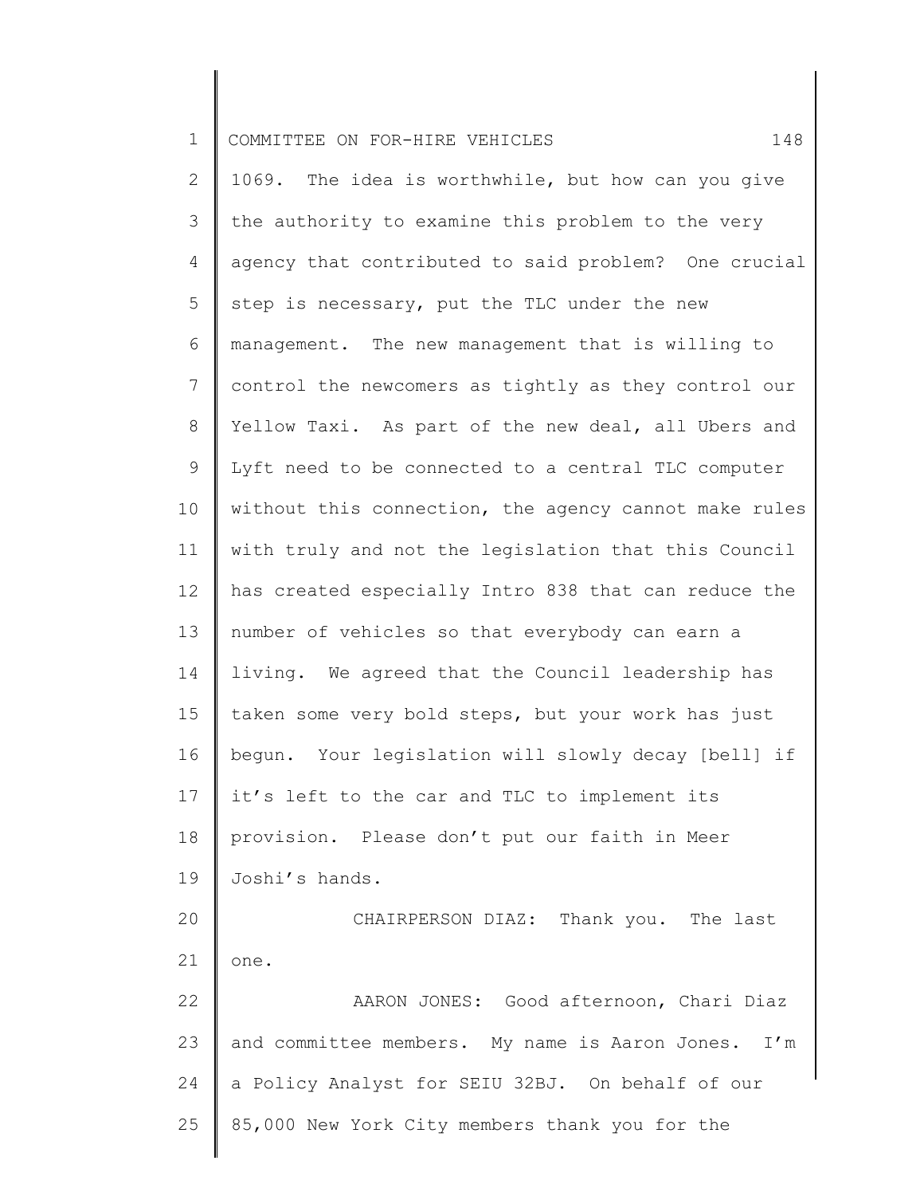1069. The idea is worthwhile, but how can you give the authority to examine this problem to the very agency that contributed to said problem? One crucial step is necessary, put the TLC under the new management. The new management that is willing to control the newcomers as tightly as they control our Yellow Taxi. As part of the new deal, all Ubers and Lyft need to be connected to a central TLC computer without this connection, the agency cannot make rules with truly and not the legislation that this Council has created especially Intro 838 that can reduce the number of vehicles so that everybody can earn a living. We agreed that the Council leadership has taken some very bold steps, but your work has just begun. Your legislation will slowly decay [bell] if it's left to the car and TLC to implement its provision. Please don't put our faith in Meer Joshi's hands.

CHAIRPERSON DIAZ: Thank you. The last one.

AARON JONES: Good afternoon, Chari Diaz and committee members. My name is Aaron Jones. I'm a Policy Analyst for SEIU 32BJ. On behalf of our 85,000 New York City members thank you for the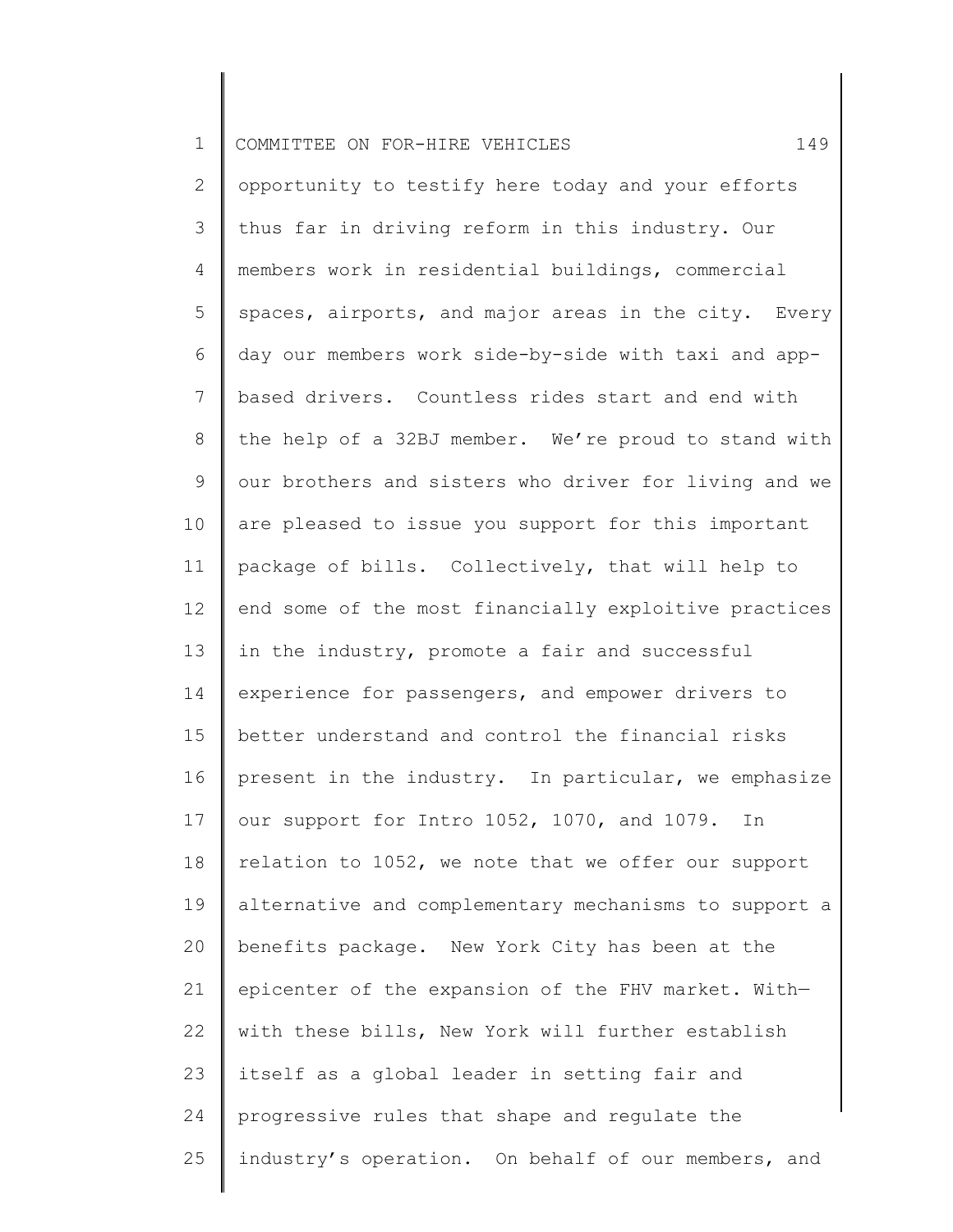opportunity to testify here today and your efforts thus far in driving reform in this industry. Our members work in residential buildings, commercial spaces, airports, and major areas in the city. Every day our members work side-by-side with taxi and app-based drivers. Countless rides start and end with the help of a 32BJ member. We're proud to stand with our brothers and sisters who driver for living and we are pleased to issue you support for this important package of bills. Collectively, that will help to end some of the most financially exploitive practices in the industry, promote a fair and successful experience for passengers, and empower drivers to better understand and control the financial risks present in the industry. In particular, we emphasize our support for Intro 1052, 1070, and 1079. In relation to 1052, we note that we offer our support alternative and complementary mechanisms to support a benefits package. New York City has been at the epicenter of the expansion of the FHV market. With—with these bills, New York will further establish itself as a global leader in setting fair and progressive rules that shape and regulate the industry's operation. On behalf of our members, and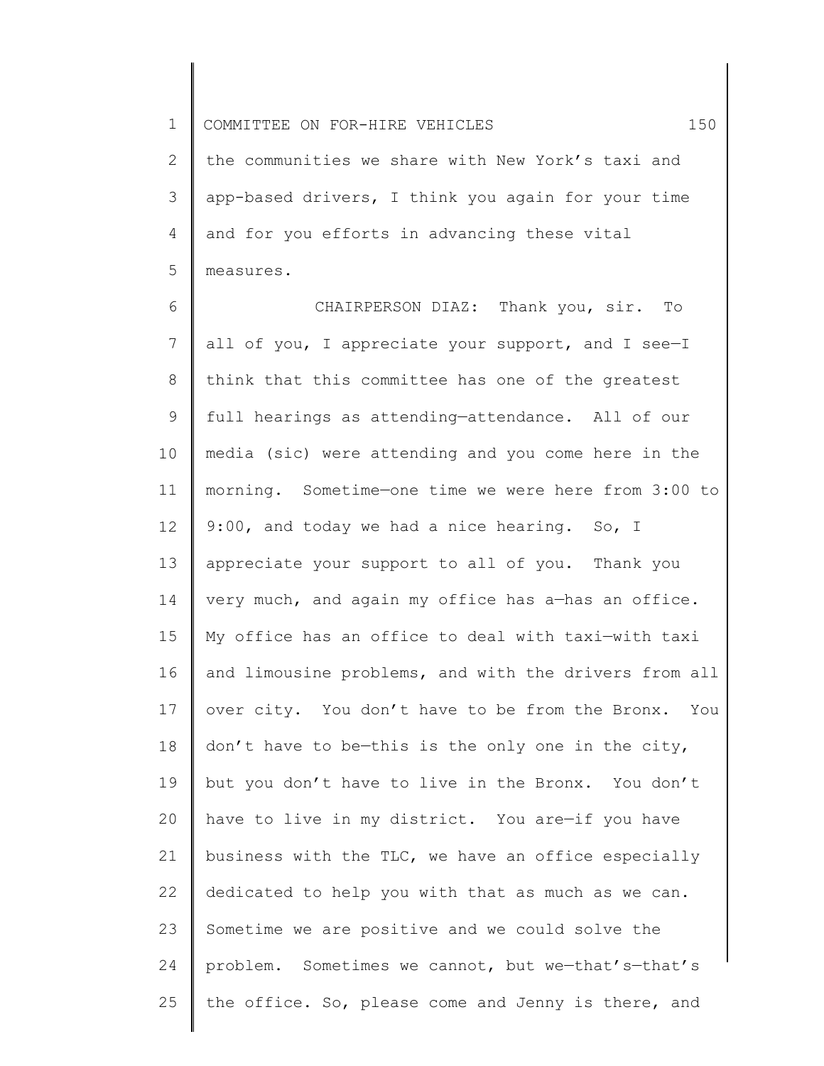the communities we share with New York's taxi and app-based drivers, I think you again for your time and for you efforts in advancing these vital measures.

CHAIRPERSON DIAZ: Thank you, sir. To all of you, I appreciate your support, and I see—I think that this committee has one of the greatest full hearings as attending—attendance. All of our media (sic) were attending and you come here in the morning. Sometime—one time we were here from 3:00 to 9:00, and today we had a nice hearing. So, I appreciate your support to all of you. Thank you very much, and again my office has a—has an office. My office has an office to deal with taxi—with taxi and limousine problems, and with the drivers from all over city. You don't have to be from the Bronx. You don't have to be—this is the only one in the city, but you don't have to live in the Bronx. You don't have to live in my district. You are—if you have business with the TLC, we have an office especially dedicated to help you with that as much as we can. Sometime we are positive and we could solve the problem. Sometimes we cannot, but we—that's—that's the office. So, please come and Jenny is there, and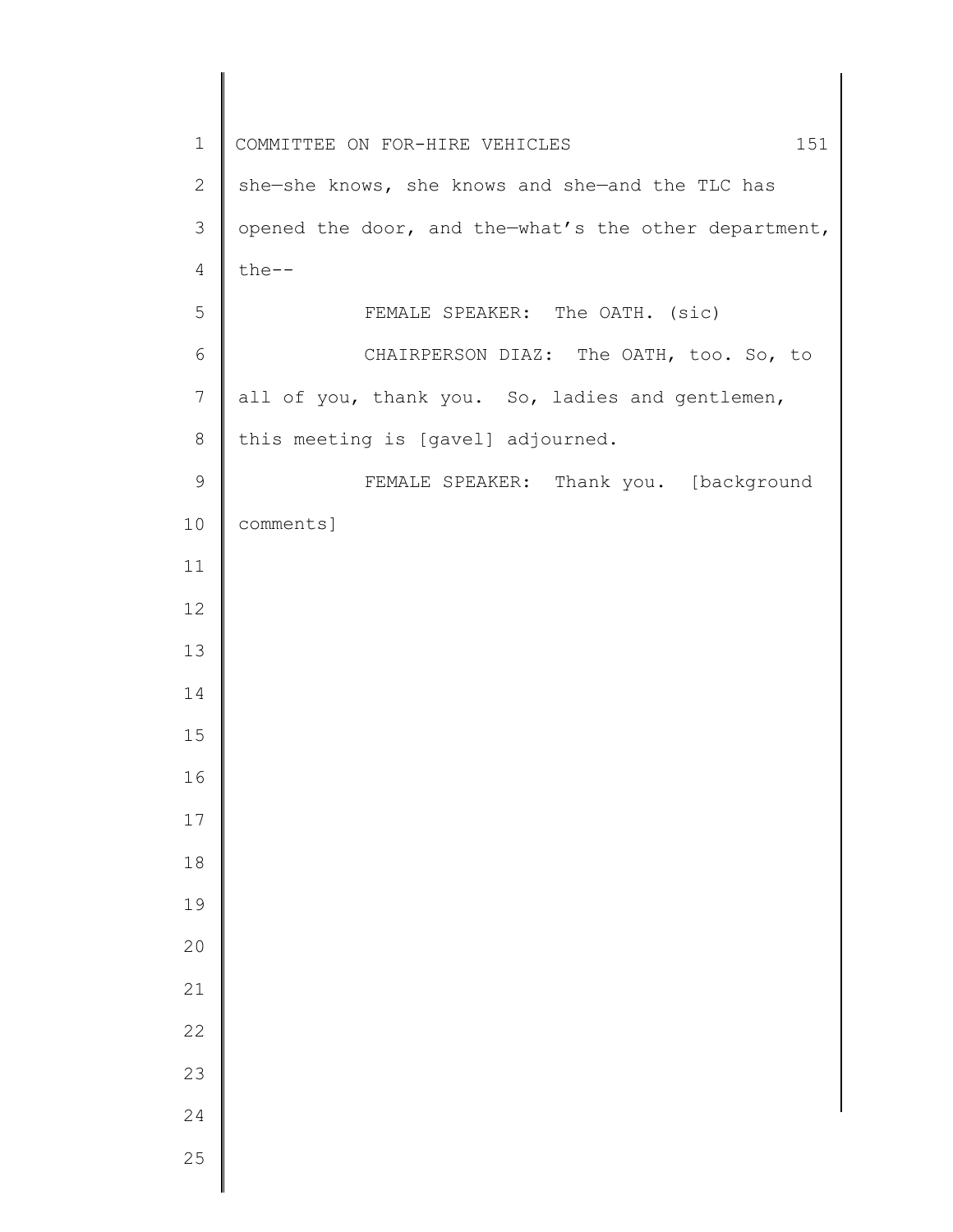she—she knows, she knows and she—and the TLC has opened the door, and the—what's the other department, the--

FEMALE SPEAKER: The OATH. (sic)

CHAIRPERSON DIAZ: The OATH, too. So, to all of you, thank you. So, ladies and gentlemen, this meeting is [gavel] adjourned.

FEMALE SPEAKER: Thank you. [background comments]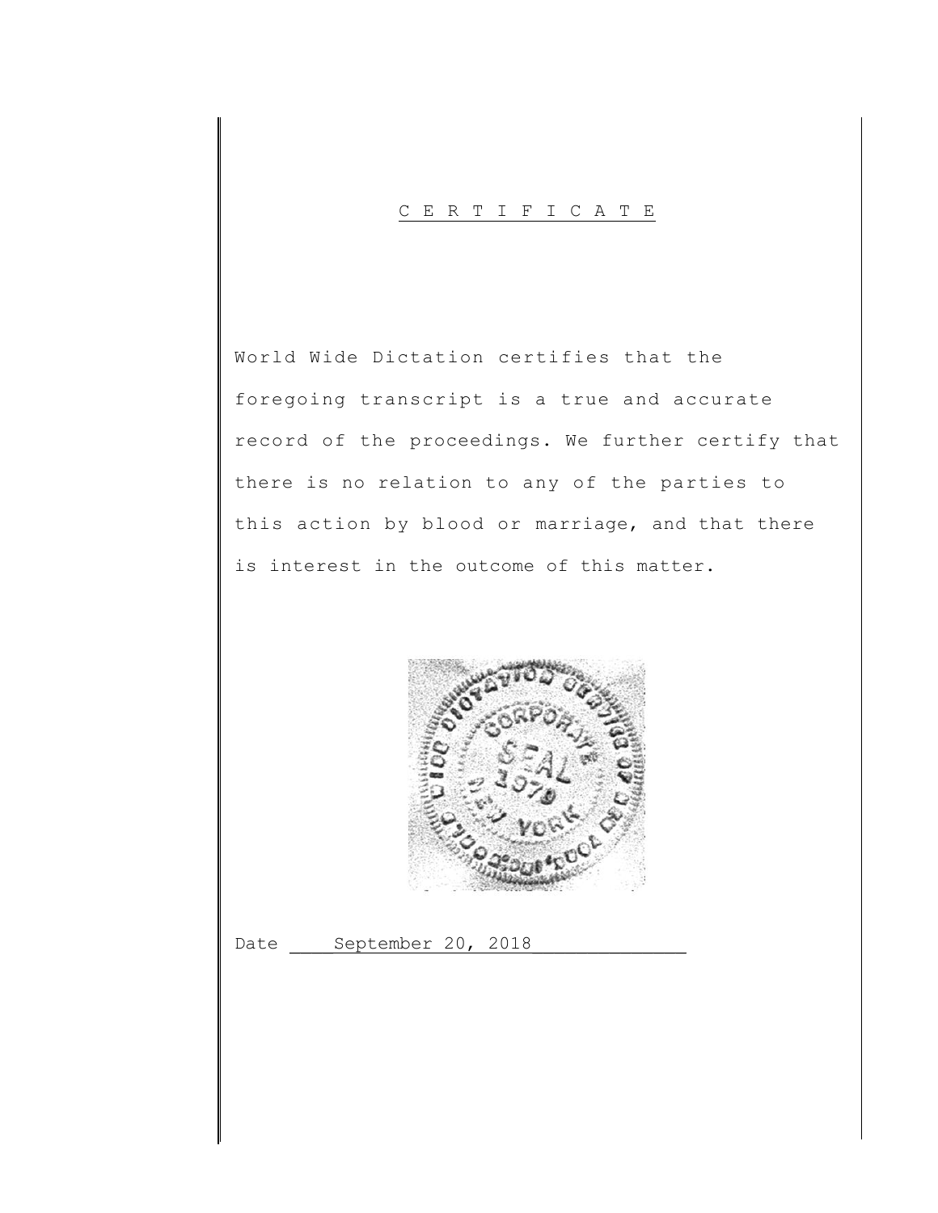# C E R T I F I C A T E

World Wide Dictation certifies that the foregoing transcript is a true and accurate record of the proceedings. We further certify that there is no relation to any of the parties to this action by blood or marriage, and that there is interest in the outcome of this matter.

Date September 20, 2018